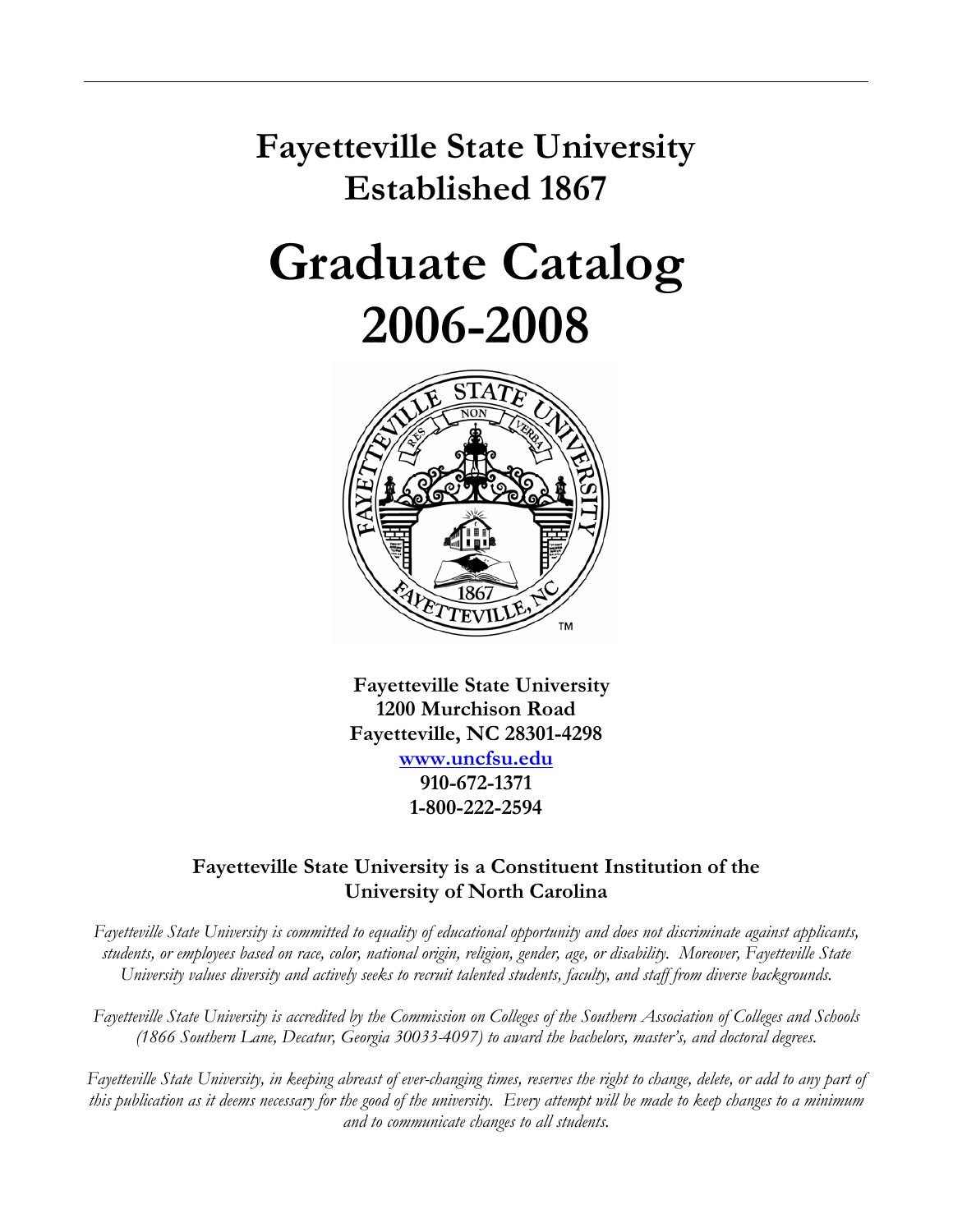# Fayetteville State University
# Established 1867

# Graduate Catalog
# 2006-2008

**Fayetteville State University**
**1200 Murchison Road**
**Fayetteville, NC 28301-4298**
**www.uncfsu.edu**
**910-672-1371**
**1-800-222-2594**

**Fayetteville State University is a Constituent Institution of the University of North Carolina**

*Fayetteville State University is committed to equality of educational opportunity and does not discriminate against applicants, students, or employees based on race, color, national origin, religion, gender, age, or disability. Moreover, Fayetteville State University values diversity and actively seeks to recruit talented students, faculty, and staff from diverse backgrounds.*

*Fayetteville State University is accredited by the Commission on Colleges of the Southern Association of Colleges and Schools (1866 Southern Lane, Decatur, Georgia 30033-4097) to award the bachelors, master's, and doctoral degrees.*

*Fayetteville State University, in keeping abreast of ever-changing times, reserves the right to change, delete, or add to any part of this publication as it deems necessary for the good of the university. Every attempt will be made to keep changes to a minimum and to communicate changes to all students.*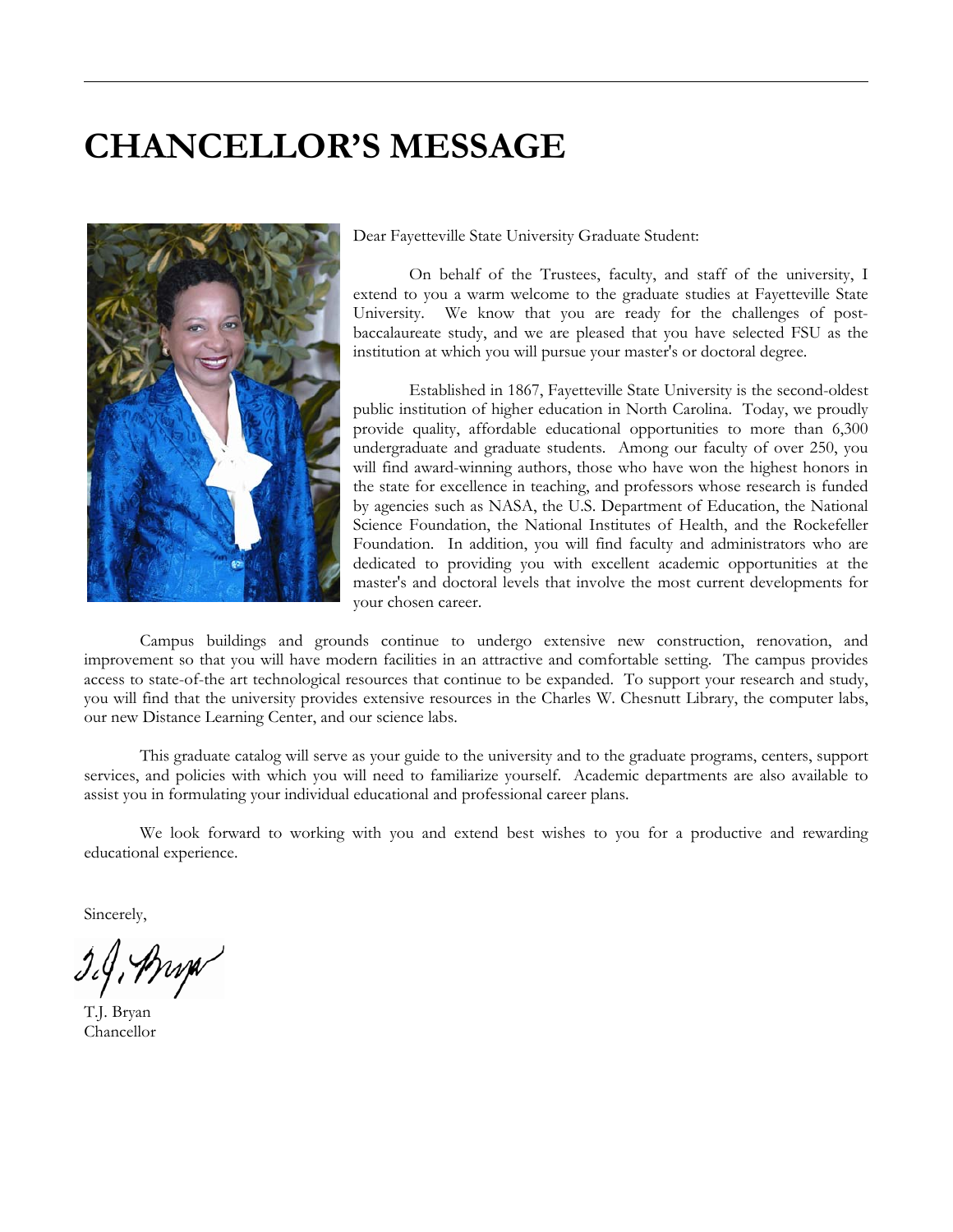# CHANCELLOR'S MESSAGE

Dear Fayetteville State University Graduate Student:

On behalf of the Trustees, faculty, and staff of the university, I extend to you a warm welcome to the graduate studies at Fayetteville State University. We know that you are ready for the challenges of post-baccalaureate study, and we are pleased that you have selected FSU as the institution at which you will pursue your master's or doctoral degree.

Established in 1867, Fayetteville State University is the second-oldest public institution of higher education in North Carolina. Today, we proudly provide quality, affordable educational opportunities to more than 6,300 undergraduate and graduate students. Among our faculty of over 250, you will find award-winning authors, those who have won the highest honors in the state for excellence in teaching, and professors whose research is funded by agencies such as NASA, the U.S. Department of Education, the National Science Foundation, the National Institutes of Health, and the Rockefeller Foundation. In addition, you will find faculty and administrators who are dedicated to providing you with excellent academic opportunities at the master's and doctoral levels that involve the most current developments for your chosen career.

Campus buildings and grounds continue to undergo extensive new construction, renovation, and improvement so that you will have modern facilities in an attractive and comfortable setting. The campus provides access to state-of-the art technological resources that continue to be expanded. To support your research and study, you will find that the university provides extensive resources in the Charles W. Chesnutt Library, the computer labs, our new Distance Learning Center, and our science labs.

This graduate catalog will serve as your guide to the university and to the graduate programs, centers, support services, and policies with which you will need to familiarize yourself. Academic departments are also available to assist you in formulating your individual educational and professional career plans.

We look forward to working with you and extend best wishes to you for a productive and rewarding educational experience.

Sincerely,

T.J. Bryan
Chancellor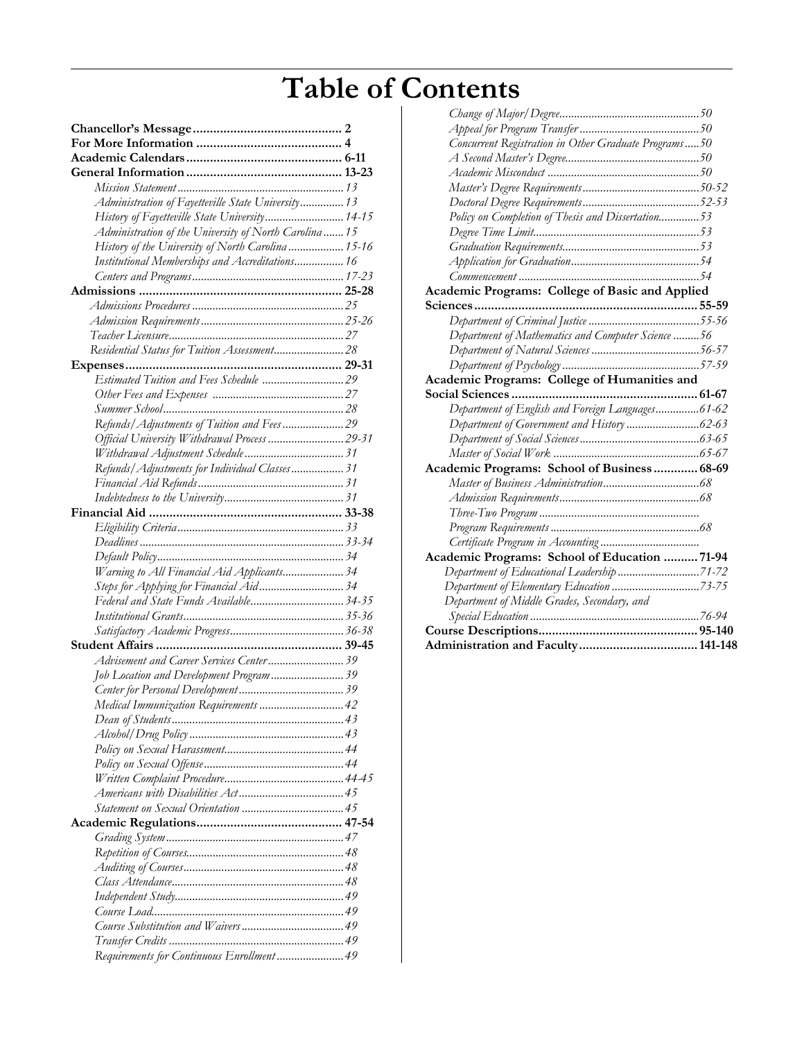# Table of Contents

**Chancellor's Message** ........................................... 2
**For More Information** ........................................... 4
**Academic Calendars** ........................................... 6-11
**General Information** ........................................... 13-23

- *Mission Statement* ........................................... 13
- *Administration of Fayetteville State University* ........................................... 13
- *History of Fayetteville State University* ........................................... 14-15
- *Administration of the University of North Carolina* ........................................... 15
- *History of the University of North Carolina* ........................................... 15-16
- *Institutional Memberships and Accreditations* ........................................... 16
- *Centers and Programs* ........................................... 17-23

**Admissions** ........................................... 25-28

- *Admissions Procedures* ........................................... 25
- *Admission Requirements* ........................................... 25-26
- *Teacher Licensure* ........................................... 27
- *Residential Status for Tuition Assessment* ........................................... 28

**Expenses** ........................................... 29-31

- *Estimated Tuition and Fees Schedule* ........................................... 29
- *Other Fees and Expenses* ........................................... 27
- *Summer School* ........................................... 28
- *Refunds/Adjustments of Tuition and Fees* ........................................... 29
- *Official University Withdrawal Process* ........................................... 29-31
- *Withdrawal Adjustment Schedule* ........................................... 31
- *Refunds/Adjustments for Individual Classes* ........................................... 31
- *Financial Aid Refunds* ........................................... 31
- *Indebtedness to the University* ........................................... 31

**Financial Aid** ........................................... 33-38

- *Eligibility Criteria* ........................................... 33
- *Deadlines* ........................................... 33-34
- *Default Policy* ........................................... 34
- *Warning to All Financial Aid Applicants* ........................................... 34
- *Steps for Applying for Financial Aid* ........................................... 34
- *Federal and State Funds Available* ........................................... 34-35
- *Institutional Grants* ........................................... 35-36
- *Satisfactory Academic Progress* ........................................... 36-38

**Student Affairs** ........................................... 39-45

- *Advisement and Career Services Center* ........................................... 39
- *Job Location and Development Program* ........................................... 39
- *Center for Personal Development* ........................................... 39
- *Medical Immunization Requirements* ........................................... 42
- *Dean of Students* ........................................... 43
- *Alcohol/Drug Policy* ........................................... 43
- *Policy on Sexual Harassment* ........................................... 44
- *Policy on Sexual Offense* ........................................... 44
- *Written Complaint Procedure* ........................................... 44-45
- *Americans with Disabilities Act* ........................................... 45
- *Statement on Sexual Orientation* ........................................... 45

**Academic Regulations** ........................................... 47-54

- *Grading System* ........................................... 47
- *Repetition of Courses* ........................................... 48
- *Auditing of Courses* ........................................... 48
- *Class Attendance* ........................................... 48
- *Independent Study* ........................................... 49
- *Course Load* ........................................... 49
- *Course Substitution and Waivers* ........................................... 49
- *Transfer Credits* ........................................... 49
- *Requirements for Continuous Enrollment* ........................................... 49
- *Change of Major/Degree* ........................................... 50
- *Appeal for Program Transfer* ........................................... 50
- *Concurrent Registration in Other Graduate Programs* ........................................... 50
- *A Second Master's Degree* ........................................... 50
- *Academic Misconduct* ........................................... 50
- *Master's Degree Requirements* ........................................... 50-52
- *Doctoral Degree Requirements* ........................................... 52-53
- *Policy on Completion of Thesis and Dissertation* ........................................... 53
- *Degree Time Limit* ........................................... 53
- *Graduation Requirements* ........................................... 53
- *Application for Graduation* ........................................... 54
- *Commencement* ........................................... 54

**Academic Programs: College of Basic and Applied Sciences** ........................................... 55-59

- *Department of Criminal Justice* ........................................... 55-56
- *Department of Mathematics and Computer Science* ........................................... 56
- *Department of Natural Sciences* ........................................... 56-57
- *Department of Psychology* ........................................... 57-59

**Academic Programs: College of Humanities and Social Sciences** ........................................... 61-67

- *Department of English and Foreign Languages* ........................................... 61-62
- *Department of Government and History* ........................................... 62-63
- *Department of Social Sciences* ........................................... 63-65
- *Master of Social Work* ........................................... 65-67

**Academic Programs: School of Business** ........................................... 68-69

- *Master of Business Administration* ........................................... 68
- *Admission Requirements* ........................................... 68
- *Three-Two Program* ...........................................
- *Program Requirements* ........................................... 68
- *Certificate Program in Accounting* ...........................................

**Academic Programs: School of Education** ........................................... 71-94

- *Department of Educational Leadership* ........................................... 71-72
- *Department of Elementary Education* ........................................... 73-75
- *Department of Middle Grades, Secondary, and Special Education* ........................................... 76-94

**Course Descriptions** ........................................... 95-140
**Administration and Faculty** ........................................... 141-148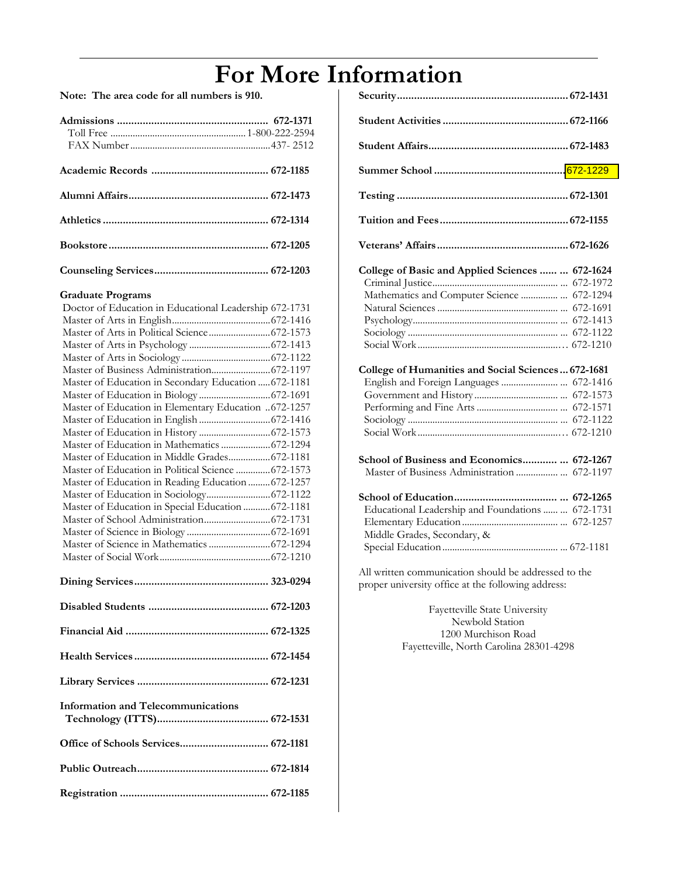# For More Information

**Note: The area code for all numbers is 910.**

**Admissions** .................................................... 672-1371
Toll Free ....................................................... 1-800-222-2594
FAX Number ....................................................... 437- 2512

**Academic Records** ......................................... 672-1185

**Alumni Affairs** ................................................ 672-1473

**Athletics** ......................................................... 672-1314

**Bookstore** ....................................................... 672-1205

**Counseling Services** ........................................ 672-1203

**Graduate Programs**

- Doctor of Education in Educational Leadership 672-1731
- Master of Arts in English ........................................ 672-1416
- Master of Arts in Political Science ......................... 672-1573
- Master of Arts in Psychology ................................. 672-1413
- Master of Arts in Sociology .................................... 672-1122
- Master of Business Administration ........................ 672-1197
- Master of Education in Secondary Education ..... 672-1181
- Master of Education in Biology ............................. 672-1691
- Master of Education in Elementary Education .. 672-1257
- Master of Education in English ............................. 672-1416
- Master of Education in History ............................. 672-1573
- Master of Education in Mathematics .................... 672-1294
- Master of Education in Middle Grades ................. 672-1181
- Master of Education in Political Science .............. 672-1573
- Master of Education in Reading Education ......... 672-1257
- Master of Education in Sociology .......................... 672-1122
- Master of Education in Special Education ........... 672-1181
- Master of School Administration ........................... 672-1731
- Master of Science in Biology .................................. 672-1691
- Master of Science in Mathematics ......................... 672-1294
- Master of Social Work ............................................ 672-1210

**Dining Services** .............................................. 323-0294

**Disabled Students** .......................................... 672-1203

**Financial Aid** ................................................. 672-1325

**Health Services** .............................................. 672-1454

**Library Services** ............................................. 672-1231

**Information and Telecommunications Technology (ITTS)** ....................................... 672-1531

**Office of Schools Services** ............................... 672-1181

**Public Outreach** ............................................. 672-1814

**Registration** ................................................... 672-1185

**Security** ........................................................... 672-1431

**Student Activities** ........................................... 672-1166

**Student Affairs** ................................................ 672-1483

**Summer School** ............................................. 672-1229

**Testing** ........................................................... 672-1301

**Tuition and Fees** ............................................ 672-1155

**Veterans' Affairs** ............................................. 672-1626

**College of Basic and Applied Sciences** ...... ... 672-1624

- Criminal Justice .................................................... ... 672-1972
- Mathematics and Computer Science ............... ... 672-1294
- Natural Sciences ................................................. ... 672-1691
- Psychology ........................................................... ... 672-1413
- Sociology ............................................................. ... 672-1122
- Social Work .......................................................... .. 672-1210

**College of Humanities and Social Sciences** ... 672-1681

- English and Foreign Languages ........................ ... 672-1416
- Government and History .................................. ... 672-1573
- Performing and Fine Arts ................................. ... 672-1571
- Sociology ............................................................. ... 672-1122
- Social Work .......................................................... .. 672-1210

**School of Business and Economics** ............ ... 672-1267

- Master of Business Administration ................. ... 672-1197

**School of Education** .................................... ... 672-1265

- Educational Leadership and Foundations ...... ... 672-1731
- Elementary Education ...................................... ... 672-1257
- Middle Grades, Secondary, & Special Education ............................................... ... 672-1181

All written communication should be addressed to the proper university office at the following address:

Fayetteville State University
Newbold Station
1200 Murchison Road
Fayetteville, North Carolina 28301-4298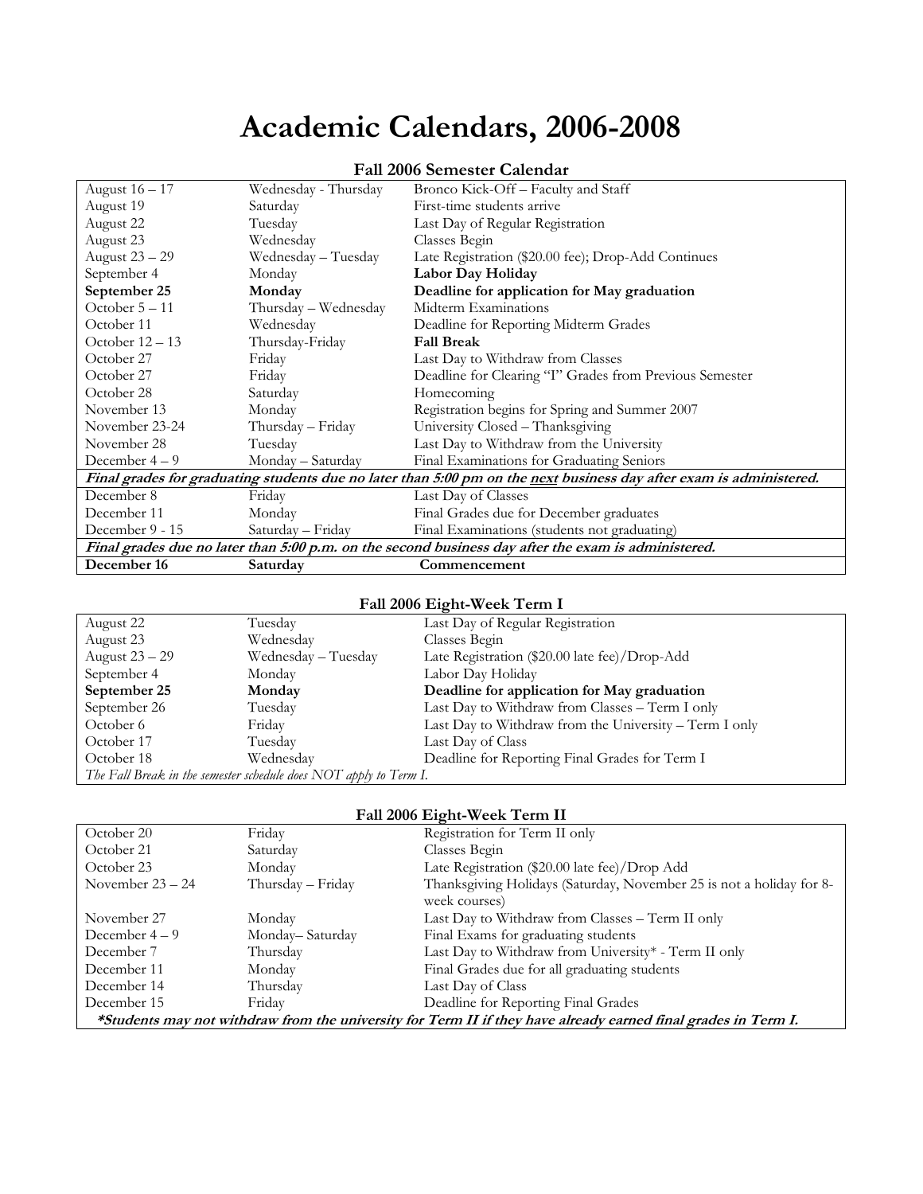# Academic Calendars, 2006-2008

## Fall 2006 Semester Calendar

| | | |
|---|---|---|
| August 16 – 17 | Wednesday - Thursday | Bronco Kick-Off – Faculty and Staff |
| August 19 | Saturday | First-time students arrive |
| August 22 | Tuesday | Last Day of Regular Registration |
| August 23 | Wednesday | Classes Begin |
| August 23 – 29 | Wednesday – Tuesday | Late Registration ($20.00 fee); Drop-Add Continues |
| September 4 | Monday | **Labor Day Holiday** |
| **September 25** | **Monday** | **Deadline for application for May graduation** |
| October 5 – 11 | Thursday – Wednesday | Midterm Examinations |
| October 11 | Wednesday | Deadline for Reporting Midterm Grades |
| October 12 – 13 | Thursday-Friday | **Fall Break** |
| October 27 | Friday | Last Day to Withdraw from Classes |
| October 27 | Friday | Deadline for Clearing "I" Grades from Previous Semester |
| October 28 | Saturday | Homecoming |
| November 13 | Monday | Registration begins for Spring and Summer 2007 |
| November 23-24 | Thursday – Friday | University Closed – Thanksgiving |
| November 28 | Tuesday | Last Day to Withdraw from the University |
| December 4 – 9 | Monday – Saturday | Final Examinations for Graduating Seniors |
| ***Final grades for graduating students due no later than 5:00 pm on the next business day after exam is administered.*** | | |
| December 8 | Friday | Last Day of Classes |
| December 11 | Monday | Final Grades due for December graduates |
| December 9 - 15 | Saturday – Friday | Final Examinations (students not graduating) |
| ***Final grades due no later than 5:00 p.m. on the second business day after the exam is administered.*** | | |
| **December 16** | **Saturday** | **Commencement** |

## Fall 2006 Eight-Week Term I

| | | |
|---|---|---|
| August 22 | Tuesday | Last Day of Regular Registration |
| August 23 | Wednesday | Classes Begin |
| August 23 – 29 | Wednesday – Tuesday | Late Registration ($20.00 late fee)/Drop-Add |
| September 4 | Monday | Labor Day Holiday |
| **September 25** | **Monday** | **Deadline for application for May graduation** |
| September 26 | Tuesday | Last Day to Withdraw from Classes – Term I only |
| October 6 | Friday | Last Day to Withdraw from the University – Term I only |
| October 17 | Tuesday | Last Day of Class |
| October 18 | Wednesday | Deadline for Reporting Final Grades for Term I |
| *The Fall Break in the semester schedule does NOT apply to Term I.* | | |

## Fall 2006 Eight-Week Term II

| | | |
|---|---|---|
| October 20 | Friday | Registration for Term II only |
| October 21 | Saturday | Classes Begin |
| October 23 | Monday | Late Registration ($20.00 late fee)/Drop Add |
| November 23 – 24 | Thursday – Friday | Thanksgiving Holidays (Saturday, November 25 is not a holiday for 8-week courses) |
| November 27 | Monday | Last Day to Withdraw from Classes – Term II only |
| December 4 – 9 | Monday– Saturday | Final Exams for graduating students |
| December 7 | Thursday | Last Day to Withdraw from University* - Term II only |
| December 11 | Monday | Final Grades due for all graduating students |
| December 14 | Thursday | Last Day of Class |
| December 15 | Friday | Deadline for Reporting Final Grades |
| ***\*Students may not withdraw from the university for Term II if they have already earned final grades in Term I.*** | | |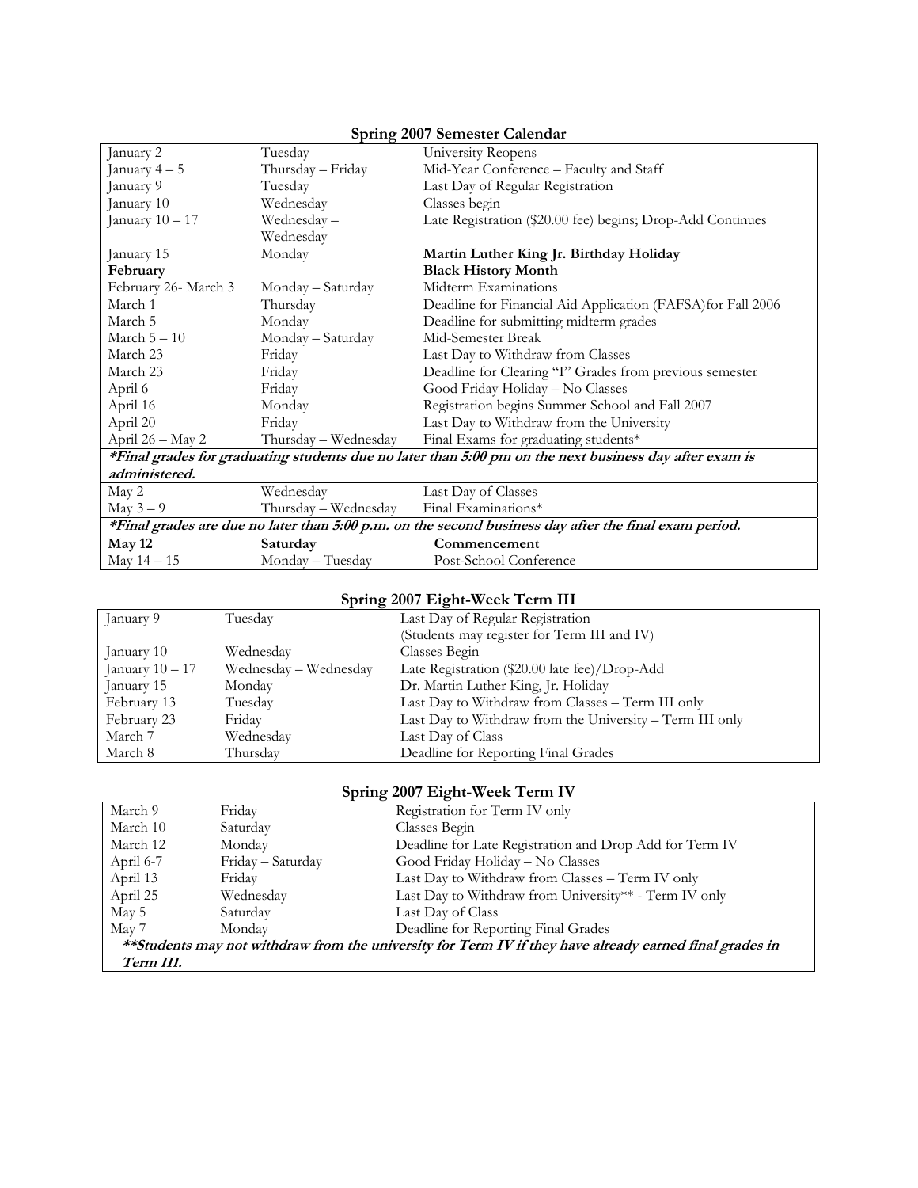## Spring 2007 Semester Calendar

| | | |
|---|---|---|
| January 2 | Tuesday | University Reopens |
| January 4 – 5 | Thursday – Friday | Mid-Year Conference – Faculty and Staff |
| January 9 | Tuesday | Last Day of Regular Registration |
| January 10 | Wednesday | Classes begin |
| January 10 – 17 | Wednesday – Wednesday | Late Registration ($20.00 fee) begins; Drop-Add Continues |
| January 15 | Monday | **Martin Luther King Jr. Birthday Holiday** |
| **February** | | **Black History Month** |
| February 26- March 3 | Monday – Saturday | Midterm Examinations |
| March 1 | Thursday | Deadline for Financial Aid Application (FAFSA)for Fall 2006 |
| March 5 | Monday | Deadline for submitting midterm grades |
| March 5 – 10 | Monday – Saturday | Mid-Semester Break |
| March 23 | Friday | Last Day to Withdraw from Classes |
| March 23 | Friday | Deadline for Clearing "I" Grades from previous semester |
| April 6 | Friday | Good Friday Holiday – No Classes |
| April 16 | Monday | Registration begins Summer School and Fall 2007 |
| April 20 | Friday | Last Day to Withdraw from the University |
| April 26 – May 2 | Thursday – Wednesday | Final Exams for graduating students* |
| ***Final grades for graduating students due no later than 5:00 pm on the next business day after exam is administered.*** | | |
| May 2 | Wednesday | Last Day of Classes |
| May 3 – 9 | Thursday – Wednesday | Final Examinations* |
| ***Final grades are due no later than 5:00 p.m. on the second business day after the final exam period.*** | | |
| **May 12** | **Saturday** | **Commencement** |
| May 14 – 15 | Monday – Tuesday | Post-School Conference |

## Spring 2007 Eight-Week Term III

| | | |
|---|---|---|
| January 9 | Tuesday | Last Day of Regular Registration (Students may register for Term III and IV) |
| January 10 | Wednesday | Classes Begin |
| January 10 – 17 | Wednesday – Wednesday | Late Registration ($20.00 late fee)/Drop-Add |
| January 15 | Monday | Dr. Martin Luther King, Jr. Holiday |
| February 13 | Tuesday | Last Day to Withdraw from Classes – Term III only |
| February 23 | Friday | Last Day to Withdraw from the University – Term III only |
| March 7 | Wednesday | Last Day of Class |
| March 8 | Thursday | Deadline for Reporting Final Grades |

## Spring 2007 Eight-Week Term IV

| | | |
|---|---|---|
| March 9 | Friday | Registration for Term IV only |
| March 10 | Saturday | Classes Begin |
| March 12 | Monday | Deadline for Late Registration and Drop Add for Term IV |
| April 6-7 | Friday – Saturday | Good Friday Holiday – No Classes |
| April 13 | Friday | Last Day to Withdraw from Classes – Term IV only |
| April 25 | Wednesday | Last Day to Withdraw from University** - Term IV only |
| May 5 | Saturday | Last Day of Class |
| May 7 | Monday | Deadline for Reporting Final Grades |
| ***\*\*Students may not withdraw from the university for Term IV if they have already earned final grades in Term III.*** | | |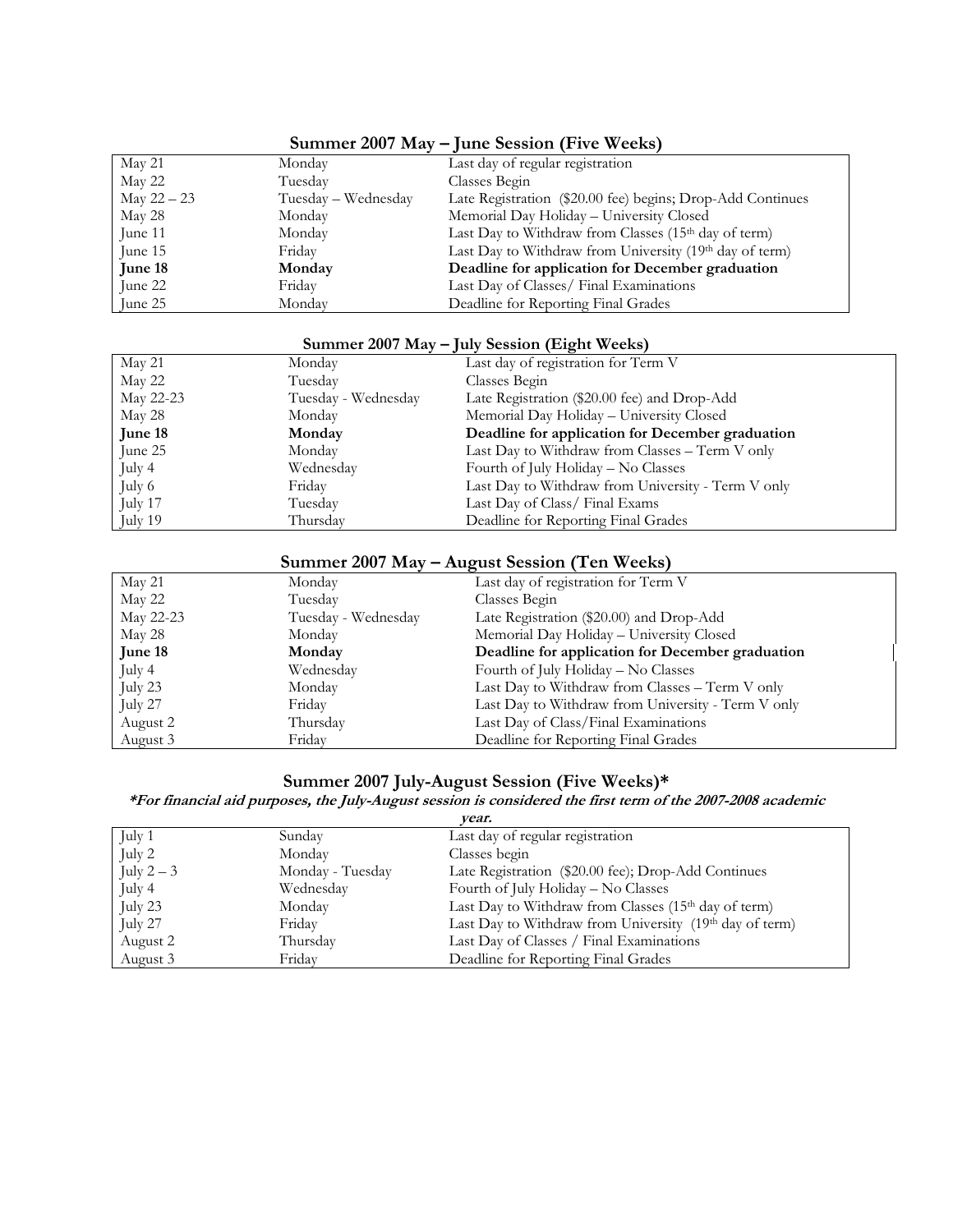## Summer 2007 May – June Session (Five Weeks)

| | | |
|---|---|---|
| May 21 | Monday | Last day of regular registration |
| May 22 | Tuesday | Classes Begin |
| May 22 – 23 | Tuesday – Wednesday | Late Registration ($20.00 fee) begins; Drop-Add Continues |
| May 28 | Monday | Memorial Day Holiday – University Closed |
| June 11 | Monday | Last Day to Withdraw from Classes (15th day of term) |
| June 15 | Friday | Last Day to Withdraw from University (19th day of term) |
| **June 18** | **Monday** | **Deadline for application for December graduation** |
| June 22 | Friday | Last Day of Classes/ Final Examinations |
| June 25 | Monday | Deadline for Reporting Final Grades |

## Summer 2007 May – July Session (Eight Weeks)

| | | |
|---|---|---|
| May 21 | Monday | Last day of registration for Term V |
| May 22 | Tuesday | Classes Begin |
| May 22-23 | Tuesday - Wednesday | Late Registration ($20.00 fee) and Drop-Add |
| May 28 | Monday | Memorial Day Holiday – University Closed |
| **June 18** | **Monday** | **Deadline for application for December graduation** |
| June 25 | Monday | Last Day to Withdraw from Classes – Term V only |
| July 4 | Wednesday | Fourth of July Holiday – No Classes |
| July 6 | Friday | Last Day to Withdraw from University - Term V only |
| July 17 | Tuesday | Last Day of Class/ Final Exams |
| July 19 | Thursday | Deadline for Reporting Final Grades |

## Summer 2007 May – August Session (Ten Weeks)

| | | |
|---|---|---|
| May 21 | Monday | Last day of registration for Term V |
| May 22 | Tuesday | Classes Begin |
| May 22-23 | Tuesday - Wednesday | Late Registration ($20.00) and Drop-Add |
| May 28 | Monday | Memorial Day Holiday – University Closed |
| **June 18** | **Monday** | **Deadline for application for December graduation** |
| July 4 | Wednesday | Fourth of July Holiday – No Classes |
| July 23 | Monday | Last Day to Withdraw from Classes – Term V only |
| July 27 | Friday | Last Day to Withdraw from University - Term V only |
| August 2 | Thursday | Last Day of Class/Final Examinations |
| August 3 | Friday | Deadline for Reporting Final Grades |

## Summer 2007 July-August Session (Five Weeks)*

***For financial aid purposes, the July-August session is considered the first term of the 2007-2008 academic year.***

| | | |
|---|---|---|
| July 1 | Sunday | Last day of regular registration |
| July 2 | Monday | Classes begin |
| July 2 – 3 | Monday - Tuesday | Late Registration ($20.00 fee); Drop-Add Continues |
| July 4 | Wednesday | Fourth of July Holiday – No Classes |
| July 23 | Monday | Last Day to Withdraw from Classes (15th day of term) |
| July 27 | Friday | Last Day to Withdraw from University (19th day of term) |
| August 2 | Thursday | Last Day of Classes / Final Examinations |
| August 3 | Friday | Deadline for Reporting Final Grades |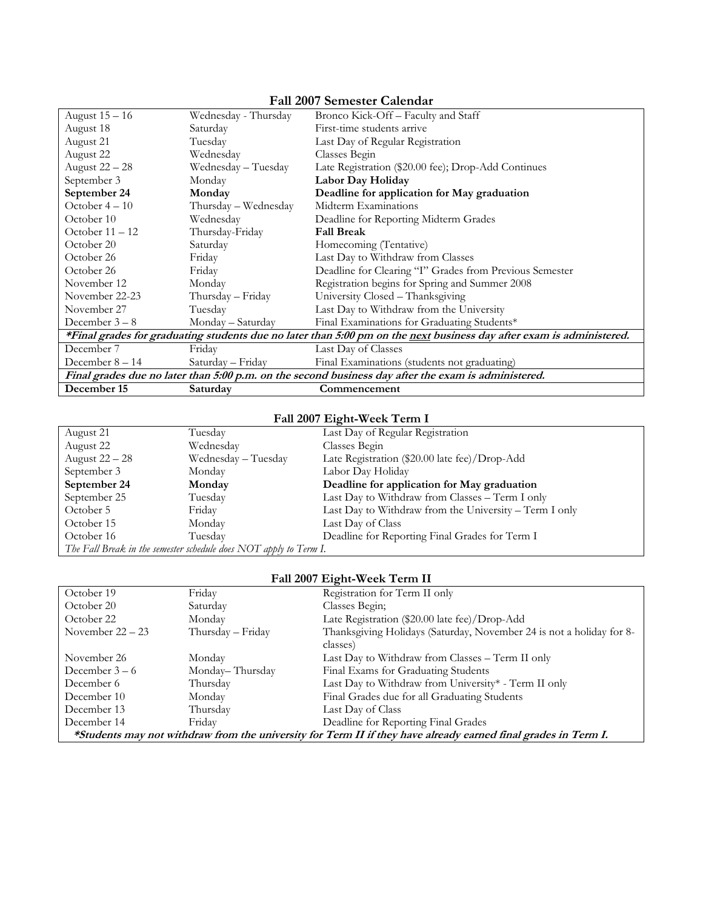## Fall 2007 Semester Calendar

| | | |
|---|---|---|
| August 15 – 16 | Wednesday - Thursday | Bronco Kick-Off – Faculty and Staff |
| August 18 | Saturday | First-time students arrive |
| August 21 | Tuesday | Last Day of Regular Registration |
| August 22 | Wednesday | Classes Begin |
| August 22 – 28 | Wednesday – Tuesday | Late Registration ($20.00 fee); Drop-Add Continues |
| September 3 | Monday | **Labor Day Holiday** |
| **September 24** | **Monday** | **Deadline for application for May graduation** |
| October 4 – 10 | Thursday – Wednesday | Midterm Examinations |
| October 10 | Wednesday | Deadline for Reporting Midterm Grades |
| October 11 – 12 | Thursday-Friday | **Fall Break** |
| October 20 | Saturday | Homecoming (Tentative) |
| October 26 | Friday | Last Day to Withdraw from Classes |
| October 26 | Friday | Deadline for Clearing "I" Grades from Previous Semester |
| November 12 | Monday | Registration begins for Spring and Summer 2008 |
| November 22-23 | Thursday – Friday | University Closed – Thanksgiving |
| November 27 | Tuesday | Last Day to Withdraw from the University |
| December 3 – 8 | Monday – Saturday | Final Examinations for Graduating Students* |
| ***Final grades for graduating students due no later than 5:00 pm on the next business day after exam is administered.** | | |
| December 7 | Friday | Last Day of Classes |
| December 8 – 14 | Saturday – Friday | Final Examinations (students not graduating) |
| ***Final grades due no later than 5:00 p.m. on the second business day after the exam is administered.*** | | |
| **December 15** | **Saturday** | **Commencement** |

## Fall 2007 Eight-Week Term I

| | | |
|---|---|---|
| August 21 | Tuesday | Last Day of Regular Registration |
| August 22 | Wednesday | Classes Begin |
| August 22 – 28 | Wednesday – Tuesday | Late Registration ($20.00 late fee)/Drop-Add |
| September 3 | Monday | Labor Day Holiday |
| **September 24** | **Monday** | **Deadline for application for May graduation** |
| September 25 | Tuesday | Last Day to Withdraw from Classes – Term I only |
| October 5 | Friday | Last Day to Withdraw from the University – Term I only |
| October 15 | Monday | Last Day of Class |
| October 16 | Tuesday | Deadline for Reporting Final Grades for Term I |
| *The Fall Break in the semester schedule does NOT apply to Term I.* | | |

## Fall 2007 Eight-Week Term II

| | | |
|---|---|---|
| October 19 | Friday | Registration for Term II only |
| October 20 | Saturday | Classes Begin; |
| October 22 | Monday | Late Registration ($20.00 late fee)/Drop-Add |
| November 22 – 23 | Thursday – Friday | Thanksgiving Holidays (Saturday, November 24 is not a holiday for 8-classes) |
| November 26 | Monday | Last Day to Withdraw from Classes – Term II only |
| December 3 – 6 | Monday– Thursday | Final Exams for Graduating Students |
| December 6 | Thursday | Last Day to Withdraw from University* - Term II only |
| December 10 | Monday | Final Grades due for all Graduating Students |
| December 13 | Thursday | Last Day of Class |
| December 14 | Friday | Deadline for Reporting Final Grades |
| ***Students may not withdraw from the university for Term II if they have already earned final grades in Term I.** | | |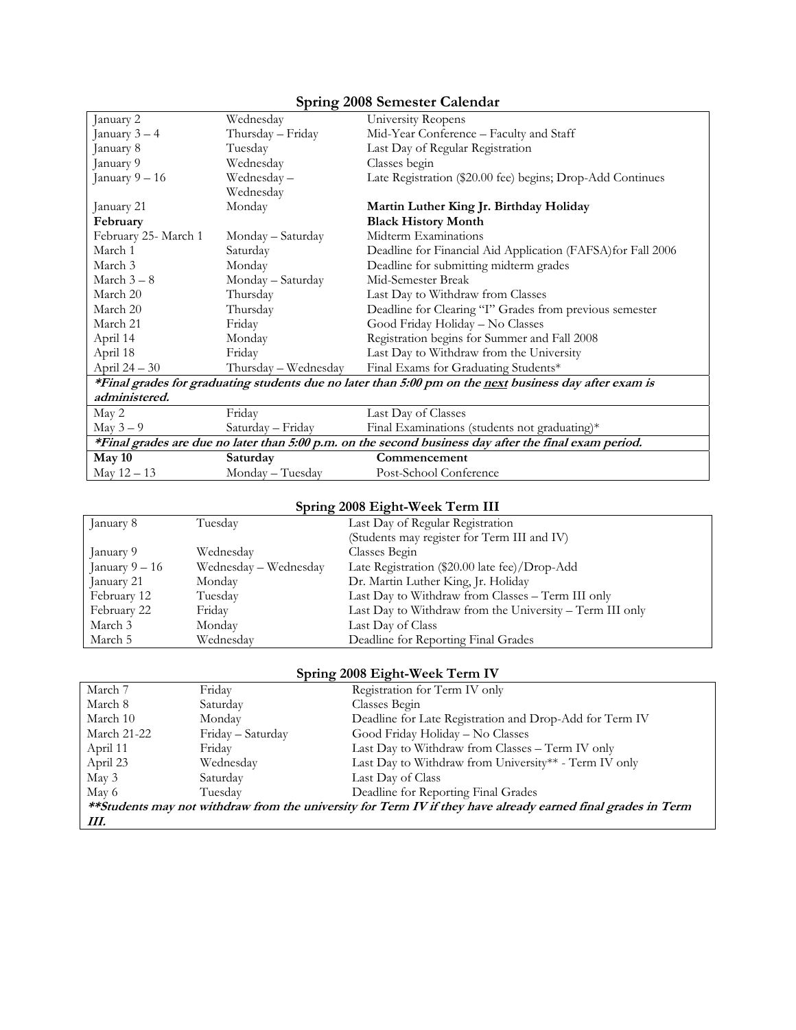## Spring 2008 Semester Calendar

| | | |
|---|---|---|
| January 2 | Wednesday | University Reopens |
| January 3 – 4 | Thursday – Friday | Mid-Year Conference – Faculty and Staff |
| January 8 | Tuesday | Last Day of Regular Registration |
| January 9 | Wednesday | Classes begin |
| January 9 – 16 | Wednesday – Wednesday | Late Registration ($20.00 fee) begins; Drop-Add Continues |
| January 21 | Monday | **Martin Luther King Jr. Birthday Holiday** |
| **February** | | **Black History Month** |
| February 25- March 1 | Monday – Saturday | Midterm Examinations |
| March 1 | Saturday | Deadline for Financial Aid Application (FAFSA)for Fall 2006 |
| March 3 | Monday | Deadline for submitting midterm grades |
| March 3 – 8 | Monday – Saturday | Mid-Semester Break |
| March 20 | Thursday | Last Day to Withdraw from Classes |
| March 20 | Thursday | Deadline for Clearing "I" Grades from previous semester |
| March 21 | Friday | Good Friday Holiday – No Classes |
| April 14 | Monday | Registration begins for Summer and Fall 2008 |
| April 18 | Friday | Last Day to Withdraw from the University |
| April 24 – 30 | Thursday – Wednesday | Final Exams for Graduating Students* |
| ***Final grades for graduating students due no later than 5:00 pm on the next business day after exam is administered.** | | |
| May 2 | Friday | Last Day of Classes |
| May 3 – 9 | Saturday – Friday | Final Examinations (students not graduating)* |
| ***Final grades are due no later than 5:00 p.m. on the second business day after the final exam period.** | | |
| **May 10** | **Saturday** | **Commencement** |
| May 12 – 13 | Monday – Tuesday | Post-School Conference |

## Spring 2008 Eight-Week Term III

| | | |
|---|---|---|
| January 8 | Tuesday | Last Day of Regular Registration (Students may register for Term III and IV) |
| January 9 | Wednesday | Classes Begin |
| January 9 – 16 | Wednesday – Wednesday | Late Registration ($20.00 late fee)/Drop-Add |
| January 21 | Monday | Dr. Martin Luther King, Jr. Holiday |
| February 12 | Tuesday | Last Day to Withdraw from Classes – Term III only |
| February 22 | Friday | Last Day to Withdraw from the University – Term III only |
| March 3 | Monday | Last Day of Class |
| March 5 | Wednesday | Deadline for Reporting Final Grades |

## Spring 2008 Eight-Week Term IV

| | | |
|---|---|---|
| March 7 | Friday | Registration for Term IV only |
| March 8 | Saturday | Classes Begin |
| March 10 | Monday | Deadline for Late Registration and Drop-Add for Term IV |
| March 21-22 | Friday – Saturday | Good Friday Holiday – No Classes |
| April 11 | Friday | Last Day to Withdraw from Classes – Term IV only |
| April 23 | Wednesday | Last Day to Withdraw from University** - Term IV only |
| May 3 | Saturday | Last Day of Class |
| May 6 | Tuesday | Deadline for Reporting Final Grades |
| ****Students may not withdraw from the university for Term IV if they have already earned final grades in Term III.** | | |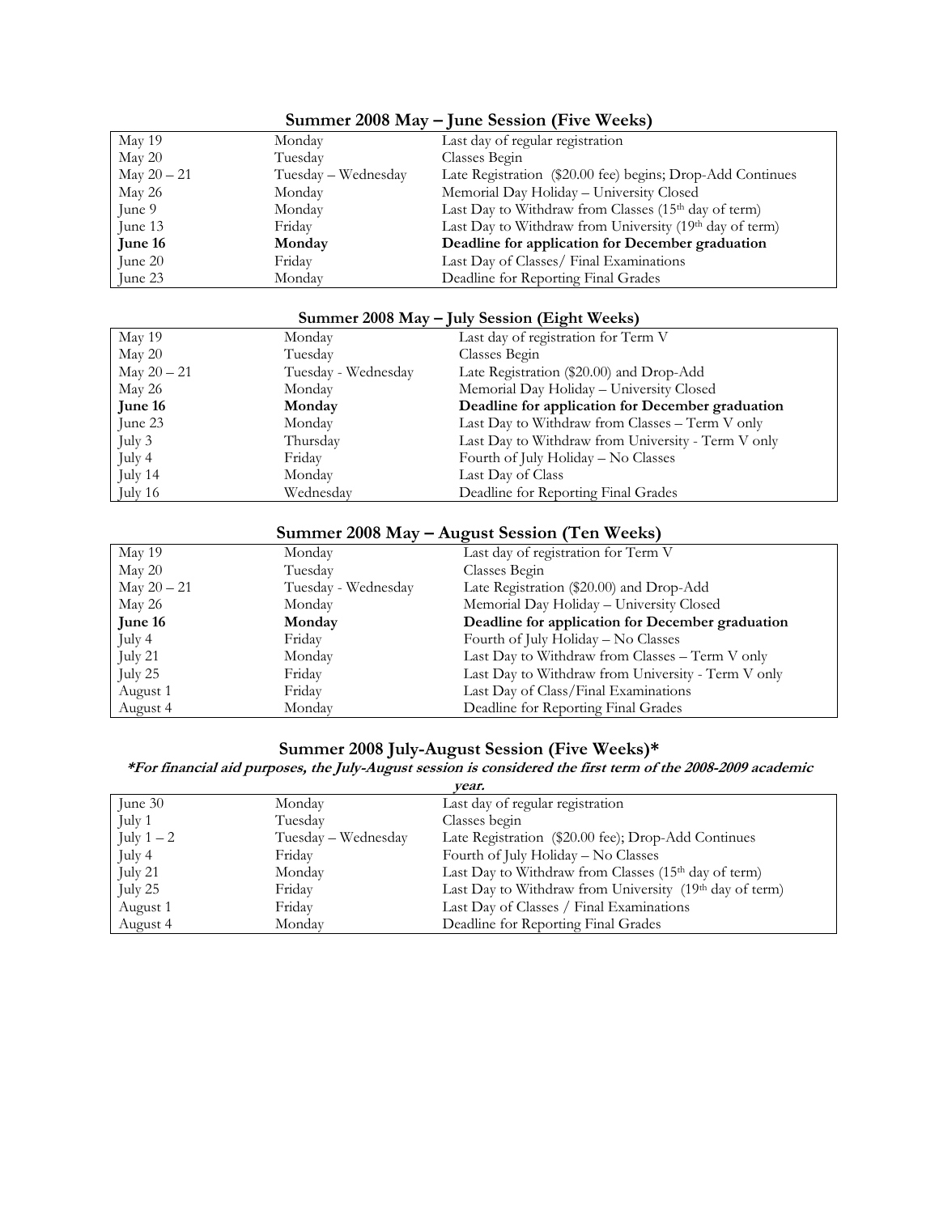## Summer 2008 May – June Session (Five Weeks)

| | | |
|---|---|---|
| May 19 | Monday | Last day of regular registration |
| May 20 | Tuesday | Classes Begin |
| May 20 – 21 | Tuesday – Wednesday | Late Registration ($20.00 fee) begins; Drop-Add Continues |
| May 26 | Monday | Memorial Day Holiday – University Closed |
| June 9 | Monday | Last Day to Withdraw from Classes (15th day of term) |
| June 13 | Friday | Last Day to Withdraw from University (19th day of term) |
| **June 16** | **Monday** | **Deadline for application for December graduation** |
| June 20 | Friday | Last Day of Classes/ Final Examinations |
| June 23 | Monday | Deadline for Reporting Final Grades |

## Summer 2008 May – July Session (Eight Weeks)

| | | |
|---|---|---|
| May 19 | Monday | Last day of registration for Term V |
| May 20 | Tuesday | Classes Begin |
| May 20 – 21 | Tuesday - Wednesday | Late Registration ($20.00) and Drop-Add |
| May 26 | Monday | Memorial Day Holiday – University Closed |
| **June 16** | **Monday** | **Deadline for application for December graduation** |
| June 23 | Monday | Last Day to Withdraw from Classes – Term V only |
| July 3 | Thursday | Last Day to Withdraw from University - Term V only |
| July 4 | Friday | Fourth of July Holiday – No Classes |
| July 14 | Monday | Last Day of Class |
| July 16 | Wednesday | Deadline for Reporting Final Grades |

## Summer 2008 May – August Session (Ten Weeks)

| | | |
|---|---|---|
| May 19 | Monday | Last day of registration for Term V |
| May 20 | Tuesday | Classes Begin |
| May 20 – 21 | Tuesday - Wednesday | Late Registration ($20.00) and Drop-Add |
| May 26 | Monday | Memorial Day Holiday – University Closed |
| **June 16** | **Monday** | **Deadline for application for December graduation** |
| July 4 | Friday | Fourth of July Holiday – No Classes |
| July 21 | Monday | Last Day to Withdraw from Classes – Term V only |
| July 25 | Friday | Last Day to Withdraw from University - Term V only |
| August 1 | Friday | Last Day of Class/Final Examinations |
| August 4 | Monday | Deadline for Reporting Final Grades |

## Summer 2008 July-August Session (Five Weeks)*

***For financial aid purposes, the July-August session is considered the first term of the 2008-2009 academic year.***

| | | |
|---|---|---|
| June 30 | Monday | Last day of regular registration |
| July 1 | Tuesday | Classes begin |
| July 1 – 2 | Tuesday – Wednesday | Late Registration ($20.00 fee); Drop-Add Continues |
| July 4 | Friday | Fourth of July Holiday – No Classes |
| July 21 | Monday | Last Day to Withdraw from Classes (15th day of term) |
| July 25 | Friday | Last Day to Withdraw from University (19th day of term) |
| August 1 | Friday | Last Day of Classes / Final Examinations |
| August 4 | Monday | Deadline for Reporting Final Grades |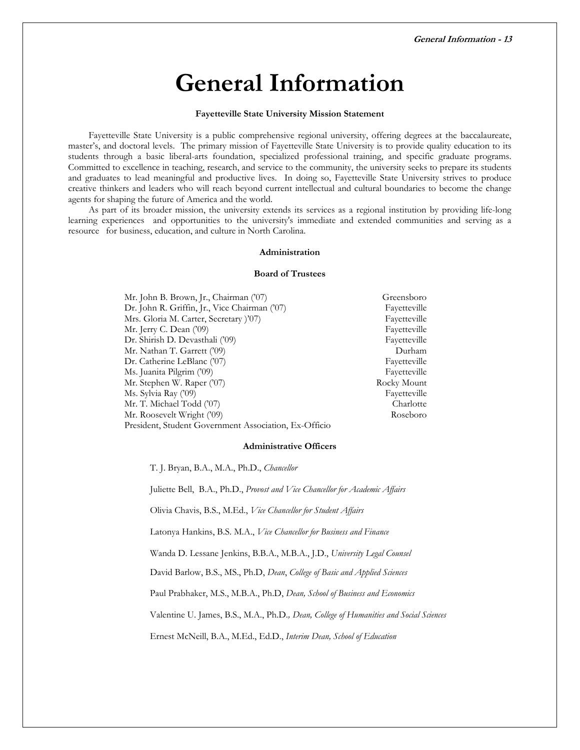# General Information

## Fayetteville State University Mission Statement

Fayetteville State University is a public comprehensive regional university, offering degrees at the baccalaureate, master's, and doctoral levels. The primary mission of Fayetteville State University is to provide quality education to its students through a basic liberal-arts foundation, specialized professional training, and specific graduate programs. Committed to excellence in teaching, research, and service to the community, the university seeks to prepare its students and graduates to lead meaningful and productive lives. In doing so, Fayetteville State University strives to produce creative thinkers and leaders who will reach beyond current intellectual and cultural boundaries to become the change agents for shaping the future of America and the world.

As part of its broader mission, the university extends its services as a regional institution by providing life-long learning experiences and opportunities to the university's immediate and extended communities and serving as a resource for business, education, and culture in North Carolina.

## Administration

### Board of Trustees

| Name | City |
|---|---|
| Mr. John B. Brown, Jr., Chairman ('07) | Greensboro |
| Dr. John R. Griffin, Jr., Vice Chairman ('07) | Fayetteville |
| Mrs. Gloria M. Carter, Secretary )'07) | Fayetteville |
| Mr. Jerry C. Dean ('09) | Fayetteville |
| Dr. Shirish D. Devasthali ('09) | Fayetteville |
| Mr. Nathan T. Garrett ('09) | Durham |
| Dr. Catherine LeBlanc ('07) | Fayetteville |
| Ms. Juanita Pilgrim ('09) | Fayetteville |
| Mr. Stephen W. Raper ('07) | Rocky Mount |
| Ms. Sylvia Ray ('09) | Fayetteville |
| Mr. T. Michael Todd ('07) | Charlotte |
| Mr. Roosevelt Wright ('09) | Roseboro |
| President, Student Government Association, Ex-Officio | |

### Administrative Officers

T. J. Bryan, B.A., M.A., Ph.D., *Chancellor*

Juliette Bell, B.A., Ph.D., *Provost and Vice Chancellor for Academic Affairs*

Olivia Chavis, B.S., M.Ed., *Vice Chancellor for Student Affairs*

Latonya Hankins, B.S. M.A., *Vice Chancellor for Business and Finance*

Wanda D. Lessane Jenkins, B.B.A., M.B.A., J.D., *University Legal Counsel*

David Barlow, B.S., MS., Ph.D, *Dean*, *College of Basic and Applied Sciences*

Paul Prabhaker, M.S., M.B.A., Ph.D, *Dean, School of Business and Economics*

Valentine U. James, B.S., M.A., Ph.D.*, Dean, College of Humanities and Social Sciences*

Ernest McNeill, B.A., M.Ed., Ed.D., *Interim Dean, School of Education*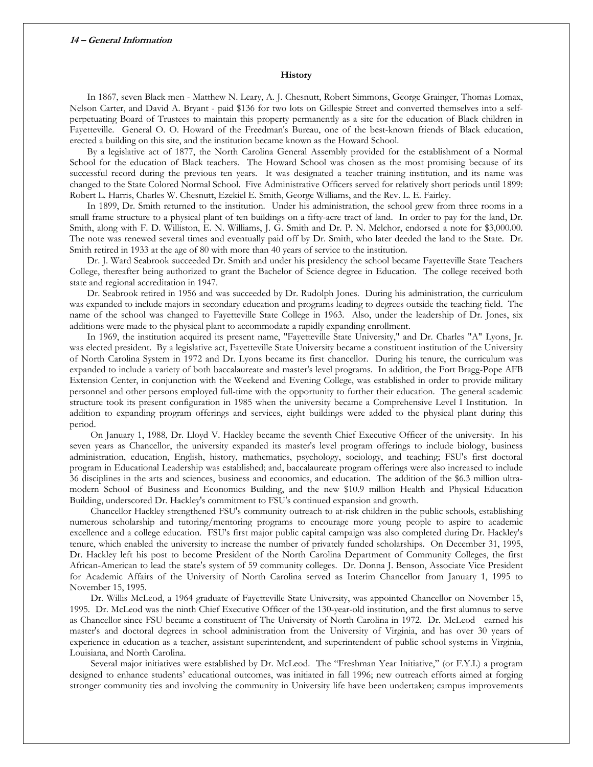## History

In 1867, seven Black men - Matthew N. Leary, A. J. Chesnutt, Robert Simmons, George Grainger, Thomas Lomax, Nelson Carter, and David A. Bryant - paid $136 for two lots on Gillespie Street and converted themselves into a self-perpetuating Board of Trustees to maintain this property permanently as a site for the education of Black children in Fayetteville. General O. O. Howard of the Freedman's Bureau, one of the best-known friends of Black education, erected a building on this site, and the institution became known as the Howard School.

By a legislative act of 1877, the North Carolina General Assembly provided for the establishment of a Normal School for the education of Black teachers. The Howard School was chosen as the most promising because of its successful record during the previous ten years. It was designated a teacher training institution, and its name was changed to the State Colored Normal School. Five Administrative Officers served for relatively short periods until 1899: Robert L. Harris, Charles W. Chesnutt, Ezekiel E. Smith, George Williams, and the Rev. L. E. Fairley.

In 1899, Dr. Smith returned to the institution. Under his administration, the school grew from three rooms in a small frame structure to a physical plant of ten buildings on a fifty-acre tract of land. In order to pay for the land, Dr. Smith, along with F. D. Williston, E. N. Williams, J. G. Smith and Dr. P. N. Melchor, endorsed a note for $3,000.00. The note was renewed several times and eventually paid off by Dr. Smith, who later deeded the land to the State. Dr. Smith retired in 1933 at the age of 80 with more than 40 years of service to the institution.

Dr. J. Ward Seabrook succeeded Dr. Smith and under his presidency the school became Fayetteville State Teachers College, thereafter being authorized to grant the Bachelor of Science degree in Education. The college received both state and regional accreditation in 1947.

Dr. Seabrook retired in 1956 and was succeeded by Dr. Rudolph Jones. During his administration, the curriculum was expanded to include majors in secondary education and programs leading to degrees outside the teaching field. The name of the school was changed to Fayetteville State College in 1963. Also, under the leadership of Dr. Jones, six additions were made to the physical plant to accommodate a rapidly expanding enrollment.

In 1969, the institution acquired its present name, "Fayetteville State University," and Dr. Charles "A" Lyons, Jr. was elected president. By a legislative act, Fayetteville State University became a constituent institution of the University of North Carolina System in 1972 and Dr. Lyons became its first chancellor. During his tenure, the curriculum was expanded to include a variety of both baccalaureate and master's level programs. In addition, the Fort Bragg-Pope AFB Extension Center, in conjunction with the Weekend and Evening College, was established in order to provide military personnel and other persons employed full-time with the opportunity to further their education. The general academic structure took its present configuration in 1985 when the university became a Comprehensive Level I Institution. In addition to expanding program offerings and services, eight buildings were added to the physical plant during this period.

On January 1, 1988, Dr. Lloyd V. Hackley became the seventh Chief Executive Officer of the university. In his seven years as Chancellor, the university expanded its master's level program offerings to include biology, business administration, education, English, history, mathematics, psychology, sociology, and teaching; FSU's first doctoral program in Educational Leadership was established; and, baccalaureate program offerings were also increased to include 36 disciplines in the arts and sciences, business and economics, and education. The addition of the $6.3 million ultra-modern School of Business and Economics Building, and the new $10.9 million Health and Physical Education Building, underscored Dr. Hackley's commitment to FSU's continued expansion and growth.

Chancellor Hackley strengthened FSU's community outreach to at-risk children in the public schools, establishing numerous scholarship and tutoring/mentoring programs to encourage more young people to aspire to academic excellence and a college education. FSU's first major public capital campaign was also completed during Dr. Hackley's tenure, which enabled the university to increase the number of privately funded scholarships. On December 31, 1995, Dr. Hackley left his post to become President of the North Carolina Department of Community Colleges, the first African-American to lead the state's system of 59 community colleges. Dr. Donna J. Benson, Associate Vice President for Academic Affairs of the University of North Carolina served as Interim Chancellor from January 1, 1995 to November 15, 1995.

Dr. Willis McLeod, a 1964 graduate of Fayetteville State University, was appointed Chancellor on November 15, 1995. Dr. McLeod was the ninth Chief Executive Officer of the 130-year-old institution, and the first alumnus to serve as Chancellor since FSU became a constituent of The University of North Carolina in 1972. Dr. McLeod earned his master's and doctoral degrees in school administration from the University of Virginia, and has over 30 years of experience in education as a teacher, assistant superintendent, and superintendent of public school systems in Virginia, Louisiana, and North Carolina.

Several major initiatives were established by Dr. McLeod. The "Freshman Year Initiative," (or F.Y.I.) a program designed to enhance students' educational outcomes, was initiated in fall 1996; new outreach efforts aimed at forging stronger community ties and involving the community in University life have been undertaken; campus improvements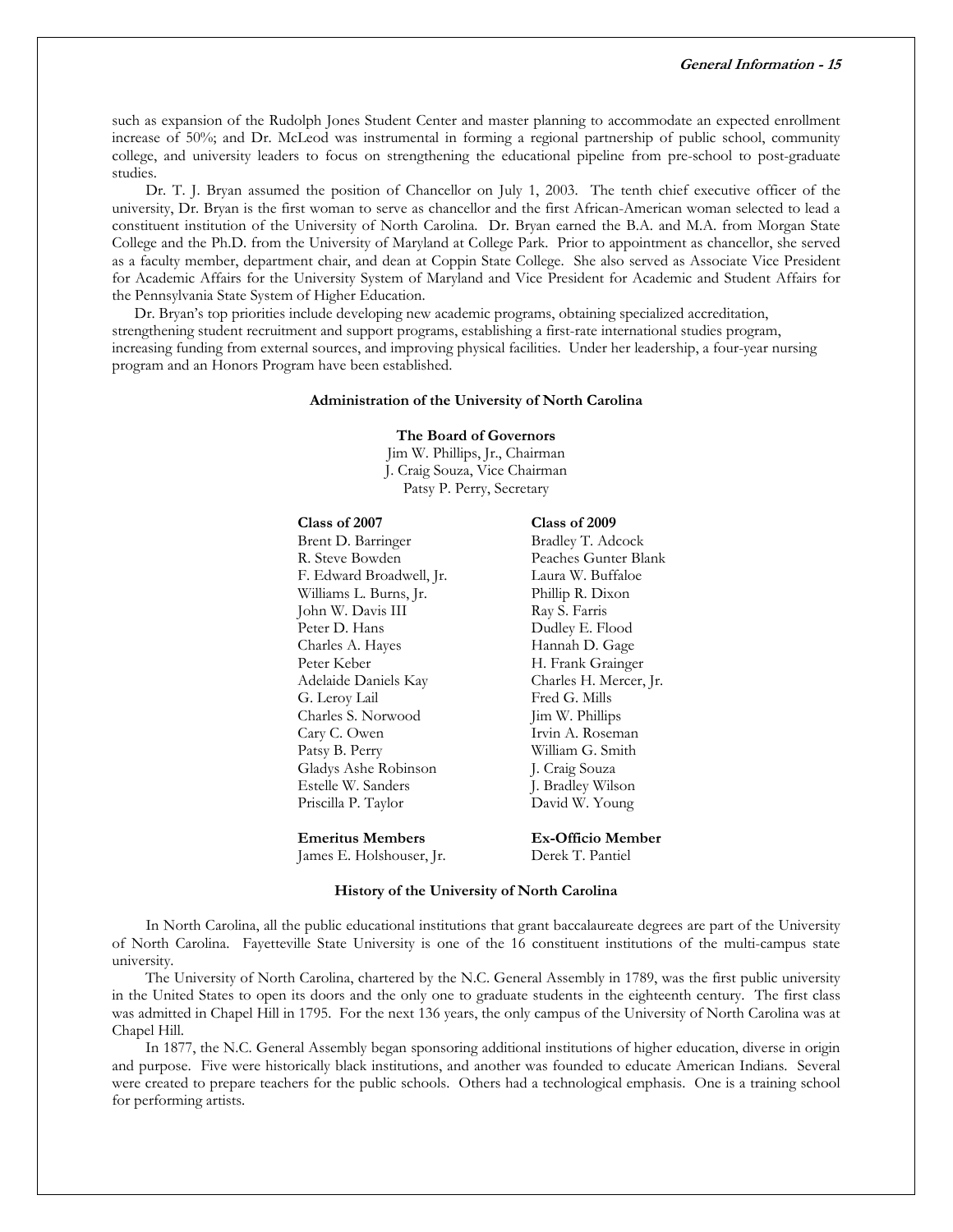such as expansion of the Rudolph Jones Student Center and master planning to accommodate an expected enrollment increase of 50%; and Dr. McLeod was instrumental in forming a regional partnership of public school, community college, and university leaders to focus on strengthening the educational pipeline from pre-school to post-graduate studies.

Dr. T. J. Bryan assumed the position of Chancellor on July 1, 2003. The tenth chief executive officer of the university, Dr. Bryan is the first woman to serve as chancellor and the first African-American woman selected to lead a constituent institution of the University of North Carolina. Dr. Bryan earned the B.A. and M.A. from Morgan State College and the Ph.D. from the University of Maryland at College Park. Prior to appointment as chancellor, she served as a faculty member, department chair, and dean at Coppin State College. She also served as Associate Vice President for Academic Affairs for the University System of Maryland and Vice President for Academic and Student Affairs for the Pennsylvania State System of Higher Education.

Dr. Bryan's top priorities include developing new academic programs, obtaining specialized accreditation, strengthening student recruitment and support programs, establishing a first-rate international studies program, increasing funding from external sources, and improving physical facilities. Under her leadership, a four-year nursing program and an Honors Program have been established.

## Administration of the University of North Carolina

**The Board of Governors**

Jim W. Phillips, Jr., Chairman
J. Craig Souza, Vice Chairman
Patsy P. Perry, Secretary

**Class of 2007**

Brent D. Barringer
R. Steve Bowden
F. Edward Broadwell, Jr.
Williams L. Burns, Jr.
John W. Davis III
Peter D. Hans
Charles A. Hayes
Peter Keber
Adelaide Daniels Kay
G. Leroy Lail
Charles S. Norwood
Cary C. Owen
Patsy B. Perry
Gladys Ashe Robinson
Estelle W. Sanders
Priscilla P. Taylor

**Class of 2009**

Bradley T. Adcock
Peaches Gunter Blank
Laura W. Buffaloe
Phillip R. Dixon
Ray S. Farris
Dudley E. Flood
Hannah D. Gage
H. Frank Grainger
Charles H. Mercer, Jr.
Fred G. Mills
Jim W. Phillips
Irvin A. Roseman
William G. Smith
J. Craig Souza
J. Bradley Wilson
David W. Young

**Emeritus Members**

James E. Holshouser, Jr.

**Ex-Officio Member**

Derek T. Pantiel

## History of the University of North Carolina

In North Carolina, all the public educational institutions that grant baccalaureate degrees are part of the University of North Carolina. Fayetteville State University is one of the 16 constituent institutions of the multi-campus state university.

The University of North Carolina, chartered by the N.C. General Assembly in 1789, was the first public university in the United States to open its doors and the only one to graduate students in the eighteenth century. The first class was admitted in Chapel Hill in 1795. For the next 136 years, the only campus of the University of North Carolina was at Chapel Hill.

In 1877, the N.C. General Assembly began sponsoring additional institutions of higher education, diverse in origin and purpose. Five were historically black institutions, and another was founded to educate American Indians. Several were created to prepare teachers for the public schools. Others had a technological emphasis. One is a training school for performing artists.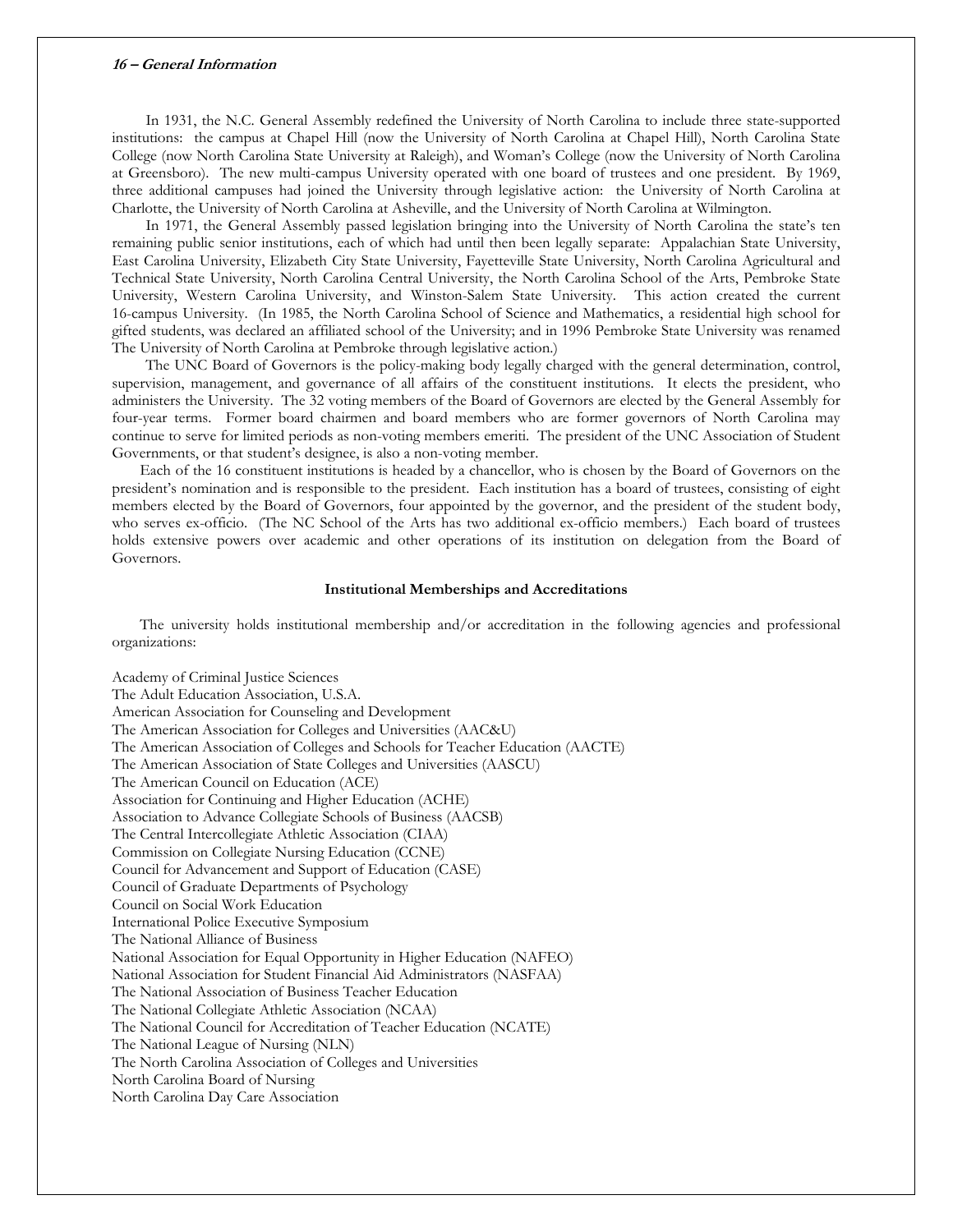In 1931, the N.C. General Assembly redefined the University of North Carolina to include three state-supported institutions: the campus at Chapel Hill (now the University of North Carolina at Chapel Hill), North Carolina State College (now North Carolina State University at Raleigh), and Woman's College (now the University of North Carolina at Greensboro). The new multi-campus University operated with one board of trustees and one president. By 1969, three additional campuses had joined the University through legislative action: the University of North Carolina at Charlotte, the University of North Carolina at Asheville, and the University of North Carolina at Wilmington.

In 1971, the General Assembly passed legislation bringing into the University of North Carolina the state's ten remaining public senior institutions, each of which had until then been legally separate: Appalachian State University, East Carolina University, Elizabeth City State University, Fayetteville State University, North Carolina Agricultural and Technical State University, North Carolina Central University, the North Carolina School of the Arts, Pembroke State University, Western Carolina University, and Winston-Salem State University. This action created the current 16-campus University. (In 1985, the North Carolina School of Science and Mathematics, a residential high school for gifted students, was declared an affiliated school of the University; and in 1996 Pembroke State University was renamed The University of North Carolina at Pembroke through legislative action.)

The UNC Board of Governors is the policy-making body legally charged with the general determination, control, supervision, management, and governance of all affairs of the constituent institutions. It elects the president, who administers the University. The 32 voting members of the Board of Governors are elected by the General Assembly for four-year terms. Former board chairmen and board members who are former governors of North Carolina may continue to serve for limited periods as non-voting members emeriti. The president of the UNC Association of Student Governments, or that student's designee, is also a non-voting member.

Each of the 16 constituent institutions is headed by a chancellor, who is chosen by the Board of Governors on the president's nomination and is responsible to the president. Each institution has a board of trustees, consisting of eight members elected by the Board of Governors, four appointed by the governor, and the president of the student body, who serves ex-officio. (The NC School of the Arts has two additional ex-officio members.) Each board of trustees holds extensive powers over academic and other operations of its institution on delegation from the Board of Governors.

## Institutional Memberships and Accreditations

The university holds institutional membership and/or accreditation in the following agencies and professional organizations:

Academy of Criminal Justice Sciences
The Adult Education Association, U.S.A.
American Association for Counseling and Development
The American Association for Colleges and Universities (AAC&U)
The American Association of Colleges and Schools for Teacher Education (AACTE)
The American Association of State Colleges and Universities (AASCU)
The American Council on Education (ACE)
Association for Continuing and Higher Education (ACHE)
Association to Advance Collegiate Schools of Business (AACSB)
The Central Intercollegiate Athletic Association (CIAA)
Commission on Collegiate Nursing Education (CCNE)
Council for Advancement and Support of Education (CASE)
Council of Graduate Departments of Psychology
Council on Social Work Education
International Police Executive Symposium
The National Alliance of Business
National Association for Equal Opportunity in Higher Education (NAFEO)
National Association for Student Financial Aid Administrators (NASFAA)
The National Association of Business Teacher Education
The National Collegiate Athletic Association (NCAA)
The National Council for Accreditation of Teacher Education (NCATE)
The National League of Nursing (NLN)
The North Carolina Association of Colleges and Universities
North Carolina Board of Nursing
North Carolina Day Care Association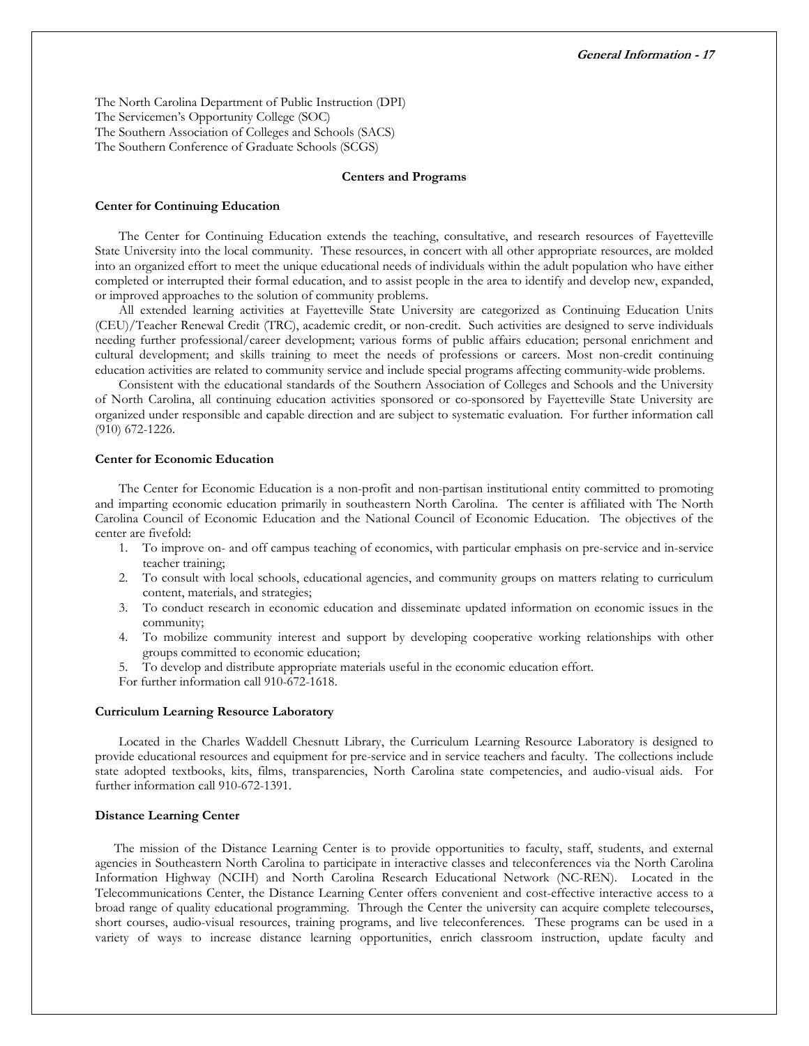The North Carolina Department of Public Instruction (DPI)
The Servicemen's Opportunity College (SOC)
The Southern Association of Colleges and Schools (SACS)
The Southern Conference of Graduate Schools (SCGS)

## Centers and Programs

### Center for Continuing Education

The Center for Continuing Education extends the teaching, consultative, and research resources of Fayetteville State University into the local community. These resources, in concert with all other appropriate resources, are molded into an organized effort to meet the unique educational needs of individuals within the adult population who have either completed or interrupted their formal education, and to assist people in the area to identify and develop new, expanded, or improved approaches to the solution of community problems.

All extended learning activities at Fayetteville State University are categorized as Continuing Education Units (CEU)/Teacher Renewal Credit (TRC), academic credit, or non-credit. Such activities are designed to serve individuals needing further professional/career development; various forms of public affairs education; personal enrichment and cultural development; and skills training to meet the needs of professions or careers. Most non-credit continuing education activities are related to community service and include special programs affecting community-wide problems.

Consistent with the educational standards of the Southern Association of Colleges and Schools and the University of North Carolina, all continuing education activities sponsored or co-sponsored by Fayetteville State University are organized under responsible and capable direction and are subject to systematic evaluation. For further information call (910) 672-1226.

### Center for Economic Education

The Center for Economic Education is a non-profit and non-partisan institutional entity committed to promoting and imparting economic education primarily in southeastern North Carolina. The center is affiliated with The North Carolina Council of Economic Education and the National Council of Economic Education. The objectives of the center are fivefold:

1. To improve on- and off campus teaching of economics, with particular emphasis on pre-service and in-service teacher training;
2. To consult with local schools, educational agencies, and community groups on matters relating to curriculum content, materials, and strategies;
3. To conduct research in economic education and disseminate updated information on economic issues in the community;
4. To mobilize community interest and support by developing cooperative working relationships with other groups committed to economic education;
5. To develop and distribute appropriate materials useful in the economic education effort.

For further information call 910-672-1618.

### Curriculum Learning Resource Laboratory

Located in the Charles Waddell Chesnutt Library, the Curriculum Learning Resource Laboratory is designed to provide educational resources and equipment for pre-service and in service teachers and faculty. The collections include state adopted textbooks, kits, films, transparencies, North Carolina state competencies, and audio-visual aids. For further information call 910-672-1391.

### Distance Learning Center

The mission of the Distance Learning Center is to provide opportunities to faculty, staff, students, and external agencies in Southeastern North Carolina to participate in interactive classes and teleconferences via the North Carolina Information Highway (NCIH) and North Carolina Research Educational Network (NC-REN). Located in the Telecommunications Center, the Distance Learning Center offers convenient and cost-effective interactive access to a broad range of quality educational programming. Through the Center the university can acquire complete telecourses, short courses, audio-visual resources, training programs, and live teleconferences. These programs can be used in a variety of ways to increase distance learning opportunities, enrich classroom instruction, update faculty and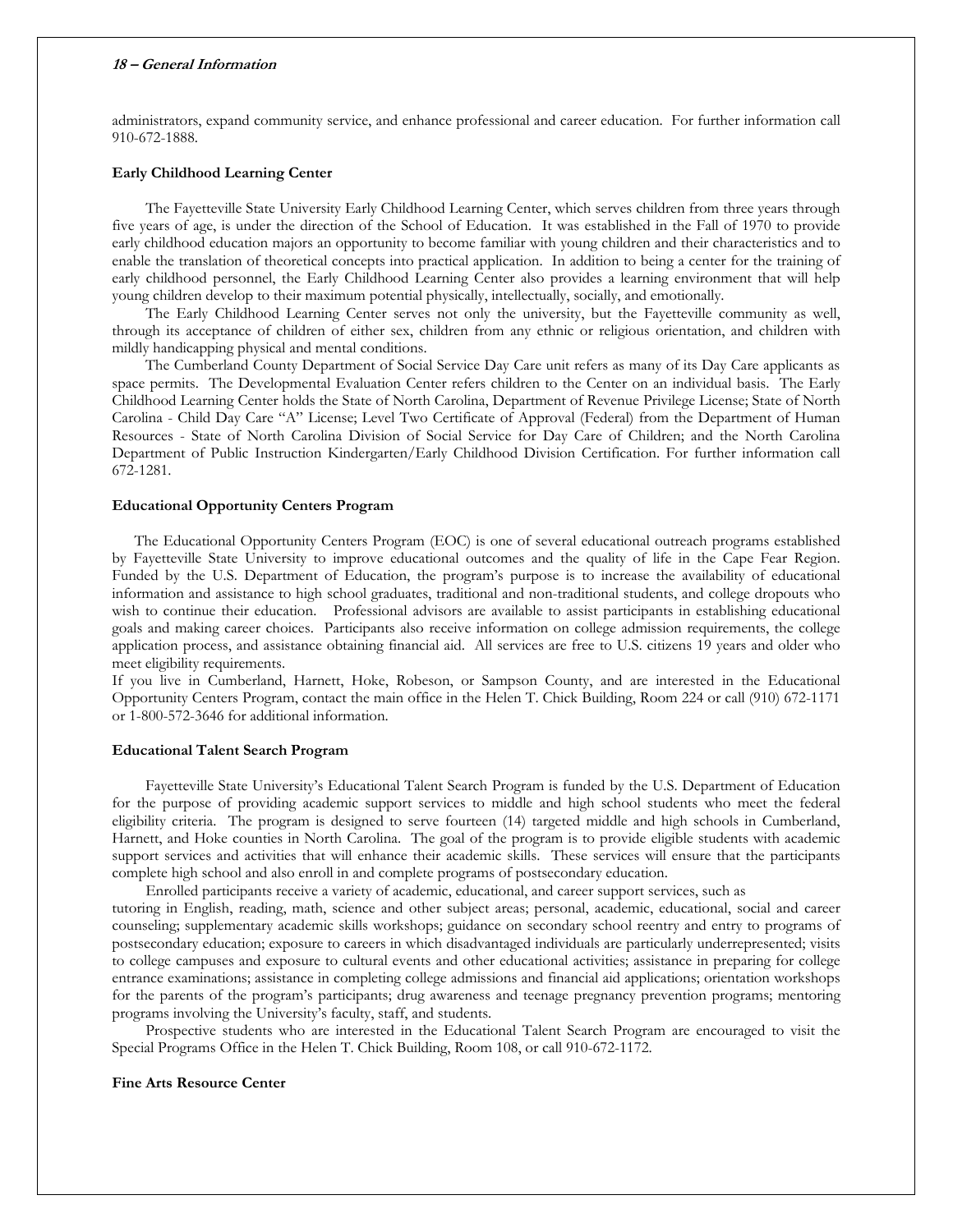administrators, expand community service, and enhance professional and career education. For further information call 910-672-1888.

**Early Childhood Learning Center**

The Fayetteville State University Early Childhood Learning Center, which serves children from three years through five years of age, is under the direction of the School of Education. It was established in the Fall of 1970 to provide early childhood education majors an opportunity to become familiar with young children and their characteristics and to enable the translation of theoretical concepts into practical application. In addition to being a center for the training of early childhood personnel, the Early Childhood Learning Center also provides a learning environment that will help young children develop to their maximum potential physically, intellectually, socially, and emotionally.

The Early Childhood Learning Center serves not only the university, but the Fayetteville community as well, through its acceptance of children of either sex, children from any ethnic or religious orientation, and children with mildly handicapping physical and mental conditions.

The Cumberland County Department of Social Service Day Care unit refers as many of its Day Care applicants as space permits. The Developmental Evaluation Center refers children to the Center on an individual basis. The Early Childhood Learning Center holds the State of North Carolina, Department of Revenue Privilege License; State of North Carolina - Child Day Care "A" License; Level Two Certificate of Approval (Federal) from the Department of Human Resources - State of North Carolina Division of Social Service for Day Care of Children; and the North Carolina Department of Public Instruction Kindergarten/Early Childhood Division Certification. For further information call 672-1281.

**Educational Opportunity Centers Program**

The Educational Opportunity Centers Program (EOC) is one of several educational outreach programs established by Fayetteville State University to improve educational outcomes and the quality of life in the Cape Fear Region. Funded by the U.S. Department of Education, the program's purpose is to increase the availability of educational information and assistance to high school graduates, traditional and non-traditional students, and college dropouts who wish to continue their education. Professional advisors are available to assist participants in establishing educational goals and making career choices. Participants also receive information on college admission requirements, the college application process, and assistance obtaining financial aid. All services are free to U.S. citizens 19 years and older who meet eligibility requirements.

If you live in Cumberland, Harnett, Hoke, Robeson, or Sampson County, and are interested in the Educational Opportunity Centers Program, contact the main office in the Helen T. Chick Building, Room 224 or call (910) 672-1171 or 1-800-572-3646 for additional information.

**Educational Talent Search Program**

Fayetteville State University's Educational Talent Search Program is funded by the U.S. Department of Education for the purpose of providing academic support services to middle and high school students who meet the federal eligibility criteria. The program is designed to serve fourteen (14) targeted middle and high schools in Cumberland, Harnett, and Hoke counties in North Carolina. The goal of the program is to provide eligible students with academic support services and activities that will enhance their academic skills. These services will ensure that the participants complete high school and also enroll in and complete programs of postsecondary education.

Enrolled participants receive a variety of academic, educational, and career support services, such as tutoring in English, reading, math, science and other subject areas; personal, academic, educational, social and career counseling; supplementary academic skills workshops; guidance on secondary school reentry and entry to programs of postsecondary education; exposure to careers in which disadvantaged individuals are particularly underrepresented; visits to college campuses and exposure to cultural events and other educational activities; assistance in preparing for college entrance examinations; assistance in completing college admissions and financial aid applications; orientation workshops for the parents of the program's participants; drug awareness and teenage pregnancy prevention programs; mentoring programs involving the University's faculty, staff, and students.

Prospective students who are interested in the Educational Talent Search Program are encouraged to visit the Special Programs Office in the Helen T. Chick Building, Room 108, or call 910-672-1172.

**Fine Arts Resource Center**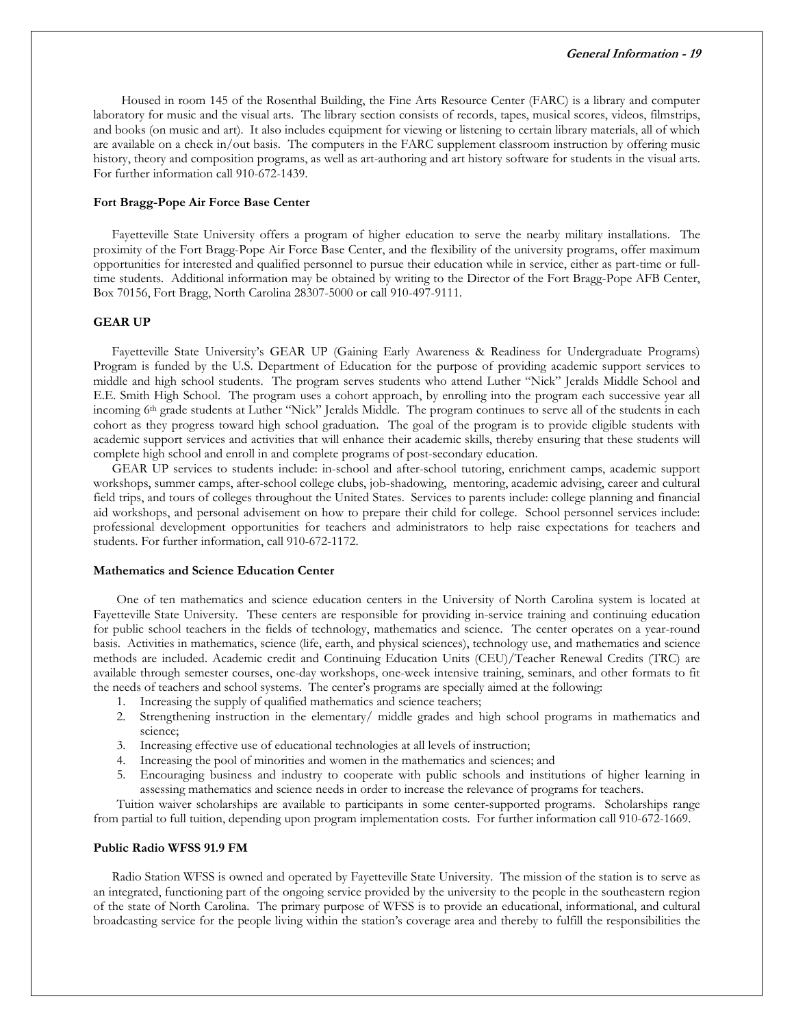Housed in room 145 of the Rosenthal Building, the Fine Arts Resource Center (FARC) is a library and computer laboratory for music and the visual arts. The library section consists of records, tapes, musical scores, videos, filmstrips, and books (on music and art). It also includes equipment for viewing or listening to certain library materials, all of which are available on a check in/out basis. The computers in the FARC supplement classroom instruction by offering music history, theory and composition programs, as well as art-authoring and art history software for students in the visual arts. For further information call 910-672-1439.

**Fort Bragg-Pope Air Force Base Center**

Fayetteville State University offers a program of higher education to serve the nearby military installations. The proximity of the Fort Bragg-Pope Air Force Base Center, and the flexibility of the university programs, offer maximum opportunities for interested and qualified personnel to pursue their education while in service, either as part-time or full-time students. Additional information may be obtained by writing to the Director of the Fort Bragg-Pope AFB Center, Box 70156, Fort Bragg, North Carolina 28307-5000 or call 910-497-9111.

**GEAR UP**

Fayetteville State University's GEAR UP (Gaining Early Awareness & Readiness for Undergraduate Programs) Program is funded by the U.S. Department of Education for the purpose of providing academic support services to middle and high school students. The program serves students who attend Luther "Nick" Jeralds Middle School and E.E. Smith High School. The program uses a cohort approach, by enrolling into the program each successive year all incoming 6th grade students at Luther "Nick" Jeralds Middle. The program continues to serve all of the students in each cohort as they progress toward high school graduation. The goal of the program is to provide eligible students with academic support services and activities that will enhance their academic skills, thereby ensuring that these students will complete high school and enroll in and complete programs of post-secondary education.

GEAR UP services to students include: in-school and after-school tutoring, enrichment camps, academic support workshops, summer camps, after-school college clubs, job-shadowing, mentoring, academic advising, career and cultural field trips, and tours of colleges throughout the United States. Services to parents include: college planning and financial aid workshops, and personal advisement on how to prepare their child for college. School personnel services include: professional development opportunities for teachers and administrators to help raise expectations for teachers and students. For further information, call 910-672-1172.

**Mathematics and Science Education Center**

One of ten mathematics and science education centers in the University of North Carolina system is located at Fayetteville State University. These centers are responsible for providing in-service training and continuing education for public school teachers in the fields of technology, mathematics and science. The center operates on a year-round basis. Activities in mathematics, science (life, earth, and physical sciences), technology use, and mathematics and science methods are included. Academic credit and Continuing Education Units (CEU)/Teacher Renewal Credits (TRC) are available through semester courses, one-day workshops, one-week intensive training, seminars, and other formats to fit the needs of teachers and school systems. The center's programs are specially aimed at the following:

1. Increasing the supply of qualified mathematics and science teachers;
2. Strengthening instruction in the elementary/ middle grades and high school programs in mathematics and science;
3. Increasing effective use of educational technologies at all levels of instruction;
4. Increasing the pool of minorities and women in the mathematics and sciences; and
5. Encouraging business and industry to cooperate with public schools and institutions of higher learning in assessing mathematics and science needs in order to increase the relevance of programs for teachers.

Tuition waiver scholarships are available to participants in some center-supported programs. Scholarships range from partial to full tuition, depending upon program implementation costs. For further information call 910-672-1669.

**Public Radio WFSS 91.9 FM**

Radio Station WFSS is owned and operated by Fayetteville State University. The mission of the station is to serve as an integrated, functioning part of the ongoing service provided by the university to the people in the southeastern region of the state of North Carolina. The primary purpose of WFSS is to provide an educational, informational, and cultural broadcasting service for the people living within the station's coverage area and thereby to fulfill the responsibilities the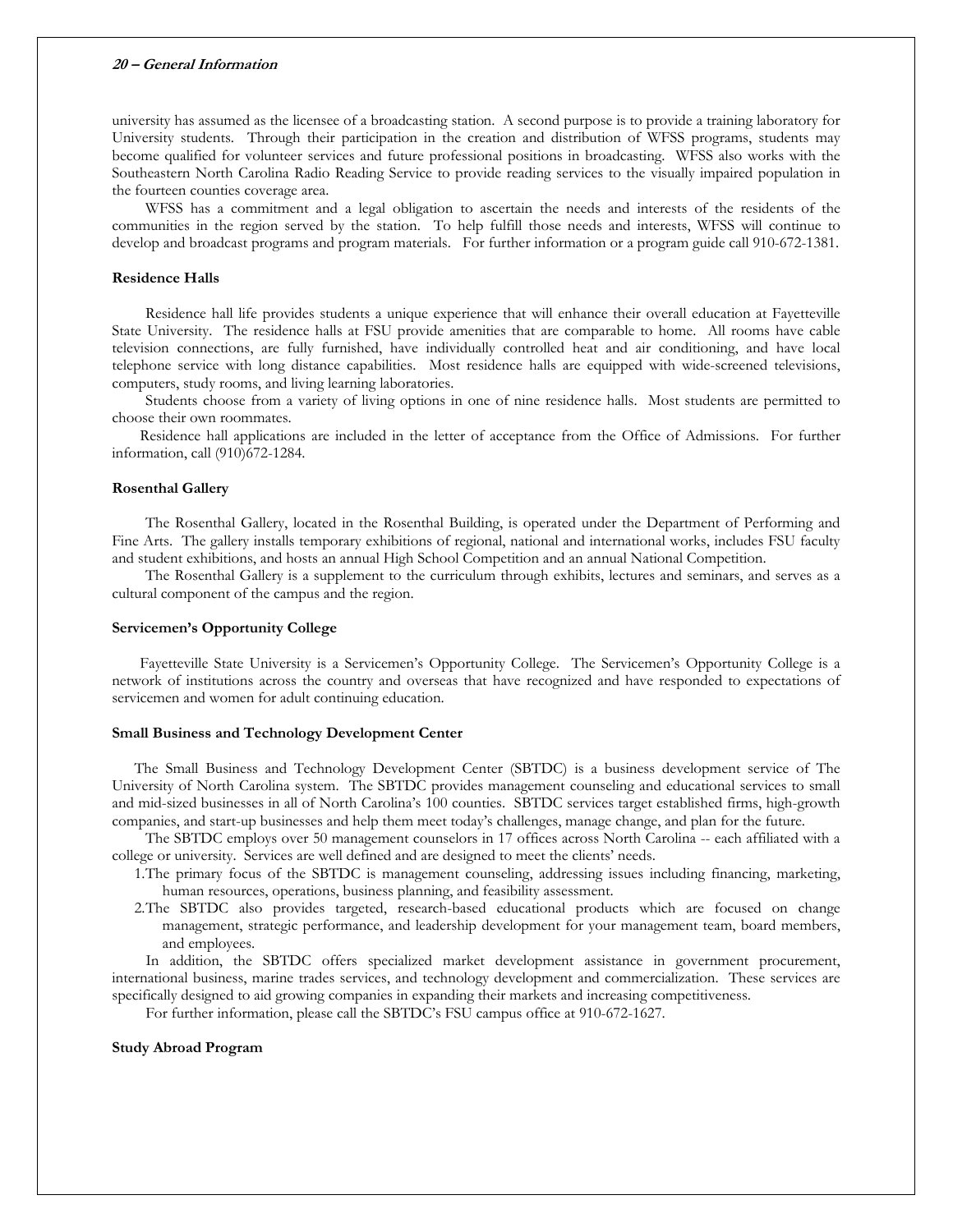university has assumed as the licensee of a broadcasting station. A second purpose is to provide a training laboratory for University students. Through their participation in the creation and distribution of WFSS programs, students may become qualified for volunteer services and future professional positions in broadcasting. WFSS also works with the Southeastern North Carolina Radio Reading Service to provide reading services to the visually impaired population in the fourteen counties coverage area.

WFSS has a commitment and a legal obligation to ascertain the needs and interests of the residents of the communities in the region served by the station. To help fulfill those needs and interests, WFSS will continue to develop and broadcast programs and program materials. For further information or a program guide call 910-672-1381.

**Residence Halls**

Residence hall life provides students a unique experience that will enhance their overall education at Fayetteville State University. The residence halls at FSU provide amenities that are comparable to home. All rooms have cable television connections, are fully furnished, have individually controlled heat and air conditioning, and have local telephone service with long distance capabilities. Most residence halls are equipped with wide-screened televisions, computers, study rooms, and living learning laboratories.

Students choose from a variety of living options in one of nine residence halls. Most students are permitted to choose their own roommates.

Residence hall applications are included in the letter of acceptance from the Office of Admissions. For further information, call (910)672-1284.

**Rosenthal Gallery**

The Rosenthal Gallery, located in the Rosenthal Building, is operated under the Department of Performing and Fine Arts. The gallery installs temporary exhibitions of regional, national and international works, includes FSU faculty and student exhibitions, and hosts an annual High School Competition and an annual National Competition.

The Rosenthal Gallery is a supplement to the curriculum through exhibits, lectures and seminars, and serves as a cultural component of the campus and the region.

**Servicemen's Opportunity College**

Fayetteville State University is a Servicemen's Opportunity College. The Servicemen's Opportunity College is a network of institutions across the country and overseas that have recognized and have responded to expectations of servicemen and women for adult continuing education.

**Small Business and Technology Development Center**

The Small Business and Technology Development Center (SBTDC) is a business development service of The University of North Carolina system. The SBTDC provides management counseling and educational services to small and mid-sized businesses in all of North Carolina's 100 counties. SBTDC services target established firms, high-growth companies, and start-up businesses and help them meet today's challenges, manage change, and plan for the future.

The SBTDC employs over 50 management counselors in 17 offices across North Carolina -- each affiliated with a college or university. Services are well defined and are designed to meet the clients' needs.

1. The primary focus of the SBTDC is management counseling, addressing issues including financing, marketing, human resources, operations, business planning, and feasibility assessment.
2. The SBTDC also provides targeted, research-based educational products which are focused on change management, strategic performance, and leadership development for your management team, board members, and employees.

In addition, the SBTDC offers specialized market development assistance in government procurement, international business, marine trades services, and technology development and commercialization. These services are specifically designed to aid growing companies in expanding their markets and increasing competitiveness.

For further information, please call the SBTDC's FSU campus office at 910-672-1627.

**Study Abroad Program**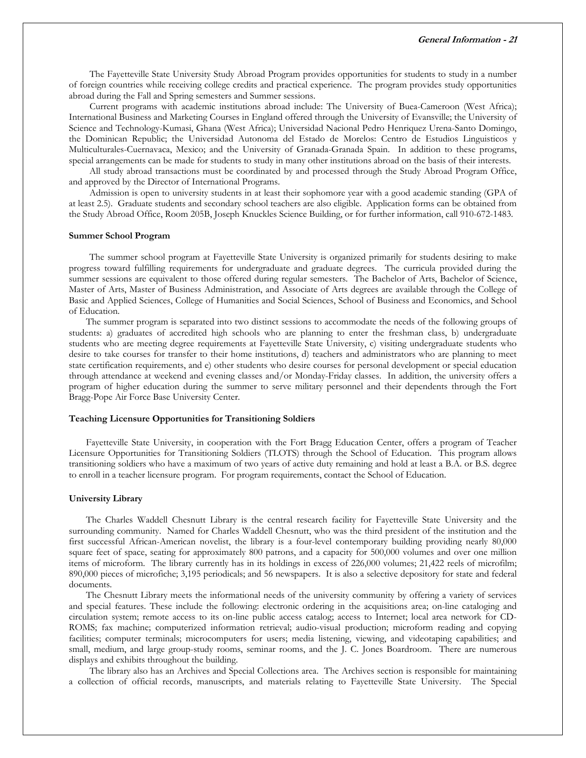The Fayetteville State University Study Abroad Program provides opportunities for students to study in a number of foreign countries while receiving college credits and practical experience. The program provides study opportunities abroad during the Fall and Spring semesters and Summer sessions.

Current programs with academic institutions abroad include: The University of Buea-Cameroon (West Africa); International Business and Marketing Courses in England offered through the University of Evansville; the University of Science and Technology-Kumasi, Ghana (West Africa); Universidad Nacional Pedro Henriquez Urena-Santo Domingo, the Dominican Republic; the Universidad Autonoma del Estado de Morelos: Centro de Estudios Linguisticos y Multiculturales-Cuernavaca, Mexico; and the University of Granada-Granada Spain. In addition to these programs, special arrangements can be made for students to study in many other institutions abroad on the basis of their interests.

All study abroad transactions must be coordinated by and processed through the Study Abroad Program Office, and approved by the Director of International Programs.

Admission is open to university students in at least their sophomore year with a good academic standing (GPA of at least 2.5). Graduate students and secondary school teachers are also eligible. Application forms can be obtained from the Study Abroad Office, Room 205B, Joseph Knuckles Science Building, or for further information, call 910-672-1483.

**Summer School Program**

The summer school program at Fayetteville State University is organized primarily for students desiring to make progress toward fulfilling requirements for undergraduate and graduate degrees. The curricula provided during the summer sessions are equivalent to those offered during regular semesters. The Bachelor of Arts, Bachelor of Science, Master of Arts, Master of Business Administration, and Associate of Arts degrees are available through the College of Basic and Applied Sciences, College of Humanities and Social Sciences, School of Business and Economics, and School of Education.

The summer program is separated into two distinct sessions to accommodate the needs of the following groups of students: a) graduates of accredited high schools who are planning to enter the freshman class, b) undergraduate students who are meeting degree requirements at Fayetteville State University, c) visiting undergraduate students who desire to take courses for transfer to their home institutions, d) teachers and administrators who are planning to meet state certification requirements, and e) other students who desire courses for personal development or special education through attendance at weekend and evening classes and/or Monday-Friday classes. In addition, the university offers a program of higher education during the summer to serve military personnel and their dependents through the Fort Bragg-Pope Air Force Base University Center.

**Teaching Licensure Opportunities for Transitioning Soldiers**

Fayetteville State University, in cooperation with the Fort Bragg Education Center, offers a program of Teacher Licensure Opportunities for Transitioning Soldiers (TLOTS) through the School of Education. This program allows transitioning soldiers who have a maximum of two years of active duty remaining and hold at least a B.A. or B.S. degree to enroll in a teacher licensure program. For program requirements, contact the School of Education.

**University Library**

The Charles Waddell Chesnutt Library is the central research facility for Fayetteville State University and the surrounding community. Named for Charles Waddell Chesnutt, who was the third president of the institution and the first successful African-American novelist, the library is a four-level contemporary building providing nearly 80,000 square feet of space, seating for approximately 800 patrons, and a capacity for 500,000 volumes and over one million items of microform. The library currently has in its holdings in excess of 226,000 volumes; 21,422 reels of microfilm; 890,000 pieces of microfiche; 3,195 periodicals; and 56 newspapers. It is also a selective depository for state and federal documents.

The Chesnutt Library meets the informational needs of the university community by offering a variety of services and special features. These include the following: electronic ordering in the acquisitions area; on-line cataloging and circulation system; remote access to its on-line public access catalog; access to Internet; local area network for CD-ROMS; fax machine; computerized information retrieval; audio-visual production; microform reading and copying facilities; computer terminals; microcomputers for users; media listening, viewing, and videotaping capabilities; and small, medium, and large group-study rooms, seminar rooms, and the J. C. Jones Boardroom. There are numerous displays and exhibits throughout the building.

The library also has an Archives and Special Collections area. The Archives section is responsible for maintaining a collection of official records, manuscripts, and materials relating to Fayetteville State University. The Special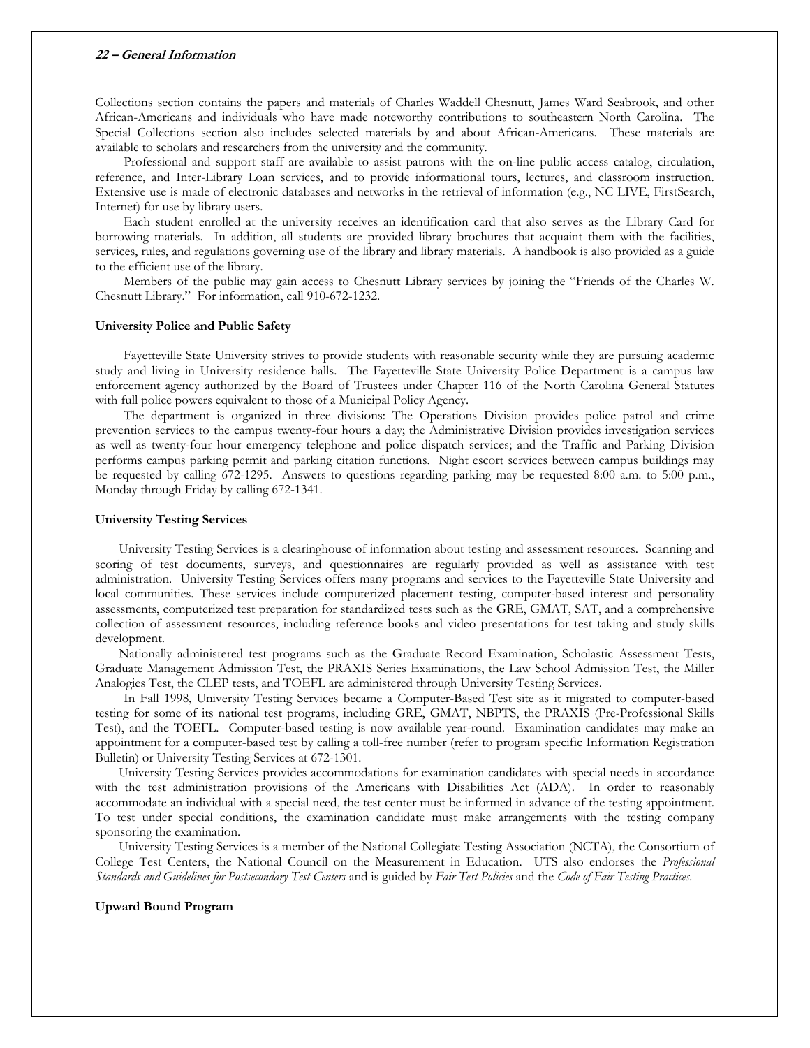Collections section contains the papers and materials of Charles Waddell Chesnutt, James Ward Seabrook, and other African-Americans and individuals who have made noteworthy contributions to southeastern North Carolina. The Special Collections section also includes selected materials by and about African-Americans. These materials are available to scholars and researchers from the university and the community.

Professional and support staff are available to assist patrons with the on-line public access catalog, circulation, reference, and Inter-Library Loan services, and to provide informational tours, lectures, and classroom instruction. Extensive use is made of electronic databases and networks in the retrieval of information (e.g., NC LIVE, FirstSearch, Internet) for use by library users.

Each student enrolled at the university receives an identification card that also serves as the Library Card for borrowing materials. In addition, all students are provided library brochures that acquaint them with the facilities, services, rules, and regulations governing use of the library and library materials. A handbook is also provided as a guide to the efficient use of the library.

Members of the public may gain access to Chesnutt Library services by joining the "Friends of the Charles W. Chesnutt Library." For information, call 910-672-1232.

**University Police and Public Safety**

Fayetteville State University strives to provide students with reasonable security while they are pursuing academic study and living in University residence halls. The Fayetteville State University Police Department is a campus law enforcement agency authorized by the Board of Trustees under Chapter 116 of the North Carolina General Statutes with full police powers equivalent to those of a Municipal Policy Agency.

The department is organized in three divisions: The Operations Division provides police patrol and crime prevention services to the campus twenty-four hours a day; the Administrative Division provides investigation services as well as twenty-four hour emergency telephone and police dispatch services; and the Traffic and Parking Division performs campus parking permit and parking citation functions. Night escort services between campus buildings may be requested by calling 672-1295. Answers to questions regarding parking may be requested 8:00 a.m. to 5:00 p.m., Monday through Friday by calling 672-1341.

**University Testing Services**

University Testing Services is a clearinghouse of information about testing and assessment resources. Scanning and scoring of test documents, surveys, and questionnaires are regularly provided as well as assistance with test administration. University Testing Services offers many programs and services to the Fayetteville State University and local communities. These services include computerized placement testing, computer-based interest and personality assessments, computerized test preparation for standardized tests such as the GRE, GMAT, SAT, and a comprehensive collection of assessment resources, including reference books and video presentations for test taking and study skills development.

Nationally administered test programs such as the Graduate Record Examination, Scholastic Assessment Tests, Graduate Management Admission Test, the PRAXIS Series Examinations, the Law School Admission Test, the Miller Analogies Test, the CLEP tests, and TOEFL are administered through University Testing Services.

In Fall 1998, University Testing Services became a Computer-Based Test site as it migrated to computer-based testing for some of its national test programs, including GRE, GMAT, NBPTS, the PRAXIS (Pre-Professional Skills Test), and the TOEFL. Computer-based testing is now available year-round. Examination candidates may make an appointment for a computer-based test by calling a toll-free number (refer to program specific Information Registration Bulletin) or University Testing Services at 672-1301.

University Testing Services provides accommodations for examination candidates with special needs in accordance with the test administration provisions of the Americans with Disabilities Act (ADA). In order to reasonably accommodate an individual with a special need, the test center must be informed in advance of the testing appointment. To test under special conditions, the examination candidate must make arrangements with the testing company sponsoring the examination.

University Testing Services is a member of the National Collegiate Testing Association (NCTA), the Consortium of College Test Centers, the National Council on the Measurement in Education. UTS also endorses the *Professional Standards and Guidelines for Postsecondary Test Centers* and is guided by *Fair Test Policies* and the *Code of Fair Testing Practices*.

**Upward Bound Program**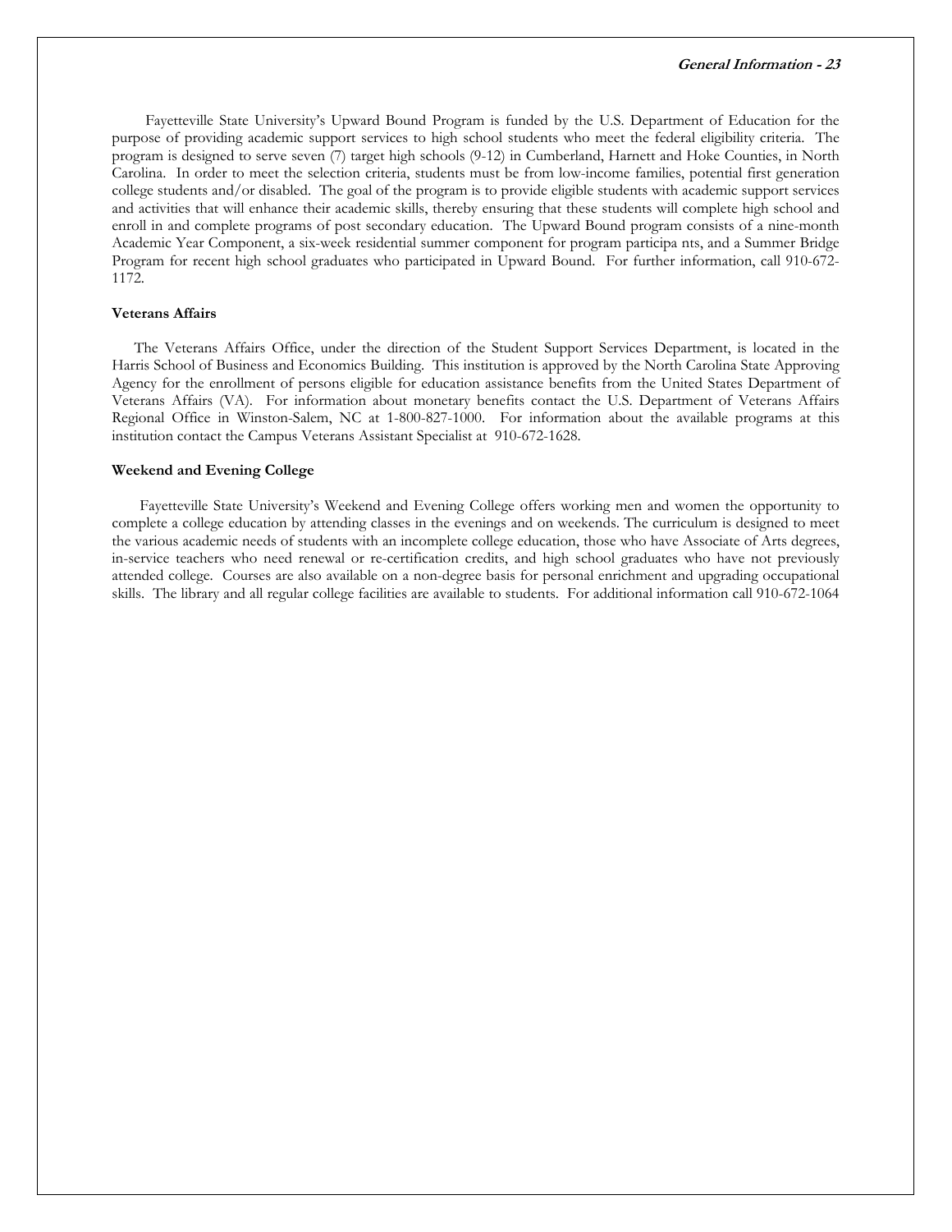Fayetteville State University's Upward Bound Program is funded by the U.S. Department of Education for the purpose of providing academic support services to high school students who meet the federal eligibility criteria. The program is designed to serve seven (7) target high schools (9-12) in Cumberland, Harnett and Hoke Counties, in North Carolina. In order to meet the selection criteria, students must be from low-income families, potential first generation college students and/or disabled. The goal of the program is to provide eligible students with academic support services and activities that will enhance their academic skills, thereby ensuring that these students will complete high school and enroll in and complete programs of post secondary education. The Upward Bound program consists of a nine-month Academic Year Component, a six-week residential summer component for program participa nts, and a Summer Bridge Program for recent high school graduates who participated in Upward Bound. For further information, call 910-672-1172.

**Veterans Affairs**

The Veterans Affairs Office, under the direction of the Student Support Services Department, is located in the Harris School of Business and Economics Building. This institution is approved by the North Carolina State Approving Agency for the enrollment of persons eligible for education assistance benefits from the United States Department of Veterans Affairs (VA). For information about monetary benefits contact the U.S. Department of Veterans Affairs Regional Office in Winston-Salem, NC at 1-800-827-1000. For information about the available programs at this institution contact the Campus Veterans Assistant Specialist at 910-672-1628.

**Weekend and Evening College**

Fayetteville State University's Weekend and Evening College offers working men and women the opportunity to complete a college education by attending classes in the evenings and on weekends. The curriculum is designed to meet the various academic needs of students with an incomplete college education, those who have Associate of Arts degrees, in-service teachers who need renewal or re-certification credits, and high school graduates who have not previously attended college. Courses are also available on a non-degree basis for personal enrichment and upgrading occupational skills. The library and all regular college facilities are available to students. For additional information call 910-672-1064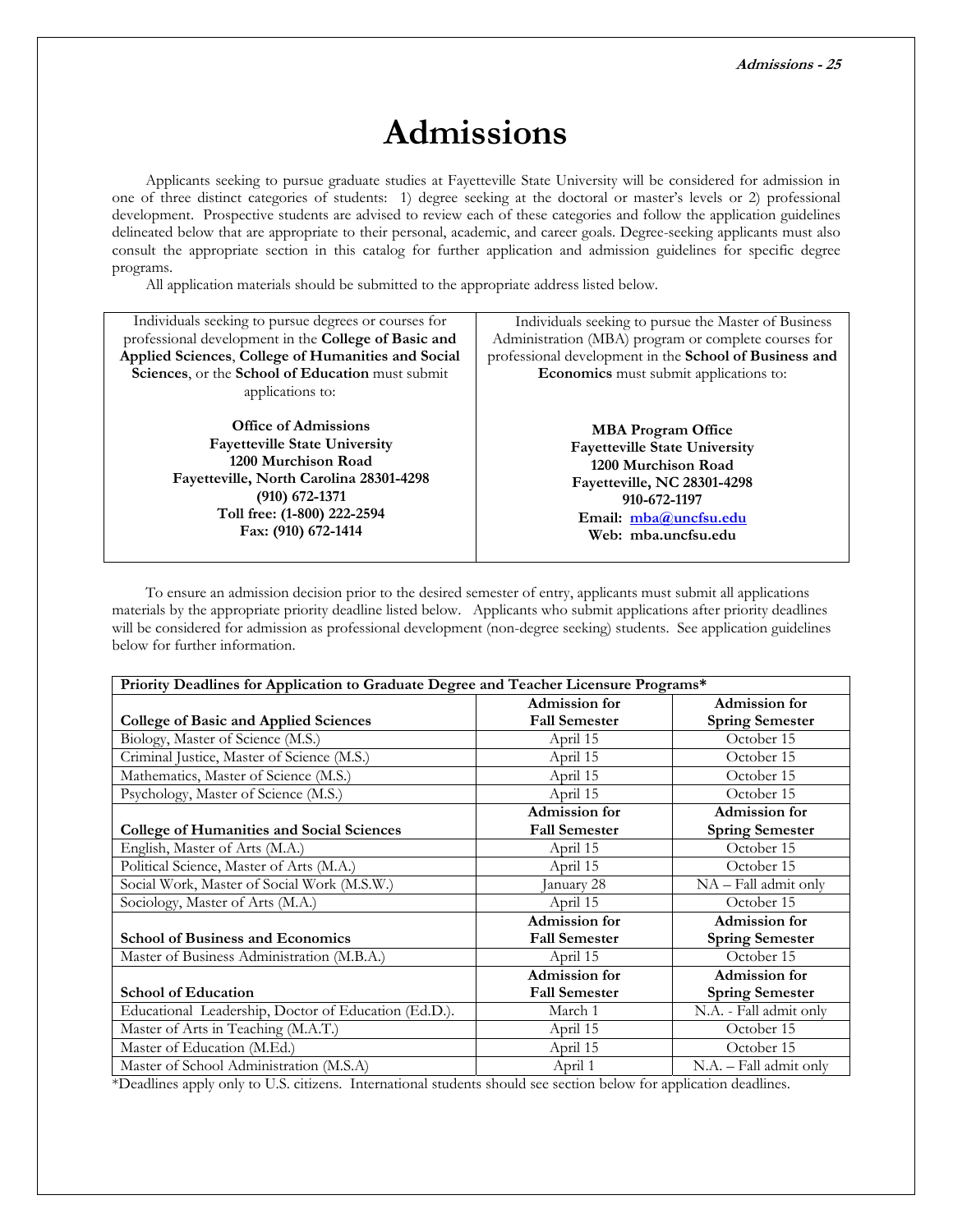# Admissions

Applicants seeking to pursue graduate studies at Fayetteville State University will be considered for admission in one of three distinct categories of students: 1) degree seeking at the doctoral or master's levels or 2) professional development. Prospective students are advised to review each of these categories and follow the application guidelines delineated below that are appropriate to their personal, academic, and career goals. Degree-seeking applicants must also consult the appropriate section in this catalog for further application and admission guidelines for specific degree programs.

All application materials should be submitted to the appropriate address listed below.

| Individuals seeking to pursue degrees or courses for professional development in the **College of Basic and Applied Sciences**, **College of Humanities and Social Sciences**, or the **School of Education** must submit applications to: | Individuals seeking to pursue the Master of Business Administration (MBA) program or complete courses for professional development in the **School of Business and Economics** must submit applications to: |
|---|---|
| **Office of Admissions**<br>**Fayetteville State University**<br>**1200 Murchison Road**<br>**Fayetteville, North Carolina 28301-4298**<br>**(910) 672-1371**<br>**Toll free: (1-800) 222-2594**<br>**Fax: (910) 672-1414** | **MBA Program Office**<br>**Fayetteville State University**<br>**1200 Murchison Road**<br>**Fayetteville, NC 28301-4298**<br>**910-672-1197**<br>**Email: mba@uncfsu.edu**<br>**Web: mba.uncfsu.edu** |

To ensure an admission decision prior to the desired semester of entry, applicants must submit all applications materials by the appropriate priority deadline listed below. Applicants who submit applications after priority deadlines will be considered for admission as professional development (non-degree seeking) students. See application guidelines below for further information.

| **Priority Deadlines for Application to Graduate Degree and Teacher Licensure Programs*** | | |
|---|---|---|
| **College of Basic and Applied Sciences** | **Admission for Fall Semester** | **Admission for Spring Semester** |
| Biology, Master of Science (M.S.) | April 15 | October 15 |
| Criminal Justice, Master of Science (M.S.) | April 15 | October 15 |
| Mathematics, Master of Science (M.S.) | April 15 | October 15 |
| Psychology, Master of Science (M.S.) | April 15 | October 15 |
| **College of Humanities and Social Sciences** | **Admission for Fall Semester** | **Admission for Spring Semester** |
| English, Master of Arts (M.A.) | April 15 | October 15 |
| Political Science, Master of Arts (M.A.) | April 15 | October 15 |
| Social Work, Master of Social Work (M.S.W.) | January 28 | NA – Fall admit only |
| Sociology, Master of Arts (M.A.) | April 15 | October 15 |
| **School of Business and Economics** | **Admission for Fall Semester** | **Admission for Spring Semester** |
| Master of Business Administration (M.B.A.) | April 15 | October 15 |
| **School of Education** | **Admission for Fall Semester** | **Admission for Spring Semester** |
| Educational Leadership, Doctor of Education (Ed.D.). | March 1 | N.A. - Fall admit only |
| Master of Arts in Teaching (M.A.T.) | April 15 | October 15 |
| Master of Education (M.Ed.) | April 15 | October 15 |
| Master of School Administration (M.S.A) | April 1 | N.A. – Fall admit only |

*Deadlines apply only to U.S. citizens. International students should see section below for application deadlines.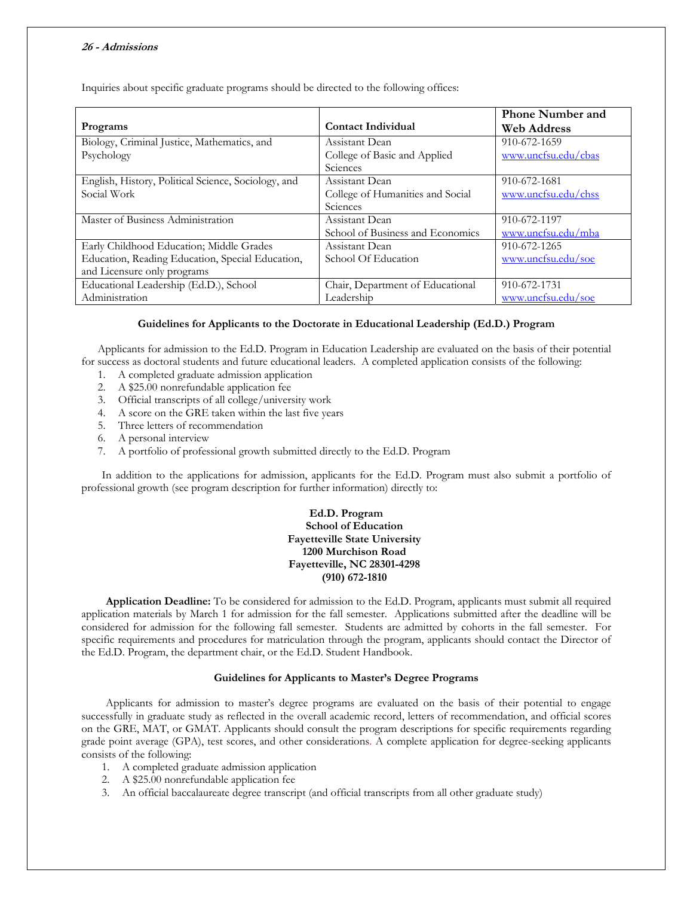Inquiries about specific graduate programs should be directed to the following offices:

| Programs | Contact Individual | Phone Number and Web Address |
|---|---|---|
| Biology, Criminal Justice, Mathematics, and Psychology | Assistant Dean College of Basic and Applied Sciences | 910-672-1659 www.uncfsu.edu/cbas |
| English, History, Political Science, Sociology, and Social Work | Assistant Dean College of Humanities and Social Sciences | 910-672-1681 www.uncfsu.edu/chss |
| Master of Business Administration | Assistant Dean School of Business and Economics | 910-672-1197 www.uncfsu.edu/mba |
| Early Childhood Education; Middle Grades Education, Reading Education, Special Education, and Licensure only programs | Assistant Dean School Of Education | 910-672-1265 www.uncfsu.edu/soe |
| Educational Leadership (Ed.D.), School Administration | Chair, Department of Educational Leadership | 910-672-1731 www.uncfsu.edu/soe |

### Guidelines for Applicants to the Doctorate in Educational Leadership (Ed.D.) Program

Applicants for admission to the Ed.D. Program in Education Leadership are evaluated on the basis of their potential for success as doctoral students and future educational leaders. A completed application consists of the following:

1. A completed graduate admission application
2. A $25.00 nonrefundable application fee
3. Official transcripts of all college/university work
4. A score on the GRE taken within the last five years
5. Three letters of recommendation
6. A personal interview
7. A portfolio of professional growth submitted directly to the Ed.D. Program

In addition to the applications for admission, applicants for the Ed.D. Program must also submit a portfolio of professional growth (see program description for further information) directly to:

**Ed.D. Program**
**School of Education**
**Fayetteville State University**
**1200 Murchison Road**
**Fayetteville, NC 28301-4298**
**(910) 672-1810**

**Application Deadline:** To be considered for admission to the Ed.D. Program, applicants must submit all required application materials by March 1 for admission for the fall semester. Applications submitted after the deadline will be considered for admission for the following fall semester. Students are admitted by cohorts in the fall semester. For specific requirements and procedures for matriculation through the program, applicants should contact the Director of the Ed.D. Program, the department chair, or the Ed.D. Student Handbook.

### Guidelines for Applicants to Master's Degree Programs

Applicants for admission to master's degree programs are evaluated on the basis of their potential to engage successfully in graduate study as reflected in the overall academic record, letters of recommendation, and official scores on the GRE, MAT, or GMAT. Applicants should consult the program descriptions for specific requirements regarding grade point average (GPA), test scores, and other considerations. A complete application for degree-seeking applicants consists of the following:

1. A completed graduate admission application
2. A $25.00 nonrefundable application fee
3. An official baccalaureate degree transcript (and official transcripts from all other graduate study)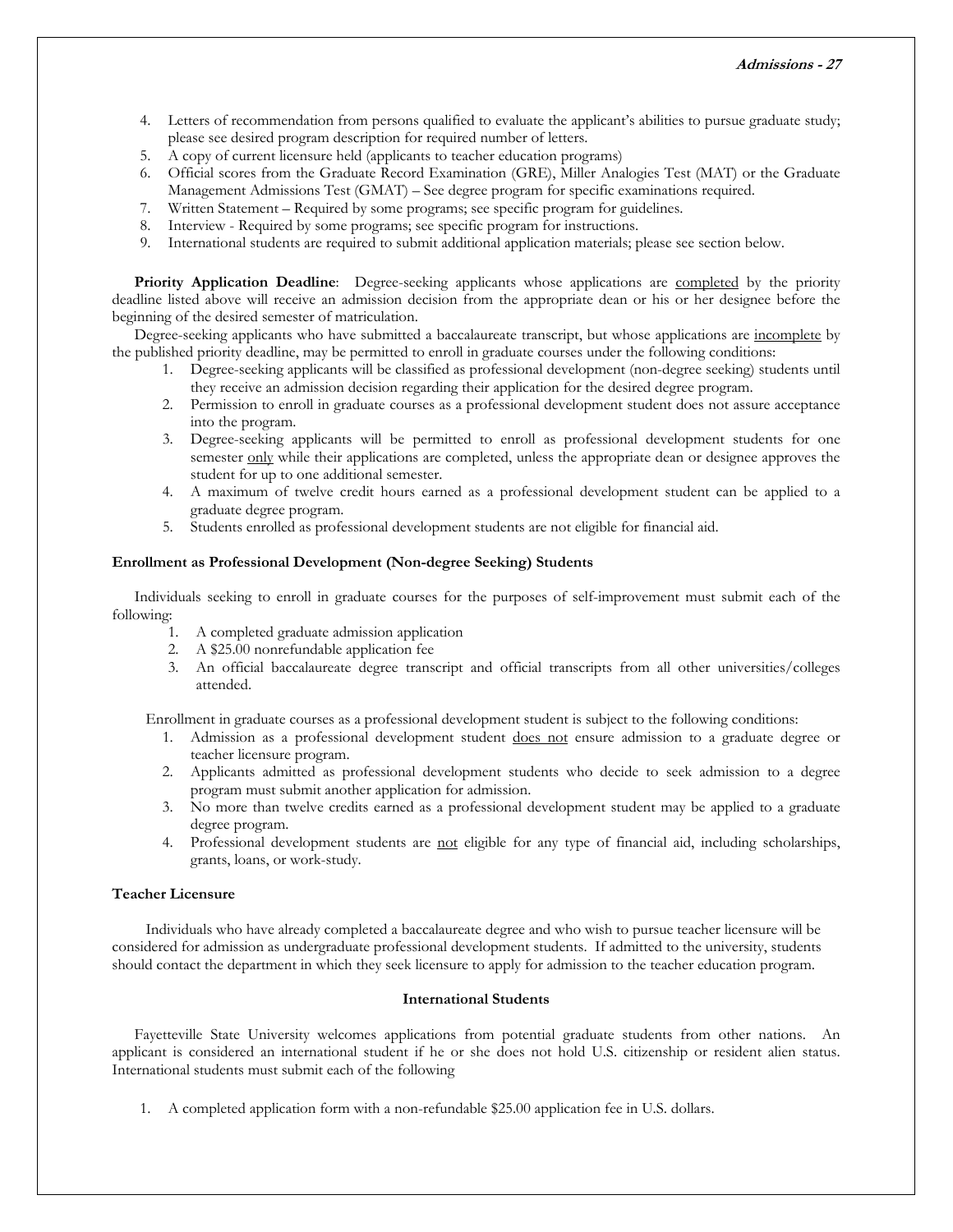4. Letters of recommendation from persons qualified to evaluate the applicant's abilities to pursue graduate study; please see desired program description for required number of letters.
5. A copy of current licensure held (applicants to teacher education programs)
6. Official scores from the Graduate Record Examination (GRE), Miller Analogies Test (MAT) or the Graduate Management Admissions Test (GMAT) – See degree program for specific examinations required.
7. Written Statement – Required by some programs; see specific program for guidelines.
8. Interview - Required by some programs; see specific program for instructions.
9. International students are required to submit additional application materials; please see section below.

**Priority Application Deadline**: Degree-seeking applicants whose applications are <u>completed</u> by the priority deadline listed above will receive an admission decision from the appropriate dean or his or her designee before the beginning of the desired semester of matriculation.

Degree-seeking applicants who have submitted a baccalaureate transcript, but whose applications are <u>incomplete</u> by the published priority deadline, may be permitted to enroll in graduate courses under the following conditions:

1. Degree-seeking applicants will be classified as professional development (non-degree seeking) students until they receive an admission decision regarding their application for the desired degree program.
2. Permission to enroll in graduate courses as a professional development student does not assure acceptance into the program.
3. Degree-seeking applicants will be permitted to enroll as professional development students for one semester <u>only</u> while their applications are completed, unless the appropriate dean or designee approves the student for up to one additional semester.
4. A maximum of twelve credit hours earned as a professional development student can be applied to a graduate degree program.
5. Students enrolled as professional development students are not eligible for financial aid.

### Enrollment as Professional Development (Non-degree Seeking) Students

Individuals seeking to enroll in graduate courses for the purposes of self-improvement must submit each of the following:

1. A completed graduate admission application
2. A $25.00 nonrefundable application fee
3. An official baccalaureate degree transcript and official transcripts from all other universities/colleges attended.

Enrollment in graduate courses as a professional development student is subject to the following conditions:

1. Admission as a professional development student <u>does not</u> ensure admission to a graduate degree or teacher licensure program.
2. Applicants admitted as professional development students who decide to seek admission to a degree program must submit another application for admission.
3. No more than twelve credits earned as a professional development student may be applied to a graduate degree program.
4. Professional development students are <u>not</u> eligible for any type of financial aid, including scholarships, grants, loans, or work-study.

### Teacher Licensure

Individuals who have already completed a baccalaureate degree and who wish to pursue teacher licensure will be considered for admission as undergraduate professional development students. If admitted to the university, students should contact the department in which they seek licensure to apply for admission to the teacher education program.

## International Students

Fayetteville State University welcomes applications from potential graduate students from other nations. An applicant is considered an international student if he or she does not hold U.S. citizenship or resident alien status. International students must submit each of the following

1. A completed application form with a non-refundable $25.00 application fee in U.S. dollars.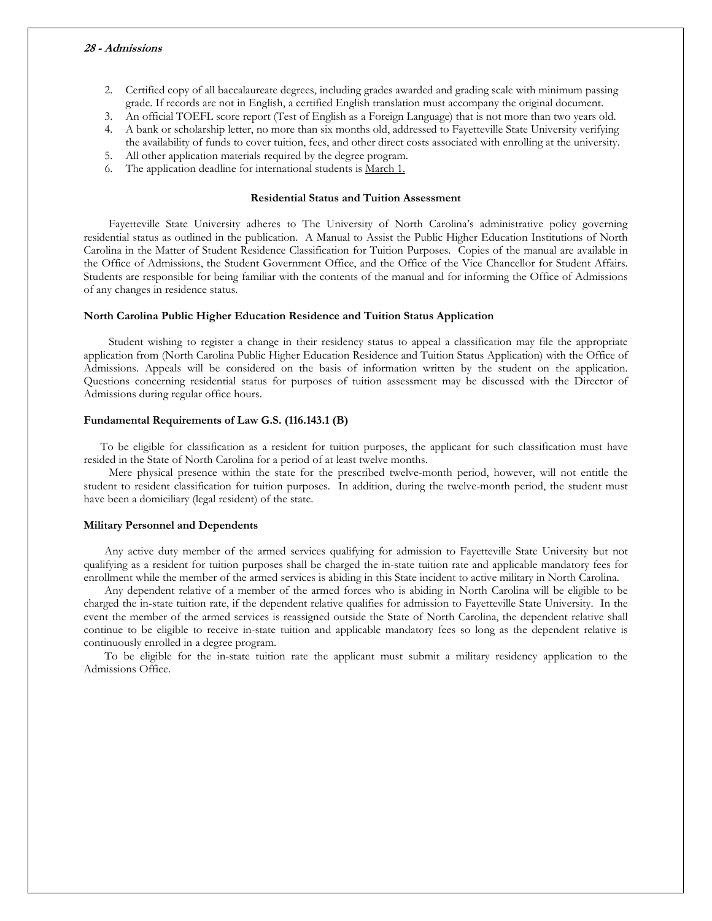2. Certified copy of all baccalaureate degrees, including grades awarded and grading scale with minimum passing grade. If records are not in English, a certified English translation must accompany the original document.
3. An official TOEFL score report (Test of English as a Foreign Language) that is not more than two years old.
4. A bank or scholarship letter, no more than six months old, addressed to Fayetteville State University verifying the availability of funds to cover tuition, fees, and other direct costs associated with enrolling at the university.
5. All other application materials required by the degree program.
6. The application deadline for international students is March 1.

## Residential Status and Tuition Assessment

Fayetteville State University adheres to The University of North Carolina's administrative policy governing residential status as outlined in the publication. A Manual to Assist the Public Higher Education Institutions of North Carolina in the Matter of Student Residence Classification for Tuition Purposes. Copies of the manual are available in the Office of Admissions, the Student Government Office, and the Office of the Vice Chancellor for Student Affairs. Students are responsible for being familiar with the contents of the manual and for informing the Office of Admissions of any changes in residence status.

### North Carolina Public Higher Education Residence and Tuition Status Application

Student wishing to register a change in their residency status to appeal a classification may file the appropriate application from (North Carolina Public Higher Education Residence and Tuition Status Application) with the Office of Admissions. Appeals will be considered on the basis of information written by the student on the application. Questions concerning residential status for purposes of tuition assessment may be discussed with the Director of Admissions during regular office hours.

### Fundamental Requirements of Law G.S. (116.143.1 (B)

To be eligible for classification as a resident for tuition purposes, the applicant for such classification must have resided in the State of North Carolina for a period of at least twelve months.

Mere physical presence within the state for the prescribed twelve-month period, however, will not entitle the student to resident classification for tuition purposes. In addition, during the twelve-month period, the student must have been a domiciliary (legal resident) of the state.

### Military Personnel and Dependents

Any active duty member of the armed services qualifying for admission to Fayetteville State University but not qualifying as a resident for tuition purposes shall be charged the in-state tuition rate and applicable mandatory fees for enrollment while the member of the armed services is abiding in this State incident to active military in North Carolina.

Any dependent relative of a member of the armed forces who is abiding in North Carolina will be eligible to be charged the in-state tuition rate, if the dependent relative qualifies for admission to Fayetteville State University. In the event the member of the armed services is reassigned outside the State of North Carolina, the dependent relative shall continue to be eligible to receive in-state tuition and applicable mandatory fees so long as the dependent relative is continuously enrolled in a degree program.

To be eligible for the in-state tuition rate the applicant must submit a military residency application to the Admissions Office.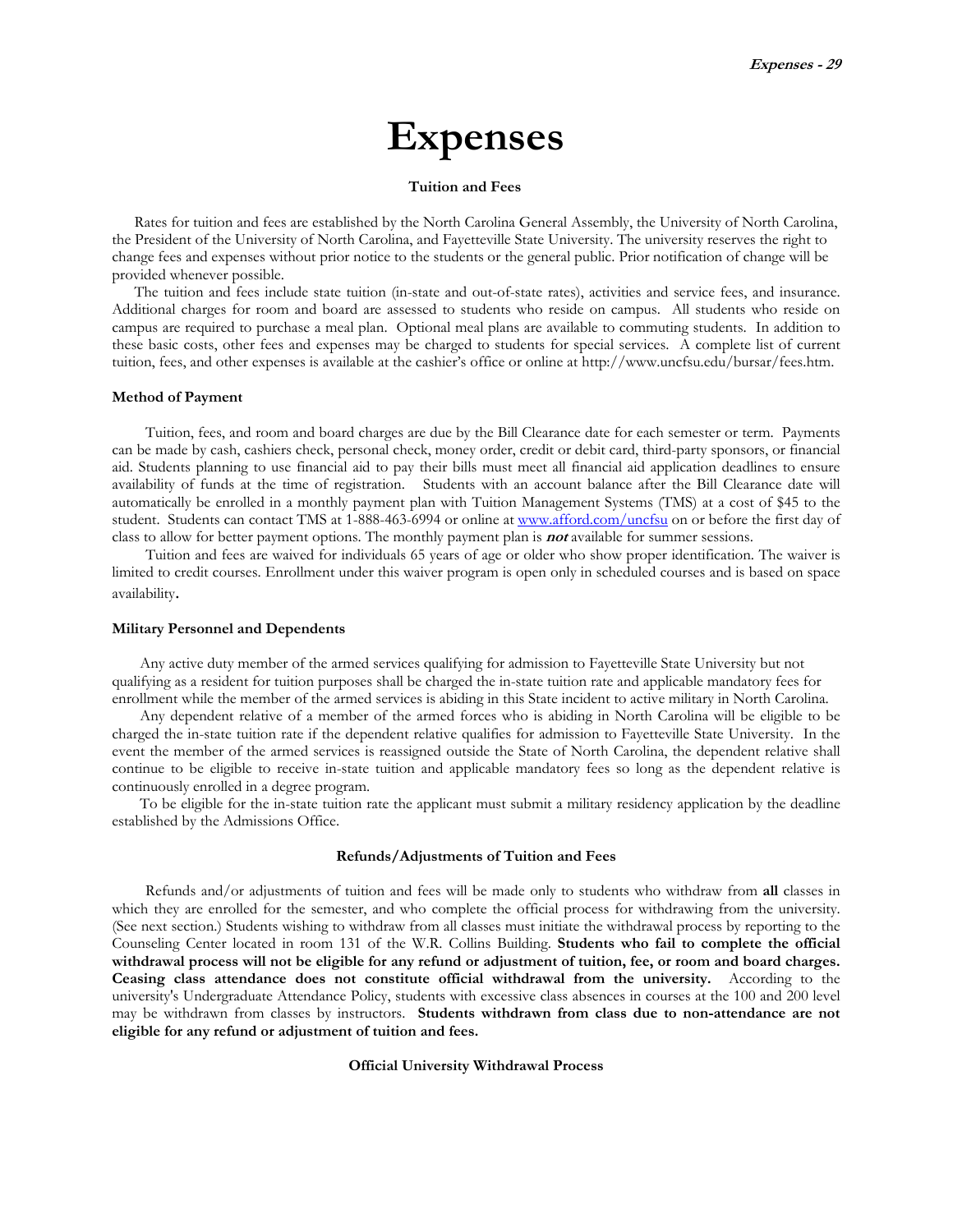# Expenses

### Tuition and Fees

Rates for tuition and fees are established by the North Carolina General Assembly, the University of North Carolina, the President of the University of North Carolina, and Fayetteville State University. The university reserves the right to change fees and expenses without prior notice to the students or the general public. Prior notification of change will be provided whenever possible.

The tuition and fees include state tuition (in-state and out-of-state rates), activities and service fees, and insurance. Additional charges for room and board are assessed to students who reside on campus. All students who reside on campus are required to purchase a meal plan. Optional meal plans are available to commuting students. In addition to these basic costs, other fees and expenses may be charged to students for special services. A complete list of current tuition, fees, and other expenses is available at the cashier's office or online at http://www.uncfsu.edu/bursar/fees.htm.

#### Method of Payment

Tuition, fees, and room and board charges are due by the Bill Clearance date for each semester or term. Payments can be made by cash, cashiers check, personal check, money order, credit or debit card, third-party sponsors, or financial aid. Students planning to use financial aid to pay their bills must meet all financial aid application deadlines to ensure availability of funds at the time of registration. Students with an account balance after the Bill Clearance date will automatically be enrolled in a monthly payment plan with Tuition Management Systems (TMS) at a cost of $45 to the student. Students can contact TMS at 1-888-463-6994 or online at www.afford.com/uncfsu on or before the first day of class to allow for better payment options. The monthly payment plan is ***not*** available for summer sessions.

Tuition and fees are waived for individuals 65 years of age or older who show proper identification. The waiver is limited to credit courses. Enrollment under this waiver program is open only in scheduled courses and is based on space availability.

#### Military Personnel and Dependents

Any active duty member of the armed services qualifying for admission to Fayetteville State University but not qualifying as a resident for tuition purposes shall be charged the in-state tuition rate and applicable mandatory fees for enrollment while the member of the armed services is abiding in this State incident to active military in North Carolina.

Any dependent relative of a member of the armed forces who is abiding in North Carolina will be eligible to be charged the in-state tuition rate if the dependent relative qualifies for admission to Fayetteville State University. In the event the member of the armed services is reassigned outside the State of North Carolina, the dependent relative shall continue to be eligible to receive in-state tuition and applicable mandatory fees so long as the dependent relative is continuously enrolled in a degree program.

To be eligible for the in-state tuition rate the applicant must submit a military residency application by the deadline established by the Admissions Office.

### Refunds/Adjustments of Tuition and Fees

Refunds and/or adjustments of tuition and fees will be made only to students who withdraw from **all** classes in which they are enrolled for the semester, and who complete the official process for withdrawing from the university. (See next section.) Students wishing to withdraw from all classes must initiate the withdrawal process by reporting to the Counseling Center located in room 131 of the W.R. Collins Building. **Students who fail to complete the official withdrawal process will not be eligible for any refund or adjustment of tuition, fee, or room and board charges. Ceasing class attendance does not constitute official withdrawal from the university.** According to the university's Undergraduate Attendance Policy, students with excessive class absences in courses at the 100 and 200 level may be withdrawn from classes by instructors. **Students withdrawn from class due to non-attendance are not eligible for any refund or adjustment of tuition and fees.**

### Official University Withdrawal Process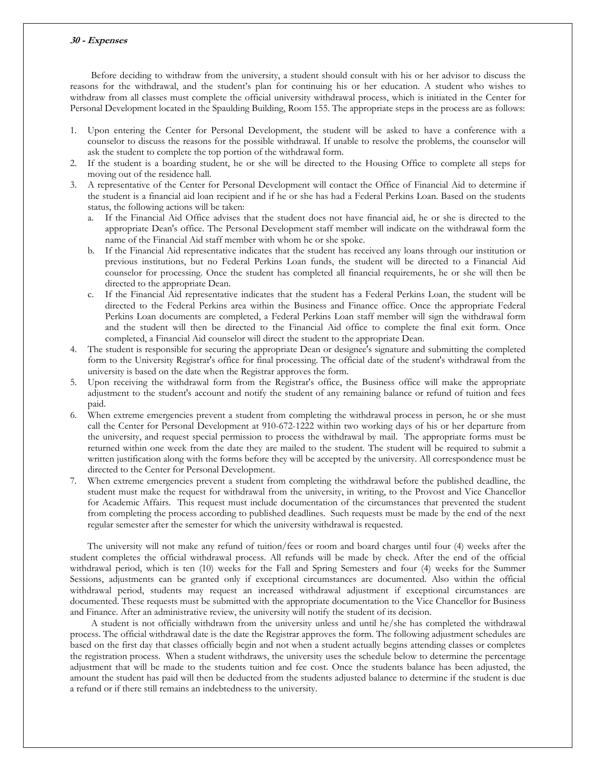Before deciding to withdraw from the university, a student should consult with his or her advisor to discuss the reasons for the withdrawal, and the student's plan for continuing his or her education. A student who wishes to withdraw from all classes must complete the official university withdrawal process, which is initiated in the Center for Personal Development located in the Spaulding Building, Room 155. The appropriate steps in the process are as follows:

1. Upon entering the Center for Personal Development, the student will be asked to have a conference with a counselor to discuss the reasons for the possible withdrawal. If unable to resolve the problems, the counselor will ask the student to complete the top portion of the withdrawal form.
2. If the student is a boarding student, he or she will be directed to the Housing Office to complete all steps for moving out of the residence hall.
3. A representative of the Center for Personal Development will contact the Office of Financial Aid to determine if the student is a financial aid loan recipient and if he or she has had a Federal Perkins Loan. Based on the students status, the following actions will be taken:
   a. If the Financial Aid Office advises that the student does not have financial aid, he or she is directed to the appropriate Dean's office. The Personal Development staff member will indicate on the withdrawal form the name of the Financial Aid staff member with whom he or she spoke.
   b. If the Financial Aid representative indicates that the student has received any loans through our institution or previous institutions, but no Federal Perkins Loan funds, the student will be directed to a Financial Aid counselor for processing. Once the student has completed all financial requirements, he or she will then be directed to the appropriate Dean.
   c. If the Financial Aid representative indicates that the student has a Federal Perkins Loan, the student will be directed to the Federal Perkins area within the Business and Finance office. Once the appropriate Federal Perkins Loan documents are completed, a Federal Perkins Loan staff member will sign the withdrawal form and the student will then be directed to the Financial Aid office to complete the final exit form. Once completed, a Financial Aid counselor will direct the student to the appropriate Dean.
4. The student is responsible for securing the appropriate Dean or designee's signature and submitting the completed form to the University Registrar's office for final processing. The official date of the student's withdrawal from the university is based on the date when the Registrar approves the form.
5. Upon receiving the withdrawal form from the Registrar's office, the Business office will make the appropriate adjustment to the student's account and notify the student of any remaining balance or refund of tuition and fees paid.
6. When extreme emergencies prevent a student from completing the withdrawal process in person, he or she must call the Center for Personal Development at 910-672-1222 within two working days of his or her departure from the university, and request special permission to process the withdrawal by mail. The appropriate forms must be returned within one week from the date they are mailed to the student. The student will be required to submit a written justification along with the forms before they will be accepted by the university. All correspondence must be directed to the Center for Personal Development.
7. When extreme emergencies prevent a student from completing the withdrawal before the published deadline, the student must make the request for withdrawal from the university, in writing, to the Provost and Vice Chancellor for Academic Affairs. This request must include documentation of the circumstances that prevented the student from completing the process according to published deadlines. Such requests must be made by the end of the next regular semester after the semester for which the university withdrawal is requested.

The university will not make any refund of tuition/fees or room and board charges until four (4) weeks after the student completes the official withdrawal process. All refunds will be made by check. After the end of the official withdrawal period, which is ten (10) weeks for the Fall and Spring Semesters and four (4) weeks for the Summer Sessions, adjustments can be granted only if exceptional circumstances are documented. Also within the official withdrawal period, students may request an increased withdrawal adjustment if exceptional circumstances are documented. These requests must be submitted with the appropriate documentation to the Vice Chancellor for Business and Finance. After an administrative review, the university will notify the student of its decision.

A student is not officially withdrawn from the university unless and until he/she has completed the withdrawal process. The official withdrawal date is the date the Registrar approves the form. The following adjustment schedules are based on the first day that classes officially begin and not when a student actually begins attending classes or completes the registration process. When a student withdraws, the university uses the schedule below to determine the percentage adjustment that will be made to the students tuition and fee cost. Once the students balance has been adjusted, the amount the student has paid will then be deducted from the students adjusted balance to determine if the student is due a refund or if there still remains an indebtedness to the university.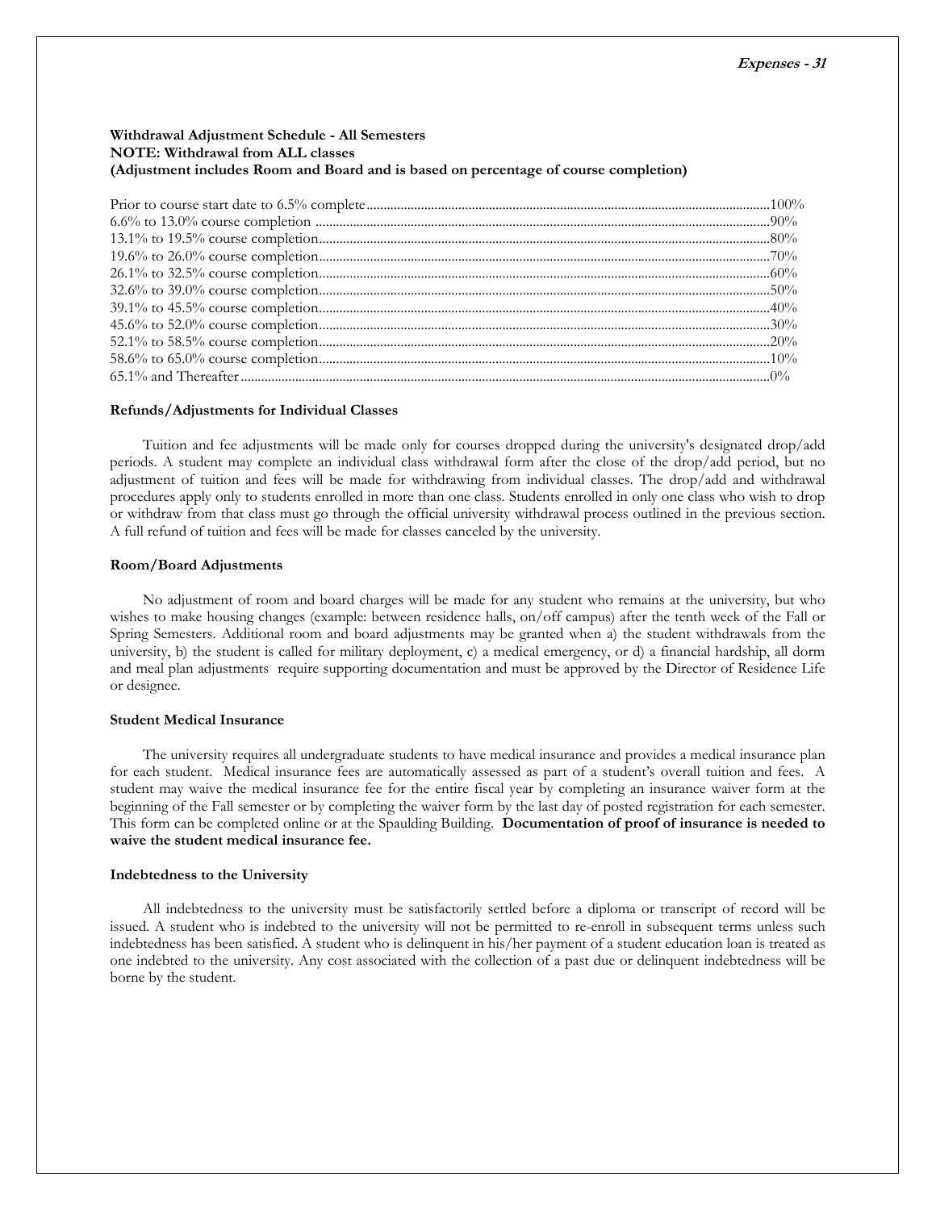**Withdrawal Adjustment Schedule - All Semesters**
**NOTE: Withdrawal from ALL classes**
**(Adjustment includes Room and Board and is based on percentage of course completion)**

| | |
|---|---|
| Prior to course start date to 6.5% complete | 100% |
| 6.6% to 13.0% course completion | 90% |
| 13.1% to 19.5% course completion | 80% |
| 19.6% to 26.0% course completion | 70% |
| 26.1% to 32.5% course completion | 60% |
| 32.6% to 39.0% course completion | 50% |
| 39.1% to 45.5% course completion | 40% |
| 45.6% to 52.0% course completion | 30% |
| 52.1% to 58.5% course completion | 20% |
| 58.6% to 65.0% course completion | 10% |
| 65.1% and Thereafter | 0% |

**Refunds/Adjustments for Individual Classes**

Tuition and fee adjustments will be made only for courses dropped during the university's designated drop/add periods. A student may complete an individual class withdrawal form after the close of the drop/add period, but no adjustment of tuition and fees will be made for withdrawing from individual classes. The drop/add and withdrawal procedures apply only to students enrolled in more than one class. Students enrolled in only one class who wish to drop or withdraw from that class must go through the official university withdrawal process outlined in the previous section. A full refund of tuition and fees will be made for classes canceled by the university.

**Room/Board Adjustments**

No adjustment of room and board charges will be made for any student who remains at the university, but who wishes to make housing changes (example: between residence halls, on/off campus) after the tenth week of the Fall or Spring Semesters. Additional room and board adjustments may be granted when a) the student withdrawals from the university, b) the student is called for military deployment, c) a medical emergency, or d) a financial hardship, all dorm and meal plan adjustments require supporting documentation and must be approved by the Director of Residence Life or designee.

**Student Medical Insurance**

The university requires all undergraduate students to have medical insurance and provides a medical insurance plan for each student. Medical insurance fees are automatically assessed as part of a student's overall tuition and fees. A student may waive the medical insurance fee for the entire fiscal year by completing an insurance waiver form at the beginning of the Fall semester or by completing the waiver form by the last day of posted registration for each semester. This form can be completed online or at the Spaulding Building. **Documentation of proof of insurance is needed to waive the student medical insurance fee.**

**Indebtedness to the University**

All indebtedness to the university must be satisfactorily settled before a diploma or transcript of record will be issued. A student who is indebted to the university will not be permitted to re-enroll in subsequent terms unless such indebtedness has been satisfied. A student who is delinquent in his/her payment of a student education loan is treated as one indebted to the university. Any cost associated with the collection of a past due or delinquent indebtedness will be borne by the student.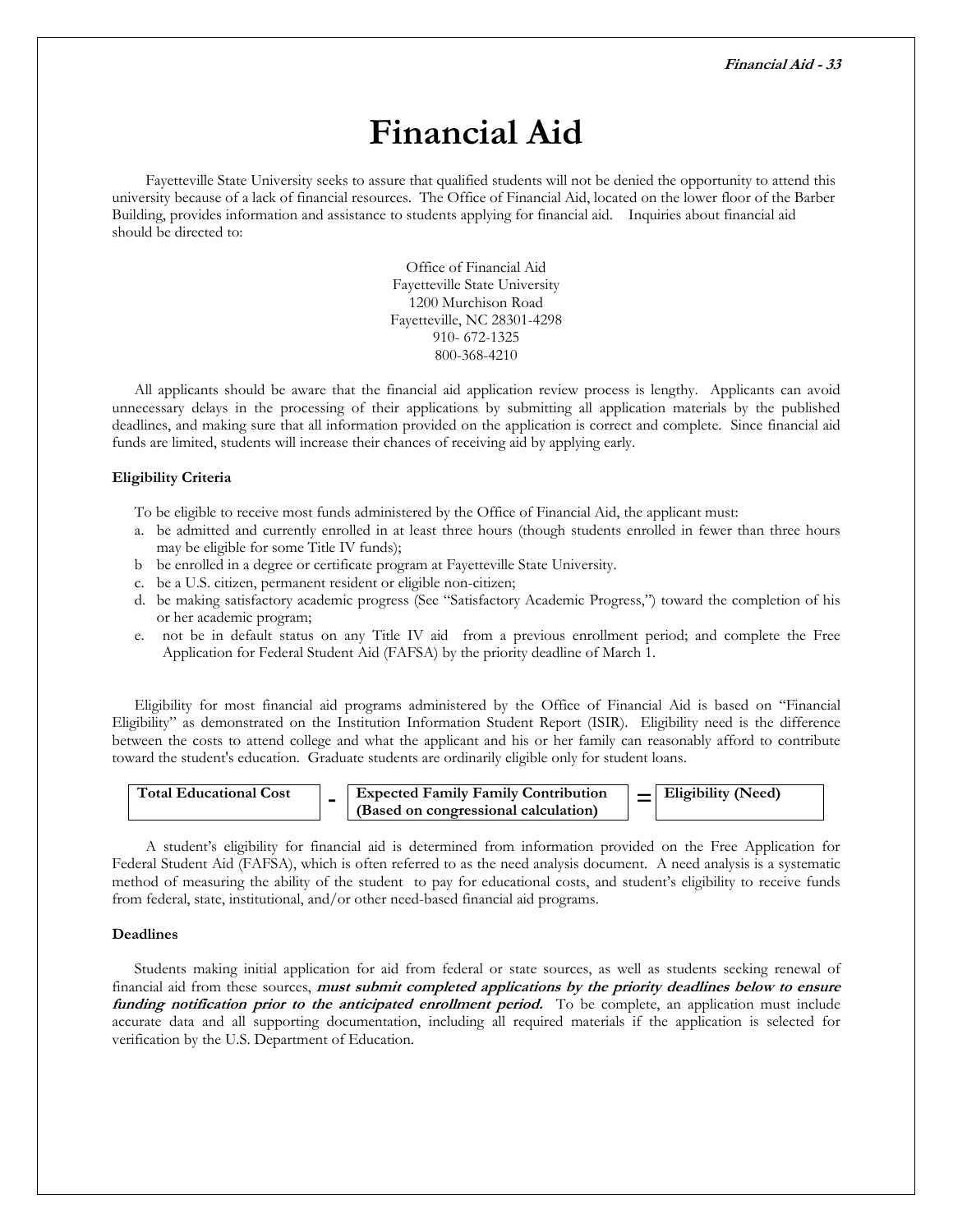# Financial Aid

Fayetteville State University seeks to assure that qualified students will not be denied the opportunity to attend this university because of a lack of financial resources. The Office of Financial Aid, located on the lower floor of the Barber Building, provides information and assistance to students applying for financial aid. Inquiries about financial aid should be directed to:

Office of Financial Aid
Fayetteville State University
1200 Murchison Road
Fayetteville, NC 28301-4298
910- 672-1325
800-368-4210

All applicants should be aware that the financial aid application review process is lengthy. Applicants can avoid unnecessary delays in the processing of their applications by submitting all application materials by the published deadlines, and making sure that all information provided on the application is correct and complete. Since financial aid funds are limited, students will increase their chances of receiving aid by applying early.

**Eligibility Criteria**

To be eligible to receive most funds administered by the Office of Financial Aid, the applicant must:

a. be admitted and currently enrolled in at least three hours (though students enrolled in fewer than three hours may be eligible for some Title IV funds);
b be enrolled in a degree or certificate program at Fayetteville State University.
c. be a U.S. citizen, permanent resident or eligible non-citizen;
d. be making satisfactory academic progress (See "Satisfactory Academic Progress,") toward the completion of his or her academic program;
e. not be in default status on any Title IV aid from a previous enrollment period; and complete the Free Application for Federal Student Aid (FAFSA) by the priority deadline of March 1.

Eligibility for most financial aid programs administered by the Office of Financial Aid is based on "Financial Eligibility" as demonstrated on the Institution Information Student Report (ISIR). Eligibility need is the difference between the costs to attend college and what the applicant and his or her family can reasonably afford to contribute toward the student's education. Graduate students are ordinarily eligible only for student loans.

| **Total Educational Cost** | - | **Expected Family Family Contribution (Based on congressional calculation)** | = | **Eligibility (Need)** |
|---|---|---|---|---|

A student's eligibility for financial aid is determined from information provided on the Free Application for Federal Student Aid (FAFSA), which is often referred to as the need analysis document. A need analysis is a systematic method of measuring the ability of the student to pay for educational costs, and student's eligibility to receive funds from federal, state, institutional, and/or other need-based financial aid programs.

**Deadlines**

Students making initial application for aid from federal or state sources, as well as students seeking renewal of financial aid from these sources, ***must submit completed applications by the priority deadlines below to ensure funding notification prior to the anticipated enrollment period.*** To be complete, an application must include accurate data and all supporting documentation, including all required materials if the application is selected for verification by the U.S. Department of Education.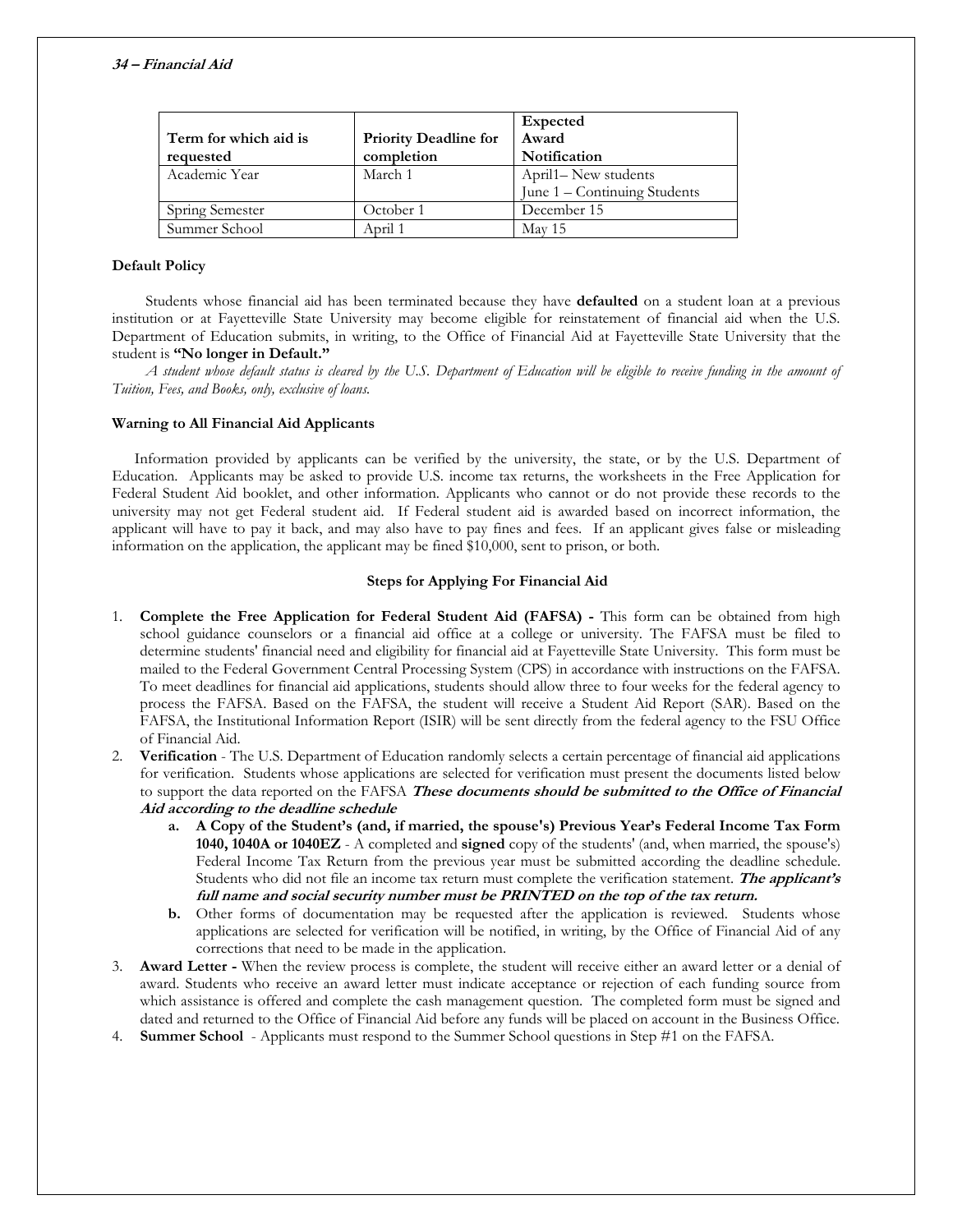| Term for which aid is requested | Priority Deadline for completion | Expected Award Notification |
| --- | --- | --- |
| Academic Year | March 1 | April1– New students<br>June 1 – Continuing Students |
| Spring Semester | October 1 | December 15 |
| Summer School | April 1 | May 15 |

**Default Policy**

Students whose financial aid has been terminated because they have **defaulted** on a student loan at a previous institution or at Fayetteville State University may become eligible for reinstatement of financial aid when the U.S. Department of Education submits, in writing, to the Office of Financial Aid at Fayetteville State University that the student is **"No longer in Default."**

*A student whose default status is cleared by the U.S. Department of Education will be eligible to receive funding in the amount of Tuition, Fees, and Books, only, exclusive of loans.*

**Warning to All Financial Aid Applicants**

Information provided by applicants can be verified by the university, the state, or by the U.S. Department of Education. Applicants may be asked to provide U.S. income tax returns, the worksheets in the Free Application for Federal Student Aid booklet, and other information. Applicants who cannot or do not provide these records to the university may not get Federal student aid. If Federal student aid is awarded based on incorrect information, the applicant will have to pay it back, and may also have to pay fines and fees. If an applicant gives false or misleading information on the application, the applicant may be fined $10,000, sent to prison, or both.

**Steps for Applying For Financial Aid**

1. **Complete the Free Application for Federal Student Aid (FAFSA) -** This form can be obtained from high school guidance counselors or a financial aid office at a college or university. The FAFSA must be filed to determine students' financial need and eligibility for financial aid at Fayetteville State University. This form must be mailed to the Federal Government Central Processing System (CPS) in accordance with instructions on the FAFSA. To meet deadlines for financial aid applications, students should allow three to four weeks for the federal agency to process the FAFSA. Based on the FAFSA, the student will receive a Student Aid Report (SAR). Based on the FAFSA, the Institutional Information Report (ISIR) will be sent directly from the federal agency to the FSU Office of Financial Aid.
2. **Verification** - The U.S. Department of Education randomly selects a certain percentage of financial aid applications for verification. Students whose applications are selected for verification must present the documents listed below to support the data reported on the FAFSA ***These documents should be submitted to the Office of Financial Aid according to the deadline schedule***
   a. **A Copy of the Student's (and, if married, the spouse's) Previous Year's Federal Income Tax Form 1040, 1040A or 1040EZ** - A completed and **signed** copy of the students' (and, when married, the spouse's) Federal Income Tax Return from the previous year must be submitted according the deadline schedule. Students who did not file an income tax return must complete the verification statement. ***The applicant's full name and social security number must be PRINTED on the top of the tax return.***
   b. Other forms of documentation may be requested after the application is reviewed. Students whose applications are selected for verification will be notified, in writing, by the Office of Financial Aid of any corrections that need to be made in the application.
3. **Award Letter -** When the review process is complete, the student will receive either an award letter or a denial of award. Students who receive an award letter must indicate acceptance or rejection of each funding source from which assistance is offered and complete the cash management question. The completed form must be signed and dated and returned to the Office of Financial Aid before any funds will be placed on account in the Business Office.
4. **Summer School** - Applicants must respond to the Summer School questions in Step #1 on the FAFSA.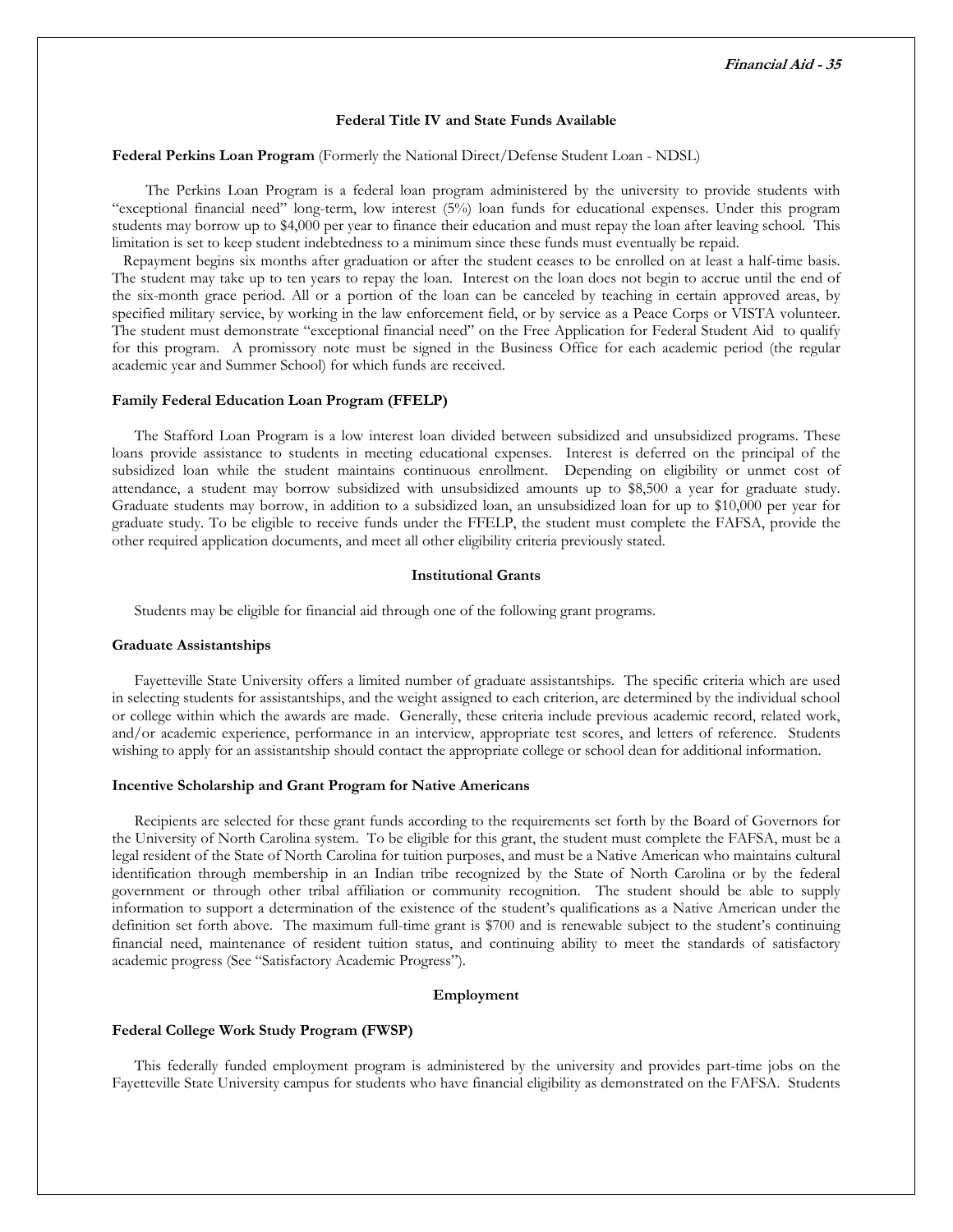## Federal Title IV and State Funds Available

**Federal Perkins Loan Program** (Formerly the National Direct/Defense Student Loan - NDSL)

The Perkins Loan Program is a federal loan program administered by the university to provide students with "exceptional financial need" long-term, low interest (5%) loan funds for educational expenses. Under this program students may borrow up to $4,000 per year to finance their education and must repay the loan after leaving school. This limitation is set to keep student indebtedness to a minimum since these funds must eventually be repaid.

Repayment begins six months after graduation or after the student ceases to be enrolled on at least a half-time basis. The student may take up to ten years to repay the loan. Interest on the loan does not begin to accrue until the end of the six-month grace period. All or a portion of the loan can be canceled by teaching in certain approved areas, by specified military service, by working in the law enforcement field, or by service as a Peace Corps or VISTA volunteer. The student must demonstrate "exceptional financial need" on the Free Application for Federal Student Aid to qualify for this program. A promissory note must be signed in the Business Office for each academic period (the regular academic year and Summer School) for which funds are received.

**Family Federal Education Loan Program (FFELP)**

The Stafford Loan Program is a low interest loan divided between subsidized and unsubsidized programs. These loans provide assistance to students in meeting educational expenses. Interest is deferred on the principal of the subsidized loan while the student maintains continuous enrollment. Depending on eligibility or unmet cost of attendance, a student may borrow subsidized with unsubsidized amounts up to $8,500 a year for graduate study. Graduate students may borrow, in addition to a subsidized loan, an unsubsidized loan for up to $10,000 per year for graduate study. To be eligible to receive funds under the FFELP, the student must complete the FAFSA, provide the other required application documents, and meet all other eligibility criteria previously stated.

## Institutional Grants

Students may be eligible for financial aid through one of the following grant programs.

**Graduate Assistantships**

Fayetteville State University offers a limited number of graduate assistantships. The specific criteria which are used in selecting students for assistantships, and the weight assigned to each criterion, are determined by the individual school or college within which the awards are made. Generally, these criteria include previous academic record, related work, and/or academic experience, performance in an interview, appropriate test scores, and letters of reference. Students wishing to apply for an assistantship should contact the appropriate college or school dean for additional information.

**Incentive Scholarship and Grant Program for Native Americans**

Recipients are selected for these grant funds according to the requirements set forth by the Board of Governors for the University of North Carolina system. To be eligible for this grant, the student must complete the FAFSA, must be a legal resident of the State of North Carolina for tuition purposes, and must be a Native American who maintains cultural identification through membership in an Indian tribe recognized by the State of North Carolina or by the federal government or through other tribal affiliation or community recognition. The student should be able to supply information to support a determination of the existence of the student's qualifications as a Native American under the definition set forth above. The maximum full-time grant is $700 and is renewable subject to the student's continuing financial need, maintenance of resident tuition status, and continuing ability to meet the standards of satisfactory academic progress (See "Satisfactory Academic Progress").

## Employment

**Federal College Work Study Program (FWSP)**

This federally funded employment program is administered by the university and provides part-time jobs on the Fayetteville State University campus for students who have financial eligibility as demonstrated on the FAFSA. Students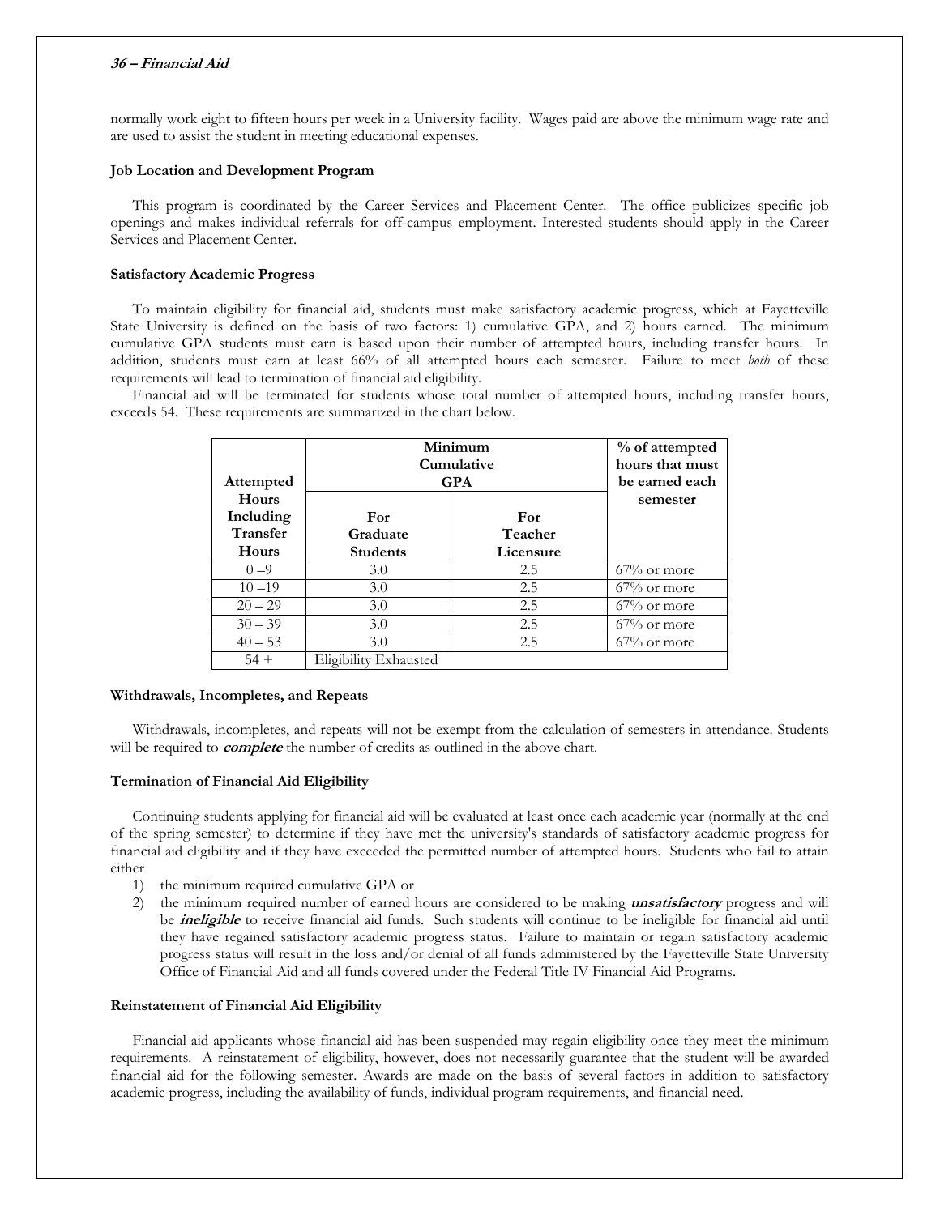normally work eight to fifteen hours per week in a University facility. Wages paid are above the minimum wage rate and are used to assist the student in meeting educational expenses.

**Job Location and Development Program**

This program is coordinated by the Career Services and Placement Center. The office publicizes specific job openings and makes individual referrals for off-campus employment. Interested students should apply in the Career Services and Placement Center.

**Satisfactory Academic Progress**

To maintain eligibility for financial aid, students must make satisfactory academic progress, which at Fayetteville State University is defined on the basis of two factors: 1) cumulative GPA, and 2) hours earned. The minimum cumulative GPA students must earn is based upon their number of attempted hours, including transfer hours. In addition, students must earn at least 66% of all attempted hours each semester. Failure to meet *both* of these requirements will lead to termination of financial aid eligibility.

Financial aid will be terminated for students whose total number of attempted hours, including transfer hours, exceeds 54. These requirements are summarized in the chart below.

| Attempted Hours Including Transfer Hours | Minimum Cumulative GPA | | % of attempted hours that must be earned each semester |
|---|---|---|---|
| | For Graduate Students | For Teacher Licensure | |
| 0 –9 | 3.0 | 2.5 | 67% or more |
| 10 –19 | 3.0 | 2.5 | 67% or more |
| 20 – 29 | 3.0 | 2.5 | 67% or more |
| 30 – 39 | 3.0 | 2.5 | 67% or more |
| 40 – 53 | 3.0 | 2.5 | 67% or more |
| 54 + | Eligibility Exhausted | | |

**Withdrawals, Incompletes, and Repeats**

Withdrawals, incompletes, and repeats will not be exempt from the calculation of semesters in attendance. Students will be required to ***complete*** the number of credits as outlined in the above chart.

**Termination of Financial Aid Eligibility**

Continuing students applying for financial aid will be evaluated at least once each academic year (normally at the end of the spring semester) to determine if they have met the university's standards of satisfactory academic progress for financial aid eligibility and if they have exceeded the permitted number of attempted hours. Students who fail to attain either

1) the minimum required cumulative GPA or
2) the minimum required number of earned hours are considered to be making ***unsatisfactory*** progress and will be ***ineligible*** to receive financial aid funds. Such students will continue to be ineligible for financial aid until they have regained satisfactory academic progress status. Failure to maintain or regain satisfactory academic progress status will result in the loss and/or denial of all funds administered by the Fayetteville State University Office of Financial Aid and all funds covered under the Federal Title IV Financial Aid Programs.

**Reinstatement of Financial Aid Eligibility**

Financial aid applicants whose financial aid has been suspended may regain eligibility once they meet the minimum requirements. A reinstatement of eligibility, however, does not necessarily guarantee that the student will be awarded financial aid for the following semester. Awards are made on the basis of several factors in addition to satisfactory academic progress, including the availability of funds, individual program requirements, and financial need.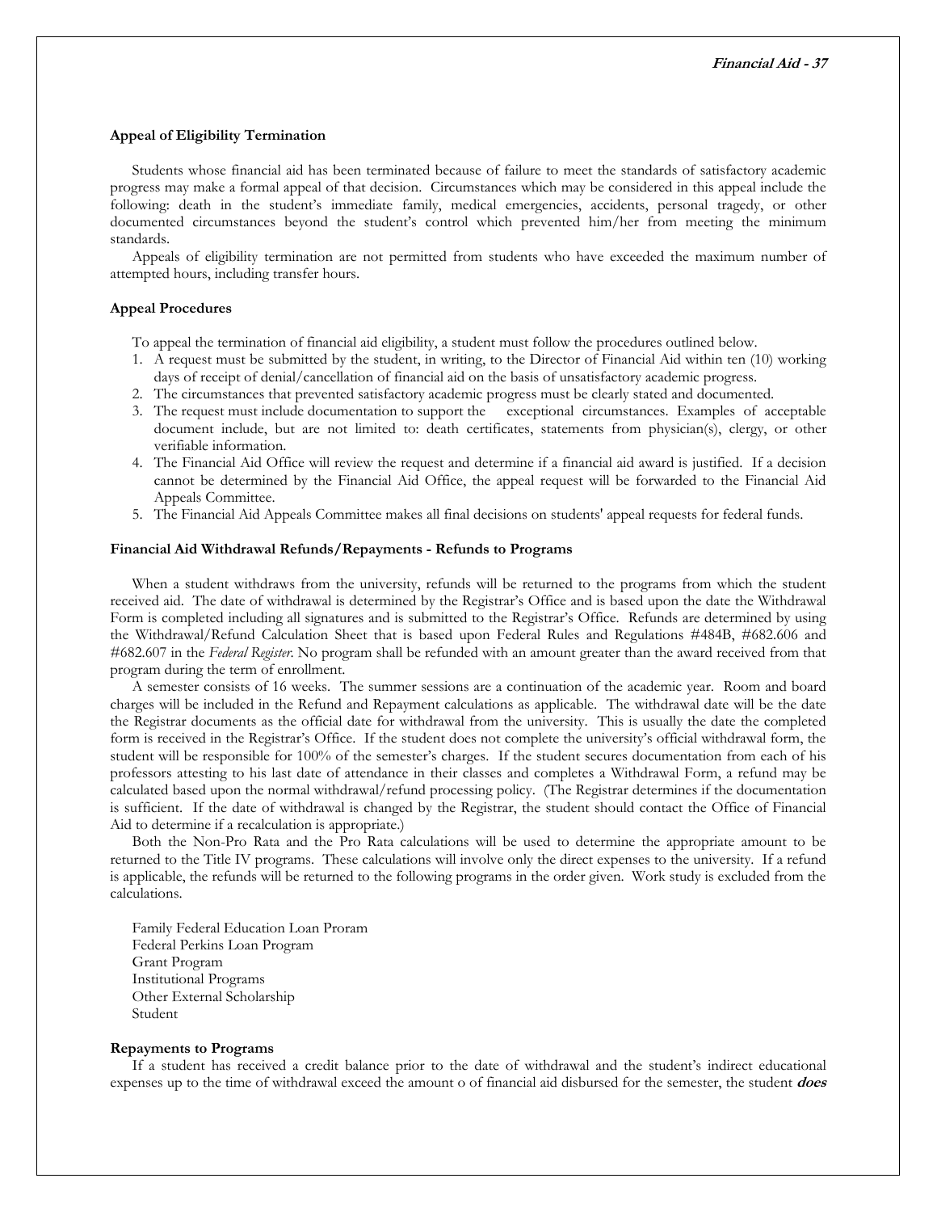### Appeal of Eligibility Termination

Students whose financial aid has been terminated because of failure to meet the standards of satisfactory academic progress may make a formal appeal of that decision. Circumstances which may be considered in this appeal include the following: death in the student's immediate family, medical emergencies, accidents, personal tragedy, or other documented circumstances beyond the student's control which prevented him/her from meeting the minimum standards.

Appeals of eligibility termination are not permitted from students who have exceeded the maximum number of attempted hours, including transfer hours.

### Appeal Procedures

To appeal the termination of financial aid eligibility, a student must follow the procedures outlined below.

1. A request must be submitted by the student, in writing, to the Director of Financial Aid within ten (10) working days of receipt of denial/cancellation of financial aid on the basis of unsatisfactory academic progress.
2. The circumstances that prevented satisfactory academic progress must be clearly stated and documented.
3. The request must include documentation to support the exceptional circumstances. Examples of acceptable document include, but are not limited to: death certificates, statements from physician(s), clergy, or other verifiable information.
4. The Financial Aid Office will review the request and determine if a financial aid award is justified. If a decision cannot be determined by the Financial Aid Office, the appeal request will be forwarded to the Financial Aid Appeals Committee.
5. The Financial Aid Appeals Committee makes all final decisions on students' appeal requests for federal funds.

### Financial Aid Withdrawal Refunds/Repayments - Refunds to Programs

When a student withdraws from the university, refunds will be returned to the programs from which the student received aid. The date of withdrawal is determined by the Registrar's Office and is based upon the date the Withdrawal Form is completed including all signatures and is submitted to the Registrar's Office. Refunds are determined by using the Withdrawal/Refund Calculation Sheet that is based upon Federal Rules and Regulations #484B, #682.606 and #682.607 in the *Federal Register*. No program shall be refunded with an amount greater than the award received from that program during the term of enrollment.

A semester consists of 16 weeks. The summer sessions are a continuation of the academic year. Room and board charges will be included in the Refund and Repayment calculations as applicable. The withdrawal date will be the date the Registrar documents as the official date for withdrawal from the university. This is usually the date the completed form is received in the Registrar's Office. If the student does not complete the university's official withdrawal form, the student will be responsible for 100% of the semester's charges. If the student secures documentation from each of his professors attesting to his last date of attendance in their classes and completes a Withdrawal Form, a refund may be calculated based upon the normal withdrawal/refund processing policy. (The Registrar determines if the documentation is sufficient. If the date of withdrawal is changed by the Registrar, the student should contact the Office of Financial Aid to determine if a recalculation is appropriate.)

Both the Non-Pro Rata and the Pro Rata calculations will be used to determine the appropriate amount to be returned to the Title IV programs. These calculations will involve only the direct expenses to the university. If a refund is applicable, the refunds will be returned to the following programs in the order given. Work study is excluded from the calculations.

Family Federal Education Loan Proram
Federal Perkins Loan Program
Grant Program
Institutional Programs
Other External Scholarship
Student

### Repayments to Programs

If a student has received a credit balance prior to the date of withdrawal and the student's indirect educational expenses up to the time of withdrawal exceed the amount o of financial aid disbursed for the semester, the student ***does***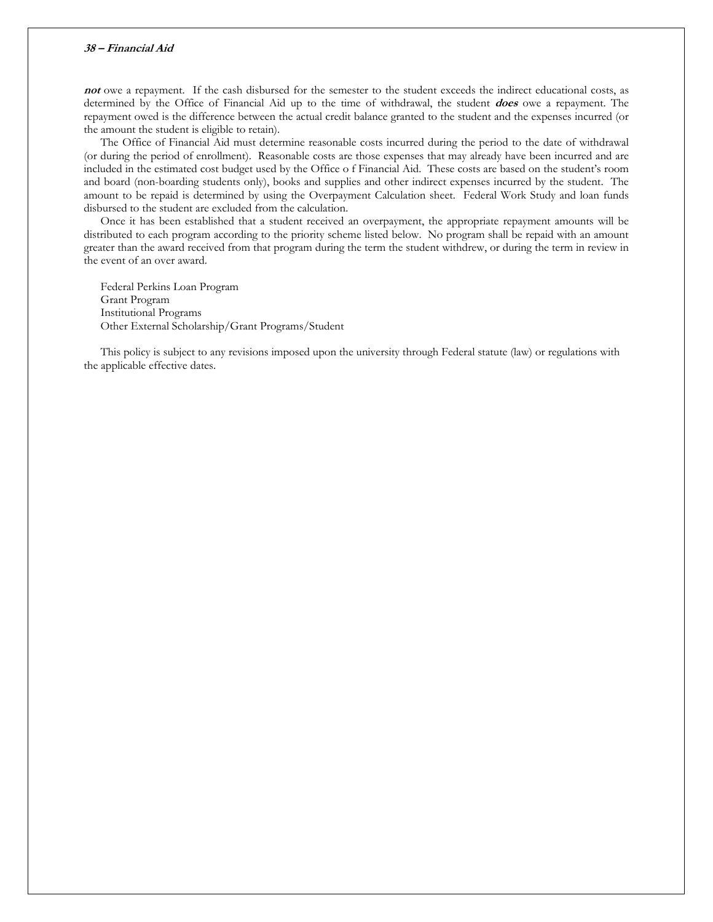***not*** owe a repayment. If the cash disbursed for the semester to the student exceeds the indirect educational costs, as determined by the Office of Financial Aid up to the time of withdrawal, the student ***does*** owe a repayment. The repayment owed is the difference between the actual credit balance granted to the student and the expenses incurred (or the amount the student is eligible to retain).

The Office of Financial Aid must determine reasonable costs incurred during the period to the date of withdrawal (or during the period of enrollment). Reasonable costs are those expenses that may already have been incurred and are included in the estimated cost budget used by the Office o f Financial Aid. These costs are based on the student's room and board (non-boarding students only), books and supplies and other indirect expenses incurred by the student. The amount to be repaid is determined by using the Overpayment Calculation sheet. Federal Work Study and loan funds disbursed to the student are excluded from the calculation.

Once it has been established that a student received an overpayment, the appropriate repayment amounts will be distributed to each program according to the priority scheme listed below. No program shall be repaid with an amount greater than the award received from that program during the term the student withdrew, or during the term in review in the event of an over award.

Federal Perkins Loan Program
Grant Program
Institutional Programs
Other External Scholarship/Grant Programs/Student

This policy is subject to any revisions imposed upon the university through Federal statute (law) or regulations with the applicable effective dates.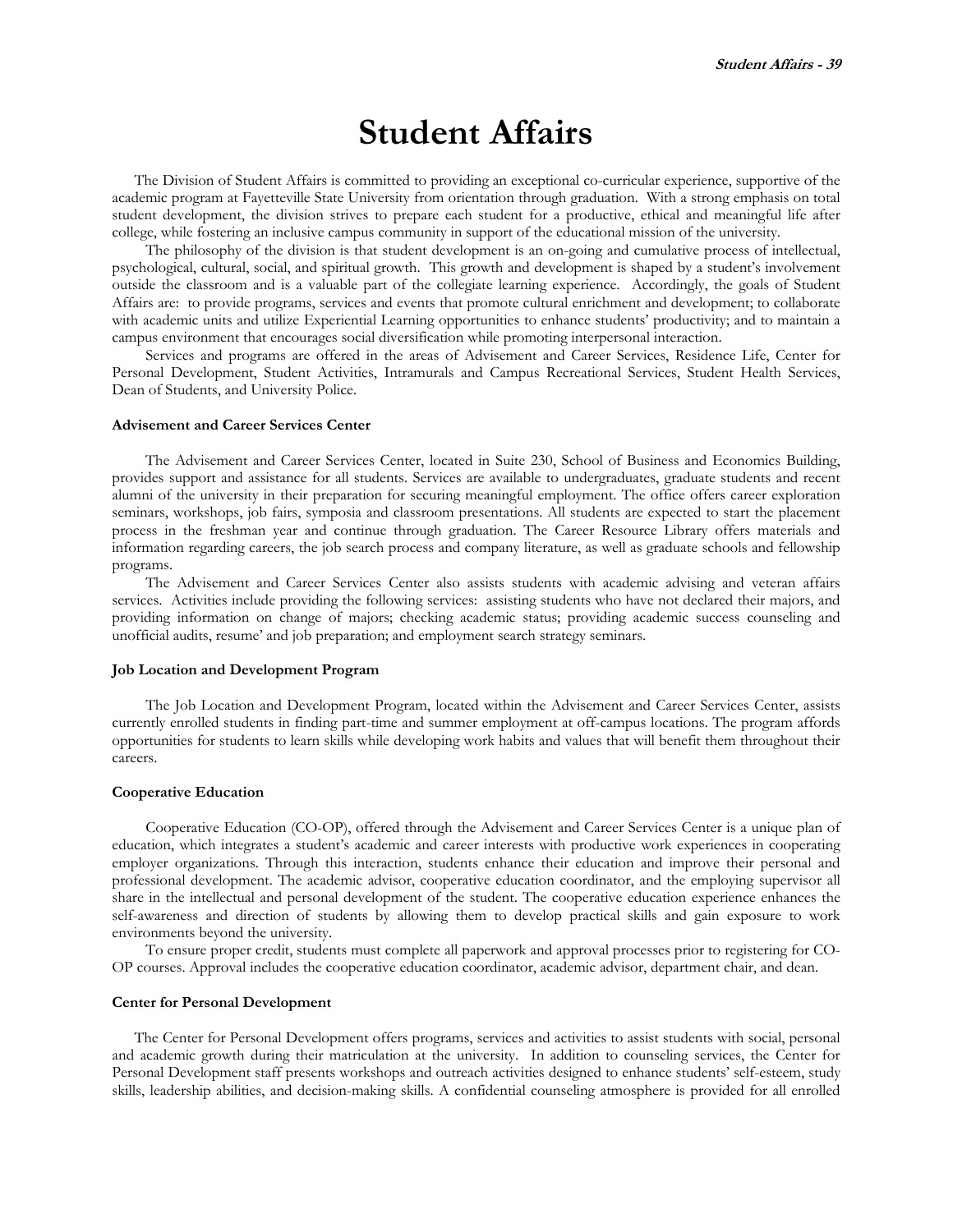# Student Affairs

The Division of Student Affairs is committed to providing an exceptional co-curricular experience, supportive of the academic program at Fayetteville State University from orientation through graduation. With a strong emphasis on total student development, the division strives to prepare each student for a productive, ethical and meaningful life after college, while fostering an inclusive campus community in support of the educational mission of the university.

The philosophy of the division is that student development is an on-going and cumulative process of intellectual, psychological, cultural, social, and spiritual growth. This growth and development is shaped by a student's involvement outside the classroom and is a valuable part of the collegiate learning experience. Accordingly, the goals of Student Affairs are: to provide programs, services and events that promote cultural enrichment and development; to collaborate with academic units and utilize Experiential Learning opportunities to enhance students' productivity; and to maintain a campus environment that encourages social diversification while promoting interpersonal interaction.

Services and programs are offered in the areas of Advisement and Career Services, Residence Life, Center for Personal Development, Student Activities, Intramurals and Campus Recreational Services, Student Health Services, Dean of Students, and University Police.

**Advisement and Career Services Center**

The Advisement and Career Services Center, located in Suite 230, School of Business and Economics Building, provides support and assistance for all students. Services are available to undergraduates, graduate students and recent alumni of the university in their preparation for securing meaningful employment. The office offers career exploration seminars, workshops, job fairs, symposia and classroom presentations. All students are expected to start the placement process in the freshman year and continue through graduation. The Career Resource Library offers materials and information regarding careers, the job search process and company literature, as well as graduate schools and fellowship programs.

The Advisement and Career Services Center also assists students with academic advising and veteran affairs services. Activities include providing the following services: assisting students who have not declared their majors, and providing information on change of majors; checking academic status; providing academic success counseling and unofficial audits, resume' and job preparation; and employment search strategy seminars.

**Job Location and Development Program**

The Job Location and Development Program, located within the Advisement and Career Services Center, assists currently enrolled students in finding part-time and summer employment at off-campus locations. The program affords opportunities for students to learn skills while developing work habits and values that will benefit them throughout their careers.

**Cooperative Education**

Cooperative Education (CO-OP), offered through the Advisement and Career Services Center is a unique plan of education, which integrates a student's academic and career interests with productive work experiences in cooperating employer organizations. Through this interaction, students enhance their education and improve their personal and professional development. The academic advisor, cooperative education coordinator, and the employing supervisor all share in the intellectual and personal development of the student. The cooperative education experience enhances the self-awareness and direction of students by allowing them to develop practical skills and gain exposure to work environments beyond the university.

To ensure proper credit, students must complete all paperwork and approval processes prior to registering for CO-OP courses. Approval includes the cooperative education coordinator, academic advisor, department chair, and dean.

**Center for Personal Development**

The Center for Personal Development offers programs, services and activities to assist students with social, personal and academic growth during their matriculation at the university. In addition to counseling services, the Center for Personal Development staff presents workshops and outreach activities designed to enhance students' self-esteem, study skills, leadership abilities, and decision-making skills. A confidential counseling atmosphere is provided for all enrolled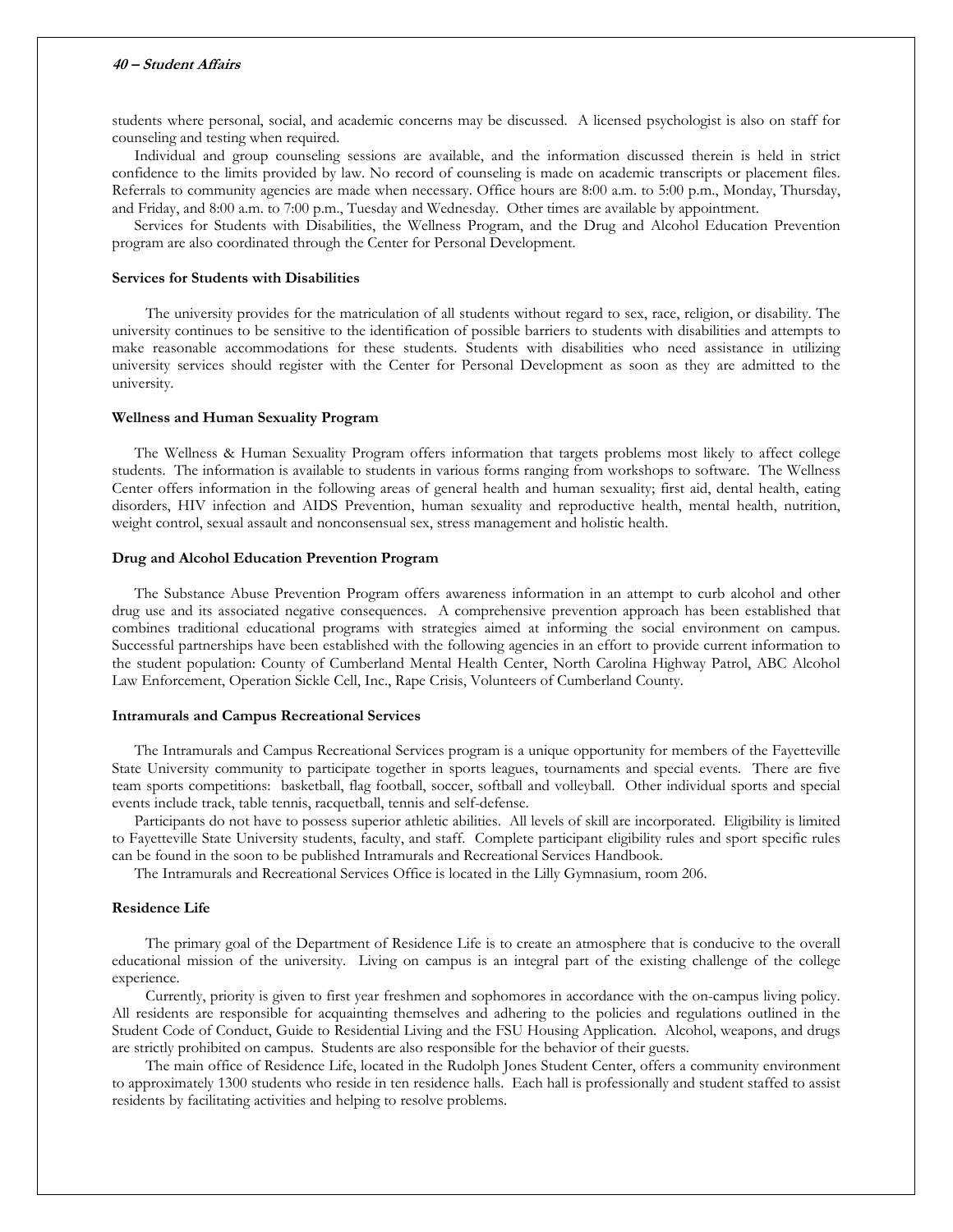students where personal, social, and academic concerns may be discussed. A licensed psychologist is also on staff for counseling and testing when required.

Individual and group counseling sessions are available, and the information discussed therein is held in strict confidence to the limits provided by law. No record of counseling is made on academic transcripts or placement files. Referrals to community agencies are made when necessary. Office hours are 8:00 a.m. to 5:00 p.m., Monday, Thursday, and Friday, and 8:00 a.m. to 7:00 p.m., Tuesday and Wednesday. Other times are available by appointment.

Services for Students with Disabilities, the Wellness Program, and the Drug and Alcohol Education Prevention program are also coordinated through the Center for Personal Development.

**Services for Students with Disabilities**

The university provides for the matriculation of all students without regard to sex, race, religion, or disability. The university continues to be sensitive to the identification of possible barriers to students with disabilities and attempts to make reasonable accommodations for these students. Students with disabilities who need assistance in utilizing university services should register with the Center for Personal Development as soon as they are admitted to the university.

**Wellness and Human Sexuality Program**

The Wellness & Human Sexuality Program offers information that targets problems most likely to affect college students. The information is available to students in various forms ranging from workshops to software. The Wellness Center offers information in the following areas of general health and human sexuality; first aid, dental health, eating disorders, HIV infection and AIDS Prevention, human sexuality and reproductive health, mental health, nutrition, weight control, sexual assault and nonconsensual sex, stress management and holistic health.

**Drug and Alcohol Education Prevention Program**

The Substance Abuse Prevention Program offers awareness information in an attempt to curb alcohol and other drug use and its associated negative consequences. A comprehensive prevention approach has been established that combines traditional educational programs with strategies aimed at informing the social environment on campus. Successful partnerships have been established with the following agencies in an effort to provide current information to the student population: County of Cumberland Mental Health Center, North Carolina Highway Patrol, ABC Alcohol Law Enforcement, Operation Sickle Cell, Inc., Rape Crisis, Volunteers of Cumberland County.

**Intramurals and Campus Recreational Services**

The Intramurals and Campus Recreational Services program is a unique opportunity for members of the Fayetteville State University community to participate together in sports leagues, tournaments and special events. There are five team sports competitions: basketball, flag football, soccer, softball and volleyball. Other individual sports and special events include track, table tennis, racquetball, tennis and self-defense.

Participants do not have to possess superior athletic abilities. All levels of skill are incorporated. Eligibility is limited to Fayetteville State University students, faculty, and staff. Complete participant eligibility rules and sport specific rules can be found in the soon to be published Intramurals and Recreational Services Handbook.

The Intramurals and Recreational Services Office is located in the Lilly Gymnasium, room 206.

**Residence Life**

The primary goal of the Department of Residence Life is to create an atmosphere that is conducive to the overall educational mission of the university. Living on campus is an integral part of the existing challenge of the college experience.

Currently, priority is given to first year freshmen and sophomores in accordance with the on-campus living policy. All residents are responsible for acquainting themselves and adhering to the policies and regulations outlined in the Student Code of Conduct, Guide to Residential Living and the FSU Housing Application. Alcohol, weapons, and drugs are strictly prohibited on campus. Students are also responsible for the behavior of their guests.

The main office of Residence Life, located in the Rudolph Jones Student Center, offers a community environment to approximately 1300 students who reside in ten residence halls. Each hall is professionally and student staffed to assist residents by facilitating activities and helping to resolve problems.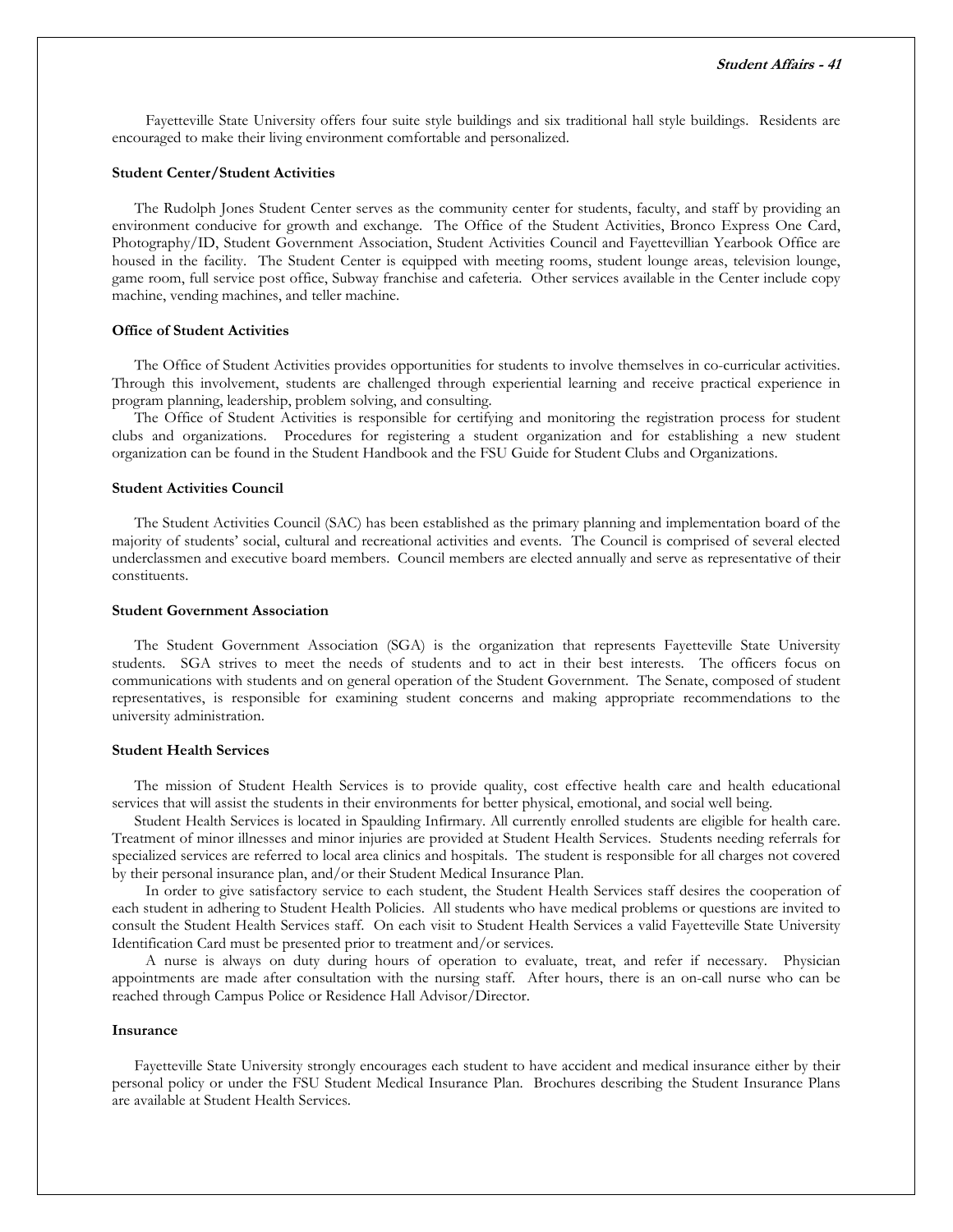Fayetteville State University offers four suite style buildings and six traditional hall style buildings. Residents are encouraged to make their living environment comfortable and personalized.

**Student Center/Student Activities**

The Rudolph Jones Student Center serves as the community center for students, faculty, and staff by providing an environment conducive for growth and exchange. The Office of the Student Activities, Bronco Express One Card, Photography/ID, Student Government Association, Student Activities Council and Fayettevillian Yearbook Office are housed in the facility. The Student Center is equipped with meeting rooms, student lounge areas, television lounge, game room, full service post office, Subway franchise and cafeteria. Other services available in the Center include copy machine, vending machines, and teller machine.

**Office of Student Activities**

The Office of Student Activities provides opportunities for students to involve themselves in co-curricular activities. Through this involvement, students are challenged through experiential learning and receive practical experience in program planning, leadership, problem solving, and consulting.

The Office of Student Activities is responsible for certifying and monitoring the registration process for student clubs and organizations. Procedures for registering a student organization and for establishing a new student organization can be found in the Student Handbook and the FSU Guide for Student Clubs and Organizations.

**Student Activities Council**

The Student Activities Council (SAC) has been established as the primary planning and implementation board of the majority of students' social, cultural and recreational activities and events. The Council is comprised of several elected underclassmen and executive board members. Council members are elected annually and serve as representative of their constituents.

**Student Government Association**

The Student Government Association (SGA) is the organization that represents Fayetteville State University students. SGA strives to meet the needs of students and to act in their best interests. The officers focus on communications with students and on general operation of the Student Government. The Senate, composed of student representatives, is responsible for examining student concerns and making appropriate recommendations to the university administration.

**Student Health Services**

The mission of Student Health Services is to provide quality, cost effective health care and health educational services that will assist the students in their environments for better physical, emotional, and social well being.

Student Health Services is located in Spaulding Infirmary. All currently enrolled students are eligible for health care. Treatment of minor illnesses and minor injuries are provided at Student Health Services. Students needing referrals for specialized services are referred to local area clinics and hospitals. The student is responsible for all charges not covered by their personal insurance plan, and/or their Student Medical Insurance Plan.

In order to give satisfactory service to each student, the Student Health Services staff desires the cooperation of each student in adhering to Student Health Policies. All students who have medical problems or questions are invited to consult the Student Health Services staff. On each visit to Student Health Services a valid Fayetteville State University Identification Card must be presented prior to treatment and/or services.

A nurse is always on duty during hours of operation to evaluate, treat, and refer if necessary. Physician appointments are made after consultation with the nursing staff. After hours, there is an on-call nurse who can be reached through Campus Police or Residence Hall Advisor/Director.

**Insurance**

Fayetteville State University strongly encourages each student to have accident and medical insurance either by their personal policy or under the FSU Student Medical Insurance Plan. Brochures describing the Student Insurance Plans are available at Student Health Services.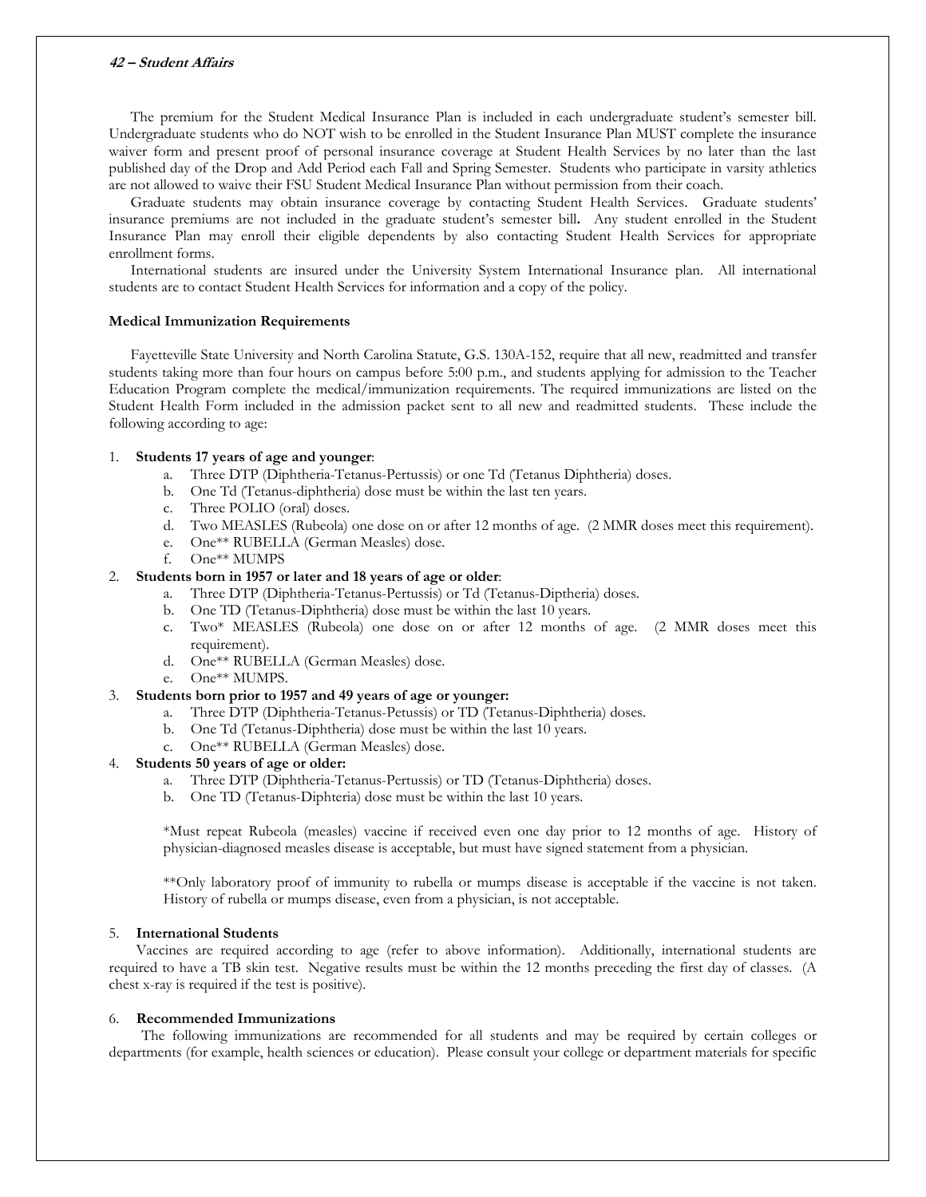The premium for the Student Medical Insurance Plan is included in each undergraduate student's semester bill. Undergraduate students who do NOT wish to be enrolled in the Student Insurance Plan MUST complete the insurance waiver form and present proof of personal insurance coverage at Student Health Services by no later than the last published day of the Drop and Add Period each Fall and Spring Semester. Students who participate in varsity athletics are not allowed to waive their FSU Student Medical Insurance Plan without permission from their coach.

Graduate students may obtain insurance coverage by contacting Student Health Services. Graduate students' insurance premiums are not included in the graduate student's semester bill**.** Any student enrolled in the Student Insurance Plan may enroll their eligible dependents by also contacting Student Health Services for appropriate enrollment forms.

International students are insured under the University System International Insurance plan. All international students are to contact Student Health Services for information and a copy of the policy.

**Medical Immunization Requirements**

Fayetteville State University and North Carolina Statute, G.S. 130A-152, require that all new, readmitted and transfer students taking more than four hours on campus before 5:00 p.m., and students applying for admission to the Teacher Education Program complete the medical/immunization requirements. The required immunizations are listed on the Student Health Form included in the admission packet sent to all new and readmitted students. These include the following according to age:

1. **Students 17 years of age and younger**:
   a. Three DTP (Diphtheria-Tetanus-Pertussis) or one Td (Tetanus Diphtheria) doses.
   b. One Td (Tetanus-diphtheria) dose must be within the last ten years.
   c. Three POLIO (oral) doses.
   d. Two MEASLES (Rubeola) one dose on or after 12 months of age. (2 MMR doses meet this requirement).
   e. One** RUBELLA (German Measles) dose.
   f. One** MUMPS
2. **Students born in 1957 or later and 18 years of age or older**:
   a. Three DTP (Diphtheria-Tetanus-Pertussis) or Td (Tetanus-Diptheria) doses.
   b. One TD (Tetanus-Diphtheria) dose must be within the last 10 years.
   c. Two* MEASLES (Rubeola) one dose on or after 12 months of age. (2 MMR doses meet this requirement).
   d. One** RUBELLA (German Measles) dose.
   e. One** MUMPS.
3. **Students born prior to 1957 and 49 years of age or younger:**
   a. Three DTP (Diphtheria-Tetanus-Petussis) or TD (Tetanus-Diphtheria) doses.
   b. One Td (Tetanus-Diphtheria) dose must be within the last 10 years.
   c. One** RUBELLA (German Measles) dose.
4. **Students 50 years of age or older:**
   a. Three DTP (Diphtheria-Tetanus-Pertussis) or TD (Tetanus-Diphtheria) doses.
   b. One TD (Tetanus-Diphteria) dose must be within the last 10 years.

   *Must repeat Rubeola (measles) vaccine if received even one day prior to 12 months of age. History of physician-diagnosed measles disease is acceptable, but must have signed statement from a physician.

   **Only laboratory proof of immunity to rubella or mumps disease is acceptable if the vaccine is not taken. History of rubella or mumps disease, even from a physician, is not acceptable.

5. **International Students**

Vaccines are required according to age (refer to above information). Additionally, international students are required to have a TB skin test. Negative results must be within the 12 months preceding the first day of classes. (A chest x-ray is required if the test is positive).

6. **Recommended Immunizations**

The following immunizations are recommended for all students and may be required by certain colleges or departments (for example, health sciences or education). Please consult your college or department materials for specific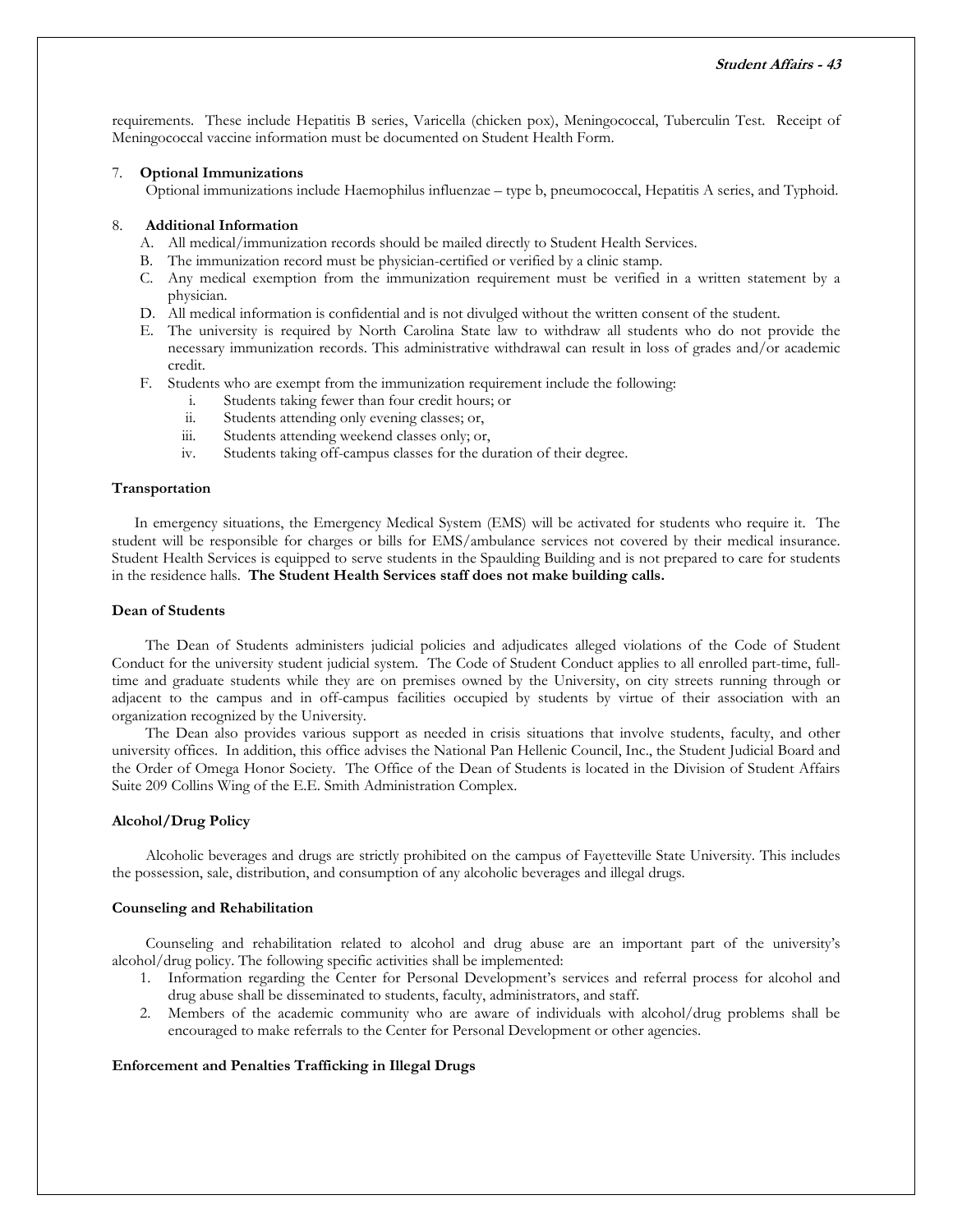requirements. These include Hepatitis B series, Varicella (chicken pox), Meningococcal, Tuberculin Test. Receipt of Meningococcal vaccine information must be documented on Student Health Form.

7. **Optional Immunizations**

   Optional immunizations include Haemophilus influenzae – type b, pneumococcal, Hepatitis A series, and Typhoid.

8. **Additional Information**

   A. All medical/immunization records should be mailed directly to Student Health Services.
   B. The immunization record must be physician-certified or verified by a clinic stamp.
   C. Any medical exemption from the immunization requirement must be verified in a written statement by a physician.
   D. All medical information is confidential and is not divulged without the written consent of the student.
   E. The university is required by North Carolina State law to withdraw all students who do not provide the necessary immunization records. This administrative withdrawal can result in loss of grades and/or academic credit.
   F. Students who are exempt from the immunization requirement include the following:
      i. Students taking fewer than four credit hours; or
      ii. Students attending only evening classes; or,
      iii. Students attending weekend classes only; or,
      iv. Students taking off-campus classes for the duration of their degree.

### Transportation

In emergency situations, the Emergency Medical System (EMS) will be activated for students who require it. The student will be responsible for charges or bills for EMS/ambulance services not covered by their medical insurance. Student Health Services is equipped to serve students in the Spaulding Building and is not prepared to care for students in the residence halls. **The Student Health Services staff does not make building calls.**

### Dean of Students

The Dean of Students administers judicial policies and adjudicates alleged violations of the Code of Student Conduct for the university student judicial system. The Code of Student Conduct applies to all enrolled part-time, full-time and graduate students while they are on premises owned by the University, on city streets running through or adjacent to the campus and in off-campus facilities occupied by students by virtue of their association with an organization recognized by the University.

The Dean also provides various support as needed in crisis situations that involve students, faculty, and other university offices. In addition, this office advises the National Pan Hellenic Council, Inc., the Student Judicial Board and the Order of Omega Honor Society. The Office of the Dean of Students is located in the Division of Student Affairs Suite 209 Collins Wing of the E.E. Smith Administration Complex.

### Alcohol/Drug Policy

Alcoholic beverages and drugs are strictly prohibited on the campus of Fayetteville State University. This includes the possession, sale, distribution, and consumption of any alcoholic beverages and illegal drugs.

### Counseling and Rehabilitation

Counseling and rehabilitation related to alcohol and drug abuse are an important part of the university's alcohol/drug policy. The following specific activities shall be implemented:

1. Information regarding the Center for Personal Development's services and referral process for alcohol and drug abuse shall be disseminated to students, faculty, administrators, and staff.
2. Members of the academic community who are aware of individuals with alcohol/drug problems shall be encouraged to make referrals to the Center for Personal Development or other agencies.

### Enforcement and Penalties Trafficking in Illegal Drugs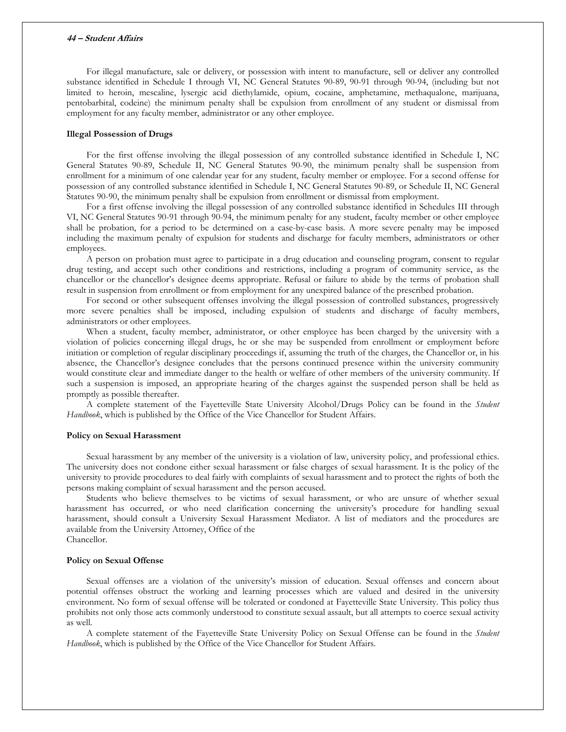For illegal manufacture, sale or delivery, or possession with intent to manufacture, sell or deliver any controlled substance identified in Schedule I through VI, NC General Statutes 90-89, 90-91 through 90-94, (including but not limited to heroin, mescaline, lysergic acid diethylamide, opium, cocaine, amphetamine, methaqualone, marijuana, pentobarbital, codeine) the minimum penalty shall be expulsion from enrollment of any student or dismissal from employment for any faculty member, administrator or any other employee.

**Illegal Possession of Drugs**

For the first offense involving the illegal possession of any controlled substance identified in Schedule I, NC General Statutes 90-89, Schedule II, NC General Statutes 90-90, the minimum penalty shall be suspension from enrollment for a minimum of one calendar year for any student, faculty member or employee. For a second offense for possession of any controlled substance identified in Schedule I, NC General Statutes 90-89, or Schedule II, NC General Statutes 90-90, the minimum penalty shall be expulsion from enrollment or dismissal from employment.

For a first offense involving the illegal possession of any controlled substance identified in Schedules III through VI, NC General Statutes 90-91 through 90-94, the minimum penalty for any student, faculty member or other employee shall be probation, for a period to be determined on a case-by-case basis. A more severe penalty may be imposed including the maximum penalty of expulsion for students and discharge for faculty members, administrators or other employees.

A person on probation must agree to participate in a drug education and counseling program, consent to regular drug testing, and accept such other conditions and restrictions, including a program of community service, as the chancellor or the chancellor's designee deems appropriate. Refusal or failure to abide by the terms of probation shall result in suspension from enrollment or from employment for any unexpired balance of the prescribed probation.

For second or other subsequent offenses involving the illegal possession of controlled substances, progressively more severe penalties shall be imposed, including expulsion of students and discharge of faculty members, administrators or other employees.

When a student, faculty member, administrator, or other employee has been charged by the university with a violation of policies concerning illegal drugs, he or she may be suspended from enrollment or employment before initiation or completion of regular disciplinary proceedings if, assuming the truth of the charges, the Chancellor or, in his absence, the Chancellor's designee concludes that the persons continued presence within the university community would constitute clear and immediate danger to the health or welfare of other members of the university community. If such a suspension is imposed, an appropriate hearing of the charges against the suspended person shall be held as promptly as possible thereafter.

A complete statement of the Fayetteville State University Alcohol/Drugs Policy can be found in the *Student Handbook*, which is published by the Office of the Vice Chancellor for Student Affairs.

**Policy on Sexual Harassment**

Sexual harassment by any member of the university is a violation of law, university policy, and professional ethics. The university does not condone either sexual harassment or false charges of sexual harassment. It is the policy of the university to provide procedures to deal fairly with complaints of sexual harassment and to protect the rights of both the persons making complaint of sexual harassment and the person accused.

Students who believe themselves to be victims of sexual harassment, or who are unsure of whether sexual harassment has occurred, or who need clarification concerning the university's procedure for handling sexual harassment, should consult a University Sexual Harassment Mediator. A list of mediators and the procedures are available from the University Attorney, Office of the Chancellor.

**Policy on Sexual Offense**

Sexual offenses are a violation of the university's mission of education. Sexual offenses and concern about potential offenses obstruct the working and learning processes which are valued and desired in the university environment. No form of sexual offense will be tolerated or condoned at Fayetteville State University. This policy thus prohibits not only those acts commonly understood to constitute sexual assault, but all attempts to coerce sexual activity as well.

A complete statement of the Fayetteville State University Policy on Sexual Offense can be found in the *Student Handbook*, which is published by the Office of the Vice Chancellor for Student Affairs.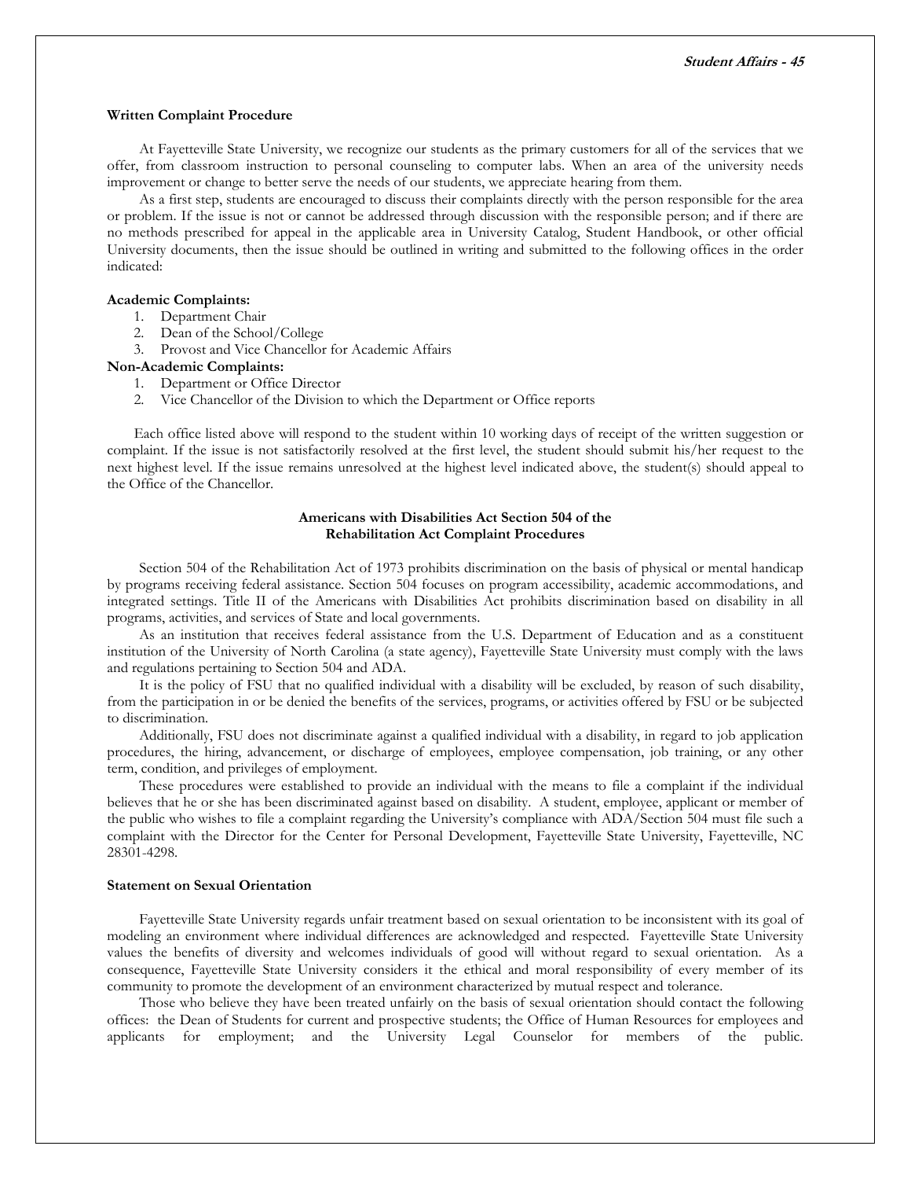**Written Complaint Procedure**

At Fayetteville State University, we recognize our students as the primary customers for all of the services that we offer, from classroom instruction to personal counseling to computer labs. When an area of the university needs improvement or change to better serve the needs of our students, we appreciate hearing from them.

As a first step, students are encouraged to discuss their complaints directly with the person responsible for the area or problem. If the issue is not or cannot be addressed through discussion with the responsible person; and if there are no methods prescribed for appeal in the applicable area in University Catalog, Student Handbook, or other official University documents, then the issue should be outlined in writing and submitted to the following offices in the order indicated:

**Academic Complaints:**

1. Department Chair
2. Dean of the School/College
3. Provost and Vice Chancellor for Academic Affairs

**Non-Academic Complaints:**

1. Department or Office Director
2. Vice Chancellor of the Division to which the Department or Office reports

Each office listed above will respond to the student within 10 working days of receipt of the written suggestion or complaint. If the issue is not satisfactorily resolved at the first level, the student should submit his/her request to the next highest level. If the issue remains unresolved at the highest level indicated above, the student(s) should appeal to the Office of the Chancellor.

**Americans with Disabilities Act Section 504 of the Rehabilitation Act Complaint Procedures**

Section 504 of the Rehabilitation Act of 1973 prohibits discrimination on the basis of physical or mental handicap by programs receiving federal assistance. Section 504 focuses on program accessibility, academic accommodations, and integrated settings. Title II of the Americans with Disabilities Act prohibits discrimination based on disability in all programs, activities, and services of State and local governments.

As an institution that receives federal assistance from the U.S. Department of Education and as a constituent institution of the University of North Carolina (a state agency), Fayetteville State University must comply with the laws and regulations pertaining to Section 504 and ADA.

It is the policy of FSU that no qualified individual with a disability will be excluded, by reason of such disability, from the participation in or be denied the benefits of the services, programs, or activities offered by FSU or be subjected to discrimination.

Additionally, FSU does not discriminate against a qualified individual with a disability, in regard to job application procedures, the hiring, advancement, or discharge of employees, employee compensation, job training, or any other term, condition, and privileges of employment.

These procedures were established to provide an individual with the means to file a complaint if the individual believes that he or she has been discriminated against based on disability. A student, employee, applicant or member of the public who wishes to file a complaint regarding the University's compliance with ADA/Section 504 must file such a complaint with the Director for the Center for Personal Development, Fayetteville State University, Fayetteville, NC 28301-4298.

**Statement on Sexual Orientation**

Fayetteville State University regards unfair treatment based on sexual orientation to be inconsistent with its goal of modeling an environment where individual differences are acknowledged and respected. Fayetteville State University values the benefits of diversity and welcomes individuals of good will without regard to sexual orientation. As a consequence, Fayetteville State University considers it the ethical and moral responsibility of every member of its community to promote the development of an environment characterized by mutual respect and tolerance.

Those who believe they have been treated unfairly on the basis of sexual orientation should contact the following offices: the Dean of Students for current and prospective students; the Office of Human Resources for employees and applicants for employment; and the University Legal Counselor for members of the public.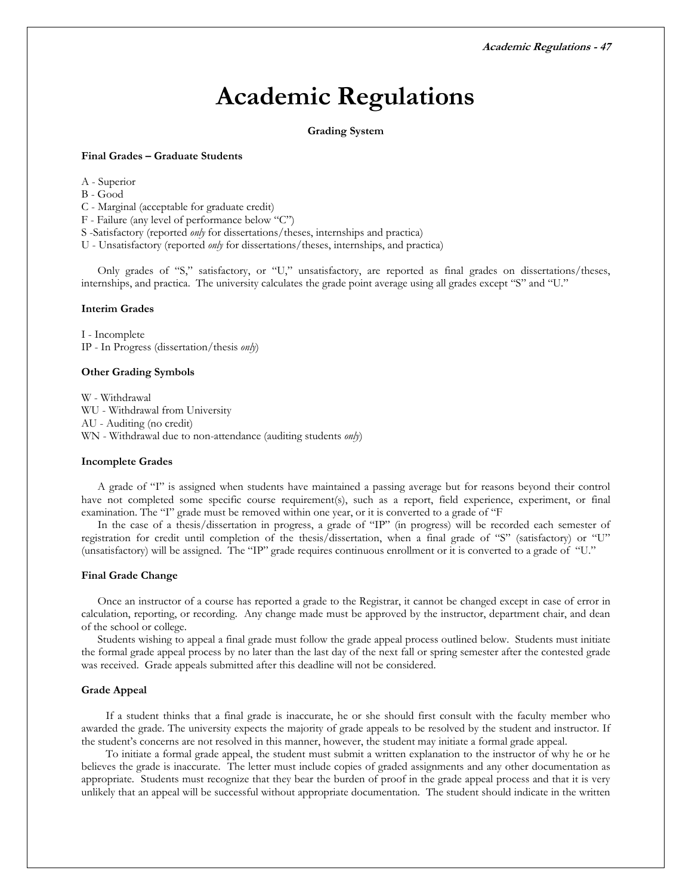# Academic Regulations

**Grading System**

**Final Grades – Graduate Students**

A - Superior
B - Good
C - Marginal (acceptable for graduate credit)
F - Failure (any level of performance below "C")
S -Satisfactory (reported *only* for dissertations/theses, internships and practica)
U - Unsatisfactory (reported *only* for dissertations/theses, internships, and practica)

Only grades of "S," satisfactory, or "U," unsatisfactory, are reported as final grades on dissertations/theses, internships, and practica. The university calculates the grade point average using all grades except "S" and "U."

**Interim Grades**

I - Incomplete
IP - In Progress (dissertation/thesis *only*)

**Other Grading Symbols**

W - Withdrawal
WU - Withdrawal from University
AU - Auditing (no credit)
WN - Withdrawal due to non-attendance (auditing students *only*)

**Incomplete Grades**

A grade of "I" is assigned when students have maintained a passing average but for reasons beyond their control have not completed some specific course requirement(s), such as a report, field experience, experiment, or final examination. The "I" grade must be removed within one year, or it is converted to a grade of "F

In the case of a thesis/dissertation in progress, a grade of "IP" (in progress) will be recorded each semester of registration for credit until completion of the thesis/dissertation, when a final grade of "S" (satisfactory) or "U" (unsatisfactory) will be assigned. The "IP" grade requires continuous enrollment or it is converted to a grade of "U."

**Final Grade Change**

Once an instructor of a course has reported a grade to the Registrar, it cannot be changed except in case of error in calculation, reporting, or recording. Any change made must be approved by the instructor, department chair, and dean of the school or college.

Students wishing to appeal a final grade must follow the grade appeal process outlined below. Students must initiate the formal grade appeal process by no later than the last day of the next fall or spring semester after the contested grade was received. Grade appeals submitted after this deadline will not be considered.

**Grade Appeal**

If a student thinks that a final grade is inaccurate, he or she should first consult with the faculty member who awarded the grade. The university expects the majority of grade appeals to be resolved by the student and instructor. If the student's concerns are not resolved in this manner, however, the student may initiate a formal grade appeal.

To initiate a formal grade appeal, the student must submit a written explanation to the instructor of why he or he believes the grade is inaccurate. The letter must include copies of graded assignments and any other documentation as appropriate. Students must recognize that they bear the burden of proof in the grade appeal process and that it is very unlikely that an appeal will be successful without appropriate documentation. The student should indicate in the written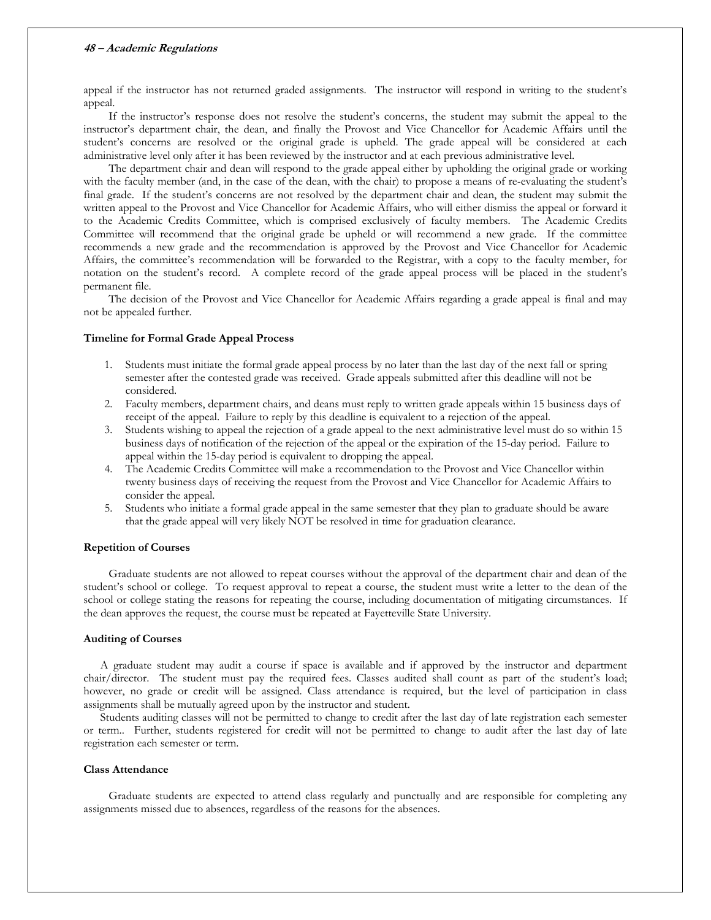appeal if the instructor has not returned graded assignments. The instructor will respond in writing to the student's appeal.

If the instructor's response does not resolve the student's concerns, the student may submit the appeal to the instructor's department chair, the dean, and finally the Provost and Vice Chancellor for Academic Affairs until the student's concerns are resolved or the original grade is upheld. The grade appeal will be considered at each administrative level only after it has been reviewed by the instructor and at each previous administrative level.

The department chair and dean will respond to the grade appeal either by upholding the original grade or working with the faculty member (and, in the case of the dean, with the chair) to propose a means of re-evaluating the student's final grade. If the student's concerns are not resolved by the department chair and dean, the student may submit the written appeal to the Provost and Vice Chancellor for Academic Affairs, who will either dismiss the appeal or forward it to the Academic Credits Committee, which is comprised exclusively of faculty members. The Academic Credits Committee will recommend that the original grade be upheld or will recommend a new grade. If the committee recommends a new grade and the recommendation is approved by the Provost and Vice Chancellor for Academic Affairs, the committee's recommendation will be forwarded to the Registrar, with a copy to the faculty member, for notation on the student's record. A complete record of the grade appeal process will be placed in the student's permanent file.

The decision of the Provost and Vice Chancellor for Academic Affairs regarding a grade appeal is final and may not be appealed further.

#### Timeline for Formal Grade Appeal Process

1. Students must initiate the formal grade appeal process by no later than the last day of the next fall or spring semester after the contested grade was received. Grade appeals submitted after this deadline will not be considered.
2. Faculty members, department chairs, and deans must reply to written grade appeals within 15 business days of receipt of the appeal. Failure to reply by this deadline is equivalent to a rejection of the appeal.
3. Students wishing to appeal the rejection of a grade appeal to the next administrative level must do so within 15 business days of notification of the rejection of the appeal or the expiration of the 15-day period. Failure to appeal within the 15-day period is equivalent to dropping the appeal.
4. The Academic Credits Committee will make a recommendation to the Provost and Vice Chancellor within twenty business days of receiving the request from the Provost and Vice Chancellor for Academic Affairs to consider the appeal.
5. Students who initiate a formal grade appeal in the same semester that they plan to graduate should be aware that the grade appeal will very likely NOT be resolved in time for graduation clearance.

#### Repetition of Courses

Graduate students are not allowed to repeat courses without the approval of the department chair and dean of the student's school or college. To request approval to repeat a course, the student must write a letter to the dean of the school or college stating the reasons for repeating the course, including documentation of mitigating circumstances. If the dean approves the request, the course must be repeated at Fayetteville State University.

#### Auditing of Courses

A graduate student may audit a course if space is available and if approved by the instructor and department chair/director. The student must pay the required fees. Classes audited shall count as part of the student's load; however, no grade or credit will be assigned. Class attendance is required, but the level of participation in class assignments shall be mutually agreed upon by the instructor and student.

Students auditing classes will not be permitted to change to credit after the last day of late registration each semester or term.. Further, students registered for credit will not be permitted to change to audit after the last day of late registration each semester or term.

#### Class Attendance

Graduate students are expected to attend class regularly and punctually and are responsible for completing any assignments missed due to absences, regardless of the reasons for the absences.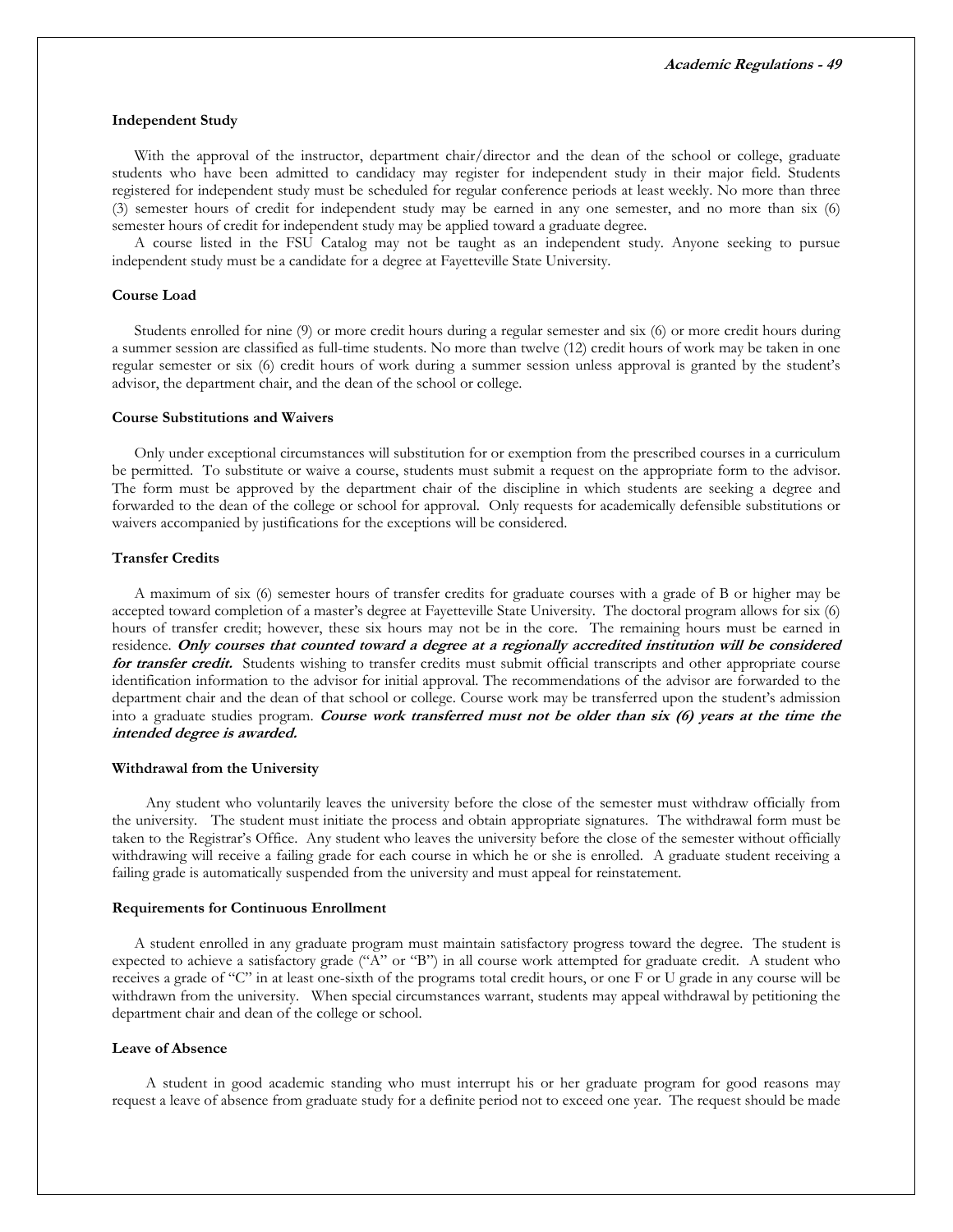### Independent Study

With the approval of the instructor, department chair/director and the dean of the school or college, graduate students who have been admitted to candidacy may register for independent study in their major field. Students registered for independent study must be scheduled for regular conference periods at least weekly. No more than three (3) semester hours of credit for independent study may be earned in any one semester, and no more than six (6) semester hours of credit for independent study may be applied toward a graduate degree.

A course listed in the FSU Catalog may not be taught as an independent study. Anyone seeking to pursue independent study must be a candidate for a degree at Fayetteville State University.

### Course Load

Students enrolled for nine (9) or more credit hours during a regular semester and six (6) or more credit hours during a summer session are classified as full-time students. No more than twelve (12) credit hours of work may be taken in one regular semester or six (6) credit hours of work during a summer session unless approval is granted by the student's advisor, the department chair, and the dean of the school or college.

### Course Substitutions and Waivers

Only under exceptional circumstances will substitution for or exemption from the prescribed courses in a curriculum be permitted. To substitute or waive a course, students must submit a request on the appropriate form to the advisor. The form must be approved by the department chair of the discipline in which students are seeking a degree and forwarded to the dean of the college or school for approval. Only requests for academically defensible substitutions or waivers accompanied by justifications for the exceptions will be considered.

### Transfer Credits

A maximum of six (6) semester hours of transfer credits for graduate courses with a grade of B or higher may be accepted toward completion of a master's degree at Fayetteville State University. The doctoral program allows for six (6) hours of transfer credit; however, these six hours may not be in the core. The remaining hours must be earned in residence. ***Only courses that counted toward a degree at a regionally accredited institution will be considered for transfer credit.*** Students wishing to transfer credits must submit official transcripts and other appropriate course identification information to the advisor for initial approval. The recommendations of the advisor are forwarded to the department chair and the dean of that school or college. Course work may be transferred upon the student's admission into a graduate studies program. ***Course work transferred must not be older than six (6) years at the time the intended degree is awarded.***

### Withdrawal from the University

Any student who voluntarily leaves the university before the close of the semester must withdraw officially from the university. The student must initiate the process and obtain appropriate signatures. The withdrawal form must be taken to the Registrar's Office. Any student who leaves the university before the close of the semester without officially withdrawing will receive a failing grade for each course in which he or she is enrolled. A graduate student receiving a failing grade is automatically suspended from the university and must appeal for reinstatement.

### Requirements for Continuous Enrollment

A student enrolled in any graduate program must maintain satisfactory progress toward the degree. The student is expected to achieve a satisfactory grade ("A" or "B") in all course work attempted for graduate credit. A student who receives a grade of "C" in at least one-sixth of the programs total credit hours, or one F or U grade in any course will be withdrawn from the university. When special circumstances warrant, students may appeal withdrawal by petitioning the department chair and dean of the college or school.

### Leave of Absence

A student in good academic standing who must interrupt his or her graduate program for good reasons may request a leave of absence from graduate study for a definite period not to exceed one year. The request should be made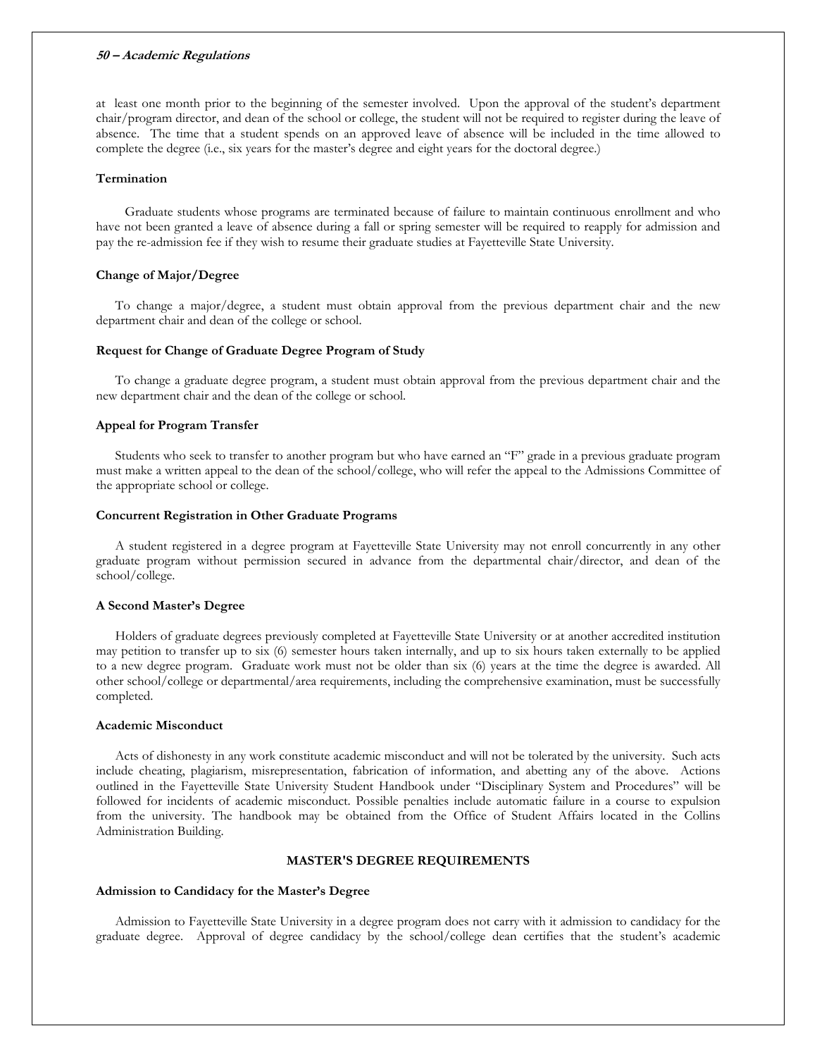at least one month prior to the beginning of the semester involved. Upon the approval of the student's department chair/program director, and dean of the school or college, the student will not be required to register during the leave of absence. The time that a student spends on an approved leave of absence will be included in the time allowed to complete the degree (i.e., six years for the master's degree and eight years for the doctoral degree.)

**Termination**

Graduate students whose programs are terminated because of failure to maintain continuous enrollment and who have not been granted a leave of absence during a fall or spring semester will be required to reapply for admission and pay the re-admission fee if they wish to resume their graduate studies at Fayetteville State University.

**Change of Major/Degree**

To change a major/degree, a student must obtain approval from the previous department chair and the new department chair and dean of the college or school.

**Request for Change of Graduate Degree Program of Study**

To change a graduate degree program, a student must obtain approval from the previous department chair and the new department chair and the dean of the college or school.

**Appeal for Program Transfer**

Students who seek to transfer to another program but who have earned an "F" grade in a previous graduate program must make a written appeal to the dean of the school/college, who will refer the appeal to the Admissions Committee of the appropriate school or college.

**Concurrent Registration in Other Graduate Programs**

A student registered in a degree program at Fayetteville State University may not enroll concurrently in any other graduate program without permission secured in advance from the departmental chair/director, and dean of the school/college.

**A Second Master's Degree**

Holders of graduate degrees previously completed at Fayetteville State University or at another accredited institution may petition to transfer up to six (6) semester hours taken internally, and up to six hours taken externally to be applied to a new degree program. Graduate work must not be older than six (6) years at the time the degree is awarded. All other school/college or departmental/area requirements, including the comprehensive examination, must be successfully completed.

**Academic Misconduct**

Acts of dishonesty in any work constitute academic misconduct and will not be tolerated by the university. Such acts include cheating, plagiarism, misrepresentation, fabrication of information, and abetting any of the above. Actions outlined in the Fayetteville State University Student Handbook under "Disciplinary System and Procedures" will be followed for incidents of academic misconduct. Possible penalties include automatic failure in a course to expulsion from the university. The handbook may be obtained from the Office of Student Affairs located in the Collins Administration Building.

## MASTER'S DEGREE REQUIREMENTS

**Admission to Candidacy for the Master's Degree**

Admission to Fayetteville State University in a degree program does not carry with it admission to candidacy for the graduate degree. Approval of degree candidacy by the school/college dean certifies that the student's academic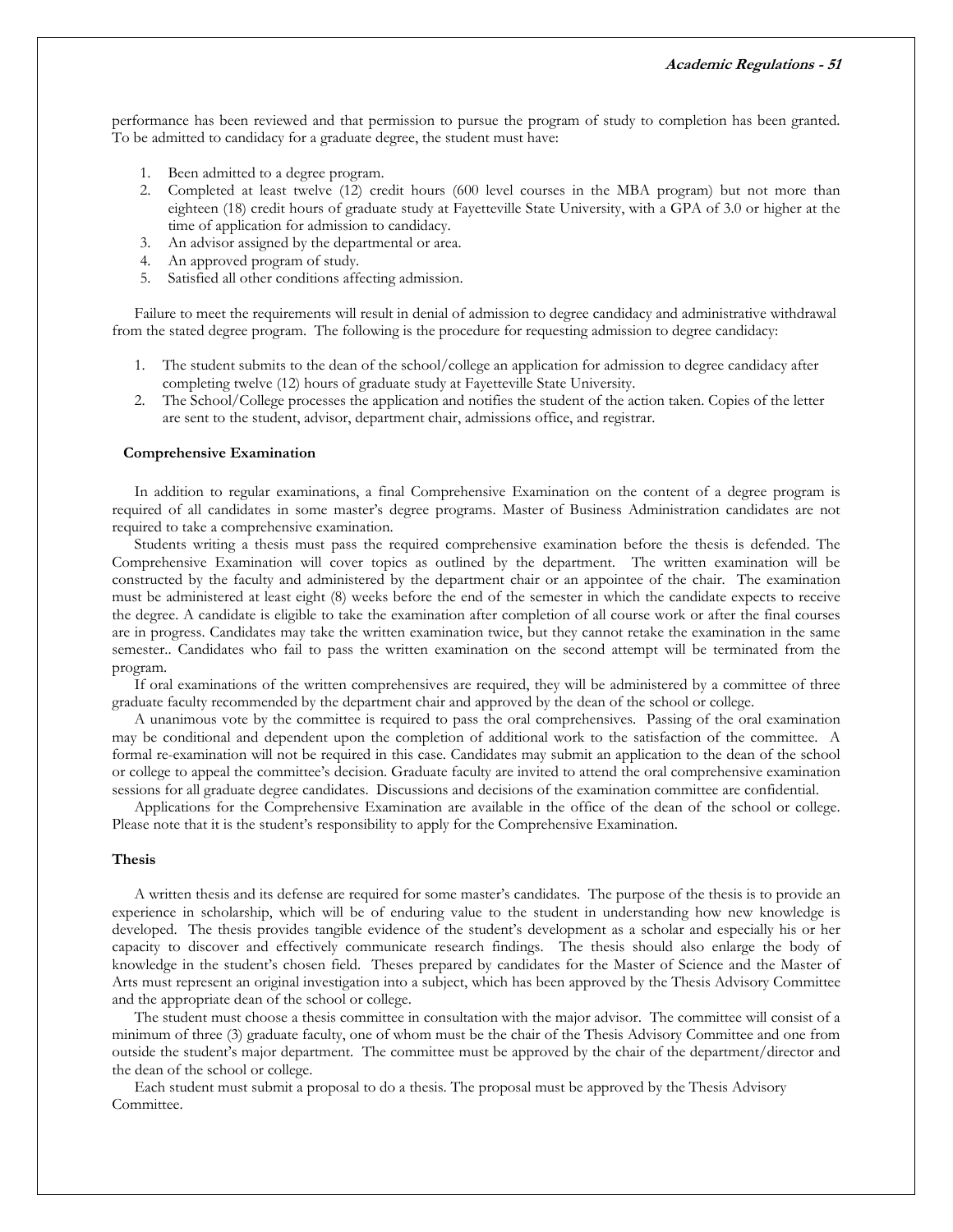performance has been reviewed and that permission to pursue the program of study to completion has been granted. To be admitted to candidacy for a graduate degree, the student must have:

1. Been admitted to a degree program.
2. Completed at least twelve (12) credit hours (600 level courses in the MBA program) but not more than eighteen (18) credit hours of graduate study at Fayetteville State University, with a GPA of 3.0 or higher at the time of application for admission to candidacy.
3. An advisor assigned by the departmental or area.
4. An approved program of study.
5. Satisfied all other conditions affecting admission.

Failure to meet the requirements will result in denial of admission to degree candidacy and administrative withdrawal from the stated degree program. The following is the procedure for requesting admission to degree candidacy:

1. The student submits to the dean of the school/college an application for admission to degree candidacy after completing twelve (12) hours of graduate study at Fayetteville State University.
2. The School/College processes the application and notifies the student of the action taken. Copies of the letter are sent to the student, advisor, department chair, admissions office, and registrar.

### Comprehensive Examination

In addition to regular examinations, a final Comprehensive Examination on the content of a degree program is required of all candidates in some master's degree programs. Master of Business Administration candidates are not required to take a comprehensive examination.

Students writing a thesis must pass the required comprehensive examination before the thesis is defended. The Comprehensive Examination will cover topics as outlined by the department. The written examination will be constructed by the faculty and administered by the department chair or an appointee of the chair. The examination must be administered at least eight (8) weeks before the end of the semester in which the candidate expects to receive the degree. A candidate is eligible to take the examination after completion of all course work or after the final courses are in progress. Candidates may take the written examination twice, but they cannot retake the examination in the same semester.. Candidates who fail to pass the written examination on the second attempt will be terminated from the program.

If oral examinations of the written comprehensives are required, they will be administered by a committee of three graduate faculty recommended by the department chair and approved by the dean of the school or college.

A unanimous vote by the committee is required to pass the oral comprehensives. Passing of the oral examination may be conditional and dependent upon the completion of additional work to the satisfaction of the committee. A formal re-examination will not be required in this case. Candidates may submit an application to the dean of the school or college to appeal the committee's decision. Graduate faculty are invited to attend the oral comprehensive examination sessions for all graduate degree candidates. Discussions and decisions of the examination committee are confidential.

Applications for the Comprehensive Examination are available in the office of the dean of the school or college. Please note that it is the student's responsibility to apply for the Comprehensive Examination.

### Thesis

A written thesis and its defense are required for some master's candidates. The purpose of the thesis is to provide an experience in scholarship, which will be of enduring value to the student in understanding how new knowledge is developed. The thesis provides tangible evidence of the student's development as a scholar and especially his or her capacity to discover and effectively communicate research findings. The thesis should also enlarge the body of knowledge in the student's chosen field. Theses prepared by candidates for the Master of Science and the Master of Arts must represent an original investigation into a subject, which has been approved by the Thesis Advisory Committee and the appropriate dean of the school or college.

The student must choose a thesis committee in consultation with the major advisor. The committee will consist of a minimum of three (3) graduate faculty, one of whom must be the chair of the Thesis Advisory Committee and one from outside the student's major department. The committee must be approved by the chair of the department/director and the dean of the school or college.

Each student must submit a proposal to do a thesis. The proposal must be approved by the Thesis Advisory Committee.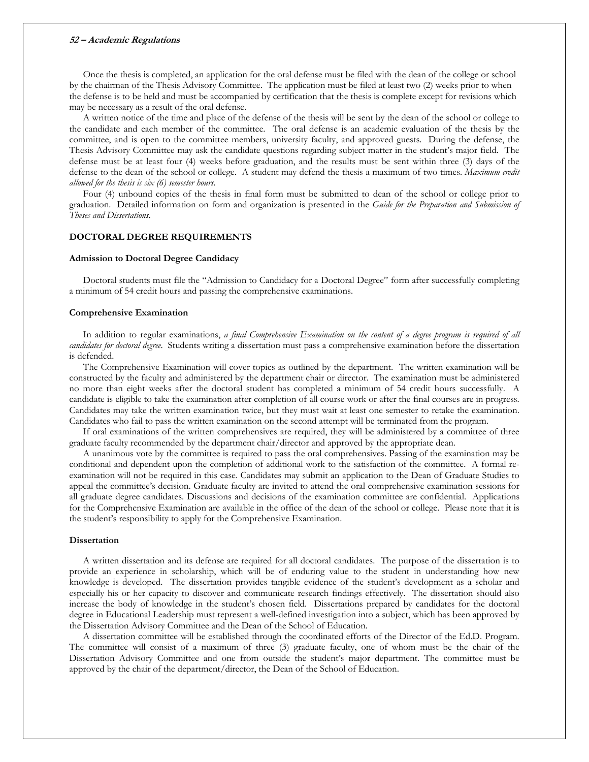Once the thesis is completed, an application for the oral defense must be filed with the dean of the college or school by the chairman of the Thesis Advisory Committee. The application must be filed at least two (2) weeks prior to when the defense is to be held and must be accompanied by certification that the thesis is complete except for revisions which may be necessary as a result of the oral defense.

A written notice of the time and place of the defense of the thesis will be sent by the dean of the school or college to the candidate and each member of the committee. The oral defense is an academic evaluation of the thesis by the committee, and is open to the committee members, university faculty, and approved guests. During the defense, the Thesis Advisory Committee may ask the candidate questions regarding subject matter in the student's major field. The defense must be at least four (4) weeks before graduation, and the results must be sent within three (3) days of the defense to the dean of the school or college. A student may defend the thesis a maximum of two times. *Maximum credit allowed for the thesis is six (6) semester hours.*

Four (4) unbound copies of the thesis in final form must be submitted to dean of the school or college prior to graduation. Detailed information on form and organization is presented in the *Guide for the Preparation and Submission of Theses and Dissertations*.

## DOCTORAL DEGREE REQUIREMENTS

### Admission to Doctoral Degree Candidacy

Doctoral students must file the "Admission to Candidacy for a Doctoral Degree" form after successfully completing a minimum of 54 credit hours and passing the comprehensive examinations.

### Comprehensive Examination

In addition to regular examinations, *a final Comprehensive Examination on the content of a degree program is required of all candidates for doctoral degree*. Students writing a dissertation must pass a comprehensive examination before the dissertation is defended.

The Comprehensive Examination will cover topics as outlined by the department. The written examination will be constructed by the faculty and administered by the department chair or director. The examination must be administered no more than eight weeks after the doctoral student has completed a minimum of 54 credit hours successfully. A candidate is eligible to take the examination after completion of all course work or after the final courses are in progress. Candidates may take the written examination twice, but they must wait at least one semester to retake the examination. Candidates who fail to pass the written examination on the second attempt will be terminated from the program.

If oral examinations of the written comprehensives are required, they will be administered by a committee of three graduate faculty recommended by the department chair/director and approved by the appropriate dean.

A unanimous vote by the committee is required to pass the oral comprehensives. Passing of the examination may be conditional and dependent upon the completion of additional work to the satisfaction of the committee. A formal re-examination will not be required in this case. Candidates may submit an application to the Dean of Graduate Studies to appeal the committee's decision. Graduate faculty are invited to attend the oral comprehensive examination sessions for all graduate degree candidates. Discussions and decisions of the examination committee are confidential. Applications for the Comprehensive Examination are available in the office of the dean of the school or college. Please note that it is the student's responsibility to apply for the Comprehensive Examination.

### Dissertation

A written dissertation and its defense are required for all doctoral candidates. The purpose of the dissertation is to provide an experience in scholarship, which will be of enduring value to the student in understanding how new knowledge is developed. The dissertation provides tangible evidence of the student's development as a scholar and especially his or her capacity to discover and communicate research findings effectively. The dissertation should also increase the body of knowledge in the student's chosen field. Dissertations prepared by candidates for the doctoral degree in Educational Leadership must represent a well-defined investigation into a subject, which has been approved by the Dissertation Advisory Committee and the Dean of the School of Education.

A dissertation committee will be established through the coordinated efforts of the Director of the Ed.D. Program. The committee will consist of a maximum of three (3) graduate faculty, one of whom must be the chair of the Dissertation Advisory Committee and one from outside the student's major department. The committee must be approved by the chair of the department/director, the Dean of the School of Education.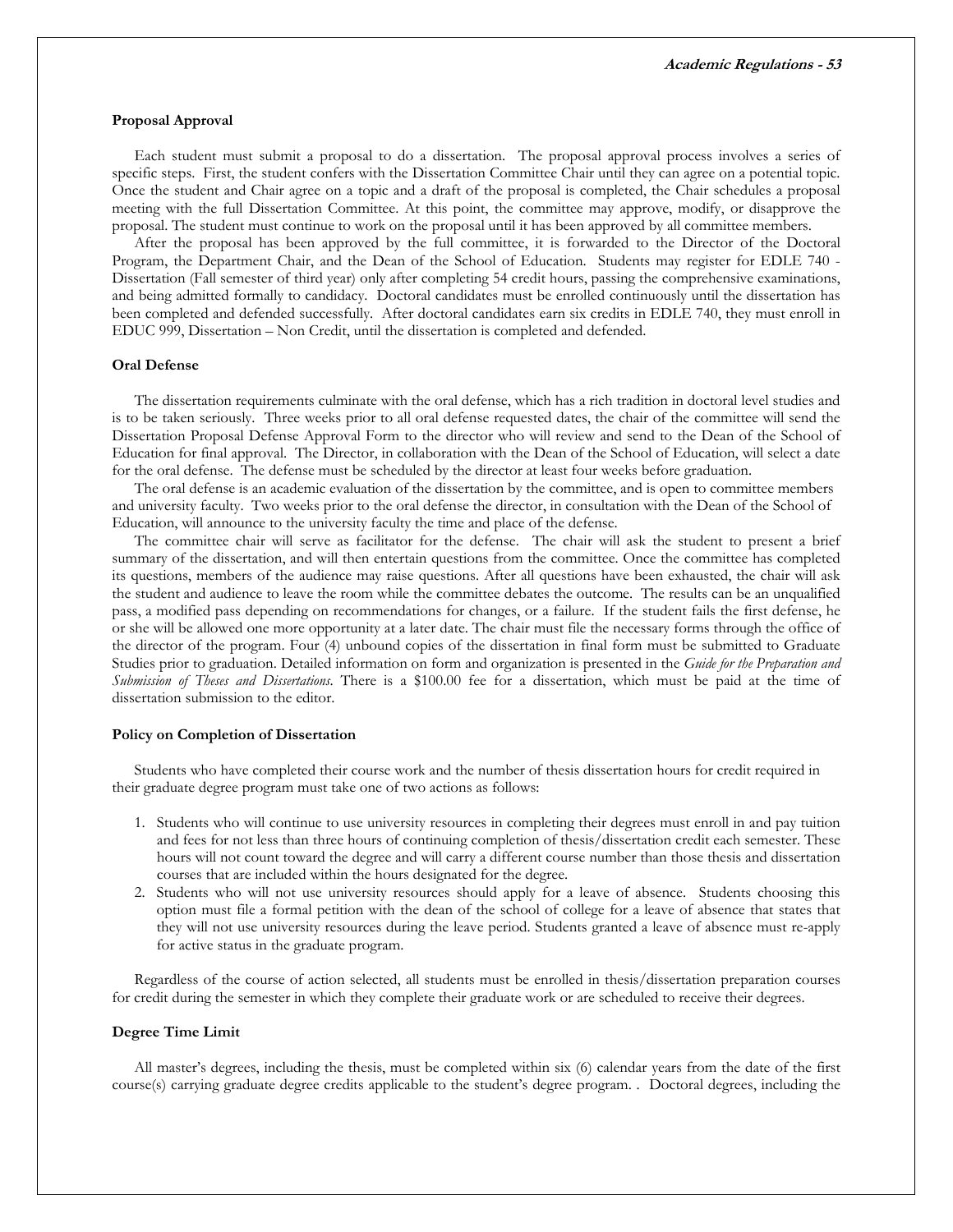### Proposal Approval

Each student must submit a proposal to do a dissertation. The proposal approval process involves a series of specific steps. First, the student confers with the Dissertation Committee Chair until they can agree on a potential topic. Once the student and Chair agree on a topic and a draft of the proposal is completed, the Chair schedules a proposal meeting with the full Dissertation Committee. At this point, the committee may approve, modify, or disapprove the proposal. The student must continue to work on the proposal until it has been approved by all committee members.

After the proposal has been approved by the full committee, it is forwarded to the Director of the Doctoral Program, the Department Chair, and the Dean of the School of Education. Students may register for EDLE 740 - Dissertation (Fall semester of third year) only after completing 54 credit hours, passing the comprehensive examinations, and being admitted formally to candidacy. Doctoral candidates must be enrolled continuously until the dissertation has been completed and defended successfully. After doctoral candidates earn six credits in EDLE 740, they must enroll in EDUC 999, Dissertation – Non Credit, until the dissertation is completed and defended.

### Oral Defense

The dissertation requirements culminate with the oral defense, which has a rich tradition in doctoral level studies and is to be taken seriously. Three weeks prior to all oral defense requested dates, the chair of the committee will send the Dissertation Proposal Defense Approval Form to the director who will review and send to the Dean of the School of Education for final approval. The Director, in collaboration with the Dean of the School of Education, will select a date for the oral defense. The defense must be scheduled by the director at least four weeks before graduation.

The oral defense is an academic evaluation of the dissertation by the committee, and is open to committee members and university faculty. Two weeks prior to the oral defense the director, in consultation with the Dean of the School of Education, will announce to the university faculty the time and place of the defense.

The committee chair will serve as facilitator for the defense. The chair will ask the student to present a brief summary of the dissertation, and will then entertain questions from the committee. Once the committee has completed its questions, members of the audience may raise questions. After all questions have been exhausted, the chair will ask the student and audience to leave the room while the committee debates the outcome. The results can be an unqualified pass, a modified pass depending on recommendations for changes, or a failure. If the student fails the first defense, he or she will be allowed one more opportunity at a later date. The chair must file the necessary forms through the office of the director of the program. Four (4) unbound copies of the dissertation in final form must be submitted to Graduate Studies prior to graduation. Detailed information on form and organization is presented in the *Guide for the Preparation and Submission of Theses and Dissertations*. There is a $100.00 fee for a dissertation, which must be paid at the time of dissertation submission to the editor.

### Policy on Completion of Dissertation

Students who have completed their course work and the number of thesis dissertation hours for credit required in their graduate degree program must take one of two actions as follows:

1. Students who will continue to use university resources in completing their degrees must enroll in and pay tuition and fees for not less than three hours of continuing completion of thesis/dissertation credit each semester. These hours will not count toward the degree and will carry a different course number than those thesis and dissertation courses that are included within the hours designated for the degree.
2. Students who will not use university resources should apply for a leave of absence. Students choosing this option must file a formal petition with the dean of the school of college for a leave of absence that states that they will not use university resources during the leave period. Students granted a leave of absence must re-apply for active status in the graduate program.

Regardless of the course of action selected, all students must be enrolled in thesis/dissertation preparation courses for credit during the semester in which they complete their graduate work or are scheduled to receive their degrees.

### Degree Time Limit

All master's degrees, including the thesis, must be completed within six (6) calendar years from the date of the first course(s) carrying graduate degree credits applicable to the student's degree program. . Doctoral degrees, including the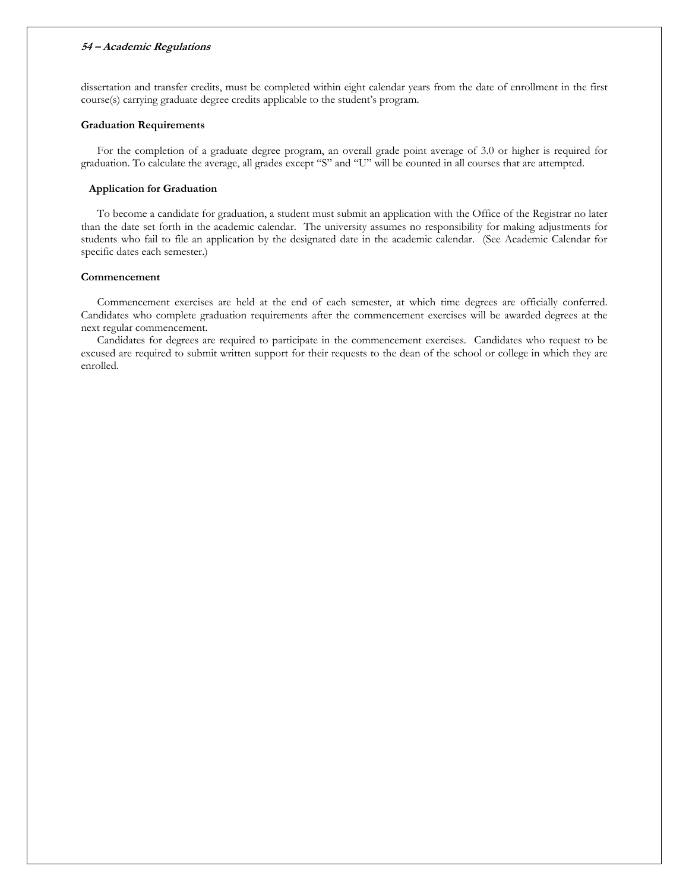dissertation and transfer credits, must be completed within eight calendar years from the date of enrollment in the first course(s) carrying graduate degree credits applicable to the student's program.

**Graduation Requirements**

For the completion of a graduate degree program, an overall grade point average of 3.0 or higher is required for graduation. To calculate the average, all grades except "S" and "U" will be counted in all courses that are attempted.

**Application for Graduation**

To become a candidate for graduation, a student must submit an application with the Office of the Registrar no later than the date set forth in the academic calendar. The university assumes no responsibility for making adjustments for students who fail to file an application by the designated date in the academic calendar. (See Academic Calendar for specific dates each semester.)

**Commencement**

Commencement exercises are held at the end of each semester, at which time degrees are officially conferred. Candidates who complete graduation requirements after the commencement exercises will be awarded degrees at the next regular commencement.

Candidates for degrees are required to participate in the commencement exercises. Candidates who request to be excused are required to submit written support for their requests to the dean of the school or college in which they are enrolled.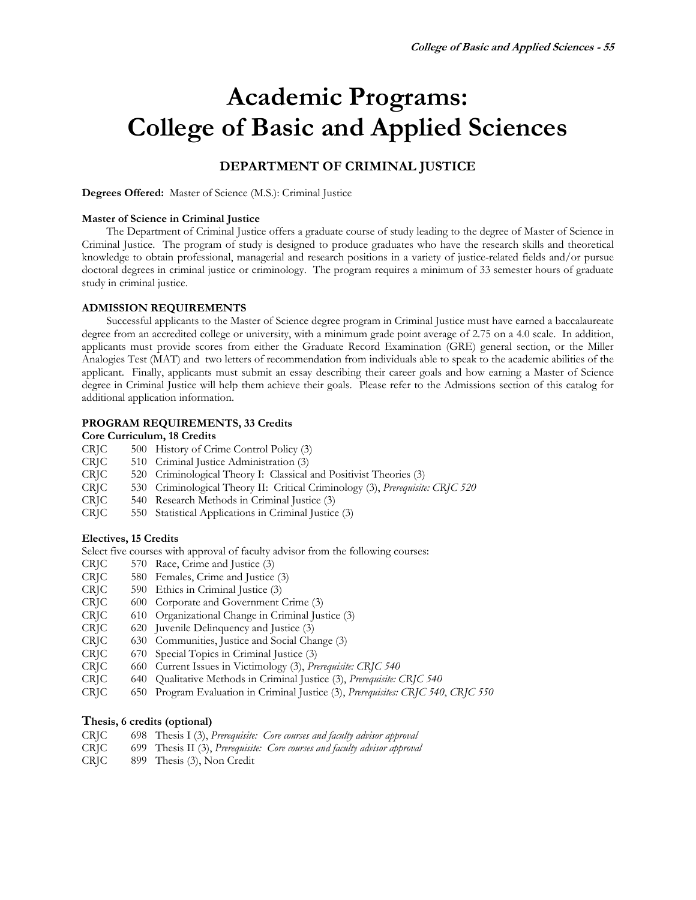# Academic Programs: College of Basic and Applied Sciences

## DEPARTMENT OF CRIMINAL JUSTICE

**Degrees Offered:** Master of Science (M.S.): Criminal Justice

**Master of Science in Criminal Justice**

The Department of Criminal Justice offers a graduate course of study leading to the degree of Master of Science in Criminal Justice. The program of study is designed to produce graduates who have the research skills and theoretical knowledge to obtain professional, managerial and research positions in a variety of justice-related fields and/or pursue doctoral degrees in criminal justice or criminology. The program requires a minimum of 33 semester hours of graduate study in criminal justice.

**ADMISSION REQUIREMENTS**

Successful applicants to the Master of Science degree program in Criminal Justice must have earned a baccalaureate degree from an accredited college or university, with a minimum grade point average of 2.75 on a 4.0 scale. In addition, applicants must provide scores from either the Graduate Record Examination (GRE) general section, or the Miller Analogies Test (MAT) and two letters of recommendation from individuals able to speak to the academic abilities of the applicant. Finally, applicants must submit an essay describing their career goals and how earning a Master of Science degree in Criminal Justice will help them achieve their goals. Please refer to the Admissions section of this catalog for additional application information.

**PROGRAM REQUIREMENTS, 33 Credits**

**Core Curriculum, 18 Credits**

CRJC 500 History of Crime Control Policy (3)
CRJC 510 Criminal Justice Administration (3)
CRJC 520 Criminological Theory I: Classical and Positivist Theories (3)
CRJC 530 Criminological Theory II: Critical Criminology (3), *Prerequisite: CRJC 520*
CRJC 540 Research Methods in Criminal Justice (3)
CRJC 550 Statistical Applications in Criminal Justice (3)

**Electives, 15 Credits**

Select five courses with approval of faculty advisor from the following courses:

CRJC 570 Race, Crime and Justice (3)
CRJC 580 Females, Crime and Justice (3)
CRJC 590 Ethics in Criminal Justice (3)
CRJC 600 Corporate and Government Crime (3)
CRJC 610 Organizational Change in Criminal Justice (3)
CRJC 620 Juvenile Delinquency and Justice (3)
CRJC 630 Communities, Justice and Social Change (3)
CRJC 670 Special Topics in Criminal Justice (3)
CRJC 660 Current Issues in Victimology (3), *Prerequisite: CRJC 540*
CRJC 640 Qualitative Methods in Criminal Justice (3), *Prerequisite: CRJC 540*
CRJC 650 Program Evaluation in Criminal Justice (3), *Prerequisites: CRJC 540, CRJC 550*

**Thesis, 6 credits (optional)**

CRJC 698 Thesis I (3), *Prerequisite: Core courses and faculty advisor approval*
CRJC 699 Thesis II (3), *Prerequisite: Core courses and faculty advisor approval*
CRJC 899 Thesis (3), Non Credit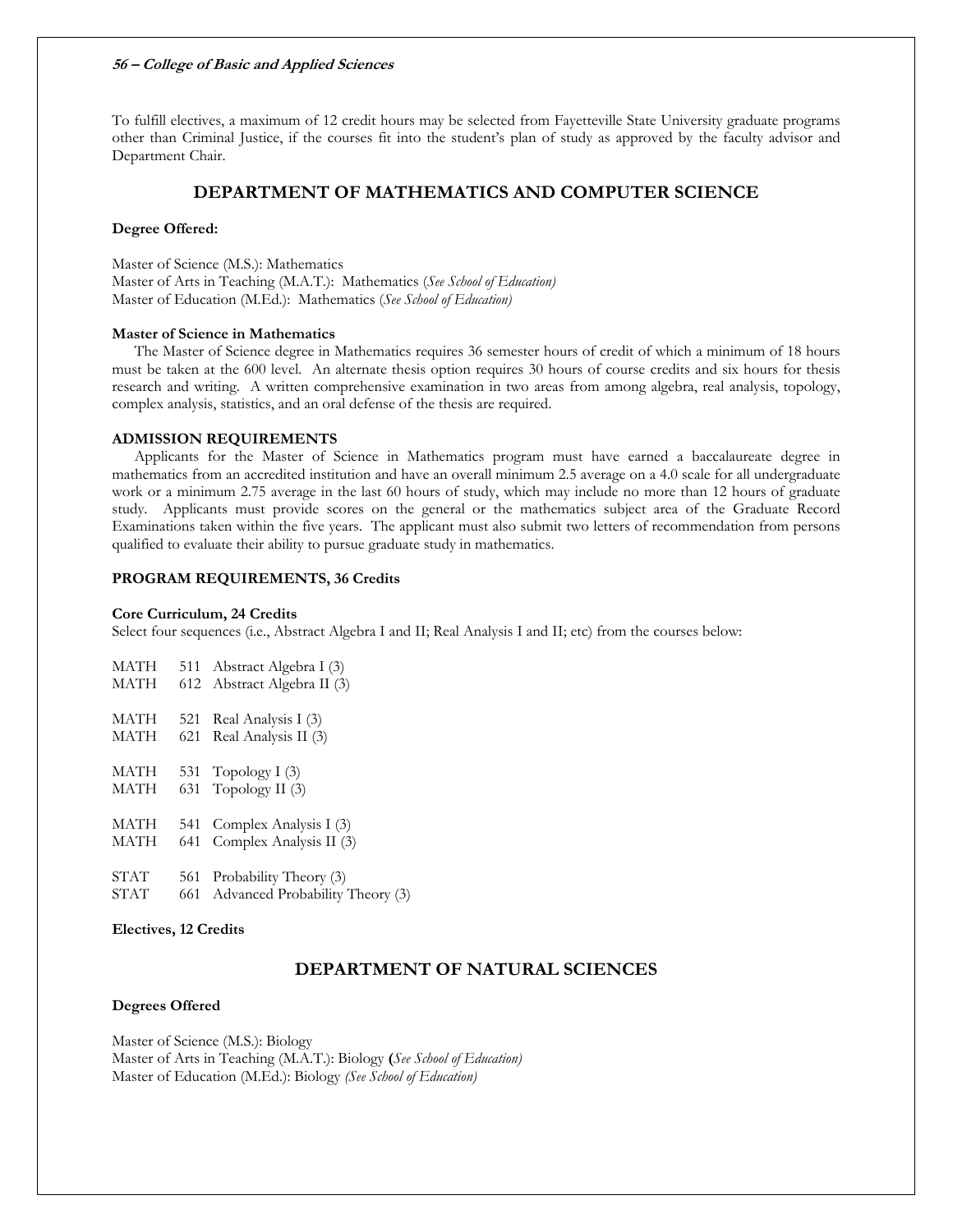To fulfill electives, a maximum of 12 credit hours may be selected from Fayetteville State University graduate programs other than Criminal Justice, if the courses fit into the student's plan of study as approved by the faculty advisor and Department Chair.

## DEPARTMENT OF MATHEMATICS AND COMPUTER SCIENCE

**Degree Offered:**

Master of Science (M.S.): Mathematics
Master of Arts in Teaching (M.A.T.): Mathematics (*See School of Education)*
Master of Education (M.Ed.): Mathematics (*See School of Education)*

**Master of Science in Mathematics**

The Master of Science degree in Mathematics requires 36 semester hours of credit of which a minimum of 18 hours must be taken at the 600 level. An alternate thesis option requires 30 hours of course credits and six hours for thesis research and writing. A written comprehensive examination in two areas from among algebra, real analysis, topology, complex analysis, statistics, and an oral defense of the thesis are required.

**ADMISSION REQUIREMENTS**

Applicants for the Master of Science in Mathematics program must have earned a baccalaureate degree in mathematics from an accredited institution and have an overall minimum 2.5 average on a 4.0 scale for all undergraduate work or a minimum 2.75 average in the last 60 hours of study, which may include no more than 12 hours of graduate study. Applicants must provide scores on the general or the mathematics subject area of the Graduate Record Examinations taken within the five years. The applicant must also submit two letters of recommendation from persons qualified to evaluate their ability to pursue graduate study in mathematics.

**PROGRAM REQUIREMENTS, 36 Credits**

**Core Curriculum, 24 Credits**
Select four sequences (i.e., Abstract Algebra I and II; Real Analysis I and II; etc) from the courses below:

MATH 511 Abstract Algebra I (3)
MATH 612 Abstract Algebra II (3)

MATH 521 Real Analysis I (3)
MATH 621 Real Analysis II (3)

MATH 531 Topology I (3)
MATH 631 Topology II (3)

MATH 541 Complex Analysis I (3)
MATH 641 Complex Analysis II (3)

STAT 561 Probability Theory (3)
STAT 661 Advanced Probability Theory (3)

**Electives, 12 Credits**

## DEPARTMENT OF NATURAL SCIENCES

**Degrees Offered**

Master of Science (M.S.): Biology
Master of Arts in Teaching (M.A.T.): Biology **(***See School of Education)*
Master of Education (M.Ed.): Biology *(See School of Education)*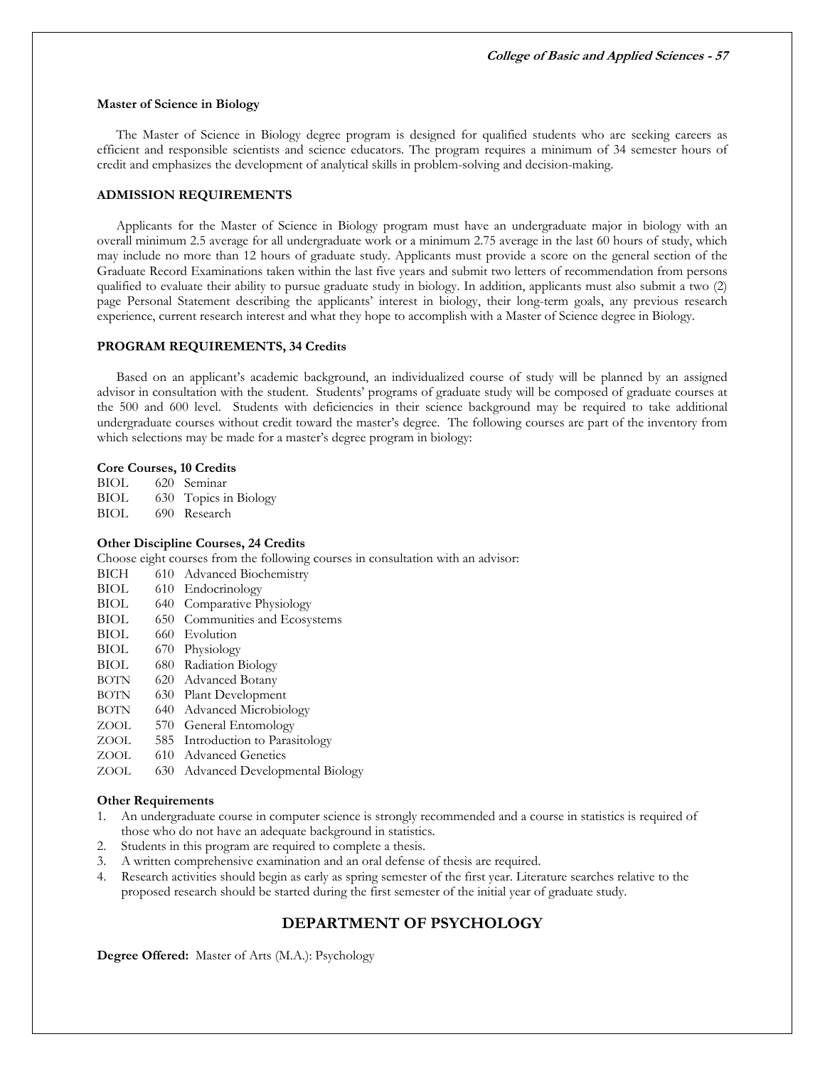### Master of Science in Biology

The Master of Science in Biology degree program is designed for qualified students who are seeking careers as efficient and responsible scientists and science educators. The program requires a minimum of 34 semester hours of credit and emphasizes the development of analytical skills in problem-solving and decision-making.

#### ADMISSION REQUIREMENTS

Applicants for the Master of Science in Biology program must have an undergraduate major in biology with an overall minimum 2.5 average for all undergraduate work or a minimum 2.75 average in the last 60 hours of study, which may include no more than 12 hours of graduate study. Applicants must provide a score on the general section of the Graduate Record Examinations taken within the last five years and submit two letters of recommendation from persons qualified to evaluate their ability to pursue graduate study in biology. In addition, applicants must also submit a two (2) page Personal Statement describing the applicants' interest in biology, their long-term goals, any previous research experience, current research interest and what they hope to accomplish with a Master of Science degree in Biology.

#### PROGRAM REQUIREMENTS, 34 Credits

Based on an applicant's academic background, an individualized course of study will be planned by an assigned advisor in consultation with the student. Students' programs of graduate study will be composed of graduate courses at the 500 and 600 level. Students with deficiencies in their science background may be required to take additional undergraduate courses without credit toward the master's degree. The following courses are part of the inventory from which selections may be made for a master's degree program in biology:

**Core Courses, 10 Credits**

BIOL 620 Seminar
BIOL 630 Topics in Biology
BIOL 690 Research

**Other Discipline Courses, 24 Credits**

Choose eight courses from the following courses in consultation with an advisor:

BICH 610 Advanced Biochemistry
BIOL 610 Endocrinology
BIOL 640 Comparative Physiology
BIOL 650 Communities and Ecosystems
BIOL 660 Evolution
BIOL 670 Physiology
BIOL 680 Radiation Biology
BOTN 620 Advanced Botany
BOTN 630 Plant Development
BOTN 640 Advanced Microbiology
ZOOL 570 General Entomology
ZOOL 585 Introduction to Parasitology
ZOOL 610 Advanced Genetics
ZOOL 630 Advanced Developmental Biology

**Other Requirements**

1. An undergraduate course in computer science is strongly recommended and a course in statistics is required of those who do not have an adequate background in statistics.
2. Students in this program are required to complete a thesis.
3. A written comprehensive examination and an oral defense of thesis are required.
4. Research activities should begin as early as spring semester of the first year. Literature searches relative to the proposed research should be started during the first semester of the initial year of graduate study.

## DEPARTMENT OF PSYCHOLOGY

**Degree Offered:** Master of Arts (M.A.): Psychology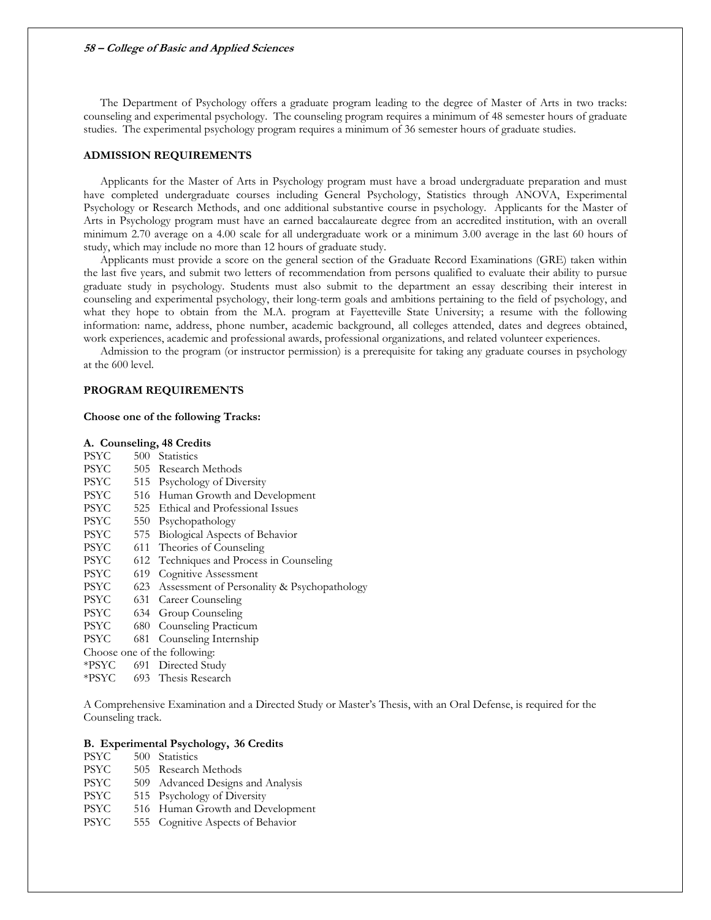The Department of Psychology offers a graduate program leading to the degree of Master of Arts in two tracks: counseling and experimental psychology. The counseling program requires a minimum of 48 semester hours of graduate studies. The experimental psychology program requires a minimum of 36 semester hours of graduate studies.

**ADMISSION REQUIREMENTS**

Applicants for the Master of Arts in Psychology program must have a broad undergraduate preparation and must have completed undergraduate courses including General Psychology, Statistics through ANOVA, Experimental Psychology or Research Methods, and one additional substantive course in psychology. Applicants for the Master of Arts in Psychology program must have an earned baccalaureate degree from an accredited institution, with an overall minimum 2.70 average on a 4.00 scale for all undergraduate work or a minimum 3.00 average in the last 60 hours of study, which may include no more than 12 hours of graduate study.

Applicants must provide a score on the general section of the Graduate Record Examinations (GRE) taken within the last five years, and submit two letters of recommendation from persons qualified to evaluate their ability to pursue graduate study in psychology. Students must also submit to the department an essay describing their interest in counseling and experimental psychology, their long-term goals and ambitions pertaining to the field of psychology, and what they hope to obtain from the M.A. program at Fayetteville State University; a resume with the following information: name, address, phone number, academic background, all colleges attended, dates and degrees obtained, work experiences, academic and professional awards, professional organizations, and related volunteer experiences.

Admission to the program (or instructor permission) is a prerequisite for taking any graduate courses in psychology at the 600 level.

**PROGRAM REQUIREMENTS**

**Choose one of the following Tracks:**

**A. Counseling, 48 Credits**

PSYC 500 Statistics
PSYC 505 Research Methods
PSYC 515 Psychology of Diversity
PSYC 516 Human Growth and Development
PSYC 525 Ethical and Professional Issues
PSYC 550 Psychopathology
PSYC 575 Biological Aspects of Behavior
PSYC 611 Theories of Counseling
PSYC 612 Techniques and Process in Counseling
PSYC 619 Cognitive Assessment
PSYC 623 Assessment of Personality & Psychopathology
PSYC 631 Career Counseling
PSYC 634 Group Counseling
PSYC 680 Counseling Practicum
PSYC 681 Counseling Internship

Choose one of the following:
*PSYC 691 Directed Study
*PSYC 693 Thesis Research

A Comprehensive Examination and a Directed Study or Master's Thesis, with an Oral Defense, is required for the Counseling track.

**B. Experimental Psychology, 36 Credits**

PSYC 500 Statistics
PSYC 505 Research Methods
PSYC 509 Advanced Designs and Analysis
PSYC 515 Psychology of Diversity
PSYC 516 Human Growth and Development
PSYC 555 Cognitive Aspects of Behavior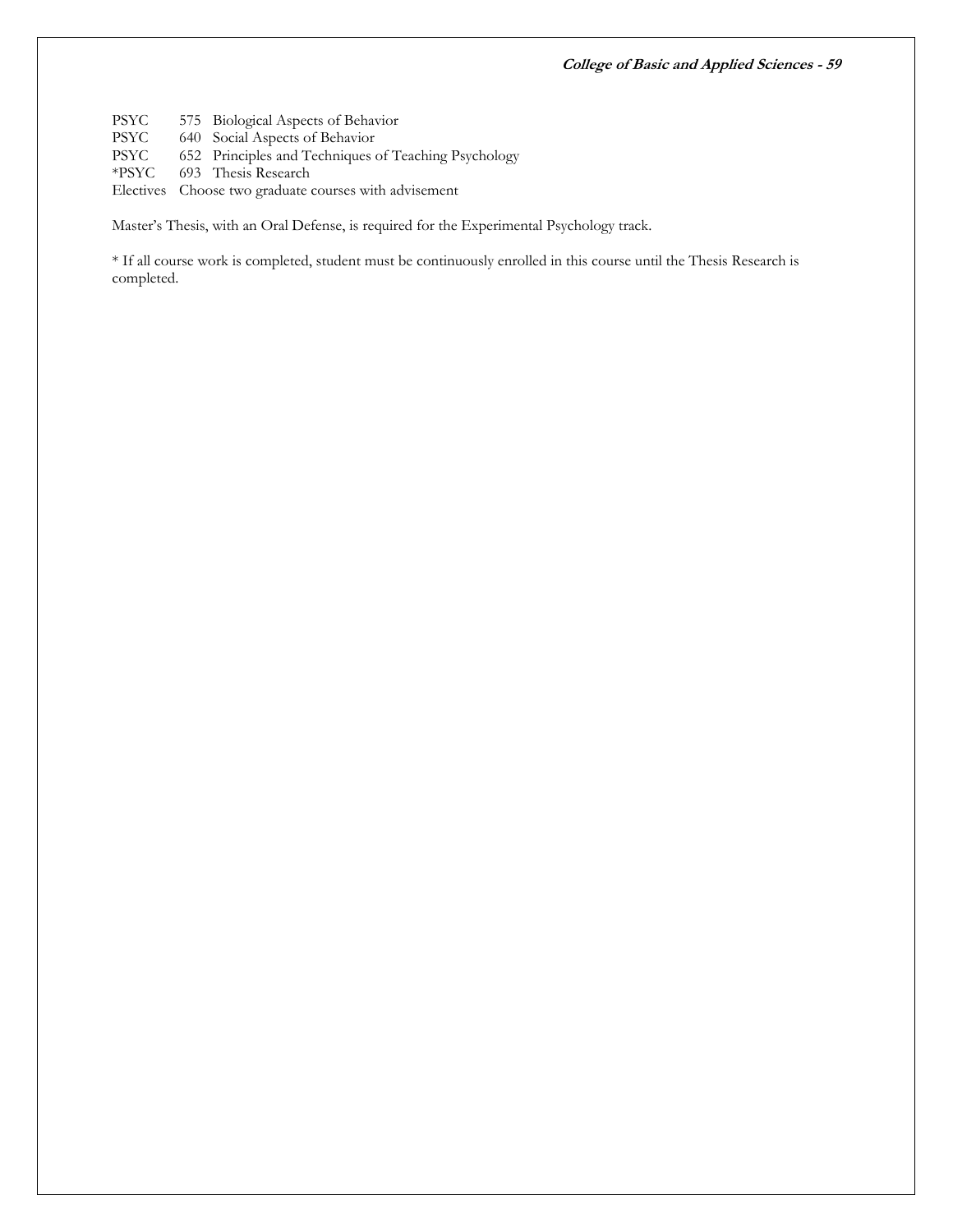PSYC 575 Biological Aspects of Behavior
PSYC 640 Social Aspects of Behavior
PSYC 652 Principles and Techniques of Teaching Psychology
*PSYC 693 Thesis Research
Electives Choose two graduate courses with advisement

Master's Thesis, with an Oral Defense, is required for the Experimental Psychology track.

* If all course work is completed, student must be continuously enrolled in this course until the Thesis Research is completed.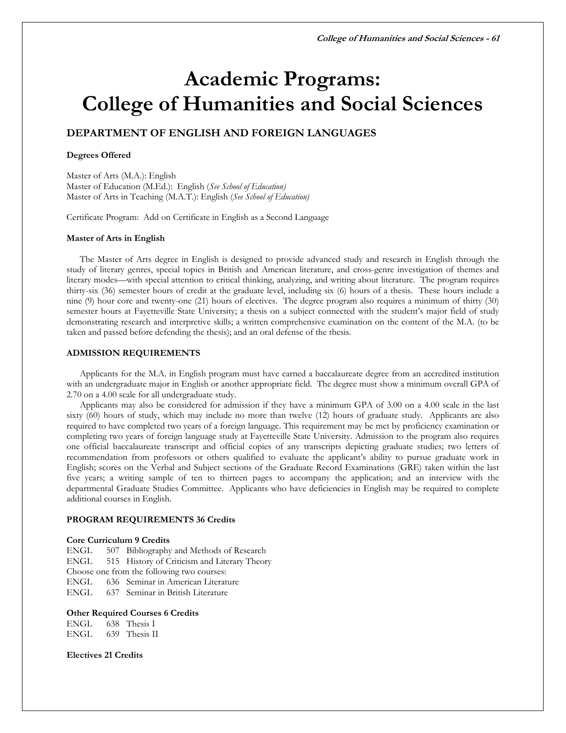# Academic Programs: College of Humanities and Social Sciences

## DEPARTMENT OF ENGLISH AND FOREIGN LANGUAGES

**Degrees Offered**

Master of Arts (M.A.): English
Master of Education (M.Ed.): English (*See School of Education)*
Master of Arts in Teaching (M.A.T.): English (*See School of Education)*

Certificate Program: Add on Certificate in English as a Second Language

**Master of Arts in English**

The Master of Arts degree in English is designed to provide advanced study and research in English through the study of literary genres, special topics in British and American literature, and cross-genre investigation of themes and literary modes—with special attention to critical thinking, analyzing, and writing about literature. The program requires thirty-six (36) semester hours of credit at the graduate level, including six (6) hours of a thesis. These hours include a nine (9) hour core and twenty-one (21) hours of electives. The degree program also requires a minimum of thirty (30) semester hours at Fayetteville State University; a thesis on a subject connected with the student's major field of study demonstrating research and interpretive skills; a written comprehensive examination on the content of the M.A. (to be taken and passed before defending the thesis); and an oral defense of the thesis.

**ADMISSION REQUIREMENTS**

Applicants for the M.A. in English program must have earned a baccalaureate degree from an accredited institution with an undergraduate major in English or another appropriate field. The degree must show a minimum overall GPA of 2.70 on a 4.00 scale for all undergraduate study.

Applicants may also be considered for admission if they have a minimum GPA of 3.00 on a 4.00 scale in the last sixty (60) hours of study, which may include no more than twelve (12) hours of graduate study. Applicants are also required to have completed two years of a foreign language. This requirement may be met by proficiency examination or completing two years of foreign language study at Fayetteville State University. Admission to the program also requires one official baccalaureate transcript and official copies of any transcripts depicting graduate studies; two letters of recommendation from professors or others qualified to evaluate the applicant's ability to pursue graduate work in English; scores on the Verbal and Subject sections of the Graduate Record Examinations (GRE) taken within the last five years; a writing sample of ten to thirteen pages to accompany the application; and an interview with the departmental Graduate Studies Committee. Applicants who have deficiencies in English may be required to complete additional courses in English.

**PROGRAM REQUIREMENTS 36 Credits**

**Core Curriculum 9 Credits**

ENGL 507 Bibliography and Methods of Research
ENGL 515 History of Criticism and Literary Theory
Choose one from the following two courses:
ENGL 636 Seminar in American Literature
ENGL 637 Seminar in British Literature

**Other Required Courses 6 Credits**

ENGL 638 Thesis I
ENGL 639 Thesis II

**Electives 21 Credits**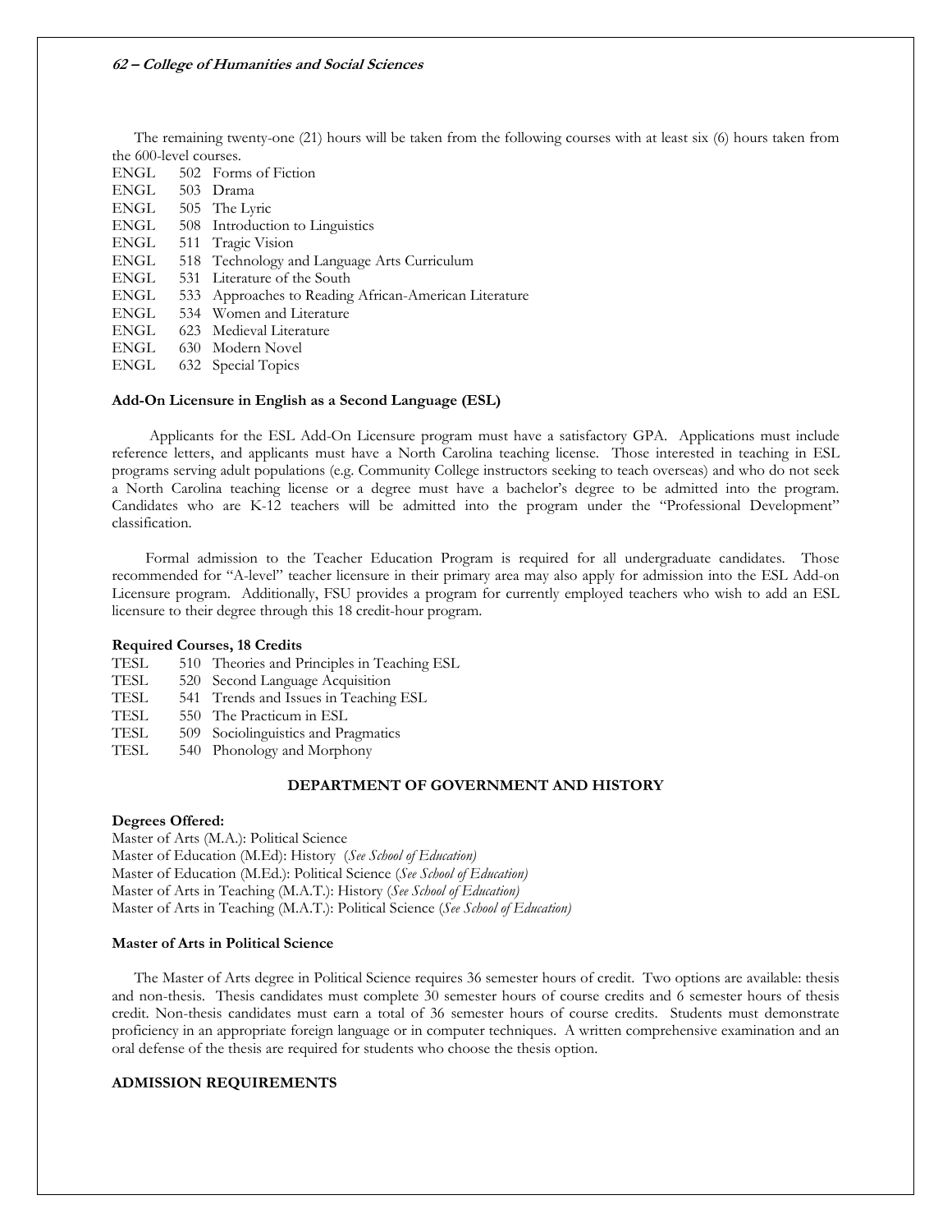The remaining twenty-one (21) hours will be taken from the following courses with at least six (6) hours taken from the 600-level courses.

ENGL 502 Forms of Fiction
ENGL 503 Drama
ENGL 505 The Lyric
ENGL 508 Introduction to Linguistics
ENGL 511 Tragic Vision
ENGL 518 Technology and Language Arts Curriculum
ENGL 531 Literature of the South
ENGL 533 Approaches to Reading African-American Literature
ENGL 534 Women and Literature
ENGL 623 Medieval Literature
ENGL 630 Modern Novel
ENGL 632 Special Topics

**Add-On Licensure in English as a Second Language (ESL)**

Applicants for the ESL Add-On Licensure program must have a satisfactory GPA. Applications must include reference letters, and applicants must have a North Carolina teaching license. Those interested in teaching in ESL programs serving adult populations (e.g. Community College instructors seeking to teach overseas) and who do not seek a North Carolina teaching license or a degree must have a bachelor's degree to be admitted into the program. Candidates who are K-12 teachers will be admitted into the program under the "Professional Development" classification.

Formal admission to the Teacher Education Program is required for all undergraduate candidates. Those recommended for "A-level" teacher licensure in their primary area may also apply for admission into the ESL Add-on Licensure program. Additionally, FSU provides a program for currently employed teachers who wish to add an ESL licensure to their degree through this 18 credit-hour program.

**Required Courses, 18 Credits**

TESL 510 Theories and Principles in Teaching ESL
TESL 520 Second Language Acquisition
TESL 541 Trends and Issues in Teaching ESL
TESL 550 The Practicum in ESL
TESL 509 Sociolinguistics and Pragmatics
TESL 540 Phonology and Morphony

## DEPARTMENT OF GOVERNMENT AND HISTORY

**Degrees Offered:**

Master of Arts (M.A.): Political Science
Master of Education (M.Ed): History (*See School of Education)*
Master of Education (M.Ed.): Political Science (*See School of Education)*
Master of Arts in Teaching (M.A.T.): History (*See School of Education)*
Master of Arts in Teaching (M.A.T.): Political Science (*See School of Education)*

**Master of Arts in Political Science**

The Master of Arts degree in Political Science requires 36 semester hours of credit. Two options are available: thesis and non-thesis. Thesis candidates must complete 30 semester hours of course credits and 6 semester hours of thesis credit. Non-thesis candidates must earn a total of 36 semester hours of course credits. Students must demonstrate proficiency in an appropriate foreign language or in computer techniques. A written comprehensive examination and an oral defense of the thesis are required for students who choose the thesis option.

**ADMISSION REQUIREMENTS**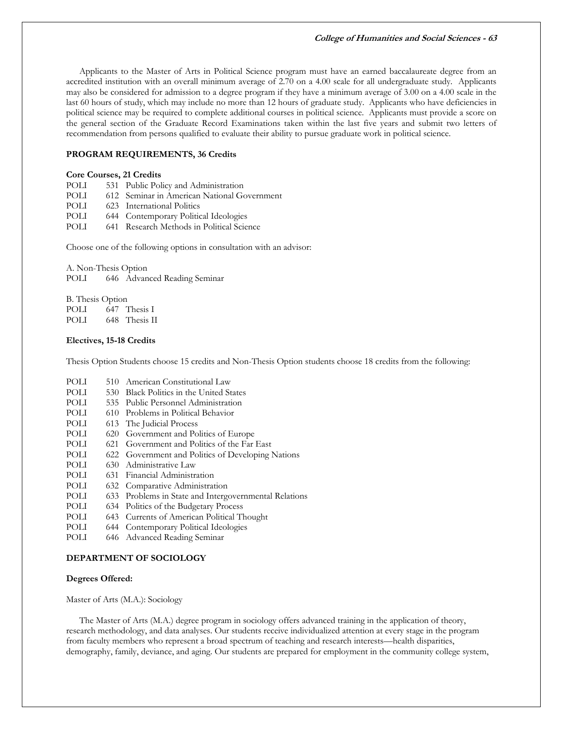Applicants to the Master of Arts in Political Science program must have an earned baccalaureate degree from an accredited institution with an overall minimum average of 2.70 on a 4.00 scale for all undergraduate study. Applicants may also be considered for admission to a degree program if they have a minimum average of 3.00 on a 4.00 scale in the last 60 hours of study, which may include no more than 12 hours of graduate study. Applicants who have deficiencies in political science may be required to complete additional courses in political science. Applicants must provide a score on the general section of the Graduate Record Examinations taken within the last five years and submit two letters of recommendation from persons qualified to evaluate their ability to pursue graduate work in political science.

**PROGRAM REQUIREMENTS, 36 Credits**

**Core Courses, 21 Credits**

POLI 531 Public Policy and Administration
POLI 612 Seminar in American National Government
POLI 623 International Politics
POLI 644 Contemporary Political Ideologies
POLI 641 Research Methods in Political Science

Choose one of the following options in consultation with an advisor:

A. Non-Thesis Option
POLI 646 Advanced Reading Seminar

B. Thesis Option
POLI 647 Thesis I
POLI 648 Thesis II

**Electives, 15-18 Credits**

Thesis Option Students choose 15 credits and Non-Thesis Option students choose 18 credits from the following:

POLI 510 American Constitutional Law
POLI 530 Black Politics in the United States
POLI 535 Public Personnel Administration
POLI 610 Problems in Political Behavior
POLI 613 The Judicial Process
POLI 620 Government and Politics of Europe
POLI 621 Government and Politics of the Far East
POLI 622 Government and Politics of Developing Nations
POLI 630 Administrative Law
POLI 631 Financial Administration
POLI 632 Comparative Administration
POLI 633 Problems in State and Intergovernmental Relations
POLI 634 Politics of the Budgetary Process
POLI 643 Currents of American Political Thought
POLI 644 Contemporary Political Ideologies
POLI 646 Advanced Reading Seminar

## DEPARTMENT OF SOCIOLOGY

**Degrees Offered:**

Master of Arts (M.A.): Sociology

The Master of Arts (M.A.) degree program in sociology offers advanced training in the application of theory, research methodology, and data analyses. Our students receive individualized attention at every stage in the program from faculty members who represent a broad spectrum of teaching and research interests—health disparities, demography, family, deviance, and aging. Our students are prepared for employment in the community college system,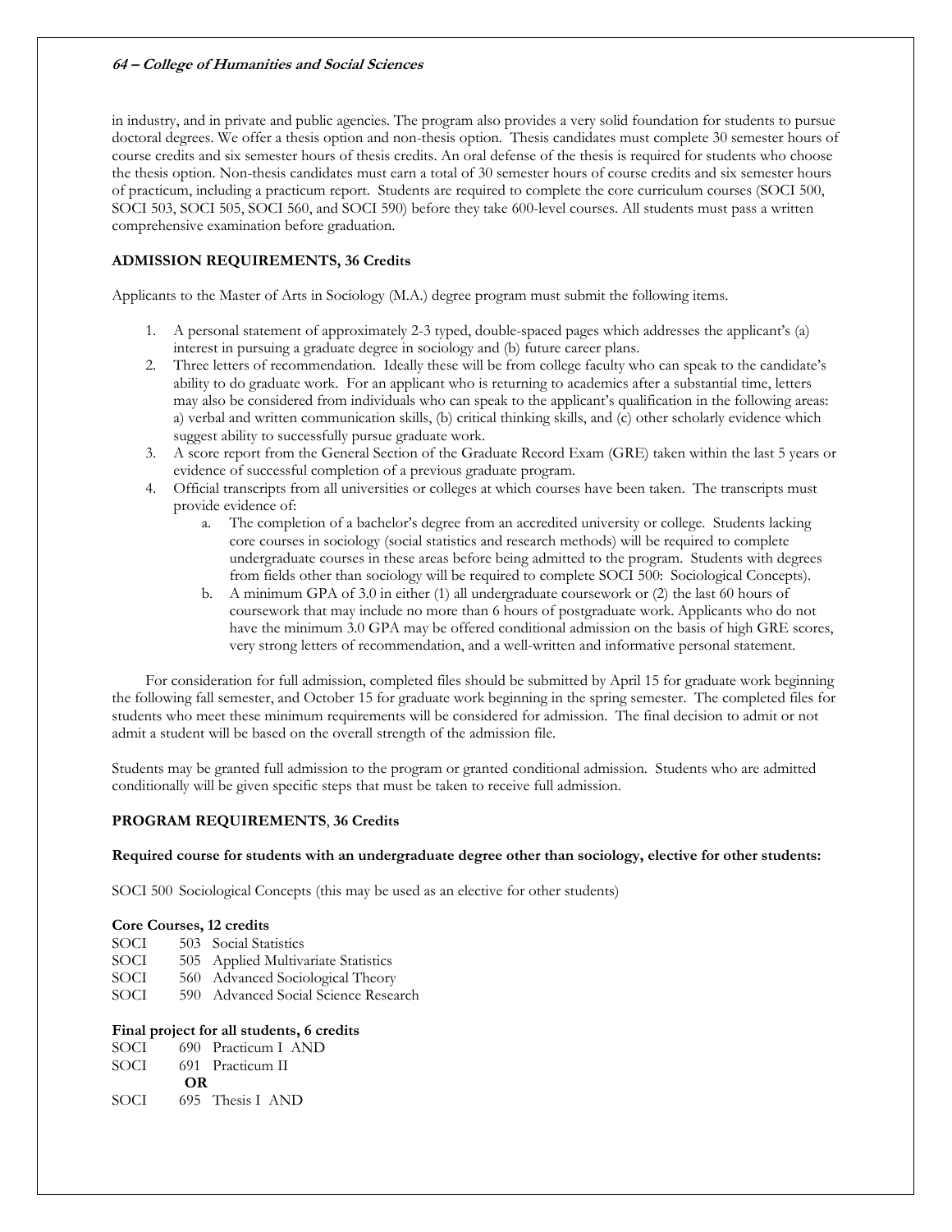in industry, and in private and public agencies. The program also provides a very solid foundation for students to pursue doctoral degrees. We offer a thesis option and non-thesis option. Thesis candidates must complete 30 semester hours of course credits and six semester hours of thesis credits. An oral defense of the thesis is required for students who choose the thesis option. Non-thesis candidates must earn a total of 30 semester hours of course credits and six semester hours of practicum, including a practicum report. Students are required to complete the core curriculum courses (SOCI 500, SOCI 503, SOCI 505, SOCI 560, and SOCI 590) before they take 600-level courses. All students must pass a written comprehensive examination before graduation.

**ADMISSION REQUIREMENTS, 36 Credits**

Applicants to the Master of Arts in Sociology (M.A.) degree program must submit the following items.

1. A personal statement of approximately 2-3 typed, double-spaced pages which addresses the applicant's (a) interest in pursuing a graduate degree in sociology and (b) future career plans.
2. Three letters of recommendation. Ideally these will be from college faculty who can speak to the candidate's ability to do graduate work. For an applicant who is returning to academics after a substantial time, letters may also be considered from individuals who can speak to the applicant's qualification in the following areas: a) verbal and written communication skills, (b) critical thinking skills, and (c) other scholarly evidence which suggest ability to successfully pursue graduate work.
3. A score report from the General Section of the Graduate Record Exam (GRE) taken within the last 5 years or evidence of successful completion of a previous graduate program.
4. Official transcripts from all universities or colleges at which courses have been taken. The transcripts must provide evidence of:
   a. The completion of a bachelor's degree from an accredited university or college. Students lacking core courses in sociology (social statistics and research methods) will be required to complete undergraduate courses in these areas before being admitted to the program. Students with degrees from fields other than sociology will be required to complete SOCI 500: Sociological Concepts).
   b. A minimum GPA of 3.0 in either (1) all undergraduate coursework or (2) the last 60 hours of coursework that may include no more than 6 hours of postgraduate work. Applicants who do not have the minimum 3.0 GPA may be offered conditional admission on the basis of high GRE scores, very strong letters of recommendation, and a well-written and informative personal statement.

For consideration for full admission, completed files should be submitted by April 15 for graduate work beginning the following fall semester, and October 15 for graduate work beginning in the spring semester. The completed files for students who meet these minimum requirements will be considered for admission. The final decision to admit or not admit a student will be based on the overall strength of the admission file.

Students may be granted full admission to the program or granted conditional admission. Students who are admitted conditionally will be given specific steps that must be taken to receive full admission.

**PROGRAM REQUIREMENTS**, **36 Credits**

**Required course for students with an undergraduate degree other than sociology, elective for other students:**

SOCI 500 Sociological Concepts (this may be used as an elective for other students)

**Core Courses, 12 credits**

SOCI 503 Social Statistics
SOCI 505 Applied Multivariate Statistics
SOCI 560 Advanced Sociological Theory
SOCI 590 Advanced Social Science Research

**Final project for all students, 6 credits**

SOCI 690 Practicum I AND
SOCI 691 Practicum II
**OR**
SOCI 695 Thesis I AND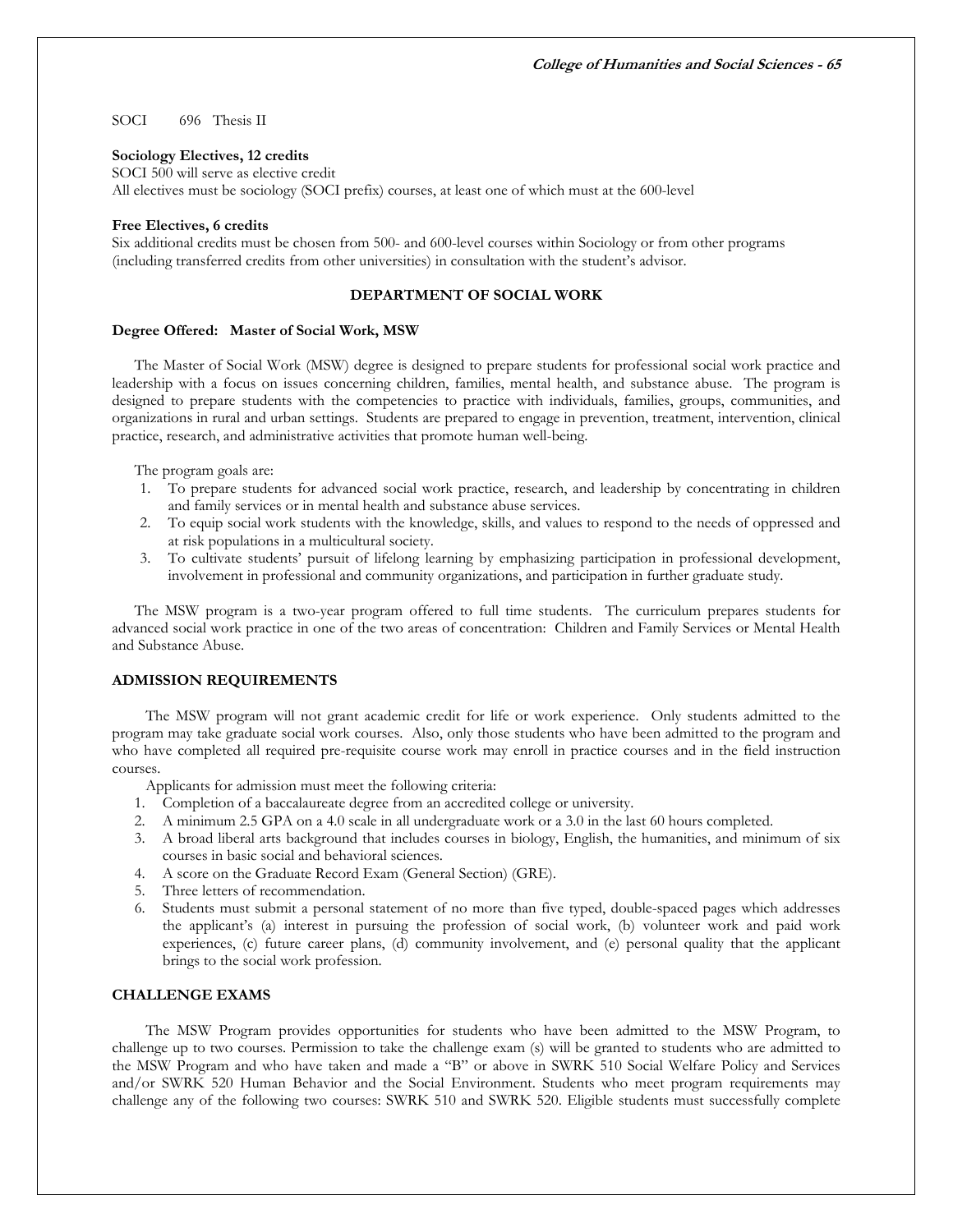SOCI 696 Thesis II

**Sociology Electives, 12 credits**

SOCI 500 will serve as elective credit

All electives must be sociology (SOCI prefix) courses, at least one of which must at the 600-level

**Free Electives, 6 credits**

Six additional credits must be chosen from 500- and 600-level courses within Sociology or from other programs (including transferred credits from other universities) in consultation with the student's advisor.

## DEPARTMENT OF SOCIAL WORK

**Degree Offered: Master of Social Work, MSW**

The Master of Social Work (MSW) degree is designed to prepare students for professional social work practice and leadership with a focus on issues concerning children, families, mental health, and substance abuse. The program is designed to prepare students with the competencies to practice with individuals, families, groups, communities, and organizations in rural and urban settings. Students are prepared to engage in prevention, treatment, intervention, clinical practice, research, and administrative activities that promote human well-being.

The program goals are:

1. To prepare students for advanced social work practice, research, and leadership by concentrating in children and family services or in mental health and substance abuse services.
2. To equip social work students with the knowledge, skills, and values to respond to the needs of oppressed and at risk populations in a multicultural society.
3. To cultivate students' pursuit of lifelong learning by emphasizing participation in professional development, involvement in professional and community organizations, and participation in further graduate study.

The MSW program is a two-year program offered to full time students. The curriculum prepares students for advanced social work practice in one of the two areas of concentration: Children and Family Services or Mental Health and Substance Abuse.

### ADMISSION REQUIREMENTS

The MSW program will not grant academic credit for life or work experience. Only students admitted to the program may take graduate social work courses. Also, only those students who have been admitted to the program and who have completed all required pre-requisite course work may enroll in practice courses and in the field instruction courses.

Applicants for admission must meet the following criteria:

1. Completion of a baccalaureate degree from an accredited college or university.
2. A minimum 2.5 GPA on a 4.0 scale in all undergraduate work or a 3.0 in the last 60 hours completed.
3. A broad liberal arts background that includes courses in biology, English, the humanities, and minimum of six courses in basic social and behavioral sciences.
4. A score on the Graduate Record Exam (General Section) (GRE).
5. Three letters of recommendation.
6. Students must submit a personal statement of no more than five typed, double-spaced pages which addresses the applicant's (a) interest in pursuing the profession of social work, (b) volunteer work and paid work experiences, (c) future career plans, (d) community involvement, and (e) personal quality that the applicant brings to the social work profession.

### CHALLENGE EXAMS

The MSW Program provides opportunities for students who have been admitted to the MSW Program, to challenge up to two courses. Permission to take the challenge exam (s) will be granted to students who are admitted to the MSW Program and who have taken and made a "B" or above in SWRK 510 Social Welfare Policy and Services and/or SWRK 520 Human Behavior and the Social Environment. Students who meet program requirements may challenge any of the following two courses: SWRK 510 and SWRK 520. Eligible students must successfully complete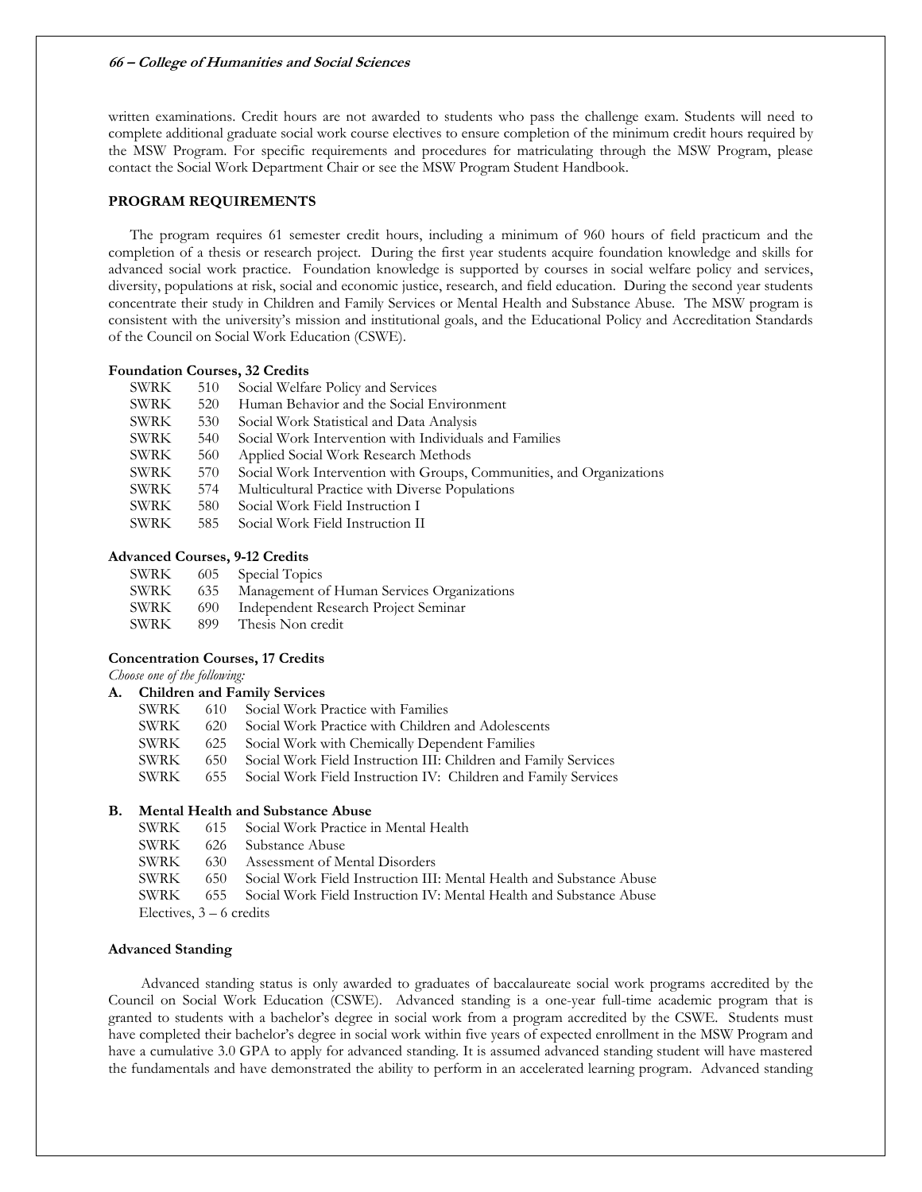written examinations. Credit hours are not awarded to students who pass the challenge exam. Students will need to complete additional graduate social work course electives to ensure completion of the minimum credit hours required by the MSW Program. For specific requirements and procedures for matriculating through the MSW Program, please contact the Social Work Department Chair or see the MSW Program Student Handbook.

## PROGRAM REQUIREMENTS

The program requires 61 semester credit hours, including a minimum of 960 hours of field practicum and the completion of a thesis or research project. During the first year students acquire foundation knowledge and skills for advanced social work practice. Foundation knowledge is supported by courses in social welfare policy and services, diversity, populations at risk, social and economic justice, research, and field education. During the second year students concentrate their study in Children and Family Services or Mental Health and Substance Abuse. The MSW program is consistent with the university's mission and institutional goals, and the Educational Policy and Accreditation Standards of the Council on Social Work Education (CSWE).

### Foundation Courses, 32 Credits

- SWRK 510 Social Welfare Policy and Services
- SWRK 520 Human Behavior and the Social Environment
- SWRK 530 Social Work Statistical and Data Analysis
- SWRK 540 Social Work Intervention with Individuals and Families
- SWRK 560 Applied Social Work Research Methods
- SWRK 570 Social Work Intervention with Groups, Communities, and Organizations
- SWRK 574 Multicultural Practice with Diverse Populations
- SWRK 580 Social Work Field Instruction I
- SWRK 585 Social Work Field Instruction II

### Advanced Courses, 9-12 Credits

- SWRK 605 Special Topics
- SWRK 635 Management of Human Services Organizations
- SWRK 690 Independent Research Project Seminar
- SWRK 899 Thesis Non credit

### Concentration Courses, 17 Credits

*Choose one of the following:*

**A. Children and Family Services**

- SWRK 610 Social Work Practice with Families
- SWRK 620 Social Work Practice with Children and Adolescents
- SWRK 625 Social Work with Chemically Dependent Families
- SWRK 650 Social Work Field Instruction III: Children and Family Services
- SWRK 655 Social Work Field Instruction IV: Children and Family Services

**B. Mental Health and Substance Abuse**

- SWRK 615 Social Work Practice in Mental Health
- SWRK 626 Substance Abuse
- SWRK 630 Assessment of Mental Disorders
- SWRK 650 Social Work Field Instruction III: Mental Health and Substance Abuse
- SWRK 655 Social Work Field Instruction IV: Mental Health and Substance Abuse

Electives, 3 – 6 credits

### Advanced Standing

Advanced standing status is only awarded to graduates of baccalaureate social work programs accredited by the Council on Social Work Education (CSWE). Advanced standing is a one-year full-time academic program that is granted to students with a bachelor's degree in social work from a program accredited by the CSWE. Students must have completed their bachelor's degree in social work within five years of expected enrollment in the MSW Program and have a cumulative 3.0 GPA to apply for advanced standing. It is assumed advanced standing student will have mastered the fundamentals and have demonstrated the ability to perform in an accelerated learning program. Advanced standing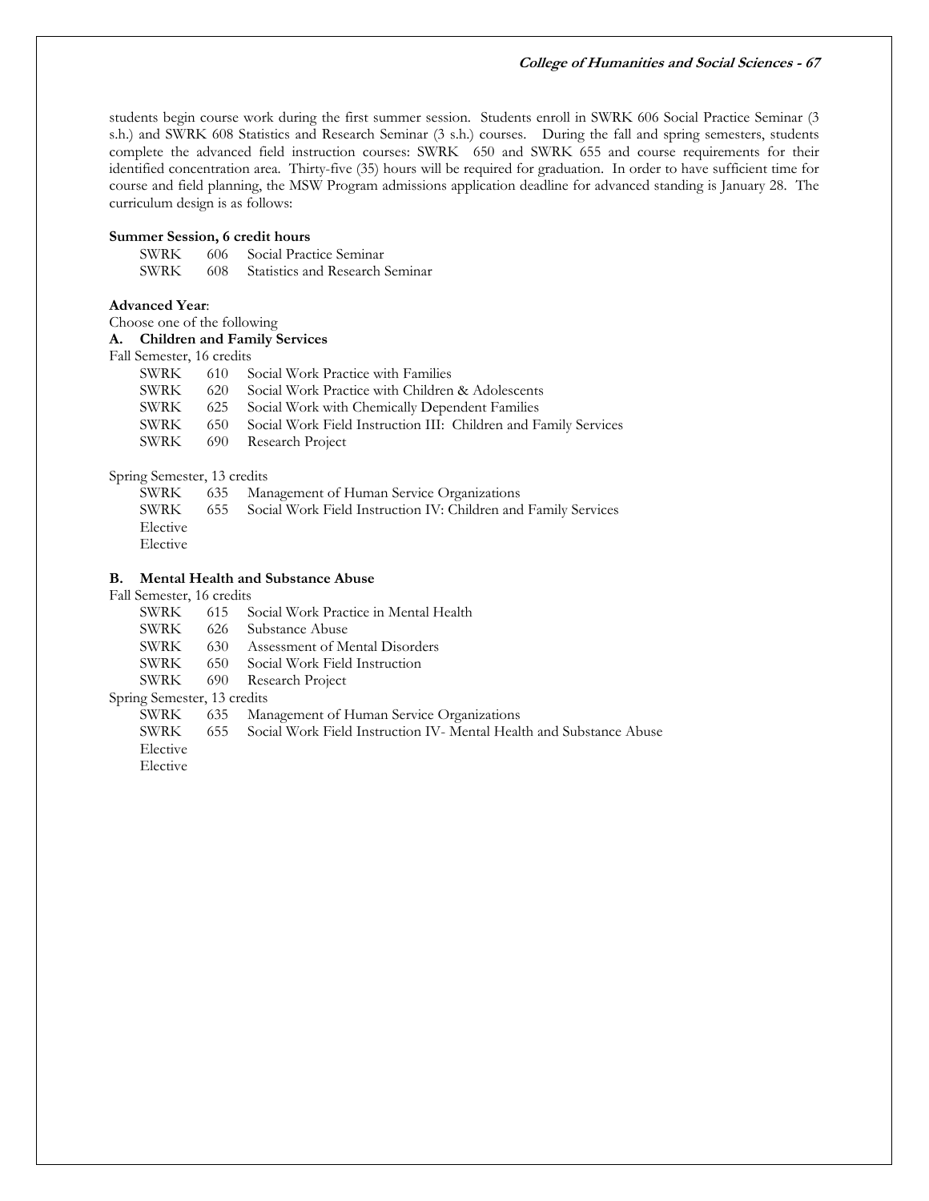students begin course work during the first summer session. Students enroll in SWRK 606 Social Practice Seminar (3 s.h.) and SWRK 608 Statistics and Research Seminar (3 s.h.) courses. During the fall and spring semesters, students complete the advanced field instruction courses: SWRK 650 and SWRK 655 and course requirements for their identified concentration area. Thirty-five (35) hours will be required for graduation. In order to have sufficient time for course and field planning, the MSW Program admissions application deadline for advanced standing is January 28. The curriculum design is as follows:

**Summer Session, 6 credit hours**

SWRK 606 Social Practice Seminar
SWRK 608 Statistics and Research Seminar

**Advanced Year**:

Choose one of the following

**A. Children and Family Services**

Fall Semester, 16 credits

SWRK 610 Social Work Practice with Families
SWRK 620 Social Work Practice with Children & Adolescents
SWRK 625 Social Work with Chemically Dependent Families
SWRK 650 Social Work Field Instruction III: Children and Family Services
SWRK 690 Research Project

Spring Semester, 13 credits

SWRK 635 Management of Human Service Organizations
SWRK 655 Social Work Field Instruction IV: Children and Family Services
Elective
Elective

**B. Mental Health and Substance Abuse**

Fall Semester, 16 credits

SWRK 615 Social Work Practice in Mental Health
SWRK 626 Substance Abuse
SWRK 630 Assessment of Mental Disorders
SWRK 650 Social Work Field Instruction
SWRK 690 Research Project

Spring Semester, 13 credits

SWRK 635 Management of Human Service Organizations
SWRK 655 Social Work Field Instruction IV- Mental Health and Substance Abuse
Elective
Elective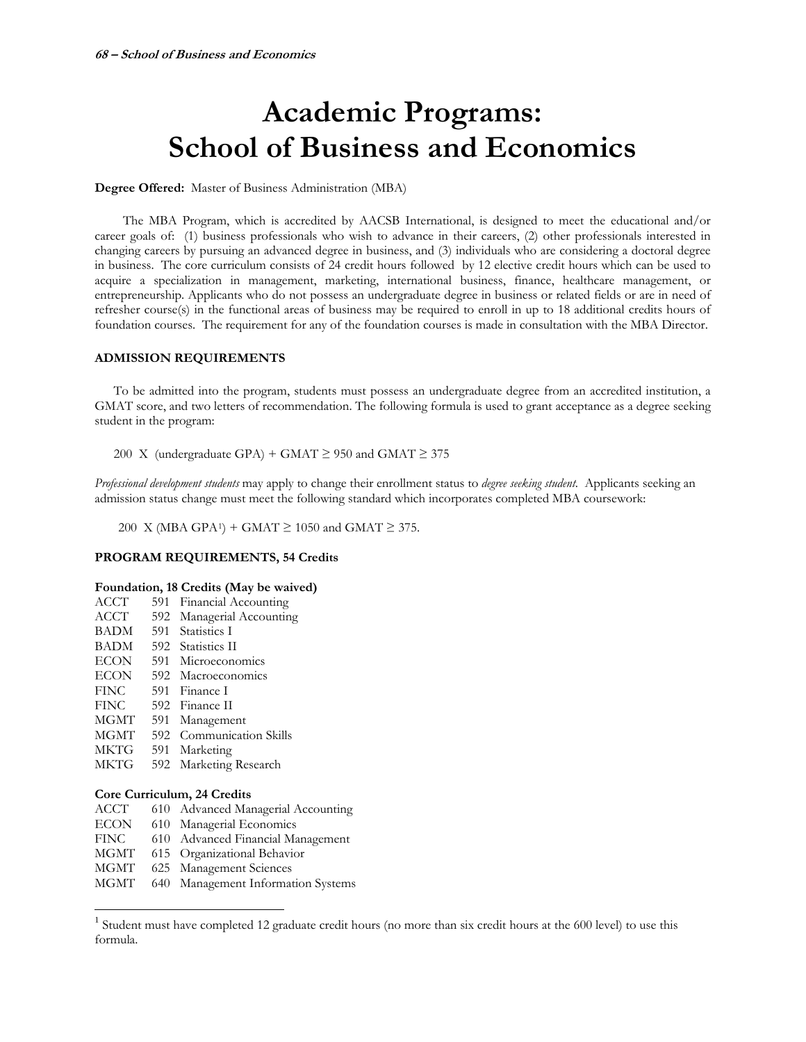# Academic Programs: School of Business and Economics

**Degree Offered:** Master of Business Administration (MBA)

The MBA Program, which is accredited by AACSB International, is designed to meet the educational and/or career goals of: (1) business professionals who wish to advance in their careers, (2) other professionals interested in changing careers by pursuing an advanced degree in business, and (3) individuals who are considering a doctoral degree in business. The core curriculum consists of 24 credit hours followed by 12 elective credit hours which can be used to acquire a specialization in management, marketing, international business, finance, healthcare management, or entrepreneurship. Applicants who do not possess an undergraduate degree in business or related fields or are in need of refresher course(s) in the functional areas of business may be required to enroll in up to 18 additional credits hours of foundation courses. The requirement for any of the foundation courses is made in consultation with the MBA Director.

### ADMISSION REQUIREMENTS

To be admitted into the program, students must possess an undergraduate degree from an accredited institution, a GMAT score, and two letters of recommendation. The following formula is used to grant acceptance as a degree seeking student in the program:

$200 \times \text{(undergraduate GPA)} + \text{GMAT} \geq 950$ and $\text{GMAT} \geq 375$

*Professional development students* may apply to change their enrollment status to *degree seeking student*. Applicants seeking an admission status change must meet the following standard which incorporates completed MBA coursework:

$200 \times \text{(MBA GPA[1])} + \text{GMAT} \geq 1050$ and $\text{GMAT} \geq 375$.

### PROGRAM REQUIREMENTS, 54 Credits

**Foundation, 18 Credits (May be waived)**

| | | |
|---|---|---|
| ACCT | 591 | Financial Accounting |
| ACCT | 592 | Managerial Accounting |
| BADM | 591 | Statistics I |
| BADM | 592 | Statistics II |
| ECON | 591 | Microeconomics |
| ECON | 592 | Macroeconomics |
| FINC | 591 | Finance I |
| FINC | 592 | Finance II |
| MGMT | 591 | Management |
| MGMT | 592 | Communication Skills |
| MKTG | 591 | Marketing |
| MKTG | 592 | Marketing Research |

**Core Curriculum, 24 Credits**

| | | |
|---|---|---|
| ACCT | 610 | Advanced Managerial Accounting |
| ECON | 610 | Managerial Economics |
| FINC | 610 | Advanced Financial Management |
| MGMT | 615 | Organizational Behavior |
| MGMT | 625 | Management Sciences |
| MGMT | 640 | Management Information Systems |

---

[1] Student must have completed 12 graduate credit hours (no more than six credit hours at the 600 level) to use this formula.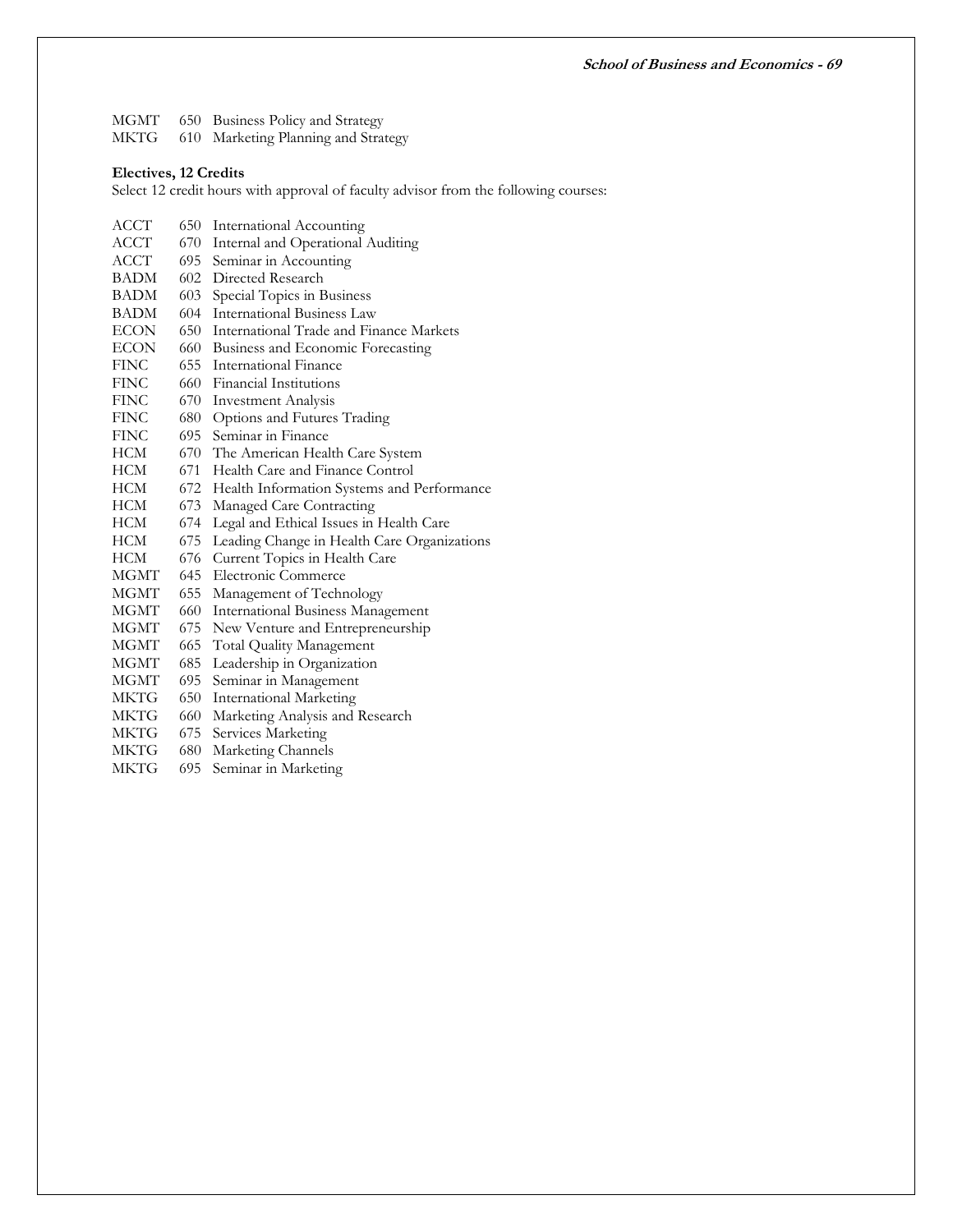MGMT 650 Business Policy and Strategy
MKTG 610 Marketing Planning and Strategy

**Electives, 12 Credits**

Select 12 credit hours with approval of faculty advisor from the following courses:

ACCT 650 International Accounting
ACCT 670 Internal and Operational Auditing
ACCT 695 Seminar in Accounting
BADM 602 Directed Research
BADM 603 Special Topics in Business
BADM 604 International Business Law
ECON 650 International Trade and Finance Markets
ECON 660 Business and Economic Forecasting
FINC 655 International Finance
FINC 660 Financial Institutions
FINC 670 Investment Analysis
FINC 680 Options and Futures Trading
FINC 695 Seminar in Finance
HCM 670 The American Health Care System
HCM 671 Health Care and Finance Control
HCM 672 Health Information Systems and Performance
HCM 673 Managed Care Contracting
HCM 674 Legal and Ethical Issues in Health Care
HCM 675 Leading Change in Health Care Organizations
HCM 676 Current Topics in Health Care
MGMT 645 Electronic Commerce
MGMT 655 Management of Technology
MGMT 660 International Business Management
MGMT 675 New Venture and Entrepreneurship
MGMT 665 Total Quality Management
MGMT 685 Leadership in Organization
MGMT 695 Seminar in Management
MKTG 650 International Marketing
MKTG 660 Marketing Analysis and Research
MKTG 675 Services Marketing
MKTG 680 Marketing Channels
MKTG 695 Seminar in Marketing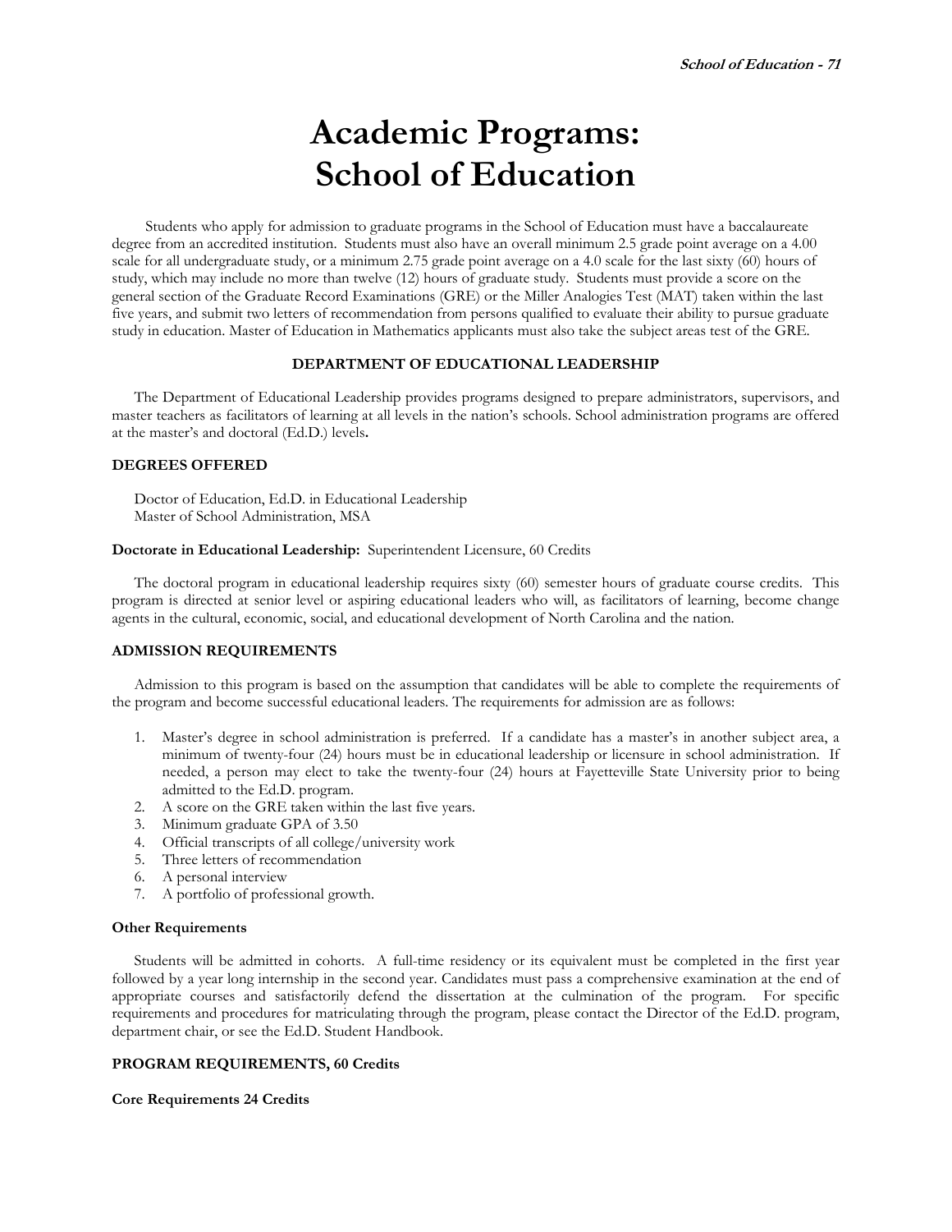# Academic Programs: School of Education

Students who apply for admission to graduate programs in the School of Education must have a baccalaureate degree from an accredited institution. Students must also have an overall minimum 2.5 grade point average on a 4.00 scale for all undergraduate study, or a minimum 2.75 grade point average on a 4.0 scale for the last sixty (60) hours of study, which may include no more than twelve (12) hours of graduate study. Students must provide a score on the general section of the Graduate Record Examinations (GRE) or the Miller Analogies Test (MAT) taken within the last five years, and submit two letters of recommendation from persons qualified to evaluate their ability to pursue graduate study in education. Master of Education in Mathematics applicants must also take the subject areas test of the GRE.

## DEPARTMENT OF EDUCATIONAL LEADERSHIP

The Department of Educational Leadership provides programs designed to prepare administrators, supervisors, and master teachers as facilitators of learning at all levels in the nation's schools. School administration programs are offered at the master's and doctoral (Ed.D.) levels**.**

### DEGREES OFFERED

Doctor of Education, Ed.D. in Educational Leadership
Master of School Administration, MSA

**Doctorate in Educational Leadership:** Superintendent Licensure, 60 Credits

The doctoral program in educational leadership requires sixty (60) semester hours of graduate course credits. This program is directed at senior level or aspiring educational leaders who will, as facilitators of learning, become change agents in the cultural, economic, social, and educational development of North Carolina and the nation.

### ADMISSION REQUIREMENTS

Admission to this program is based on the assumption that candidates will be able to complete the requirements of the program and become successful educational leaders. The requirements for admission are as follows:

1. Master's degree in school administration is preferred. If a candidate has a master's in another subject area, a minimum of twenty-four (24) hours must be in educational leadership or licensure in school administration. If needed, a person may elect to take the twenty-four (24) hours at Fayetteville State University prior to being admitted to the Ed.D. program.
2. A score on the GRE taken within the last five years.
3. Minimum graduate GPA of 3.50
4. Official transcripts of all college/university work
5. Three letters of recommendation
6. A personal interview
7. A portfolio of professional growth.

#### Other Requirements

Students will be admitted in cohorts. A full-time residency or its equivalent must be completed in the first year followed by a year long internship in the second year. Candidates must pass a comprehensive examination at the end of appropriate courses and satisfactorily defend the dissertation at the culmination of the program. For specific requirements and procedures for matriculating through the program, please contact the Director of the Ed.D. program, department chair, or see the Ed.D. Student Handbook.

### PROGRAM REQUIREMENTS, 60 Credits

#### Core Requirements 24 Credits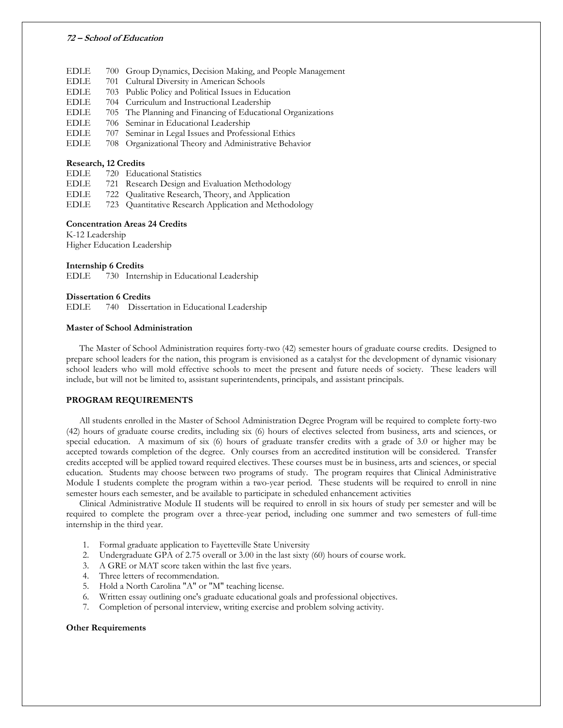EDLE 700 Group Dynamics, Decision Making, and People Management
EDLE 701 Cultural Diversity in American Schools
EDLE 703 Public Policy and Political Issues in Education
EDLE 704 Curriculum and Instructional Leadership
EDLE 705 The Planning and Financing of Educational Organizations
EDLE 706 Seminar in Educational Leadership
EDLE 707 Seminar in Legal Issues and Professional Ethics
EDLE 708 Organizational Theory and Administrative Behavior

**Research, 12 Credits**

EDLE 720 Educational Statistics
EDLE 721 Research Design and Evaluation Methodology
EDLE 722 Qualitative Research, Theory, and Application
EDLE 723 Quantitative Research Application and Methodology

**Concentration Areas 24 Credits**

K-12 Leadership
Higher Education Leadership

**Internship 6 Credits**

EDLE 730 Internship in Educational Leadership

**Dissertation 6 Credits**

EDLE 740 Dissertation in Educational Leadership

**Master of School Administration**

The Master of School Administration requires forty-two (42) semester hours of graduate course credits. Designed to prepare school leaders for the nation, this program is envisioned as a catalyst for the development of dynamic visionary school leaders who will mold effective schools to meet the present and future needs of society. These leaders will include, but will not be limited to, assistant superintendents, principals, and assistant principals.

**PROGRAM REQUIREMENTS**

All students enrolled in the Master of School Administration Degree Program will be required to complete forty-two (42) hours of graduate course credits, including six (6) hours of electives selected from business, arts and sciences, or special education. A maximum of six (6) hours of graduate transfer credits with a grade of 3.0 or higher may be accepted towards completion of the degree. Only courses from an accredited institution will be considered. Transfer credits accepted will be applied toward required electives. These courses must be in business, arts and sciences, or special education. Students may choose between two programs of study. The program requires that Clinical Administrative Module I students complete the program within a two-year period. These students will be required to enroll in nine semester hours each semester, and be available to participate in scheduled enhancement activities

Clinical Administrative Module II students will be required to enroll in six hours of study per semester and will be required to complete the program over a three-year period, including one summer and two semesters of full-time internship in the third year.

1. Formal graduate application to Fayetteville State University
2. Undergraduate GPA of 2.75 overall or 3.00 in the last sixty (60) hours of course work.
3. A GRE or MAT score taken within the last five years.
4. Three letters of recommendation.
5. Hold a North Carolina "A" or "M" teaching license.
6. Written essay outlining one's graduate educational goals and professional objectives.
7. Completion of personal interview, writing exercise and problem solving activity.

**Other Requirements**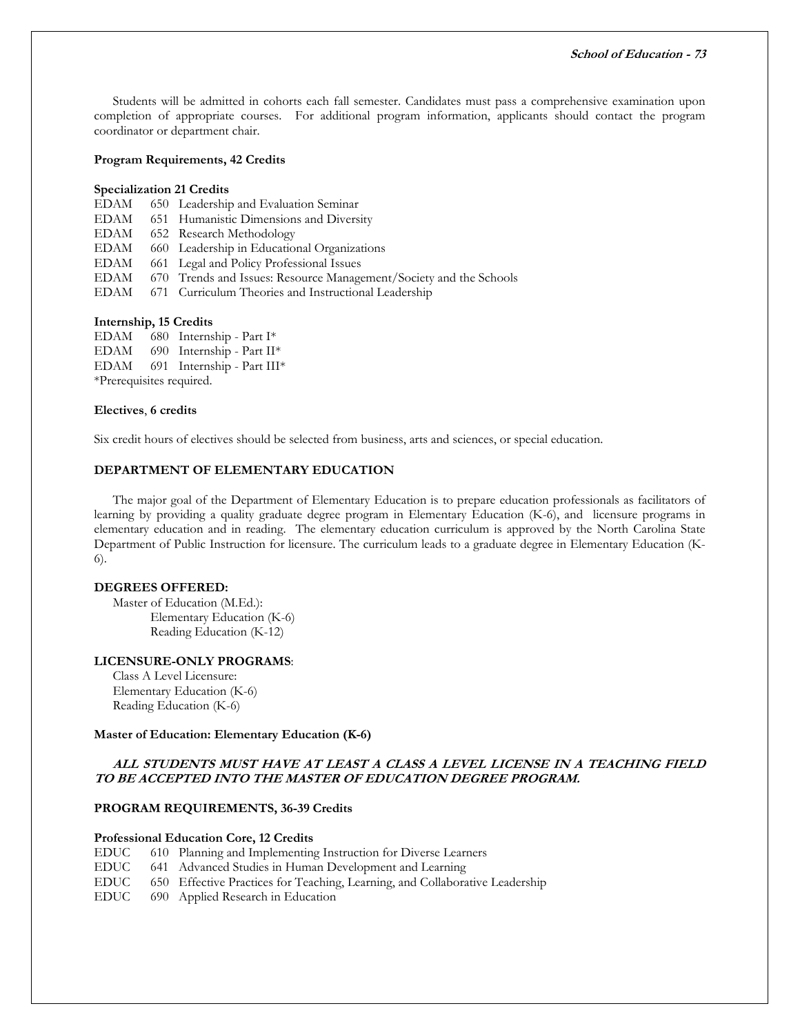Students will be admitted in cohorts each fall semester. Candidates must pass a comprehensive examination upon completion of appropriate courses. For additional program information, applicants should contact the program coordinator or department chair.

**Program Requirements, 42 Credits**

**Specialization 21 Credits**

EDAM 650 Leadership and Evaluation Seminar
EDAM 651 Humanistic Dimensions and Diversity
EDAM 652 Research Methodology
EDAM 660 Leadership in Educational Organizations
EDAM 661 Legal and Policy Professional Issues
EDAM 670 Trends and Issues: Resource Management/Society and the Schools
EDAM 671 Curriculum Theories and Instructional Leadership

**Internship, 15 Credits**

EDAM 680 Internship - Part I*
EDAM 690 Internship - Part II*
EDAM 691 Internship - Part III*
*Prerequisites required.

**Electives**, **6 credits**

Six credit hours of electives should be selected from business, arts and sciences, or special education.

## DEPARTMENT OF ELEMENTARY EDUCATION

The major goal of the Department of Elementary Education is to prepare education professionals as facilitators of learning by providing a quality graduate degree program in Elementary Education (K-6), and licensure programs in elementary education and in reading. The elementary education curriculum is approved by the North Carolina State Department of Public Instruction for licensure. The curriculum leads to a graduate degree in Elementary Education (K-6).

**DEGREES OFFERED:**

Master of Education (M.Ed.):
- Elementary Education (K-6)
- Reading Education (K-12)

**LICENSURE-ONLY PROGRAMS**:

Class A Level Licensure:
Elementary Education (K-6)
Reading Education (K-6)

**Master of Education: Elementary Education (K-6)**

***ALL STUDENTS MUST HAVE AT LEAST A CLASS A LEVEL LICENSE IN A TEACHING FIELD TO BE ACCEPTED INTO THE MASTER OF EDUCATION DEGREE PROGRAM.***

**PROGRAM REQUIREMENTS, 36-39 Credits**

**Professional Education Core, 12 Credits**

EDUC 610 Planning and Implementing Instruction for Diverse Learners
EDUC 641 Advanced Studies in Human Development and Learning
EDUC 650 Effective Practices for Teaching, Learning, and Collaborative Leadership
EDUC 690 Applied Research in Education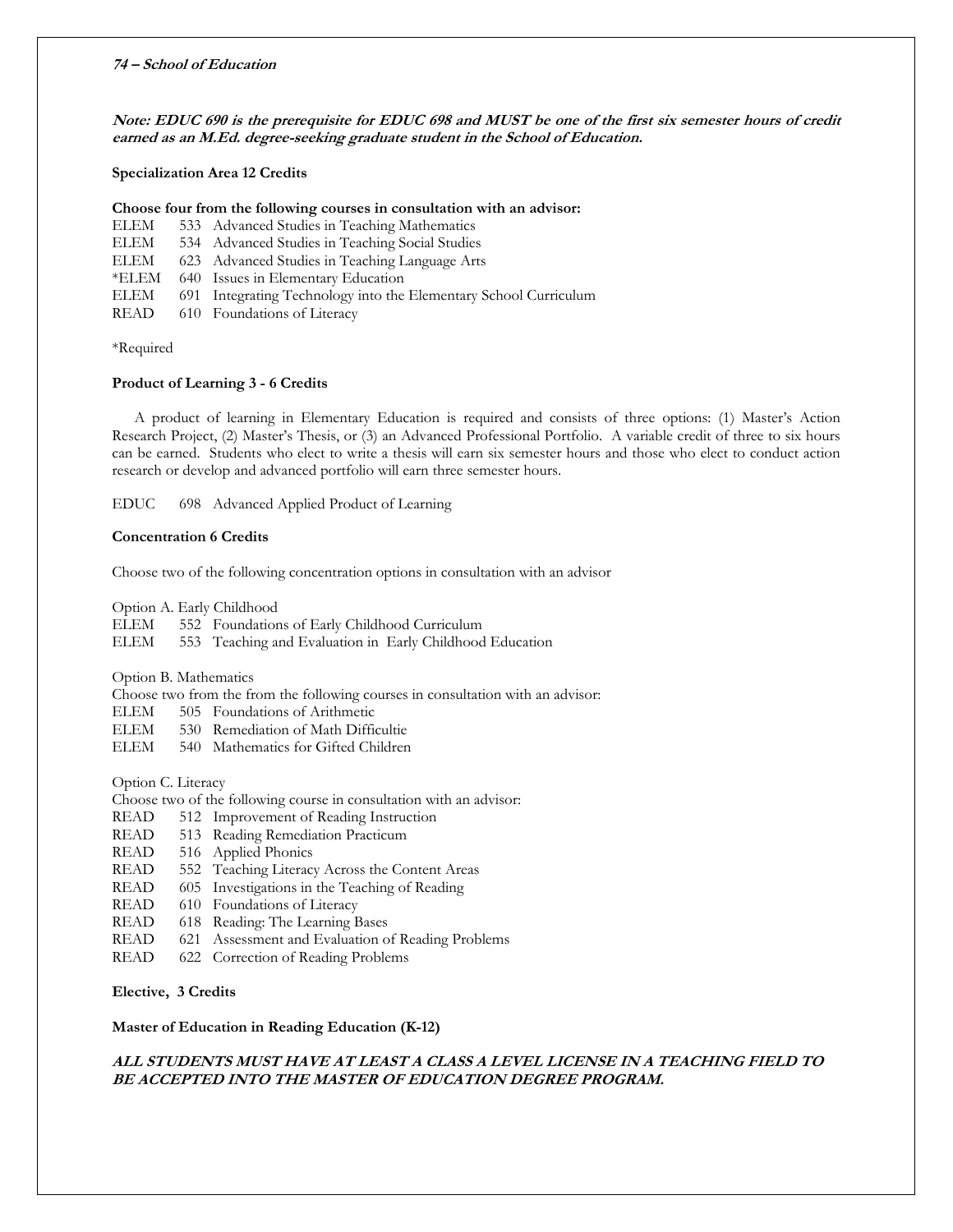***Note: EDUC 690 is the prerequisite for EDUC 698 and MUST be one of the first six semester hours of credit earned as an M.Ed. degree-seeking graduate student in the School of Education.***

**Specialization Area 12 Credits**

**Choose four from the following courses in consultation with an advisor:**

ELEM 533 Advanced Studies in Teaching Mathematics
ELEM 534 Advanced Studies in Teaching Social Studies
ELEM 623 Advanced Studies in Teaching Language Arts
*ELEM 640 Issues in Elementary Education
ELEM 691 Integrating Technology into the Elementary School Curriculum
READ 610 Foundations of Literacy

*Required

**Product of Learning 3 - 6 Credits**

A product of learning in Elementary Education is required and consists of three options: (1) Master's Action Research Project, (2) Master's Thesis, or (3) an Advanced Professional Portfolio. A variable credit of three to six hours can be earned. Students who elect to write a thesis will earn six semester hours and those who elect to conduct action research or develop and advanced portfolio will earn three semester hours.

EDUC 698 Advanced Applied Product of Learning

**Concentration 6 Credits**

Choose two of the following concentration options in consultation with an advisor

Option A. Early Childhood
ELEM 552 Foundations of Early Childhood Curriculum
ELEM 553 Teaching and Evaluation in Early Childhood Education

Option B. Mathematics
Choose two from the from the following courses in consultation with an advisor:
ELEM 505 Foundations of Arithmetic
ELEM 530 Remediation of Math Difficultie
ELEM 540 Mathematics for Gifted Children

Option C. Literacy
Choose two of the following course in consultation with an advisor:
READ 512 Improvement of Reading Instruction
READ 513 Reading Remediation Practicum
READ 516 Applied Phonics
READ 552 Teaching Literacy Across the Content Areas
READ 605 Investigations in the Teaching of Reading
READ 610 Foundations of Literacy
READ 618 Reading: The Learning Bases
READ 621 Assessment and Evaluation of Reading Problems
READ 622 Correction of Reading Problems

**Elective, 3 Credits**

**Master of Education in Reading Education (K-12)**

***ALL STUDENTS MUST HAVE AT LEAST A CLASS A LEVEL LICENSE IN A TEACHING FIELD TO BE ACCEPTED INTO THE MASTER OF EDUCATION DEGREE PROGRAM.***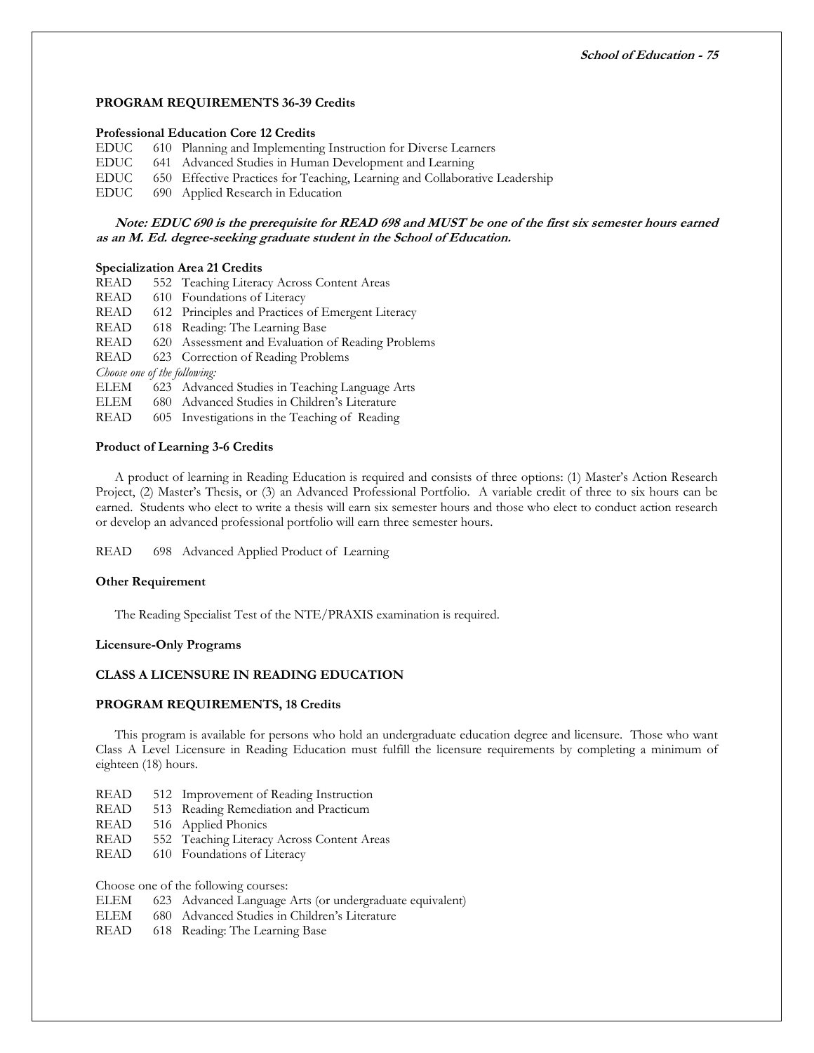### PROGRAM REQUIREMENTS 36-39 Credits

**Professional Education Core 12 Credits**

EDUC 610 Planning and Implementing Instruction for Diverse Learners
EDUC 641 Advanced Studies in Human Development and Learning
EDUC 650 Effective Practices for Teaching, Learning and Collaborative Leadership
EDUC 690 Applied Research in Education

***Note: EDUC 690 is the prerequisite for READ 698 and MUST be one of the first six semester hours earned as an M. Ed. degree-seeking graduate student in the School of Education.***

**Specialization Area 21 Credits**

READ 552 Teaching Literacy Across Content Areas
READ 610 Foundations of Literacy
READ 612 Principles and Practices of Emergent Literacy
READ 618 Reading: The Learning Base
READ 620 Assessment and Evaluation of Reading Problems
READ 623 Correction of Reading Problems

*Choose one of the following:*

ELEM 623 Advanced Studies in Teaching Language Arts
ELEM 680 Advanced Studies in Children's Literature
READ 605 Investigations in the Teaching of Reading

**Product of Learning 3-6 Credits**

A product of learning in Reading Education is required and consists of three options: (1) Master's Action Research Project, (2) Master's Thesis, or (3) an Advanced Professional Portfolio. A variable credit of three to six hours can be earned. Students who elect to write a thesis will earn six semester hours and those who elect to conduct action research or develop an advanced professional portfolio will earn three semester hours.

READ 698 Advanced Applied Product of Learning

**Other Requirement**

The Reading Specialist Test of the NTE/PRAXIS examination is required.

**Licensure-Only Programs**

### CLASS A LICENSURE IN READING EDUCATION

### PROGRAM REQUIREMENTS, 18 Credits

This program is available for persons who hold an undergraduate education degree and licensure. Those who want Class A Level Licensure in Reading Education must fulfill the licensure requirements by completing a minimum of eighteen (18) hours.

READ 512 Improvement of Reading Instruction
READ 513 Reading Remediation and Practicum
READ 516 Applied Phonics
READ 552 Teaching Literacy Across Content Areas
READ 610 Foundations of Literacy

Choose one of the following courses:

ELEM 623 Advanced Language Arts (or undergraduate equivalent)
ELEM 680 Advanced Studies in Children's Literature
READ 618 Reading: The Learning Base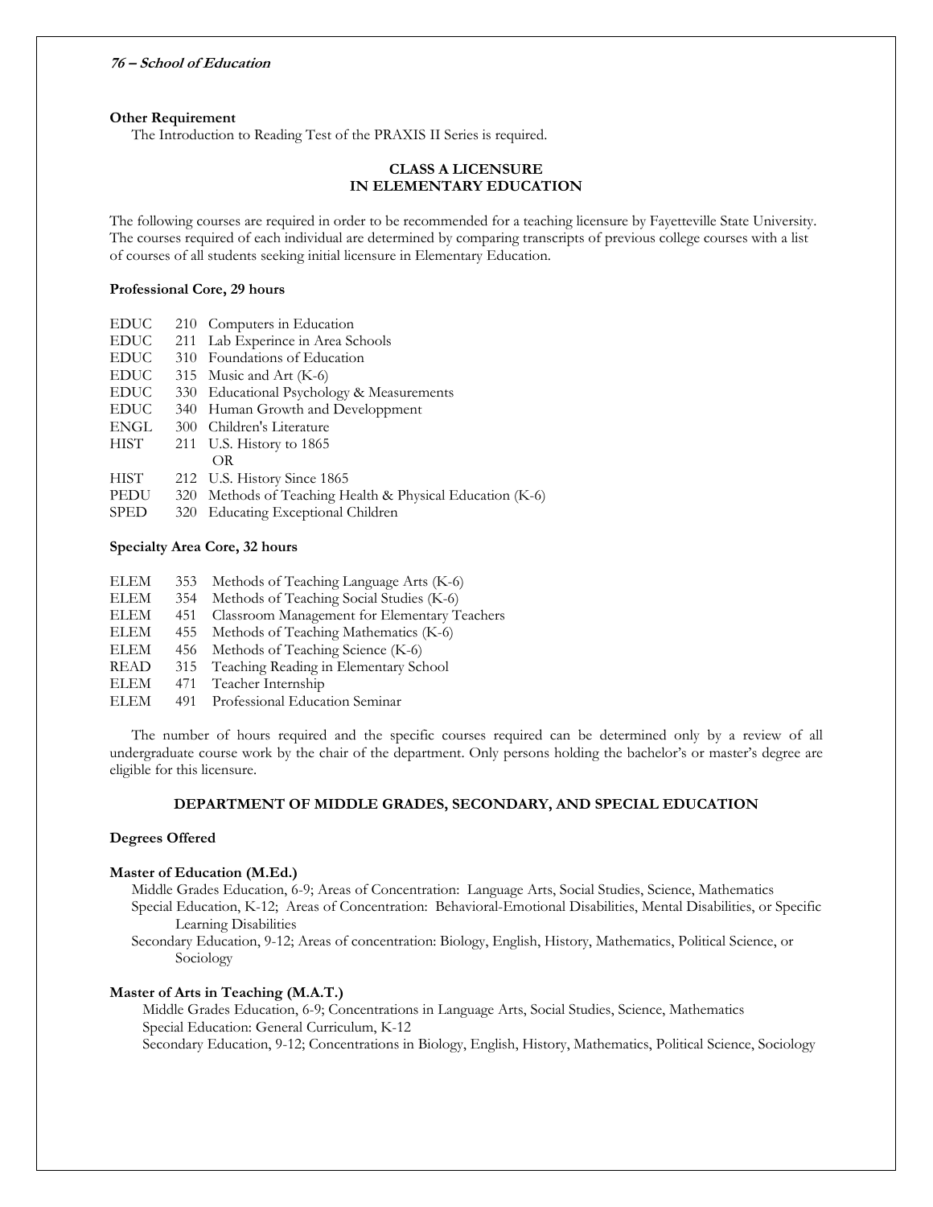**Other Requirement**

The Introduction to Reading Test of the PRAXIS II Series is required.

## CLASS A LICENSURE IN ELEMENTARY EDUCATION

The following courses are required in order to be recommended for a teaching licensure by Fayetteville State University. The courses required of each individual are determined by comparing transcripts of previous college courses with a list of courses of all students seeking initial licensure in Elementary Education.

**Professional Core, 29 hours**

EDUC 210 Computers in Education
EDUC 211 Lab Experince in Area Schools
EDUC 310 Foundations of Education
EDUC 315 Music and Art (K-6)
EDUC 330 Educational Psychology & Measurements
EDUC 340 Human Growth and Developpment
ENGL 300 Children's Literature
HIST 211 U.S. History to 1865
OR
HIST 212 U.S. History Since 1865
PEDU 320 Methods of Teaching Health & Physical Education (K-6)
SPED 320 Educating Exceptional Children

**Specialty Area Core, 32 hours**

ELEM 353 Methods of Teaching Language Arts (K-6)
ELEM 354 Methods of Teaching Social Studies (K-6)
ELEM 451 Classroom Management for Elementary Teachers
ELEM 455 Methods of Teaching Mathematics (K-6)
ELEM 456 Methods of Teaching Science (K-6)
READ 315 Teaching Reading in Elementary School
ELEM 471 Teacher Internship
ELEM 491 Professional Education Seminar

The number of hours required and the specific courses required can be determined only by a review of all undergraduate course work by the chair of the department. Only persons holding the bachelor's or master's degree are eligible for this licensure.

## DEPARTMENT OF MIDDLE GRADES, SECONDARY, AND SPECIAL EDUCATION

**Degrees Offered**

**Master of Education (M.Ed.)**

Middle Grades Education, 6-9; Areas of Concentration: Language Arts, Social Studies, Science, Mathematics
Special Education, K-12; Areas of Concentration: Behavioral-Emotional Disabilities, Mental Disabilities, or Specific Learning Disabilities
Secondary Education, 9-12; Areas of concentration: Biology, English, History, Mathematics, Political Science, or Sociology

**Master of Arts in Teaching (M.A.T.)**

Middle Grades Education, 6-9; Concentrations in Language Arts, Social Studies, Science, Mathematics
Special Education: General Curriculum, K-12
Secondary Education, 9-12; Concentrations in Biology, English, History, Mathematics, Political Science, Sociology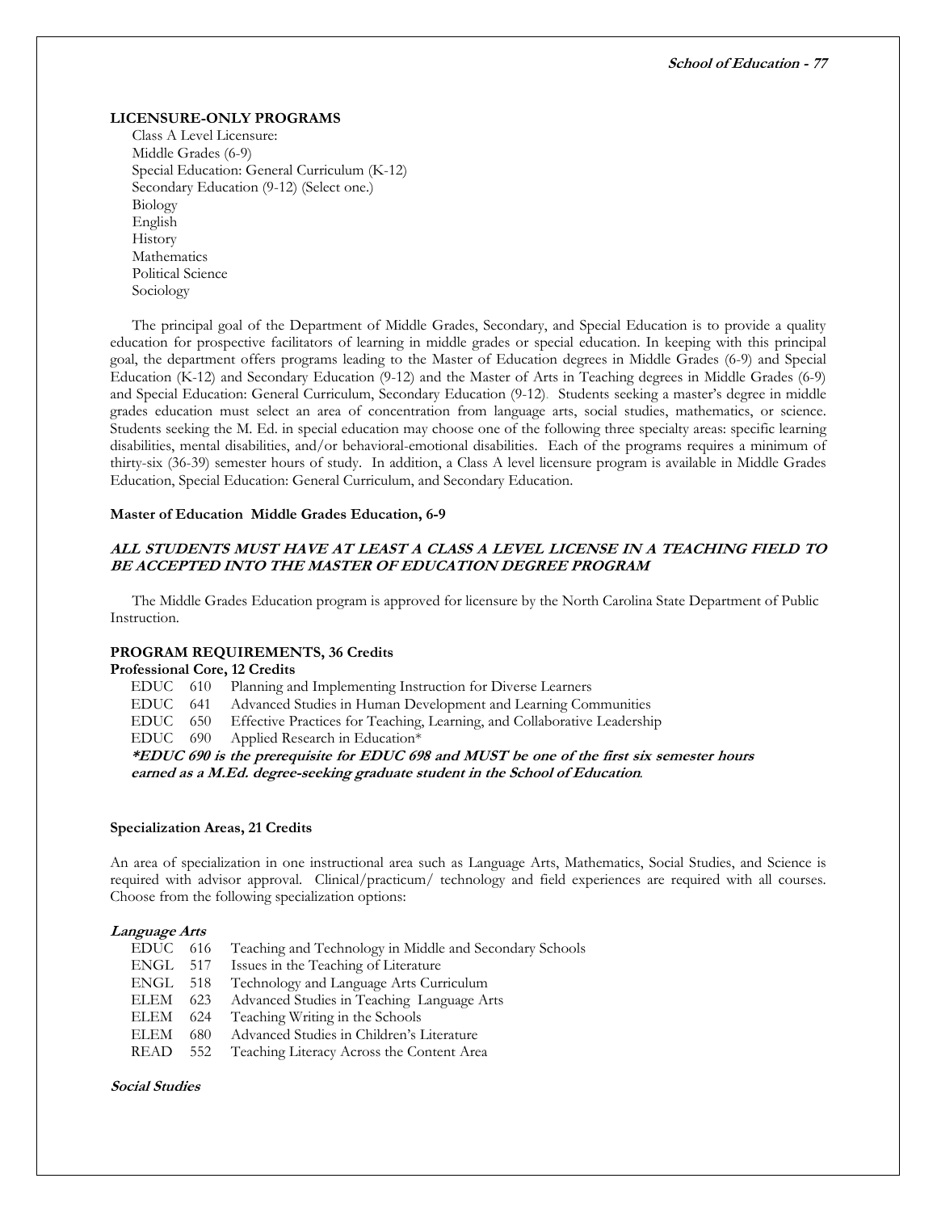**LICENSURE-ONLY PROGRAMS**

Class A Level Licensure:
Middle Grades (6-9)
Special Education: General Curriculum (K-12)
Secondary Education (9-12) (Select one.)
Biology
English
History
Mathematics
Political Science
Sociology

The principal goal of the Department of Middle Grades, Secondary, and Special Education is to provide a quality education for prospective facilitators of learning in middle grades or special education. In keeping with this principal goal, the department offers programs leading to the Master of Education degrees in Middle Grades (6-9) and Special Education (K-12) and Secondary Education (9-12) and the Master of Arts in Teaching degrees in Middle Grades (6-9) and Special Education: General Curriculum, Secondary Education (9-12). Students seeking a master's degree in middle grades education must select an area of concentration from language arts, social studies, mathematics, or science. Students seeking the M. Ed. in special education may choose one of the following three specialty areas: specific learning disabilities, mental disabilities, and/or behavioral-emotional disabilities. Each of the programs requires a minimum of thirty-six (36-39) semester hours of study. In addition, a Class A level licensure program is available in Middle Grades Education, Special Education: General Curriculum, and Secondary Education.

**Master of Education Middle Grades Education, 6-9**

***ALL STUDENTS MUST HAVE AT LEAST A CLASS A LEVEL LICENSE IN A TEACHING FIELD TO BE ACCEPTED INTO THE MASTER OF EDUCATION DEGREE PROGRAM***

The Middle Grades Education program is approved for licensure by the North Carolina State Department of Public Instruction.

**PROGRAM REQUIREMENTS, 36 Credits**

**Professional Core, 12 Credits**

EDUC 610 Planning and Implementing Instruction for Diverse Learners
EDUC 641 Advanced Studies in Human Development and Learning Communities
EDUC 650 Effective Practices for Teaching, Learning, and Collaborative Leadership
EDUC 690 Applied Research in Education*

***EDUC 690 is the prerequisite for EDUC 698 and MUST be one of the first six semester hours earned as a M.Ed. degree-seeking graduate student in the School of Education.***

**Specialization Areas, 21 Credits**

An area of specialization in one instructional area such as Language Arts, Mathematics, Social Studies, and Science is required with advisor approval. Clinical/practicum/ technology and field experiences are required with all courses. Choose from the following specialization options:

***Language Arts***

EDUC 616 Teaching and Technology in Middle and Secondary Schools
ENGL 517 Issues in the Teaching of Literature
ENGL 518 Technology and Language Arts Curriculum
ELEM 623 Advanced Studies in Teaching Language Arts
ELEM 624 Teaching Writing in the Schools
ELEM 680 Advanced Studies in Children's Literature
READ 552 Teaching Literacy Across the Content Area

***Social Studies***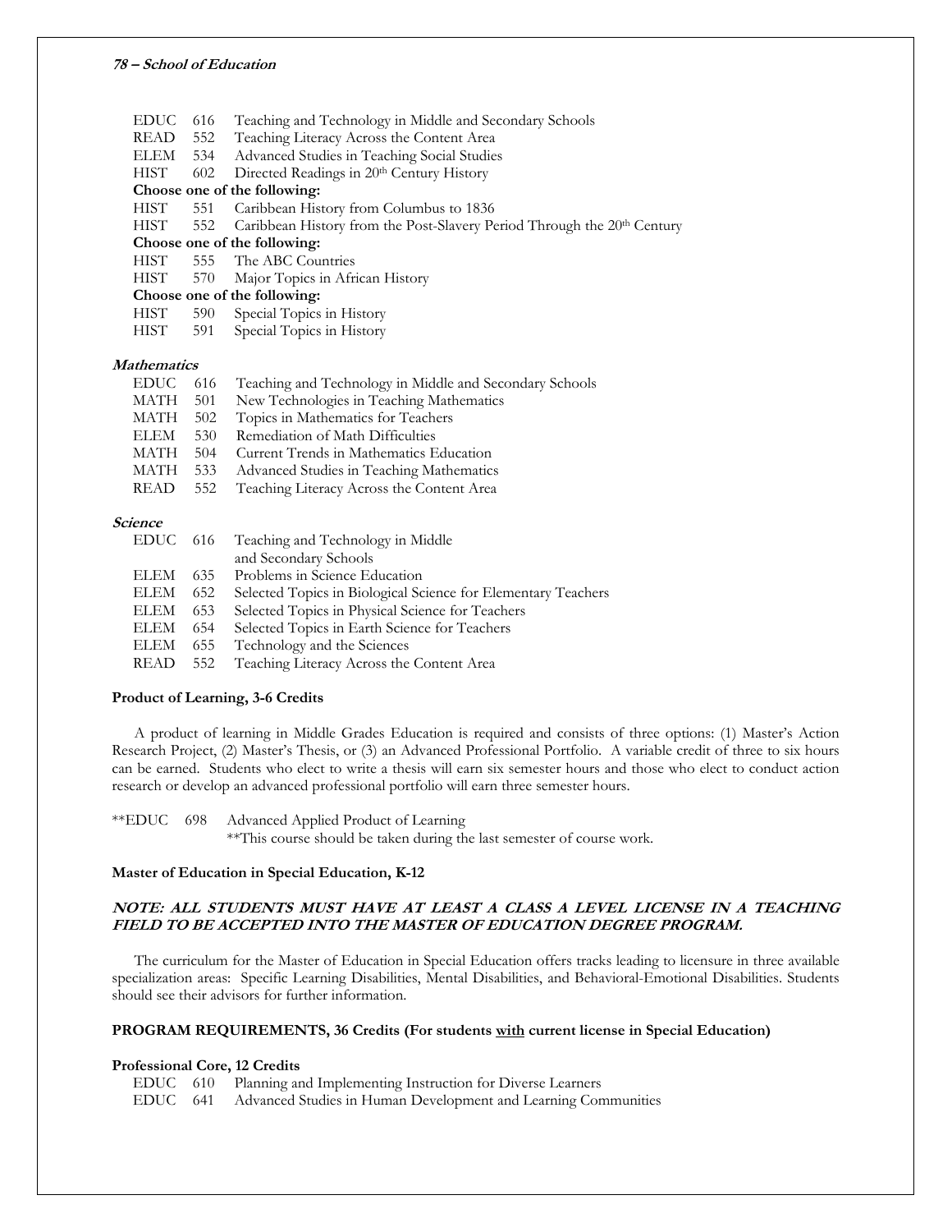EDUC 616 Teaching and Technology in Middle and Secondary Schools
READ 552 Teaching Literacy Across the Content Area
ELEM 534 Advanced Studies in Teaching Social Studies
HIST 602 Directed Readings in 20th Century History

**Choose one of the following:**

HIST 551 Caribbean History from Columbus to 1836
HIST 552 Caribbean History from the Post-Slavery Period Through the 20th Century

**Choose one of the following:**

HIST 555 The ABC Countries
HIST 570 Major Topics in African History

**Choose one of the following:**

HIST 590 Special Topics in History
HIST 591 Special Topics in History

***Mathematics***

EDUC 616 Teaching and Technology in Middle and Secondary Schools
MATH 501 New Technologies in Teaching Mathematics
MATH 502 Topics in Mathematics for Teachers
ELEM 530 Remediation of Math Difficulties
MATH 504 Current Trends in Mathematics Education
MATH 533 Advanced Studies in Teaching Mathematics
READ 552 Teaching Literacy Across the Content Area

***Science***

EDUC 616 Teaching and Technology in Middle and Secondary Schools
ELEM 635 Problems in Science Education
ELEM 652 Selected Topics in Biological Science for Elementary Teachers
ELEM 653 Selected Topics in Physical Science for Teachers
ELEM 654 Selected Topics in Earth Science for Teachers
ELEM 655 Technology and the Sciences
READ 552 Teaching Literacy Across the Content Area

**Product of Learning, 3-6 Credits**

A product of learning in Middle Grades Education is required and consists of three options: (1) Master's Action Research Project, (2) Master's Thesis, or (3) an Advanced Professional Portfolio. A variable credit of three to six hours can be earned. Students who elect to write a thesis will earn six semester hours and those who elect to conduct action research or develop an advanced professional portfolio will earn three semester hours.

**EDUC 698 Advanced Applied Product of Learning
**This course should be taken during the last semester of course work.

**Master of Education in Special Education, K-12**

***NOTE: ALL STUDENTS MUST HAVE AT LEAST A CLASS A LEVEL LICENSE IN A TEACHING FIELD TO BE ACCEPTED INTO THE MASTER OF EDUCATION DEGREE PROGRAM.***

The curriculum for the Master of Education in Special Education offers tracks leading to licensure in three available specialization areas: Specific Learning Disabilities, Mental Disabilities, and Behavioral-Emotional Disabilities. Students should see their advisors for further information.

**PROGRAM REQUIREMENTS, 36 Credits (For students <u>with</u> current license in Special Education)**

**Professional Core, 12 Credits**

EDUC 610 Planning and Implementing Instruction for Diverse Learners
EDUC 641 Advanced Studies in Human Development and Learning Communities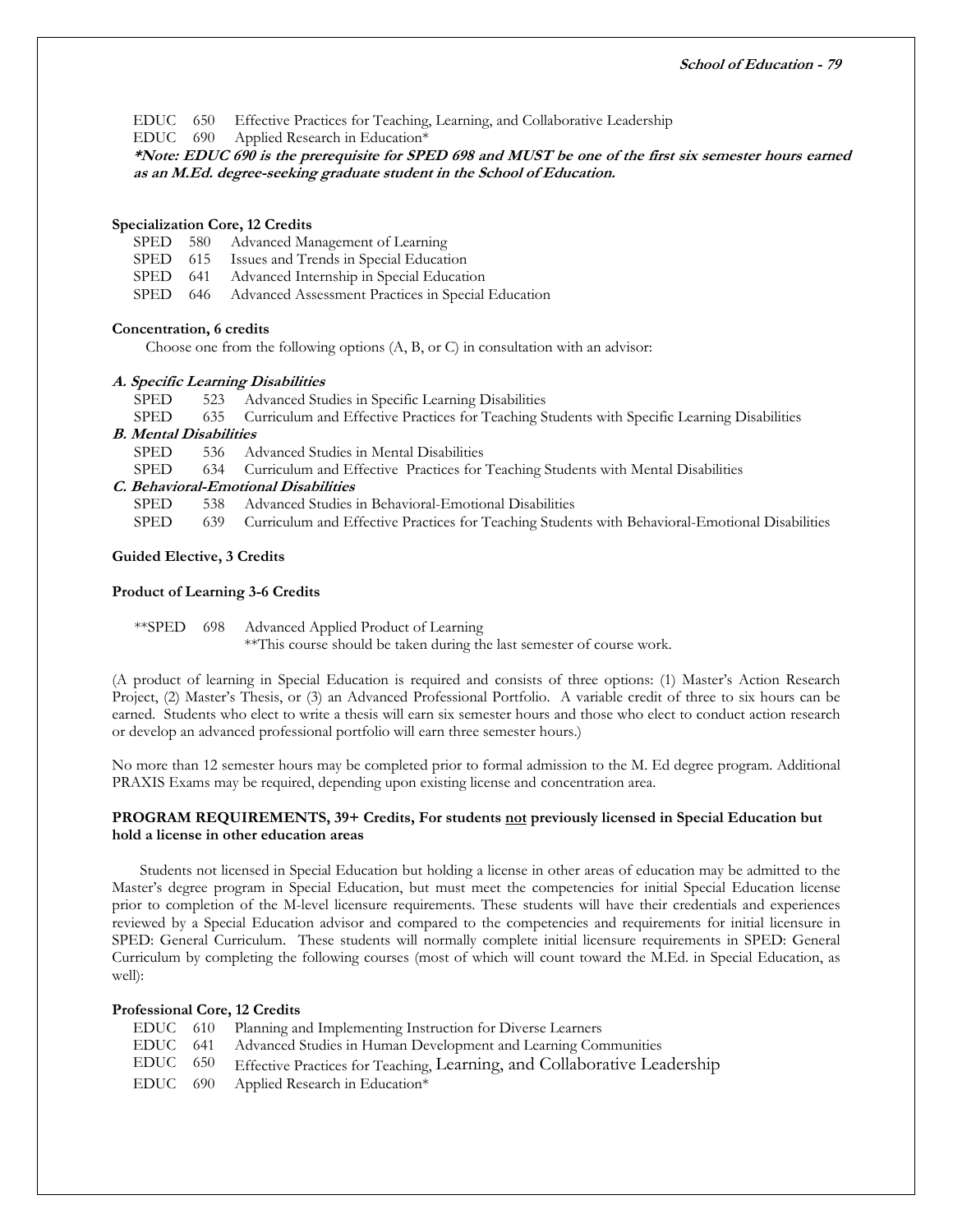EDUC 650 Effective Practices for Teaching, Learning, and Collaborative Leadership
EDUC 690 Applied Research in Education*

***Note: EDUC 690 is the prerequisite for SPED 698 and MUST be one of the first six semester hours earned as an M.Ed. degree-seeking graduate student in the School of Education.***

**Specialization Core, 12 Credits**

SPED 580 Advanced Management of Learning
SPED 615 Issues and Trends in Special Education
SPED 641 Advanced Internship in Special Education
SPED 646 Advanced Assessment Practices in Special Education

**Concentration, 6 credits**

Choose one from the following options (A, B, or C) in consultation with an advisor:

***A. Specific Learning Disabilities***

SPED 523 Advanced Studies in Specific Learning Disabilities
SPED 635 Curriculum and Effective Practices for Teaching Students with Specific Learning Disabilities

***B. Mental Disabilities***

SPED 536 Advanced Studies in Mental Disabilities
SPED 634 Curriculum and Effective Practices for Teaching Students with Mental Disabilities

***C. Behavioral-Emotional Disabilities***

SPED 538 Advanced Studies in Behavioral-Emotional Disabilities
SPED 639 Curriculum and Effective Practices for Teaching Students with Behavioral-Emotional Disabilities

**Guided Elective, 3 Credits**

**Product of Learning 3-6 Credits**

**SPED 698 Advanced Applied Product of Learning
**This course should be taken during the last semester of course work.

(A product of learning in Special Education is required and consists of three options: (1) Master's Action Research Project, (2) Master's Thesis, or (3) an Advanced Professional Portfolio. A variable credit of three to six hours can be earned. Students who elect to write a thesis will earn six semester hours and those who elect to conduct action research or develop an advanced professional portfolio will earn three semester hours.)

No more than 12 semester hours may be completed prior to formal admission to the M. Ed degree program. Additional PRAXIS Exams may be required, depending upon existing license and concentration area.

**PROGRAM REQUIREMENTS, 39+ Credits, For students <u>not</u> previously licensed in Special Education but hold a license in other education areas**

Students not licensed in Special Education but holding a license in other areas of education may be admitted to the Master's degree program in Special Education, but must meet the competencies for initial Special Education license prior to completion of the M-level licensure requirements. These students will have their credentials and experiences reviewed by a Special Education advisor and compared to the competencies and requirements for initial licensure in SPED: General Curriculum. These students will normally complete initial licensure requirements in SPED: General Curriculum by completing the following courses (most of which will count toward the M.Ed. in Special Education, as well):

**Professional Core, 12 Credits**

EDUC 610 Planning and Implementing Instruction for Diverse Learners
EDUC 641 Advanced Studies in Human Development and Learning Communities
EDUC 650 Effective Practices for Teaching, Learning, and Collaborative Leadership
EDUC 690 Applied Research in Education*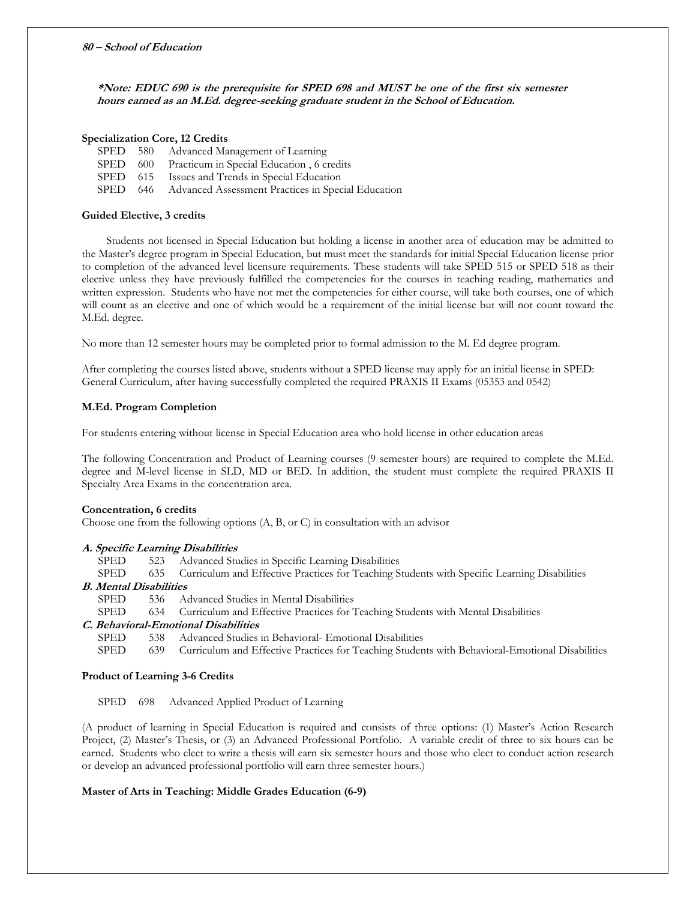***Note: EDUC 690 is the prerequisite for SPED 698 and MUST be one of the first six semester hours earned as an M.Ed. degree-seeking graduate student in the School of Education.***

**Specialization Core, 12 Credits**

SPED 580 Advanced Management of Learning
SPED 600 Practicum in Special Education , 6 credits
SPED 615 Issues and Trends in Special Education
SPED 646 Advanced Assessment Practices in Special Education

**Guided Elective, 3 credits**

Students not licensed in Special Education but holding a license in another area of education may be admitted to the Master's degree program in Special Education, but must meet the standards for initial Special Education license prior to completion of the advanced level licensure requirements. These students will take SPED 515 or SPED 518 as their elective unless they have previously fulfilled the competencies for the courses in teaching reading, mathematics and written expression. Students who have not met the competencies for either course, will take both courses, one of which will count as an elective and one of which would be a requirement of the initial license but will not count toward the M.Ed. degree.

No more than 12 semester hours may be completed prior to formal admission to the M. Ed degree program.

After completing the courses listed above, students without a SPED license may apply for an initial license in SPED: General Curriculum, after having successfully completed the required PRAXIS II Exams (05353 and 0542)

**M.Ed. Program Completion**

For students entering without license in Special Education area who hold license in other education areas

The following Concentration and Product of Learning courses (9 semester hours) are required to complete the M.Ed. degree and M-level license in SLD, MD or BED. In addition, the student must complete the required PRAXIS II Specialty Area Exams in the concentration area.

**Concentration, 6 credits**

Choose one from the following options (A, B, or C) in consultation with an advisor

***A. Specific Learning Disabilities***

SPED 523 Advanced Studies in Specific Learning Disabilities
SPED 635 Curriculum and Effective Practices for Teaching Students with Specific Learning Disabilities

***B. Mental Disabilities***

SPED 536 Advanced Studies in Mental Disabilities
SPED 634 Curriculum and Effective Practices for Teaching Students with Mental Disabilities

***C. Behavioral-Emotional Disabilities***

SPED 538 Advanced Studies in Behavioral- Emotional Disabilities
SPED 639 Curriculum and Effective Practices for Teaching Students with Behavioral-Emotional Disabilities

**Product of Learning 3-6 Credits**

SPED 698 Advanced Applied Product of Learning

(A product of learning in Special Education is required and consists of three options: (1) Master's Action Research Project, (2) Master's Thesis, or (3) an Advanced Professional Portfolio. A variable credit of three to six hours can be earned. Students who elect to write a thesis will earn six semester hours and those who elect to conduct action research or develop an advanced professional portfolio will earn three semester hours.)

**Master of Arts in Teaching: Middle Grades Education (6-9)**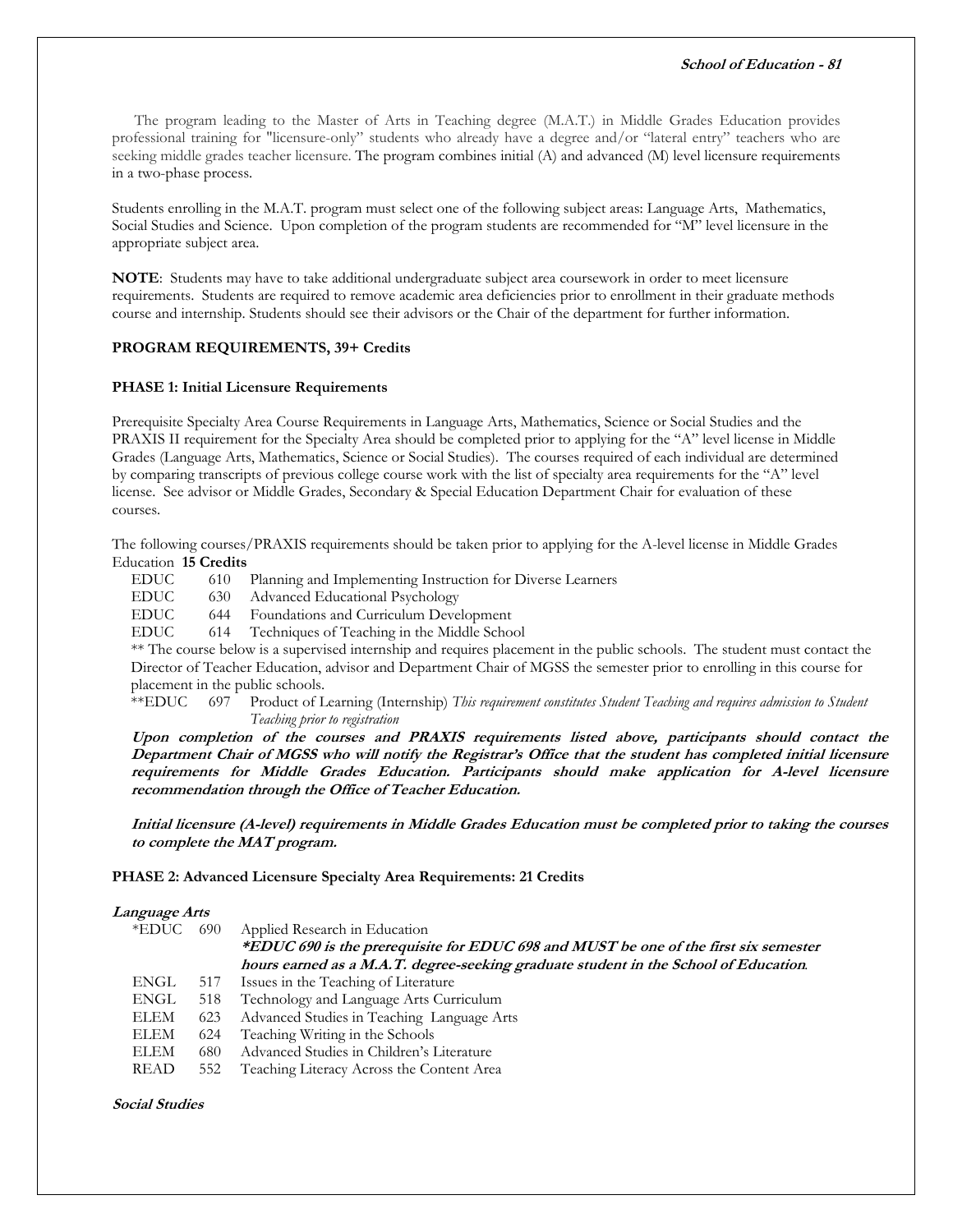The program leading to the Master of Arts in Teaching degree (M.A.T.) in Middle Grades Education provides professional training for "licensure-only" students who already have a degree and/or "lateral entry" teachers who are seeking middle grades teacher licensure. The program combines initial (A) and advanced (M) level licensure requirements in a two-phase process.

Students enrolling in the M.A.T. program must select one of the following subject areas: Language Arts, Mathematics, Social Studies and Science. Upon completion of the program students are recommended for "M" level licensure in the appropriate subject area.

**NOTE**: Students may have to take additional undergraduate subject area coursework in order to meet licensure requirements. Students are required to remove academic area deficiencies prior to enrollment in their graduate methods course and internship. Students should see their advisors or the Chair of the department for further information.

**PROGRAM REQUIREMENTS, 39+ Credits**

**PHASE 1: Initial Licensure Requirements**

Prerequisite Specialty Area Course Requirements in Language Arts, Mathematics, Science or Social Studies and the PRAXIS II requirement for the Specialty Area should be completed prior to applying for the "A" level license in Middle Grades (Language Arts, Mathematics, Science or Social Studies). The courses required of each individual are determined by comparing transcripts of previous college course work with the list of specialty area requirements for the "A" level license. See advisor or Middle Grades, Secondary & Special Education Department Chair for evaluation of these courses.

The following courses/PRAXIS requirements should be taken prior to applying for the A-level license in Middle Grades Education **15 Credits**

EDUC 610 Planning and Implementing Instruction for Diverse Learners
EDUC 630 Advanced Educational Psychology
EDUC 644 Foundations and Curriculum Development
EDUC 614 Techniques of Teaching in the Middle School

** The course below is a supervised internship and requires placement in the public schools. The student must contact the Director of Teacher Education, advisor and Department Chair of MGSS the semester prior to enrolling in this course for placement in the public schools.

**EDUC 697 Product of Learning (Internship) *This requirement constitutes Student Teaching and requires admission to Student Teaching prior to registration*

***Upon completion of the courses and PRAXIS requirements listed above, participants should contact the Department Chair of MGSS who will notify the Registrar's Office that the student has completed initial licensure requirements for Middle Grades Education. Participants should make application for A-level licensure recommendation through the Office of Teacher Education.***

***Initial licensure (A-level) requirements in Middle Grades Education must be completed prior to taking the courses to complete the MAT program.***

**PHASE 2: Advanced Licensure Specialty Area Requirements: 21 Credits**

***Language Arts***

*EDUC 690 Applied Research in Education
***\*EDUC 690 is the prerequisite for EDUC 698 and MUST be one of the first six semester hours earned as a M.A.T. degree-seeking graduate student in the School of Education*.**

ENGL 517 Issues in the Teaching of Literature
ENGL 518 Technology and Language Arts Curriculum
ELEM 623 Advanced Studies in Teaching Language Arts
ELEM 624 Teaching Writing in the Schools
ELEM 680 Advanced Studies in Children's Literature
READ 552 Teaching Literacy Across the Content Area

***Social Studies***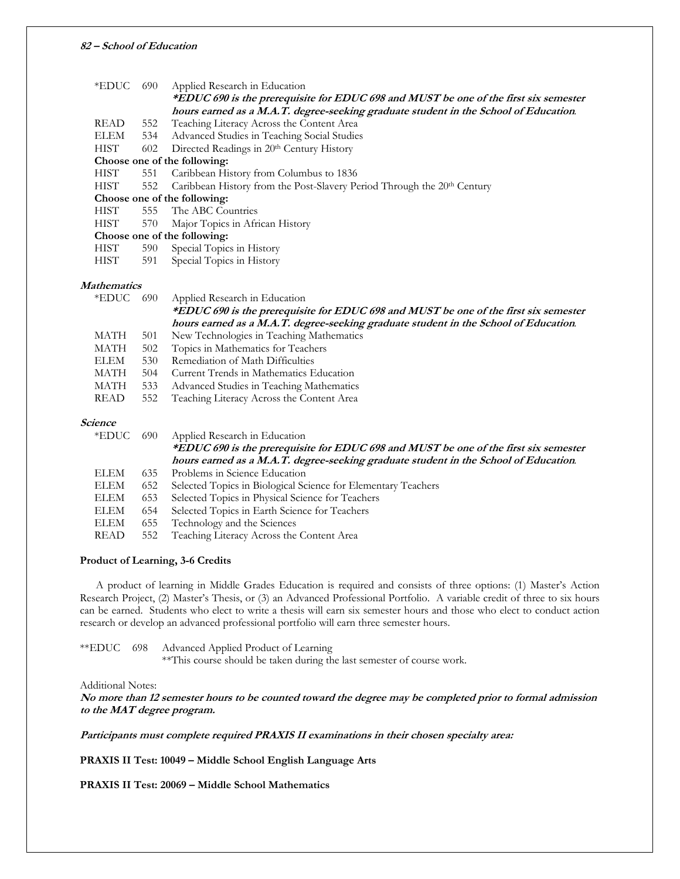| | | |
|---|---|---|
| *EDUC | 690 | Applied Research in Education<br>***EDUC 690 is the prerequisite for EDUC 698 and MUST be one of the first six semester hours earned as a M.A.T. degree-seeking graduate student in the School of Education*.** |
| READ | 552 | Teaching Literacy Across the Content Area |
| ELEM | 534 | Advanced Studies in Teaching Social Studies |
| HIST | 602 | Directed Readings in 20th Century History |

**Choose one of the following:**

| | | |
|---|---|---|
| HIST | 551 | Caribbean History from Columbus to 1836 |
| HIST | 552 | Caribbean History from the Post-Slavery Period Through the 20th Century |

**Choose one of the following:**

| | | |
|---|---|---|
| HIST | 555 | The ABC Countries |
| HIST | 570 | Major Topics in African History |

**Choose one of the following:**

| | | |
|---|---|---|
| HIST | 590 | Special Topics in History |
| HIST | 591 | Special Topics in History |

***Mathematics***

| | | |
|---|---|---|
| *EDUC | 690 | Applied Research in Education<br>***EDUC 690 is the prerequisite for EDUC 698 and MUST be one of the first six semester hours earned as a M.A.T. degree-seeking graduate student in the School of Education*.** |
| MATH | 501 | New Technologies in Teaching Mathematics |
| MATH | 502 | Topics in Mathematics for Teachers |
| ELEM | 530 | Remediation of Math Difficulties |
| MATH | 504 | Current Trends in Mathematics Education |
| MATH | 533 | Advanced Studies in Teaching Mathematics |
| READ | 552 | Teaching Literacy Across the Content Area |

***Science***

| | | |
|---|---|---|
| *EDUC | 690 | Applied Research in Education<br>***EDUC 690 is the prerequisite for EDUC 698 and MUST be one of the first six semester hours earned as a M.A.T. degree-seeking graduate student in the School of Education*.** |
| ELEM | 635 | Problems in Science Education |
| ELEM | 652 | Selected Topics in Biological Science for Elementary Teachers |
| ELEM | 653 | Selected Topics in Physical Science for Teachers |
| ELEM | 654 | Selected Topics in Earth Science for Teachers |
| ELEM | 655 | Technology and the Sciences |
| READ | 552 | Teaching Literacy Across the Content Area |

**Product of Learning, 3-6 Credits**

A product of learning in Middle Grades Education is required and consists of three options: (1) Master's Action Research Project, (2) Master's Thesis, or (3) an Advanced Professional Portfolio. A variable credit of three to six hours can be earned. Students who elect to write a thesis will earn six semester hours and those who elect to conduct action research or develop an advanced professional portfolio will earn three semester hours.

**EDUC 698 Advanced Applied Product of Learning
**This course should be taken during the last semester of course work.

Additional Notes:

***No more than 12 semester hours to be counted toward the degree may be completed prior to formal admission to the MAT degree program.***

***Participants must complete required PRAXIS II examinations in their chosen specialty area:***

**PRAXIS II Test: 10049 – Middle School English Language Arts**

**PRAXIS II Test: 20069 – Middle School Mathematics**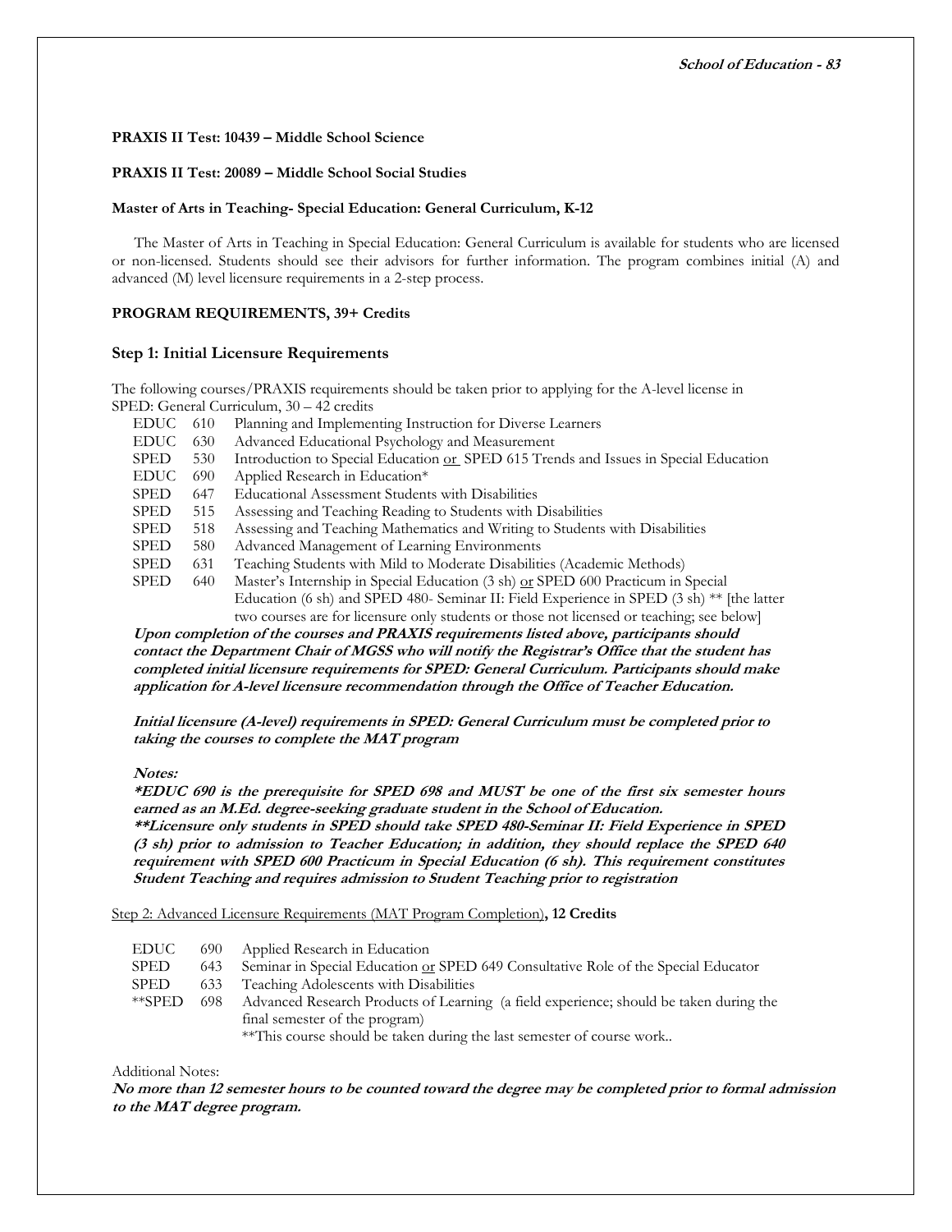**PRAXIS II Test: 10439 – Middle School Science**

**PRAXIS II Test: 20089 – Middle School Social Studies**

**Master of Arts in Teaching- Special Education: General Curriculum, K-12**

The Master of Arts in Teaching in Special Education: General Curriculum is available for students who are licensed or non-licensed. Students should see their advisors for further information. The program combines initial (A) and advanced (M) level licensure requirements in a 2-step process.

**PROGRAM REQUIREMENTS, 39+ Credits**

### Step 1: Initial Licensure Requirements

The following courses/PRAXIS requirements should be taken prior to applying for the A-level license in SPED: General Curriculum, 30 – 42 credits

| | | |
|---|---|---|
| EDUC | 610 | Planning and Implementing Instruction for Diverse Learners |
| EDUC | 630 | Advanced Educational Psychology and Measurement |
| SPED | 530 | Introduction to Special Education or SPED 615 Trends and Issues in Special Education |
| EDUC | 690 | Applied Research in Education* |
| SPED | 647 | Educational Assessment Students with Disabilities |
| SPED | 515 | Assessing and Teaching Reading to Students with Disabilities |
| SPED | 518 | Assessing and Teaching Mathematics and Writing to Students with Disabilities |
| SPED | 580 | Advanced Management of Learning Environments |
| SPED | 631 | Teaching Students with Mild to Moderate Disabilities (Academic Methods) |
| SPED | 640 | Master's Internship in Special Education (3 sh) or SPED 600 Practicum in Special Education (6 sh) and SPED 480- Seminar II: Field Experience in SPED (3 sh) ** [the latter two courses are for licensure only students or those not licensed or teaching; see below] |

***Upon completion of the courses and PRAXIS requirements listed above, participants should contact the Department Chair of MGSS who will notify the Registrar's Office that the student has completed initial licensure requirements for SPED: General Curriculum. Participants should make application for A-level licensure recommendation through the Office of Teacher Education.***

***Initial licensure (A-level) requirements in SPED: General Curriculum must be completed prior to taking the courses to complete the MAT program***

***Notes:***

***\*EDUC 690 is the prerequisite for SPED 698 and MUST be one of the first six semester hours earned as an M.Ed. degree-seeking graduate student in the School of Education.***

***\*\*Licensure only students in SPED should take SPED 480-Seminar II: Field Experience in SPED (3 sh) prior to admission to Teacher Education; in addition, they should replace the SPED 640 requirement with SPED 600 Practicum in Special Education (6 sh). This requirement constitutes Student Teaching and requires admission to Student Teaching prior to registration***

Step 2: Advanced Licensure Requirements (MAT Program Completion)**, 12 Credits**

| | | |
|---|---|---|
| EDUC | 690 | Applied Research in Education |
| SPED | 643 | Seminar in Special Education or SPED 649 Consultative Role of the Special Educator |
| SPED | 633 | Teaching Adolescents with Disabilities |
| **SPED | 698 | Advanced Research Products of Learning (a field experience; should be taken during the final semester of the program) **This course should be taken during the last semester of course work.. |

Additional Notes:

***No more than 12 semester hours to be counted toward the degree may be completed prior to formal admission to the MAT degree program.***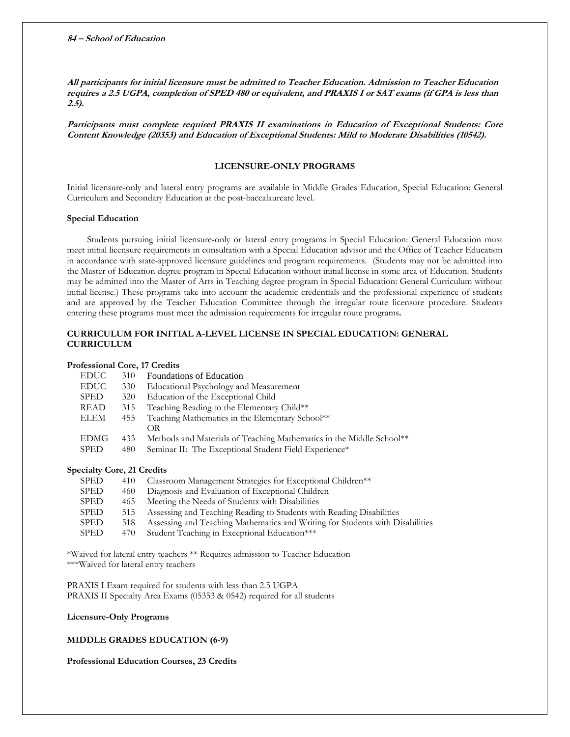***All participants for initial licensure must be admitted to Teacher Education. Admission to Teacher Education requires a 2.5 UGPA, completion of SPED 480 or equivalent, and PRAXIS I or SAT exams (if GPA is less than 2.5).***

***Participants must complete required PRAXIS II examinations in Education of Exceptional Students: Core Content Knowledge (20353) and Education of Exceptional Students: Mild to Moderate Disabilities (10542).***

## LICENSURE-ONLY PROGRAMS

Initial licensure-only and lateral entry programs are available in Middle Grades Education, Special Education: General Curriculum and Secondary Education at the post-baccalaureate level.

### Special Education

Students pursuing initial licensure-only or lateral entry programs in Special Education: General Education must meet initial licensure requirements in consultation with a Special Education advisor and the Office of Teacher Education in accordance with state-approved licensure guidelines and program requirements. (Students may not be admitted into the Master of Education degree program in Special Education without initial license in some area of Education. Students may be admitted into the Master of Arts in Teaching degree program in Special Education: General Curriculum without initial license.) These programs take into account the academic credentials and the professional experience of students and are approved by the Teacher Education Committee through the irregular route licensure procedure. Students entering these programs must meet the admission requirements for irregular route programs**.**

### CURRICULUM FOR INITIAL A-LEVEL LICENSE IN SPECIAL EDUCATION: GENERAL CURRICULUM

**Professional Core, 17 Credits**

| | | |
|---|---|---|
| EDUC | 310 | Foundations of Education |
| EDUC | 330 | Educational Psychology and Measurement |
| SPED | 320 | Education of the Exceptional Child |
| READ | 315 | Teaching Reading to the Elementary Child** |
| ELEM | 455 | Teaching Mathematics in the Elementary School** |
| | | OR |
| EDMG | 433 | Methods and Materials of Teaching Mathematics in the Middle School** |
| SPED | 480 | Seminar II: The Exceptional Student Field Experience* |

**Specialty Core, 21 Credits**

| | | |
|---|---|---|
| SPED | 410 | Classroom Management Strategies for Exceptional Children** |
| SPED | 460 | Diagnosis and Evaluation of Exceptional Children |
| SPED | 465 | Meeting the Needs of Students with Disabilities |
| SPED | 515 | Assessing and Teaching Reading to Students with Reading Disabilities |
| SPED | 518 | Assessing and Teaching Mathematics and Writing for Students with Disabilities |
| SPED | 470 | Student Teaching in Exceptional Education*** |

*Waived for lateral entry teachers ** Requires admission to Teacher Education
***Waived for lateral entry teachers

PRAXIS I Exam required for students with less than 2.5 UGPA
PRAXIS II Specialty Area Exams (05353 & 0542) required for all students

**Licensure-Only Programs**

### MIDDLE GRADES EDUCATION (6-9)

**Professional Education Courses, 23 Credits**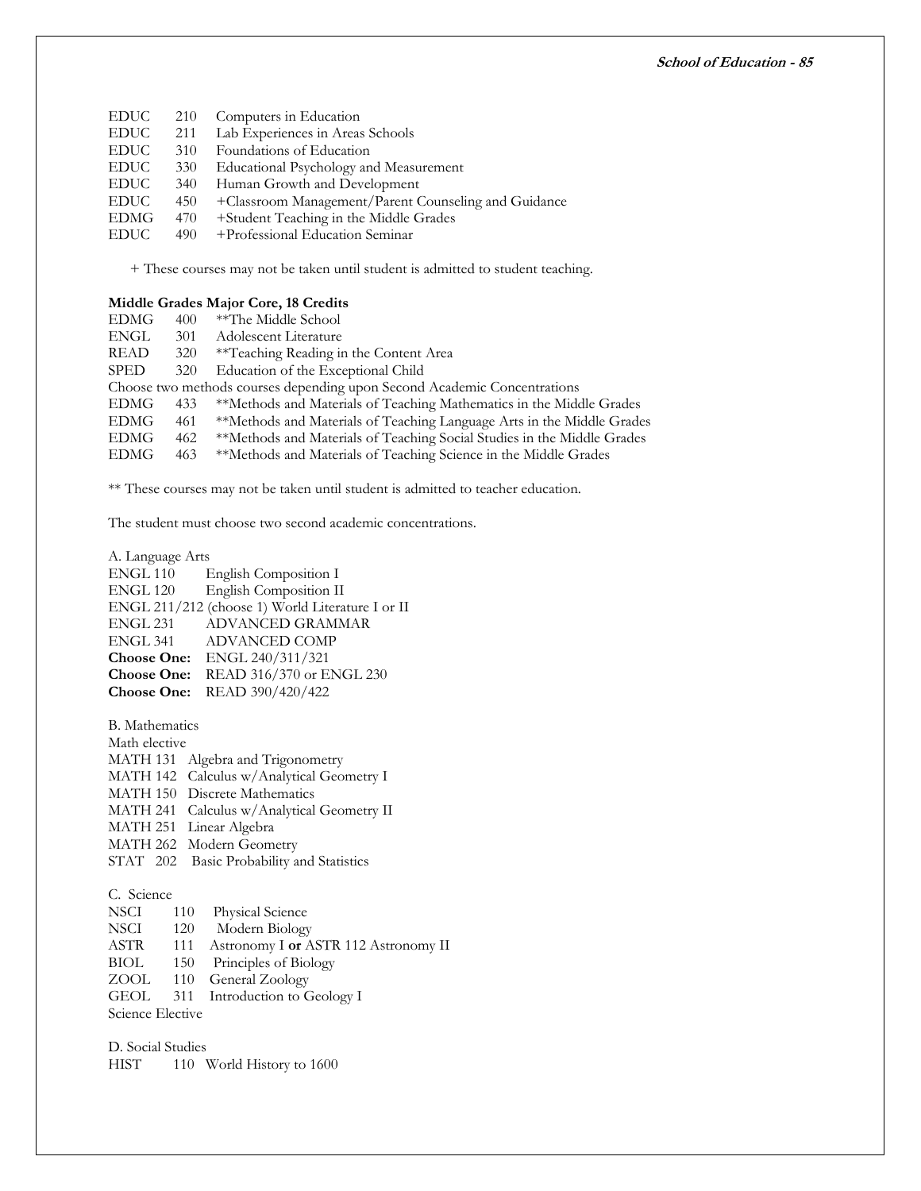EDUC 210 Computers in Education
EDUC 211 Lab Experiences in Areas Schools
EDUC 310 Foundations of Education
EDUC 330 Educational Psychology and Measurement
EDUC 340 Human Growth and Development
EDUC 450 +Classroom Management/Parent Counseling and Guidance
EDMG 470 +Student Teaching in the Middle Grades
EDUC 490 +Professional Education Seminar

+ These courses may not be taken until student is admitted to student teaching.

**Middle Grades Major Core, 18 Credits**

EDMG 400 **The Middle School
ENGL 301 Adolescent Literature
READ 320 **Teaching Reading in the Content Area
SPED 320 Education of the Exceptional Child
Choose two methods courses depending upon Second Academic Concentrations
EDMG 433 **Methods and Materials of Teaching Mathematics in the Middle Grades
EDMG 461 **Methods and Materials of Teaching Language Arts in the Middle Grades
EDMG 462 **Methods and Materials of Teaching Social Studies in the Middle Grades
EDMG 463 **Methods and Materials of Teaching Science in the Middle Grades

** These courses may not be taken until student is admitted to teacher education.

The student must choose two second academic concentrations.

A. Language Arts
ENGL 110 English Composition I
ENGL 120 English Composition II
ENGL 211/212 (choose 1) World Literature I or II
ENGL 231 ADVANCED GRAMMAR
ENGL 341 ADVANCED COMP
**Choose One:** ENGL 240/311/321
**Choose One:** READ 316/370 or ENGL 230
**Choose One:** READ 390/420/422

B. Mathematics
Math elective
MATH 131 Algebra and Trigonometry
MATH 142 Calculus w/Analytical Geometry I
MATH 150 Discrete Mathematics
MATH 241 Calculus w/Analytical Geometry II
MATH 251 Linear Algebra
MATH 262 Modern Geometry
STAT 202 Basic Probability and Statistics

C. Science
NSCI 110 Physical Science
NSCI 120 Modern Biology
ASTR 111 Astronomy I **or** ASTR 112 Astronomy II
BIOL 150 Principles of Biology
ZOOL 110 General Zoology
GEOL 311 Introduction to Geology I
Science Elective

D. Social Studies
HIST 110 World History to 1600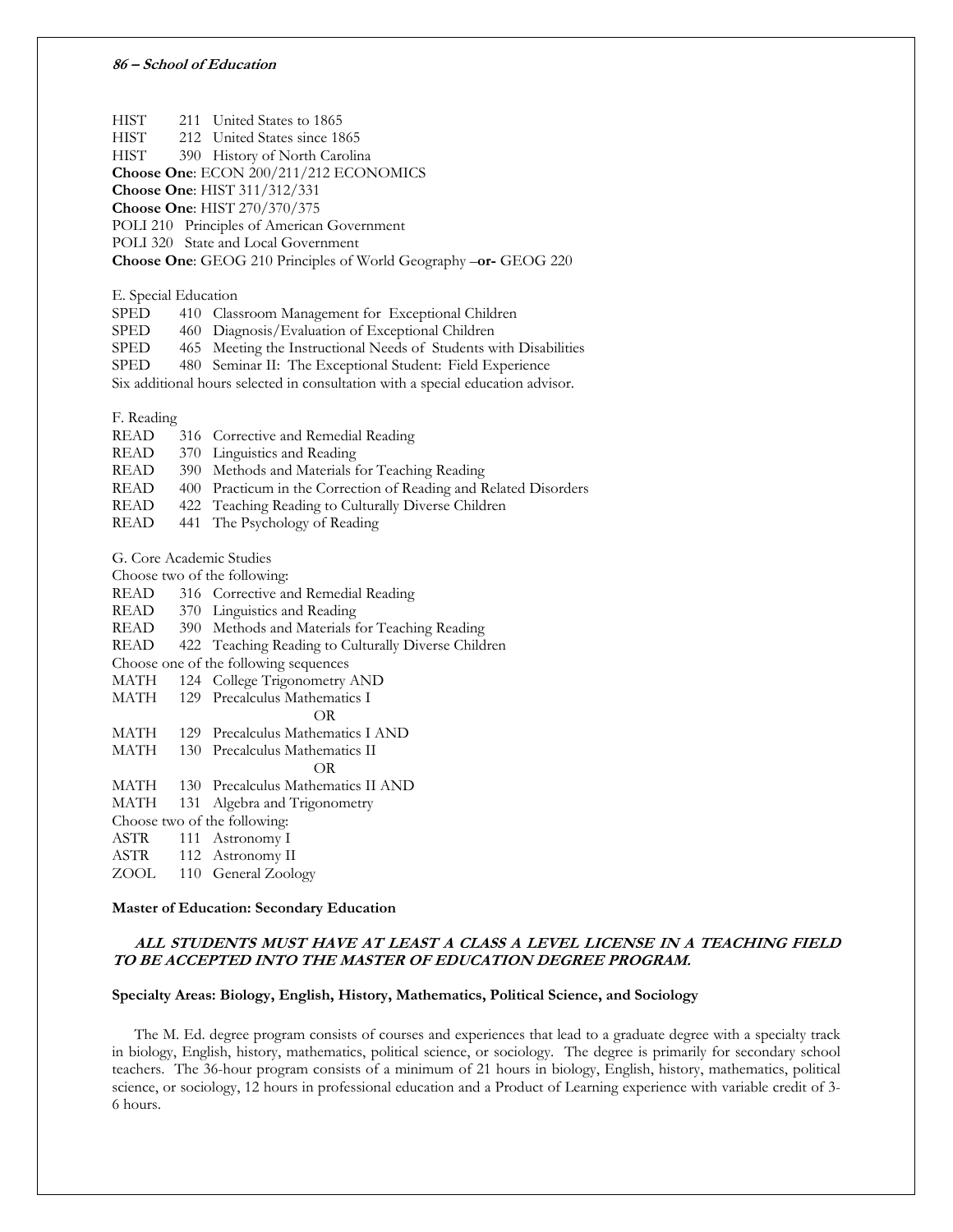HIST 211 United States to 1865
HIST 212 United States since 1865
HIST 390 History of North Carolina
**Choose One**: ECON 200/211/212 ECONOMICS
**Choose One**: HIST 311/312/331
**Choose One**: HIST 270/370/375
POLI 210 Principles of American Government
POLI 320 State and Local Government
**Choose One**: GEOG 210 Principles of World Geography –**or-** GEOG 220

E. Special Education
SPED 410 Classroom Management for Exceptional Children
SPED 460 Diagnosis/Evaluation of Exceptional Children
SPED 465 Meeting the Instructional Needs of Students with Disabilities
SPED 480 Seminar II: The Exceptional Student: Field Experience
Six additional hours selected in consultation with a special education advisor.

F. Reading
READ 316 Corrective and Remedial Reading
READ 370 Linguistics and Reading
READ 390 Methods and Materials for Teaching Reading
READ 400 Practicum in the Correction of Reading and Related Disorders
READ 422 Teaching Reading to Culturally Diverse Children
READ 441 The Psychology of Reading

G. Core Academic Studies
Choose two of the following:
READ 316 Corrective and Remedial Reading
READ 370 Linguistics and Reading
READ 390 Methods and Materials for Teaching Reading
READ 422 Teaching Reading to Culturally Diverse Children
Choose one of the following sequences
MATH 124 College Trigonometry AND
MATH 129 Precalculus Mathematics I
OR
MATH 129 Precalculus Mathematics I AND
MATH 130 Precalculus Mathematics II
OR
MATH 130 Precalculus Mathematics II AND
MATH 131 Algebra and Trigonometry
Choose two of the following:
ASTR 111 Astronomy I
ASTR 112 Astronomy II
ZOOL 110 General Zoology

**Master of Education: Secondary Education**

***ALL STUDENTS MUST HAVE AT LEAST A CLASS A LEVEL LICENSE IN A TEACHING FIELD TO BE ACCEPTED INTO THE MASTER OF EDUCATION DEGREE PROGRAM.***

**Specialty Areas: Biology, English, History, Mathematics, Political Science, and Sociology**

The M. Ed. degree program consists of courses and experiences that lead to a graduate degree with a specialty track in biology, English, history, mathematics, political science, or sociology. The degree is primarily for secondary school teachers. The 36-hour program consists of a minimum of 21 hours in biology, English, history, mathematics, political science, or sociology, 12 hours in professional education and a Product of Learning experience with variable credit of 3-6 hours.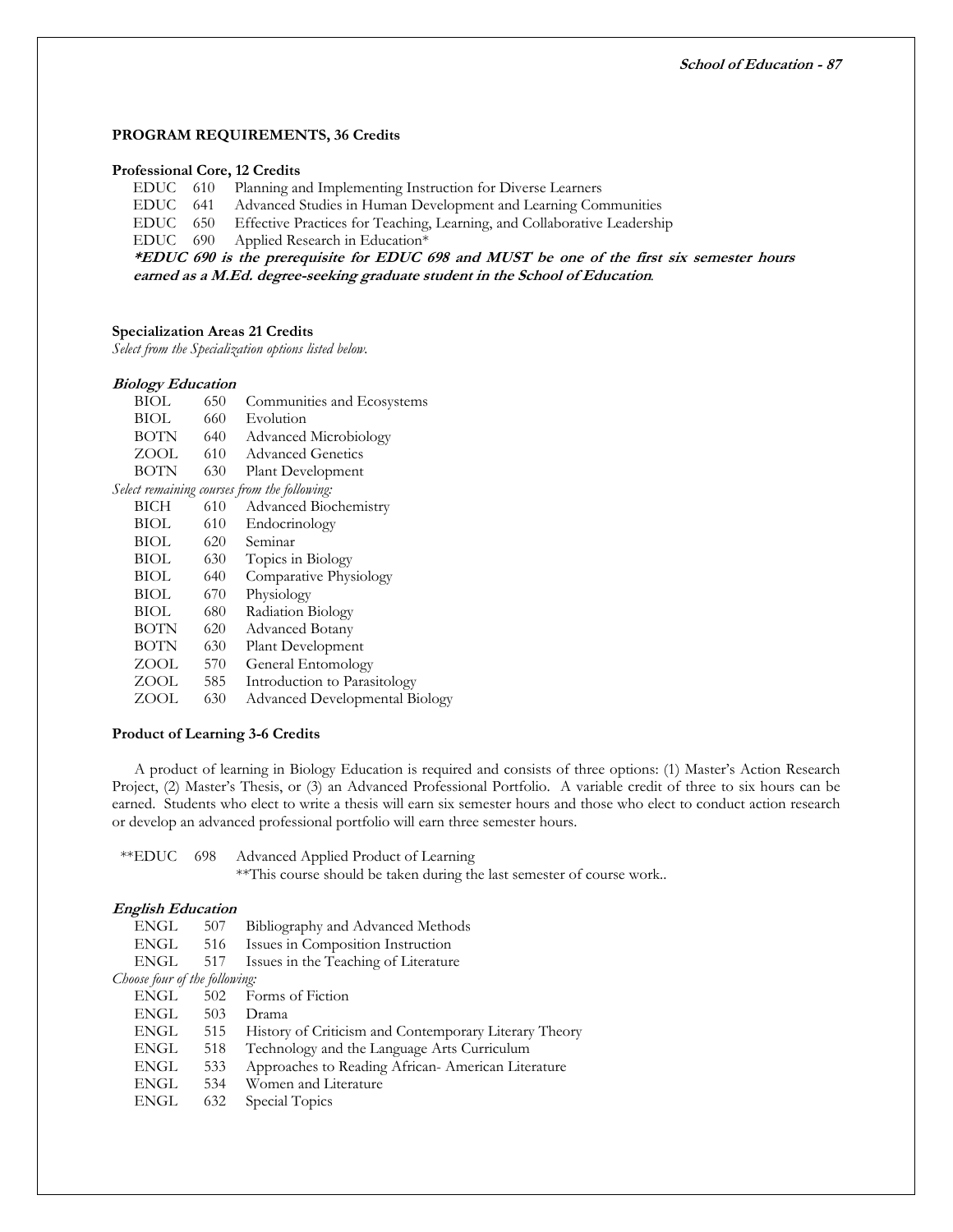**PROGRAM REQUIREMENTS, 36 Credits**

**Professional Core, 12 Credits**

EDUC 610 Planning and Implementing Instruction for Diverse Learners
EDUC 641 Advanced Studies in Human Development and Learning Communities
EDUC 650 Effective Practices for Teaching, Learning, and Collaborative Leadership
EDUC 690 Applied Research in Education*

***EDUC 690 is the prerequisite for EDUC 698 and MUST be one of the first six semester hours earned as a M.Ed. degree-seeking graduate student in the School of Education**.

**Specialization Areas 21 Credits**

*Select from the Specialization options listed below.*

***Biology Education***

BIOL 650 Communities and Ecosystems
BIOL 660 Evolution
BOTN 640 Advanced Microbiology
ZOOL 610 Advanced Genetics
BOTN 630 Plant Development

*Select remaining courses from the following:*

BICH 610 Advanced Biochemistry
BIOL 610 Endocrinology
BIOL 620 Seminar
BIOL 630 Topics in Biology
BIOL 640 Comparative Physiology
BIOL 670 Physiology
BIOL 680 Radiation Biology
BOTN 620 Advanced Botany
BOTN 630 Plant Development
ZOOL 570 General Entomology
ZOOL 585 Introduction to Parasitology
ZOOL 630 Advanced Developmental Biology

**Product of Learning 3-6 Credits**

A product of learning in Biology Education is required and consists of three options: (1) Master's Action Research Project, (2) Master's Thesis, or (3) an Advanced Professional Portfolio. A variable credit of three to six hours can be earned. Students who elect to write a thesis will earn six semester hours and those who elect to conduct action research or develop an advanced professional portfolio will earn three semester hours.

**EDUC 698 Advanced Applied Product of Learning
**This course should be taken during the last semester of course work..

***English Education***

ENGL 507 Bibliography and Advanced Methods
ENGL 516 Issues in Composition Instruction
ENGL 517 Issues in the Teaching of Literature

*Choose four of the following:*

ENGL 502 Forms of Fiction
ENGL 503 Drama
ENGL 515 History of Criticism and Contemporary Literary Theory
ENGL 518 Technology and the Language Arts Curriculum
ENGL 533 Approaches to Reading African- American Literature
ENGL 534 Women and Literature
ENGL 632 Special Topics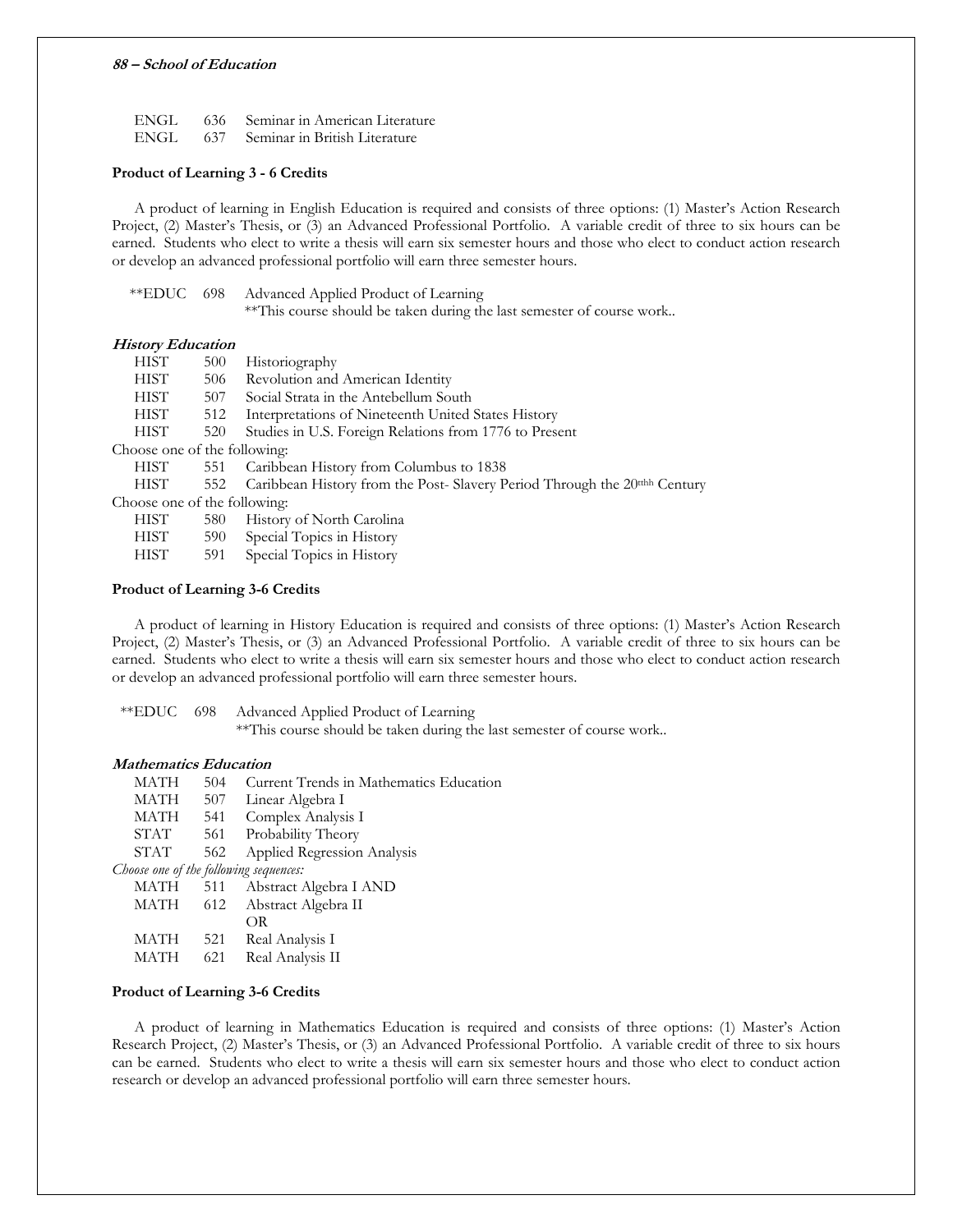| | | |
|---|---|---|
| ENGL | 636 | Seminar in American Literature |
| ENGL | 637 | Seminar in British Literature |

**Product of Learning 3 - 6 Credits**

A product of learning in English Education is required and consists of three options: (1) Master's Action Research Project, (2) Master's Thesis, or (3) an Advanced Professional Portfolio. A variable credit of three to six hours can be earned. Students who elect to write a thesis will earn six semester hours and those who elect to conduct action research or develop an advanced professional portfolio will earn three semester hours.

**EDUC 698 Advanced Applied Product of Learning
**This course should be taken during the last semester of course work..

***History Education***

| | | |
|---|---|---|
| HIST | 500 | Historiography |
| HIST | 506 | Revolution and American Identity |
| HIST | 507 | Social Strata in the Antebellum South |
| HIST | 512 | Interpretations of Nineteenth United States History |
| HIST | 520 | Studies in U.S. Foreign Relations from 1776 to Present |

Choose one of the following:

| | | |
|---|---|---|
| HIST | 551 | Caribbean History from Columbus to 1838 |
| HIST | 552 | Caribbean History from the Post- Slavery Period Through the 20rthh Century |

Choose one of the following:

| | | |
|---|---|---|
| HIST | 580 | History of North Carolina |
| HIST | 590 | Special Topics in History |
| HIST | 591 | Special Topics in History |

**Product of Learning 3-6 Credits**

A product of learning in History Education is required and consists of three options: (1) Master's Action Research Project, (2) Master's Thesis, or (3) an Advanced Professional Portfolio. A variable credit of three to six hours can be earned. Students who elect to write a thesis will earn six semester hours and those who elect to conduct action research or develop an advanced professional portfolio will earn three semester hours.

**EDUC 698 Advanced Applied Product of Learning
**This course should be taken during the last semester of course work..

***Mathematics Education***

| | | |
|---|---|---|
| MATH | 504 | Current Trends in Mathematics Education |
| MATH | 507 | Linear Algebra I |
| MATH | 541 | Complex Analysis I |
| STAT | 561 | Probability Theory |
| STAT | 562 | Applied Regression Analysis |

*Choose one of the following sequences:*

| | | |
|---|---|---|
| MATH | 511 | Abstract Algebra I AND |
| MATH | 612 | Abstract Algebra II |
| | | OR |
| MATH | 521 | Real Analysis I |
| MATH | 621 | Real Analysis II |

**Product of Learning 3-6 Credits**

A product of learning in Mathematics Education is required and consists of three options: (1) Master's Action Research Project, (2) Master's Thesis, or (3) an Advanced Professional Portfolio. A variable credit of three to six hours can be earned. Students who elect to write a thesis will earn six semester hours and those who elect to conduct action research or develop an advanced professional portfolio will earn three semester hours.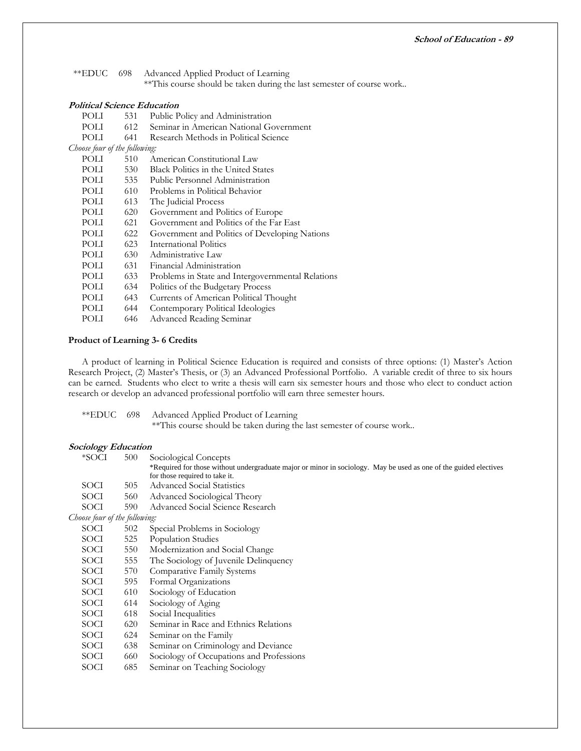**EDUC 698 Advanced Applied Product of Learning
**This course should be taken during the last semester of course work..

### *Political Science Education*

POLI 531 Public Policy and Administration
POLI 612 Seminar in American National Government
POLI 641 Research Methods in Political Science

*Choose four of the following:*

POLI 510 American Constitutional Law
POLI 530 Black Politics in the United States
POLI 535 Public Personnel Administration
POLI 610 Problems in Political Behavior
POLI 613 The Judicial Process
POLI 620 Government and Politics of Europe
POLI 621 Government and Politics of the Far East
POLI 622 Government and Politics of Developing Nations
POLI 623 International Politics
POLI 630 Administrative Law
POLI 631 Financial Administration
POLI 633 Problems in State and Intergovernmental Relations
POLI 634 Politics of the Budgetary Process
POLI 643 Currents of American Political Thought
POLI 644 Contemporary Political Ideologies
POLI 646 Advanced Reading Seminar

**Product of Learning 3- 6 Credits**

A product of learning in Political Science Education is required and consists of three options: (1) Master's Action Research Project, (2) Master's Thesis, or (3) an Advanced Professional Portfolio. A variable credit of three to six hours can be earned. Students who elect to write a thesis will earn six semester hours and those who elect to conduct action research or develop an advanced professional portfolio will earn three semester hours.

**EDUC 698 Advanced Applied Product of Learning
**This course should be taken during the last semester of course work..

### *Sociology Education*

*SOCI 500 Sociological Concepts
*Required for those without undergraduate major or minor in sociology. May be used as one of the guided electives for those required to take it.
SOCI 505 Advanced Social Statistics
SOCI 560 Advanced Sociological Theory
SOCI 590 Advanced Social Science Research

*Choose four of the following:*

SOCI 502 Special Problems in Sociology
SOCI 525 Population Studies
SOCI 550 Modernization and Social Change
SOCI 555 The Sociology of Juvenile Delinquency
SOCI 570 Comparative Family Systems
SOCI 595 Formal Organizations
SOCI 610 Sociology of Education
SOCI 614 Sociology of Aging
SOCI 618 Social Inequalities
SOCI 620 Seminar in Race and Ethnics Relations
SOCI 624 Seminar on the Family
SOCI 638 Seminar on Criminology and Deviance
SOCI 660 Sociology of Occupations and Professions
SOCI 685 Seminar on Teaching Sociology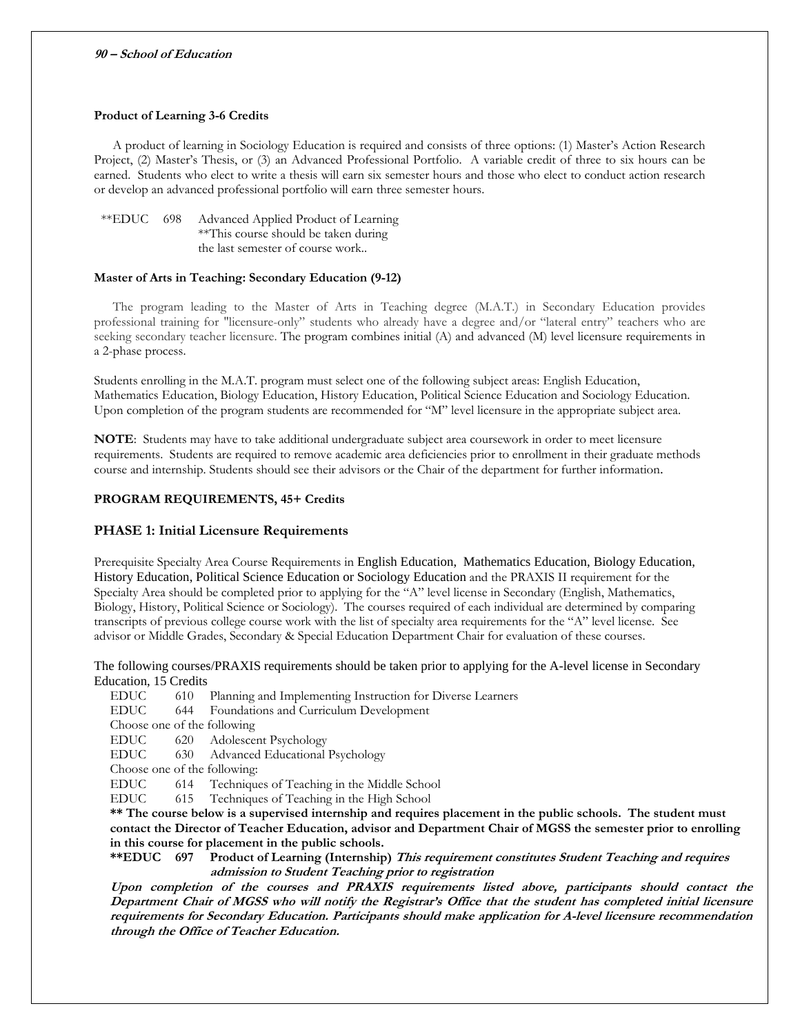**Product of Learning 3-6 Credits**

A product of learning in Sociology Education is required and consists of three options: (1) Master's Action Research Project, (2) Master's Thesis, or (3) an Advanced Professional Portfolio. A variable credit of three to six hours can be earned. Students who elect to write a thesis will earn six semester hours and those who elect to conduct action research or develop an advanced professional portfolio will earn three semester hours.

**EDUC 698 Advanced Applied Product of Learning
**This course should be taken during the last semester of course work..

**Master of Arts in Teaching: Secondary Education (9-12)**

The program leading to the Master of Arts in Teaching degree (M.A.T.) in Secondary Education provides professional training for "licensure-only" students who already have a degree and/or "lateral entry" teachers who are seeking secondary teacher licensure. The program combines initial (A) and advanced (M) level licensure requirements in a 2-phase process.

Students enrolling in the M.A.T. program must select one of the following subject areas: English Education, Mathematics Education, Biology Education, History Education, Political Science Education and Sociology Education. Upon completion of the program students are recommended for "M" level licensure in the appropriate subject area.

**NOTE**: Students may have to take additional undergraduate subject area coursework in order to meet licensure requirements. Students are required to remove academic area deficiencies prior to enrollment in their graduate methods course and internship. Students should see their advisors or the Chair of the department for further information.

**PROGRAM REQUIREMENTS, 45+ Credits**

**PHASE 1: Initial Licensure Requirements**

Prerequisite Specialty Area Course Requirements in English Education, Mathematics Education, Biology Education, History Education, Political Science Education or Sociology Education and the PRAXIS II requirement for the Specialty Area should be completed prior to applying for the "A" level license in Secondary (English, Mathematics, Biology, History, Political Science or Sociology). The courses required of each individual are determined by comparing transcripts of previous college course work with the list of specialty area requirements for the "A" level license. See advisor or Middle Grades, Secondary & Special Education Department Chair for evaluation of these courses.

The following courses/PRAXIS requirements should be taken prior to applying for the A-level license in Secondary Education, 15 Credits

EDUC 610 Planning and Implementing Instruction for Diverse Learners
EDUC 644 Foundations and Curriculum Development
Choose one of the following
EDUC 620 Adolescent Psychology
EDUC 630 Advanced Educational Psychology
Choose one of the following:
EDUC 614 Techniques of Teaching in the Middle School
EDUC 615 Techniques of Teaching in the High School

**** The course below is a supervised internship and requires placement in the public schools. The student must contact the Director of Teacher Education, advisor and Department Chair of MGSS the semester prior to enrolling in this course for placement in the public schools.**

****EDUC 697 Product of Learning (Internship)** ***This requirement constitutes Student Teaching and requires admission to Student Teaching prior to registration***

***Upon completion of the courses and PRAXIS requirements listed above, participants should contact the Department Chair of MGSS who will notify the Registrar's Office that the student has completed initial licensure requirements for Secondary Education. Participants should make application for A-level licensure recommendation through the Office of Teacher Education.***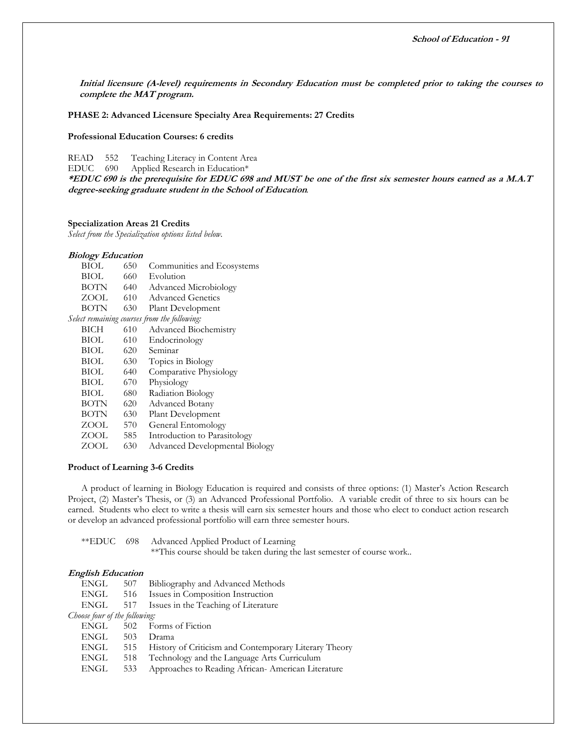***Initial licensure (A-level) requirements in Secondary Education must be completed prior to taking the courses to complete the MAT program.***

**PHASE 2: Advanced Licensure Specialty Area Requirements: 27 Credits**

**Professional Education Courses: 6 credits**

READ 552 Teaching Literacy in Content Area
EDUC 690 Applied Research in Education*

***EDUC 690 is the prerequisite for EDUC 698 and MUST be one of the first six semester hours earned as a M.A.T degree-seeking graduate student in the School of Education.***

**Specialization Areas 21 Credits**

*Select from the Specialization options listed below.*

***Biology Education***

BIOL 650 Communities and Ecosystems
BIOL 660 Evolution
BOTN 640 Advanced Microbiology
ZOOL 610 Advanced Genetics
BOTN 630 Plant Development

*Select remaining courses from the following:*

BICH 610 Advanced Biochemistry
BIOL 610 Endocrinology
BIOL 620 Seminar
BIOL 630 Topics in Biology
BIOL 640 Comparative Physiology
BIOL 670 Physiology
BIOL 680 Radiation Biology
BOTN 620 Advanced Botany
BOTN 630 Plant Development
ZOOL 570 General Entomology
ZOOL 585 Introduction to Parasitology
ZOOL 630 Advanced Developmental Biology

**Product of Learning 3-6 Credits**

A product of learning in Biology Education is required and consists of three options: (1) Master's Action Research Project, (2) Master's Thesis, or (3) an Advanced Professional Portfolio. A variable credit of three to six hours can be earned. Students who elect to write a thesis will earn six semester hours and those who elect to conduct action research or develop an advanced professional portfolio will earn three semester hours.

**EDUC 698 Advanced Applied Product of Learning
**This course should be taken during the last semester of course work..

***English Education***

ENGL 507 Bibliography and Advanced Methods
ENGL 516 Issues in Composition Instruction
ENGL 517 Issues in the Teaching of Literature

*Choose four of the following:*

ENGL 502 Forms of Fiction
ENGL 503 Drama
ENGL 515 History of Criticism and Contemporary Literary Theory
ENGL 518 Technology and the Language Arts Curriculum
ENGL 533 Approaches to Reading African- American Literature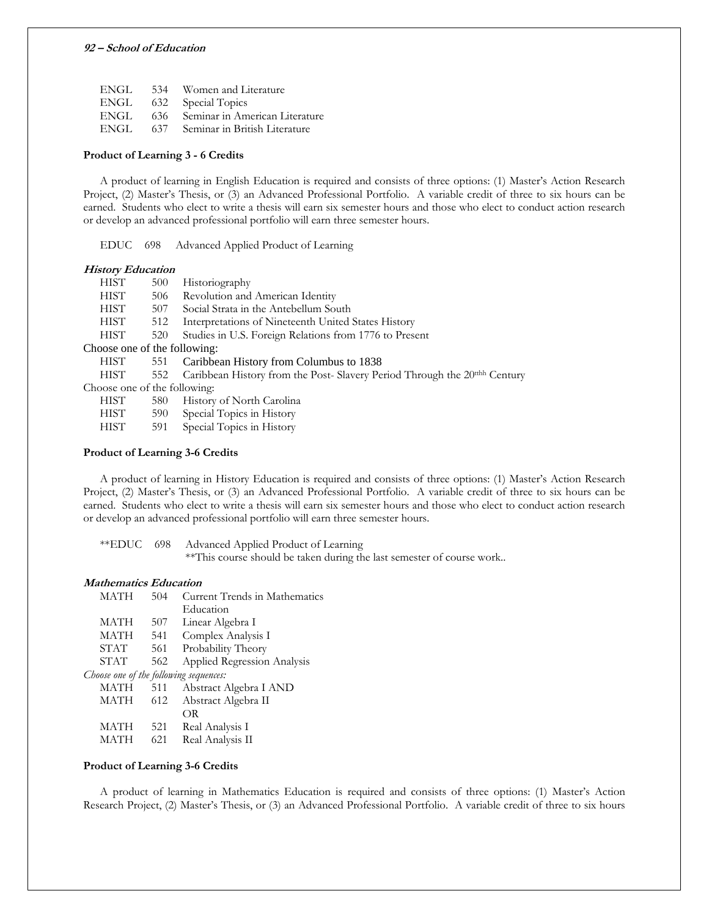| | | |
|---|---|---|
| ENGL | 534 | Women and Literature |
| ENGL | 632 | Special Topics |
| ENGL | 636 | Seminar in American Literature |
| ENGL | 637 | Seminar in British Literature |

**Product of Learning 3 - 6 Credits**

A product of learning in English Education is required and consists of three options: (1) Master's Action Research Project, (2) Master's Thesis, or (3) an Advanced Professional Portfolio. A variable credit of three to six hours can be earned. Students who elect to write a thesis will earn six semester hours and those who elect to conduct action research or develop an advanced professional portfolio will earn three semester hours.

EDUC 698 Advanced Applied Product of Learning

***History Education***

| | | |
|---|---|---|
| HIST | 500 | Historiography |
| HIST | 506 | Revolution and American Identity |
| HIST | 507 | Social Strata in the Antebellum South |
| HIST | 512 | Interpretations of Nineteenth United States History |
| HIST | 520 | Studies in U.S. Foreign Relations from 1776 to Present |

Choose one of the following:

| | | |
|---|---|---|
| HIST | 551 | Caribbean History from Columbus to 1838 |
| HIST | 552 | Caribbean History from the Post- Slavery Period Through the 20tthh Century |

Choose one of the following:

| | | |
|---|---|---|
| HIST | 580 | History of North Carolina |
| HIST | 590 | Special Topics in History |
| HIST | 591 | Special Topics in History |

**Product of Learning 3-6 Credits**

A product of learning in History Education is required and consists of three options: (1) Master's Action Research Project, (2) Master's Thesis, or (3) an Advanced Professional Portfolio. A variable credit of three to six hours can be earned. Students who elect to write a thesis will earn six semester hours and those who elect to conduct action research or develop an advanced professional portfolio will earn three semester hours.

**EDUC 698 Advanced Applied Product of Learning
**This course should be taken during the last semester of course work..

***Mathematics Education***

| | | |
|---|---|---|
| MATH | 504 | Current Trends in Mathematics Education |
| MATH | 507 | Linear Algebra I |
| MATH | 541 | Complex Analysis I |
| STAT | 561 | Probability Theory |
| STAT | 562 | Applied Regression Analysis |

*Choose one of the following sequences:*

| | | |
|---|---|---|
| MATH | 511 | Abstract Algebra I AND |
| MATH | 612 | Abstract Algebra II |
| | | OR |
| MATH | 521 | Real Analysis I |
| MATH | 621 | Real Analysis II |

**Product of Learning 3-6 Credits**

A product of learning in Mathematics Education is required and consists of three options: (1) Master's Action Research Project, (2) Master's Thesis, or (3) an Advanced Professional Portfolio. A variable credit of three to six hours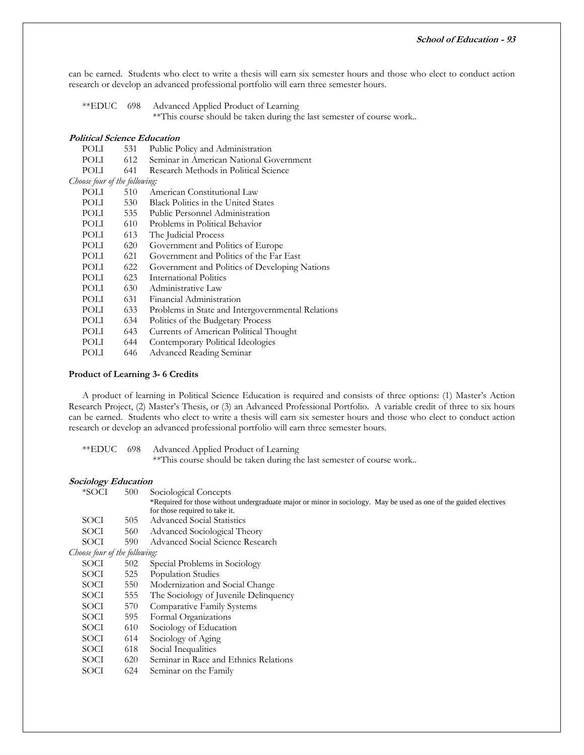can be earned. Students who elect to write a thesis will earn six semester hours and those who elect to conduct action research or develop an advanced professional portfolio will earn three semester hours.

**EDUC 698 Advanced Applied Product of Learning
**This course should be taken during the last semester of course work..

***Political Science Education***

POLI 531 Public Policy and Administration
POLI 612 Seminar in American National Government
POLI 641 Research Methods in Political Science

*Choose four of the following:*

POLI 510 American Constitutional Law
POLI 530 Black Politics in the United States
POLI 535 Public Personnel Administration
POLI 610 Problems in Political Behavior
POLI 613 The Judicial Process
POLI 620 Government and Politics of Europe
POLI 621 Government and Politics of the Far East
POLI 622 Government and Politics of Developing Nations
POLI 623 International Politics
POLI 630 Administrative Law
POLI 631 Financial Administration
POLI 633 Problems in State and Intergovernmental Relations
POLI 634 Politics of the Budgetary Process
POLI 643 Currents of American Political Thought
POLI 644 Contemporary Political Ideologies
POLI 646 Advanced Reading Seminar

**Product of Learning 3- 6 Credits**

A product of learning in Political Science Education is required and consists of three options: (1) Master's Action Research Project, (2) Master's Thesis, or (3) an Advanced Professional Portfolio. A variable credit of three to six hours can be earned. Students who elect to write a thesis will earn six semester hours and those who elect to conduct action research or develop an advanced professional portfolio will earn three semester hours.

**EDUC 698 Advanced Applied Product of Learning
**This course should be taken during the last semester of course work..

***Sociology Education***

*SOCI 500 Sociological Concepts
*Required for those without undergraduate major or minor in sociology. May be used as one of the guided electives for those required to take it.
SOCI 505 Advanced Social Statistics
SOCI 560 Advanced Sociological Theory
SOCI 590 Advanced Social Science Research

*Choose four of the following:*

SOCI 502 Special Problems in Sociology
SOCI 525 Population Studies
SOCI 550 Modernization and Social Change
SOCI 555 The Sociology of Juvenile Delinquency
SOCI 570 Comparative Family Systems
SOCI 595 Formal Organizations
SOCI 610 Sociology of Education
SOCI 614 Sociology of Aging
SOCI 618 Social Inequalities
SOCI 620 Seminar in Race and Ethnics Relations
SOCI 624 Seminar on the Family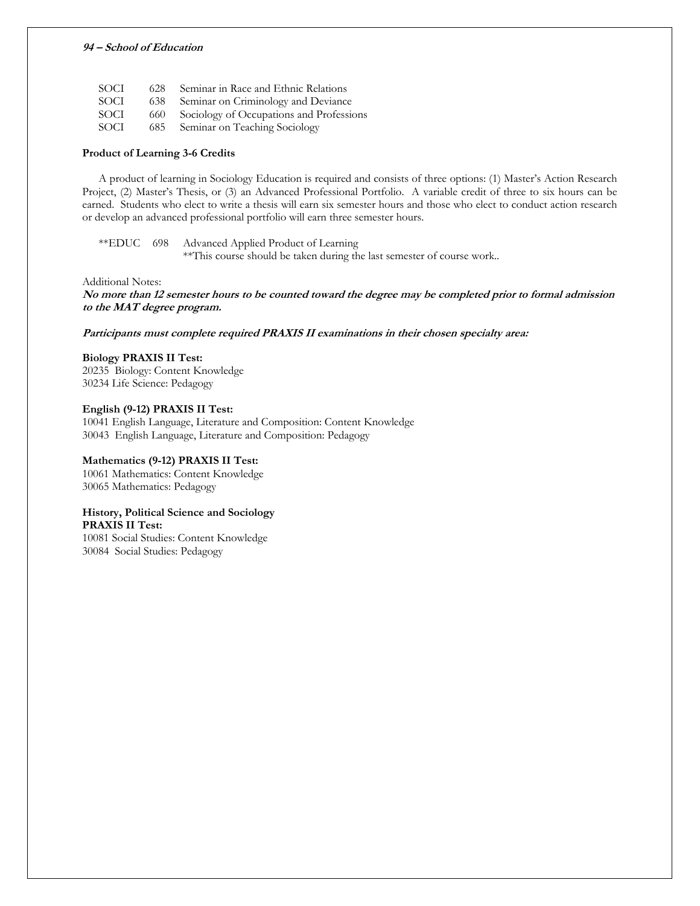SOCI 628 Seminar in Race and Ethnic Relations
SOCI 638 Seminar on Criminology and Deviance
SOCI 660 Sociology of Occupations and Professions
SOCI 685 Seminar on Teaching Sociology

**Product of Learning 3-6 Credits**

A product of learning in Sociology Education is required and consists of three options: (1) Master's Action Research Project, (2) Master's Thesis, or (3) an Advanced Professional Portfolio. A variable credit of three to six hours can be earned. Students who elect to write a thesis will earn six semester hours and those who elect to conduct action research or develop an advanced professional portfolio will earn three semester hours.

**EDUC 698 Advanced Applied Product of Learning
**This course should be taken during the last semester of course work..

Additional Notes:

***No more than 12 semester hours to be counted toward the degree may be completed prior to formal admission to the MAT degree program.***

***Participants must complete required PRAXIS II examinations in their chosen specialty area:***

**Biology PRAXIS II Test:**
20235 Biology: Content Knowledge
30234 Life Science: Pedagogy

**English (9-12) PRAXIS II Test:**
10041 English Language, Literature and Composition: Content Knowledge
30043 English Language, Literature and Composition: Pedagogy

**Mathematics (9-12) PRAXIS II Test:**
10061 Mathematics: Content Knowledge
30065 Mathematics: Pedagogy

**History, Political Science and Sociology PRAXIS II Test:**
10081 Social Studies: Content Knowledge
30084 Social Studies: Pedagogy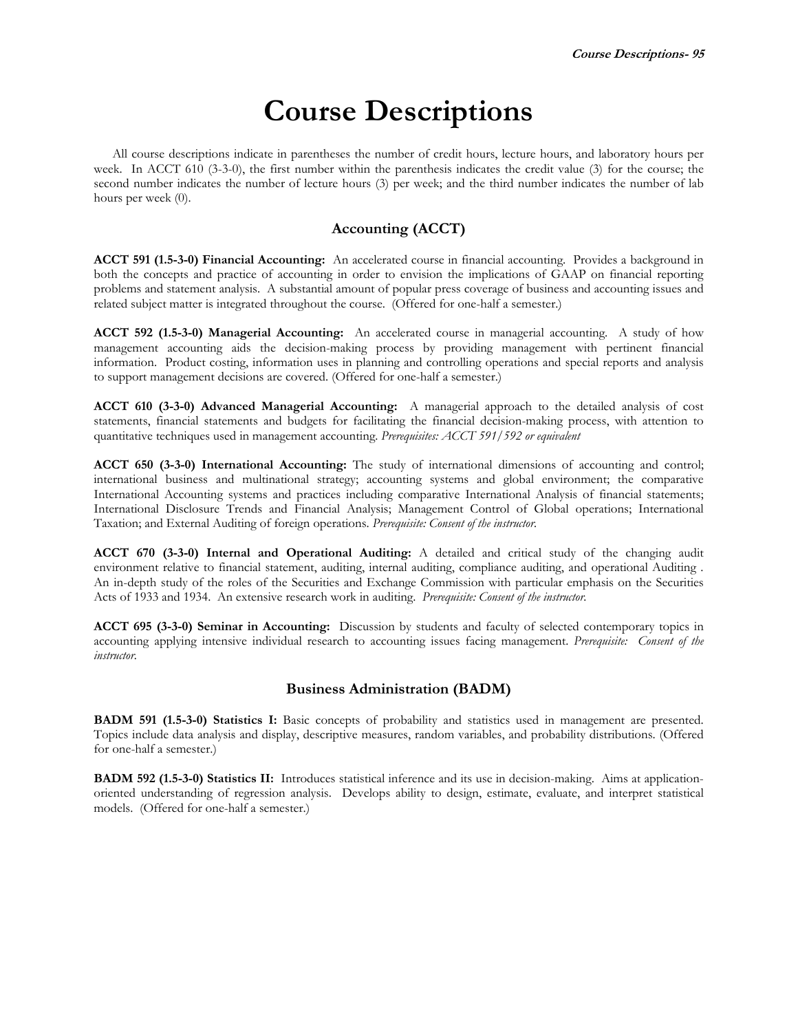# Course Descriptions

All course descriptions indicate in parentheses the number of credit hours, lecture hours, and laboratory hours per week. In ACCT 610 (3-3-0), the first number within the parenthesis indicates the credit value (3) for the course; the second number indicates the number of lecture hours (3) per week; and the third number indicates the number of lab hours per week (0).

## Accounting (ACCT)

**ACCT 591 (1.5-3-0) Financial Accounting:** An accelerated course in financial accounting. Provides a background in both the concepts and practice of accounting in order to envision the implications of GAAP on financial reporting problems and statement analysis. A substantial amount of popular press coverage of business and accounting issues and related subject matter is integrated throughout the course. (Offered for one-half a semester.)

**ACCT 592 (1.5-3-0) Managerial Accounting:** An accelerated course in managerial accounting. A study of how management accounting aids the decision-making process by providing management with pertinent financial information. Product costing, information uses in planning and controlling operations and special reports and analysis to support management decisions are covered. (Offered for one-half a semester.)

**ACCT 610 (3-3-0) Advanced Managerial Accounting:** A managerial approach to the detailed analysis of cost statements, financial statements and budgets for facilitating the financial decision-making process, with attention to quantitative techniques used in management accounting. *Prerequisites: ACCT 591/592 or equivalent*

**ACCT 650 (3-3-0) International Accounting:** The study of international dimensions of accounting and control; international business and multinational strategy; accounting systems and global environment; the comparative International Accounting systems and practices including comparative International Analysis of financial statements; International Disclosure Trends and Financial Analysis; Management Control of Global operations; International Taxation; and External Auditing of foreign operations. *Prerequisite: Consent of the instructor.*

**ACCT 670 (3-3-0) Internal and Operational Auditing:** A detailed and critical study of the changing audit environment relative to financial statement, auditing, internal auditing, compliance auditing, and operational Auditing . An in-depth study of the roles of the Securities and Exchange Commission with particular emphasis on the Securities Acts of 1933 and 1934. An extensive research work in auditing. *Prerequisite: Consent of the instructor.*

**ACCT 695 (3-3-0) Seminar in Accounting:** Discussion by students and faculty of selected contemporary topics in accounting applying intensive individual research to accounting issues facing management. *Prerequisite: Consent of the instructor.*

## Business Administration (BADM)

**BADM 591 (1.5-3-0) Statistics I:** Basic concepts of probability and statistics used in management are presented. Topics include data analysis and display, descriptive measures, random variables, and probability distributions. (Offered for one-half a semester.)

**BADM 592 (1.5-3-0) Statistics II:** Introduces statistical inference and its use in decision-making. Aims at application-oriented understanding of regression analysis. Develops ability to design, estimate, evaluate, and interpret statistical models. (Offered for one-half a semester.)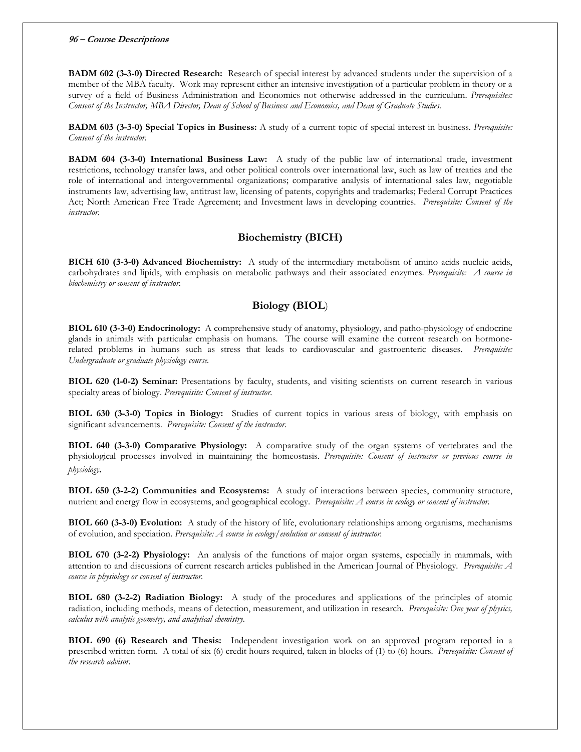**BADM 602 (3-3-0) Directed Research:** Research of special interest by advanced students under the supervision of a member of the MBA faculty. Work may represent either an intensive investigation of a particular problem in theory or a survey of a field of Business Administration and Economics not otherwise addressed in the curriculum. *Prerequisites: Consent of the Instructor, MBA Director, Dean of School of Business and Economics, and Dean of Graduate Studies.*

**BADM 603 (3-3-0) Special Topics in Business:** A study of a current topic of special interest in business. *Prerequisite: Consent of the instructor.*

**BADM 604 (3-3-0) International Business Law:** A study of the public law of international trade, investment restrictions, technology transfer laws, and other political controls over international law, such as law of treaties and the role of international and intergovernmental organizations; comparative analysis of international sales law, negotiable instruments law, advertising law, antitrust law, licensing of patents, copyrights and trademarks; Federal Corrupt Practices Act; North American Free Trade Agreement; and Investment laws in developing countries. *Prerequisite: Consent of the instructor.*

## Biochemistry (BICH)

**BICH 610 (3-3-0) Advanced Biochemistry:** A study of the intermediary metabolism of amino acids nucleic acids, carbohydrates and lipids, with emphasis on metabolic pathways and their associated enzymes. *Prerequisite: A course in biochemistry or consent of instructor.*

## Biology (BIOL)

**BIOL 610 (3-3-0) Endocrinology:** A comprehensive study of anatomy, physiology, and patho-physiology of endocrine glands in animals with particular emphasis on humans. The course will examine the current research on hormone-related problems in humans such as stress that leads to cardiovascular and gastroenteric diseases. *Prerequisite: Undergraduate or graduate physiology course.*

**BIOL 620 (1-0-2) Seminar:** Presentations by faculty, students, and visiting scientists on current research in various specialty areas of biology. *Prerequisite: Consent of instructor.*

**BIOL 630 (3-3-0) Topics in Biology:** Studies of current topics in various areas of biology, with emphasis on significant advancements. *Prerequisite: Consent of the instructor.*

**BIOL 640 (3-3-0) Comparative Physiology:** A comparative study of the organ systems of vertebrates and the physiological processes involved in maintaining the homeostasis. *Prerequisite: Consent of instructor or previous course in physiology*.

**BIOL 650 (3-2-2) Communities and Ecosystems:** A study of interactions between species, community structure, nutrient and energy flow in ecosystems, and geographical ecology. *Prerequisite: A course in ecology or consent of instructor.*

**BIOL 660 (3-3-0) Evolution:** A study of the history of life, evolutionary relationships among organisms, mechanisms of evolution, and speciation. *Prerequisite: A course in ecology/evolution or consent of instructor.*

**BIOL 670 (3-2-2) Physiology:** An analysis of the functions of major organ systems, especially in mammals, with attention to and discussions of current research articles published in the American Journal of Physiology. *Prerequisite: A course in physiology or consent of instructor.*

**BIOL 680 (3-2-2) Radiation Biology:** A study of the procedures and applications of the principles of atomic radiation, including methods, means of detection, measurement, and utilization in research. *Prerequisite: One year of physics, calculus with analytic geometry, and analytical chemistry.*

**BIOL 690 (6) Research and Thesis:** Independent investigation work on an approved program reported in a prescribed written form. A total of six (6) credit hours required, taken in blocks of (1) to (6) hours. *Prerequisite: Consent of the research advisor.*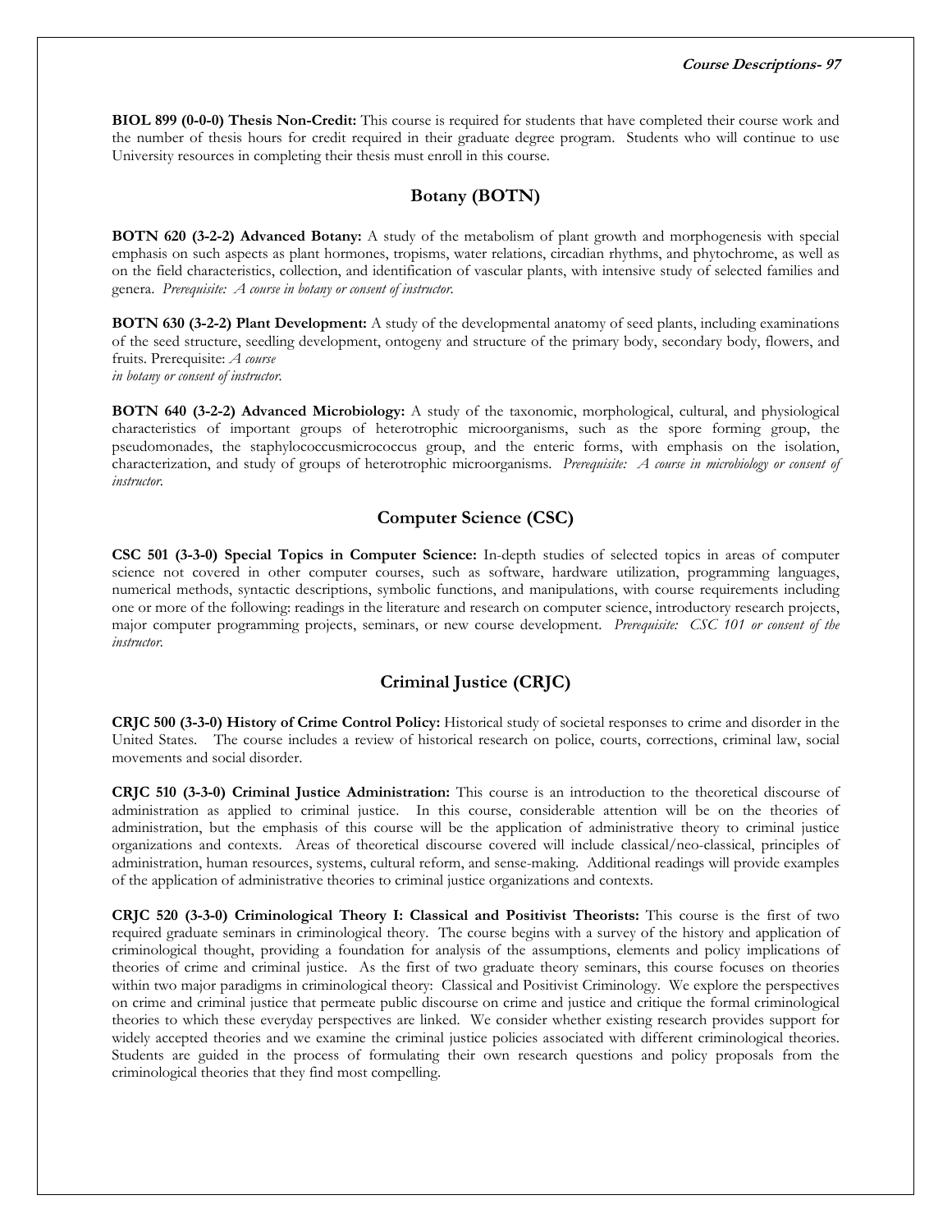**BIOL 899 (0-0-0) Thesis Non-Credit:** This course is required for students that have completed their course work and the number of thesis hours for credit required in their graduate degree program. Students who will continue to use University resources in completing their thesis must enroll in this course.

## Botany (BOTN)

**BOTN 620 (3-2-2) Advanced Botany:** A study of the metabolism of plant growth and morphogenesis with special emphasis on such aspects as plant hormones, tropisms, water relations, circadian rhythms, and phytochrome, as well as on the field characteristics, collection, and identification of vascular plants, with intensive study of selected families and genera. *Prerequisite: A course in botany or consent of instructor.*

**BOTN 630 (3-2-2) Plant Development:** A study of the developmental anatomy of seed plants, including examinations of the seed structure, seedling development, ontogeny and structure of the primary body, secondary body, flowers, and fruits. Prerequisite: *A course in botany or consent of instructor.*

**BOTN 640 (3-2-2) Advanced Microbiology:** A study of the taxonomic, morphological, cultural, and physiological characteristics of important groups of heterotrophic microorganisms, such as the spore forming group, the pseudomonades, the staphylococcusmicrococcus group, and the enteric forms, with emphasis on the isolation, characterization, and study of groups of heterotrophic microorganisms. *Prerequisite: A course in microbiology or consent of instructor.*

## Computer Science (CSC)

**CSC 501 (3-3-0) Special Topics in Computer Science:** In-depth studies of selected topics in areas of computer science not covered in other computer courses, such as software, hardware utilization, programming languages, numerical methods, syntactic descriptions, symbolic functions, and manipulations, with course requirements including one or more of the following: readings in the literature and research on computer science, introductory research projects, major computer programming projects, seminars, or new course development. *Prerequisite: CSC 101 or consent of the instructor.*

## Criminal Justice (CRJC)

**CRJC 500 (3-3-0) History of Crime Control Policy:** Historical study of societal responses to crime and disorder in the United States. The course includes a review of historical research on police, courts, corrections, criminal law, social movements and social disorder.

**CRJC 510 (3-3-0) Criminal Justice Administration:** This course is an introduction to the theoretical discourse of administration as applied to criminal justice. In this course, considerable attention will be on the theories of administration, but the emphasis of this course will be the application of administrative theory to criminal justice organizations and contexts. Areas of theoretical discourse covered will include classical/neo-classical, principles of administration, human resources, systems, cultural reform, and sense-making. Additional readings will provide examples of the application of administrative theories to criminal justice organizations and contexts.

**CRJC 520 (3-3-0) Criminological Theory I: Classical and Positivist Theorists:** This course is the first of two required graduate seminars in criminological theory. The course begins with a survey of the history and application of criminological thought, providing a foundation for analysis of the assumptions, elements and policy implications of theories of crime and criminal justice. As the first of two graduate theory seminars, this course focuses on theories within two major paradigms in criminological theory: Classical and Positivist Criminology. We explore the perspectives on crime and criminal justice that permeate public discourse on crime and justice and critique the formal criminological theories to which these everyday perspectives are linked. We consider whether existing research provides support for widely accepted theories and we examine the criminal justice policies associated with different criminological theories. Students are guided in the process of formulating their own research questions and policy proposals from the criminological theories that they find most compelling.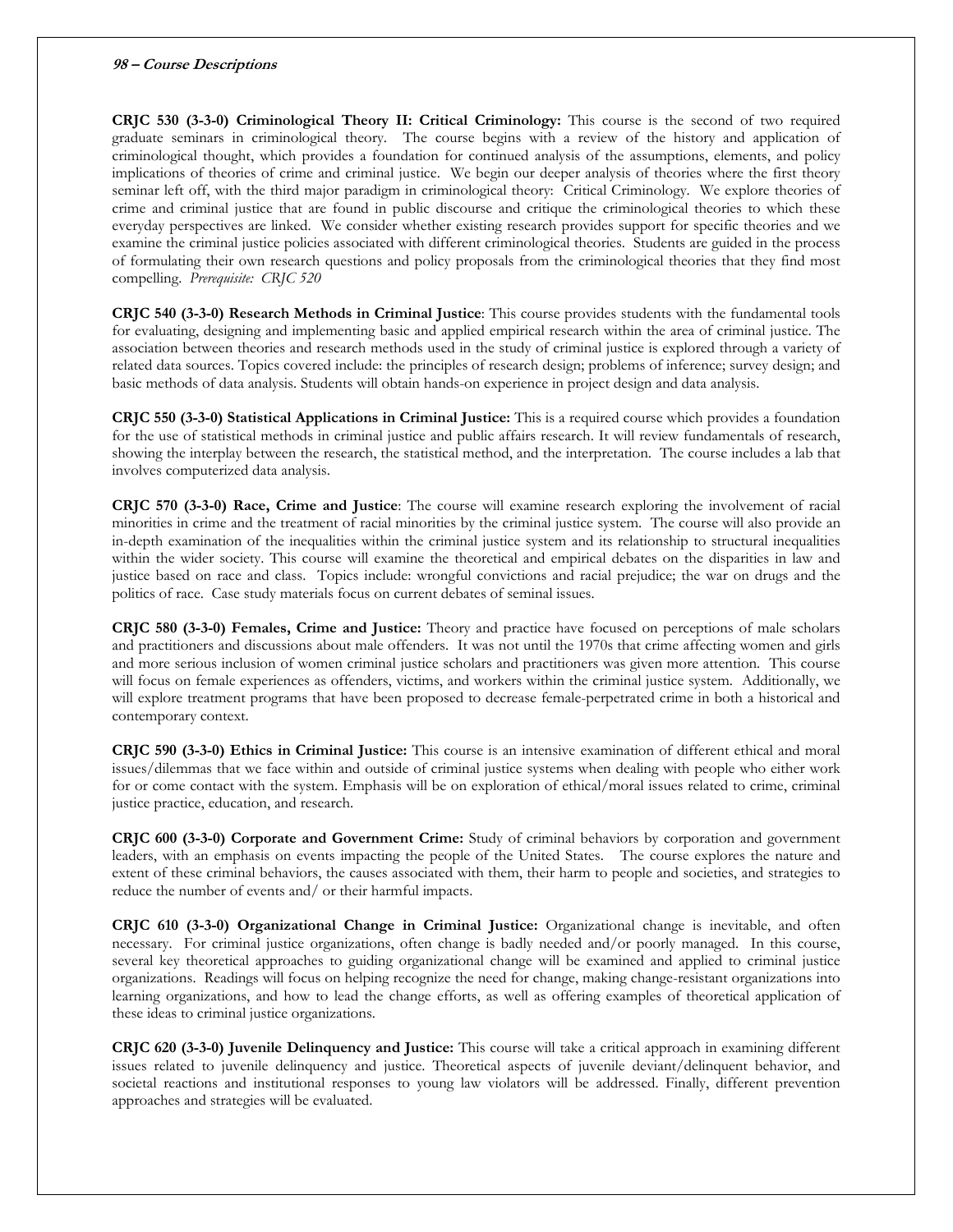**CRJC 530 (3-3-0) Criminological Theory II: Critical Criminology:** This course is the second of two required graduate seminars in criminological theory. The course begins with a review of the history and application of criminological thought, which provides a foundation for continued analysis of the assumptions, elements, and policy implications of theories of crime and criminal justice. We begin our deeper analysis of theories where the first theory seminar left off, with the third major paradigm in criminological theory: Critical Criminology. We explore theories of crime and criminal justice that are found in public discourse and critique the criminological theories to which these everyday perspectives are linked. We consider whether existing research provides support for specific theories and we examine the criminal justice policies associated with different criminological theories. Students are guided in the process of formulating their own research questions and policy proposals from the criminological theories that they find most compelling. *Prerequisite: CRJC 520*

**CRJC 540 (3-3-0) Research Methods in Criminal Justice**: This course provides students with the fundamental tools for evaluating, designing and implementing basic and applied empirical research within the area of criminal justice. The association between theories and research methods used in the study of criminal justice is explored through a variety of related data sources. Topics covered include: the principles of research design; problems of inference; survey design; and basic methods of data analysis. Students will obtain hands-on experience in project design and data analysis.

**CRJC 550 (3-3-0) Statistical Applications in Criminal Justice:** This is a required course which provides a foundation for the use of statistical methods in criminal justice and public affairs research. It will review fundamentals of research, showing the interplay between the research, the statistical method, and the interpretation. The course includes a lab that involves computerized data analysis.

**CRJC 570 (3-3-0) Race, Crime and Justice**: The course will examine research exploring the involvement of racial minorities in crime and the treatment of racial minorities by the criminal justice system. The course will also provide an in-depth examination of the inequalities within the criminal justice system and its relationship to structural inequalities within the wider society. This course will examine the theoretical and empirical debates on the disparities in law and justice based on race and class. Topics include: wrongful convictions and racial prejudice; the war on drugs and the politics of race. Case study materials focus on current debates of seminal issues.

**CRJC 580 (3-3-0) Females, Crime and Justice:** Theory and practice have focused on perceptions of male scholars and practitioners and discussions about male offenders. It was not until the 1970s that crime affecting women and girls and more serious inclusion of women criminal justice scholars and practitioners was given more attention. This course will focus on female experiences as offenders, victims, and workers within the criminal justice system. Additionally, we will explore treatment programs that have been proposed to decrease female-perpetrated crime in both a historical and contemporary context.

**CRJC 590 (3-3-0) Ethics in Criminal Justice:** This course is an intensive examination of different ethical and moral issues/dilemmas that we face within and outside of criminal justice systems when dealing with people who either work for or come contact with the system. Emphasis will be on exploration of ethical/moral issues related to crime, criminal justice practice, education, and research.

**CRJC 600 (3-3-0) Corporate and Government Crime:** Study of criminal behaviors by corporation and government leaders, with an emphasis on events impacting the people of the United States. The course explores the nature and extent of these criminal behaviors, the causes associated with them, their harm to people and societies, and strategies to reduce the number of events and/ or their harmful impacts.

**CRJC 610 (3-3-0) Organizational Change in Criminal Justice:** Organizational change is inevitable, and often necessary. For criminal justice organizations, often change is badly needed and/or poorly managed. In this course, several key theoretical approaches to guiding organizational change will be examined and applied to criminal justice organizations. Readings will focus on helping recognize the need for change, making change-resistant organizations into learning organizations, and how to lead the change efforts, as well as offering examples of theoretical application of these ideas to criminal justice organizations.

**CRJC 620 (3-3-0) Juvenile Delinquency and Justice:** This course will take a critical approach in examining different issues related to juvenile delinquency and justice. Theoretical aspects of juvenile deviant/delinquent behavior, and societal reactions and institutional responses to young law violators will be addressed. Finally, different prevention approaches and strategies will be evaluated.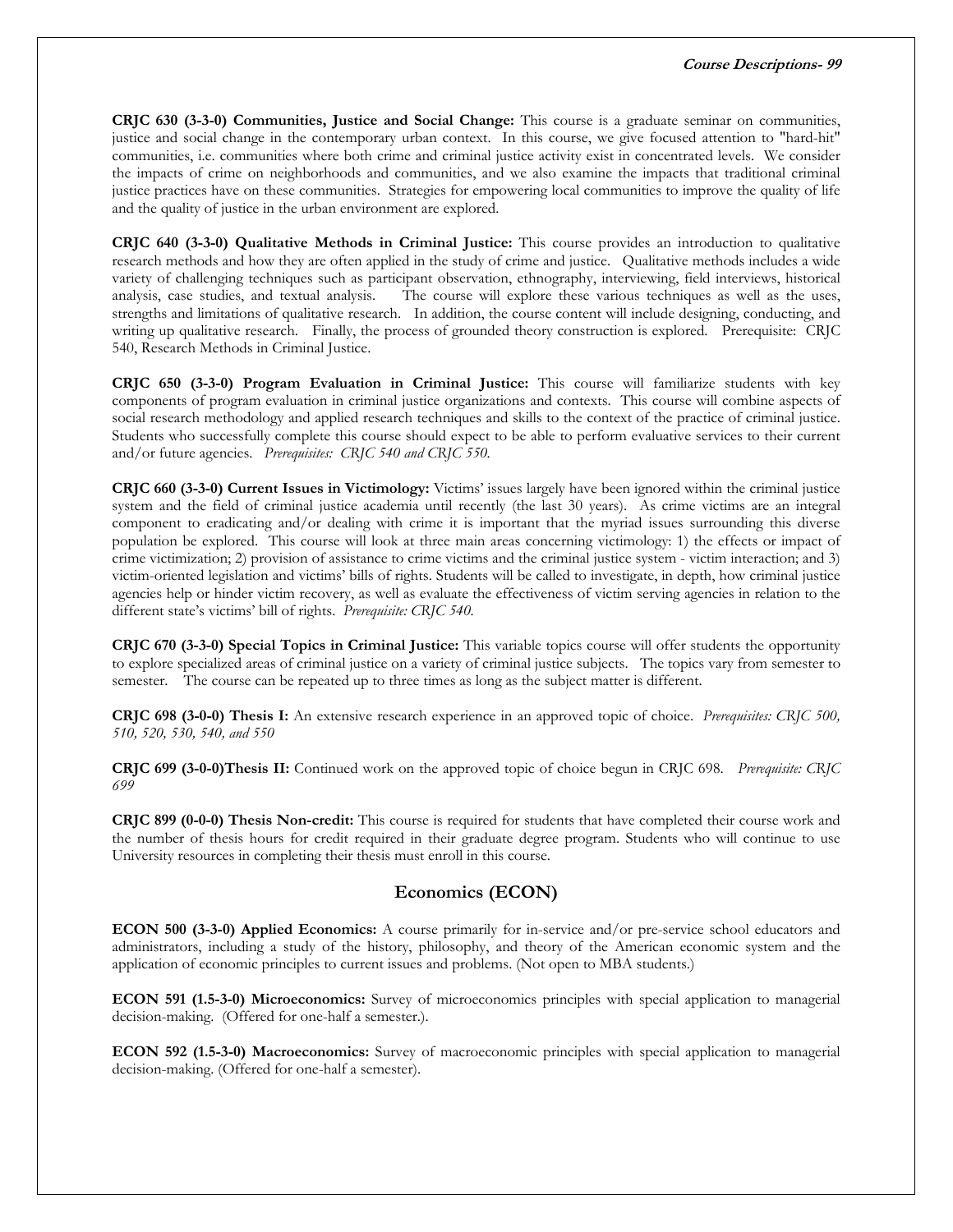**CRJC 630 (3-3-0) Communities, Justice and Social Change:** This course is a graduate seminar on communities, justice and social change in the contemporary urban context. In this course, we give focused attention to "hard-hit" communities, i.e. communities where both crime and criminal justice activity exist in concentrated levels. We consider the impacts of crime on neighborhoods and communities, and we also examine the impacts that traditional criminal justice practices have on these communities. Strategies for empowering local communities to improve the quality of life and the quality of justice in the urban environment are explored.

**CRJC 640 (3-3-0) Qualitative Methods in Criminal Justice:** This course provides an introduction to qualitative research methods and how they are often applied in the study of crime and justice. Qualitative methods includes a wide variety of challenging techniques such as participant observation, ethnography, interviewing, field interviews, historical analysis, case studies, and textual analysis. The course will explore these various techniques as well as the uses, strengths and limitations of qualitative research. In addition, the course content will include designing, conducting, and writing up qualitative research. Finally, the process of grounded theory construction is explored. Prerequisite: CRJC 540, Research Methods in Criminal Justice.

**CRJC 650 (3-3-0) Program Evaluation in Criminal Justice:** This course will familiarize students with key components of program evaluation in criminal justice organizations and contexts. This course will combine aspects of social research methodology and applied research techniques and skills to the context of the practice of criminal justice. Students who successfully complete this course should expect to be able to perform evaluative services to their current and/or future agencies. *Prerequisites: CRJC 540 and CRJC 550.*

**CRJC 660 (3-3-0) Current Issues in Victimology:** Victims' issues largely have been ignored within the criminal justice system and the field of criminal justice academia until recently (the last 30 years). As crime victims are an integral component to eradicating and/or dealing with crime it is important that the myriad issues surrounding this diverse population be explored. This course will look at three main areas concerning victimology: 1) the effects or impact of crime victimization; 2) provision of assistance to crime victims and the criminal justice system - victim interaction; and 3) victim-oriented legislation and victims' bills of rights. Students will be called to investigate, in depth, how criminal justice agencies help or hinder victim recovery, as well as evaluate the effectiveness of victim serving agencies in relation to the different state's victims' bill of rights. *Prerequisite: CRJC 540.*

**CRJC 670 (3-3-0) Special Topics in Criminal Justice:** This variable topics course will offer students the opportunity to explore specialized areas of criminal justice on a variety of criminal justice subjects. The topics vary from semester to semester. The course can be repeated up to three times as long as the subject matter is different.

**CRJC 698 (3-0-0) Thesis I:** An extensive research experience in an approved topic of choice. *Prerequisites: CRJC 500, 510, 520, 530, 540, and 550*

**CRJC 699 (3-0-0)Thesis II:** Continued work on the approved topic of choice begun in CRJC 698. *Prerequisite: CRJC 699*

**CRJC 899 (0-0-0) Thesis Non-credit:** This course is required for students that have completed their course work and the number of thesis hours for credit required in their graduate degree program. Students who will continue to use University resources in completing their thesis must enroll in this course.

## Economics (ECON)

**ECON 500 (3-3-0) Applied Economics:** A course primarily for in-service and/or pre-service school educators and administrators, including a study of the history, philosophy, and theory of the American economic system and the application of economic principles to current issues and problems. (Not open to MBA students.)

**ECON 591 (1.5-3-0) Microeconomics:** Survey of microeconomics principles with special application to managerial decision-making. (Offered for one-half a semester.).

**ECON 592 (1.5-3-0) Macroeconomics:** Survey of macroeconomic principles with special application to managerial decision-making. (Offered for one-half a semester).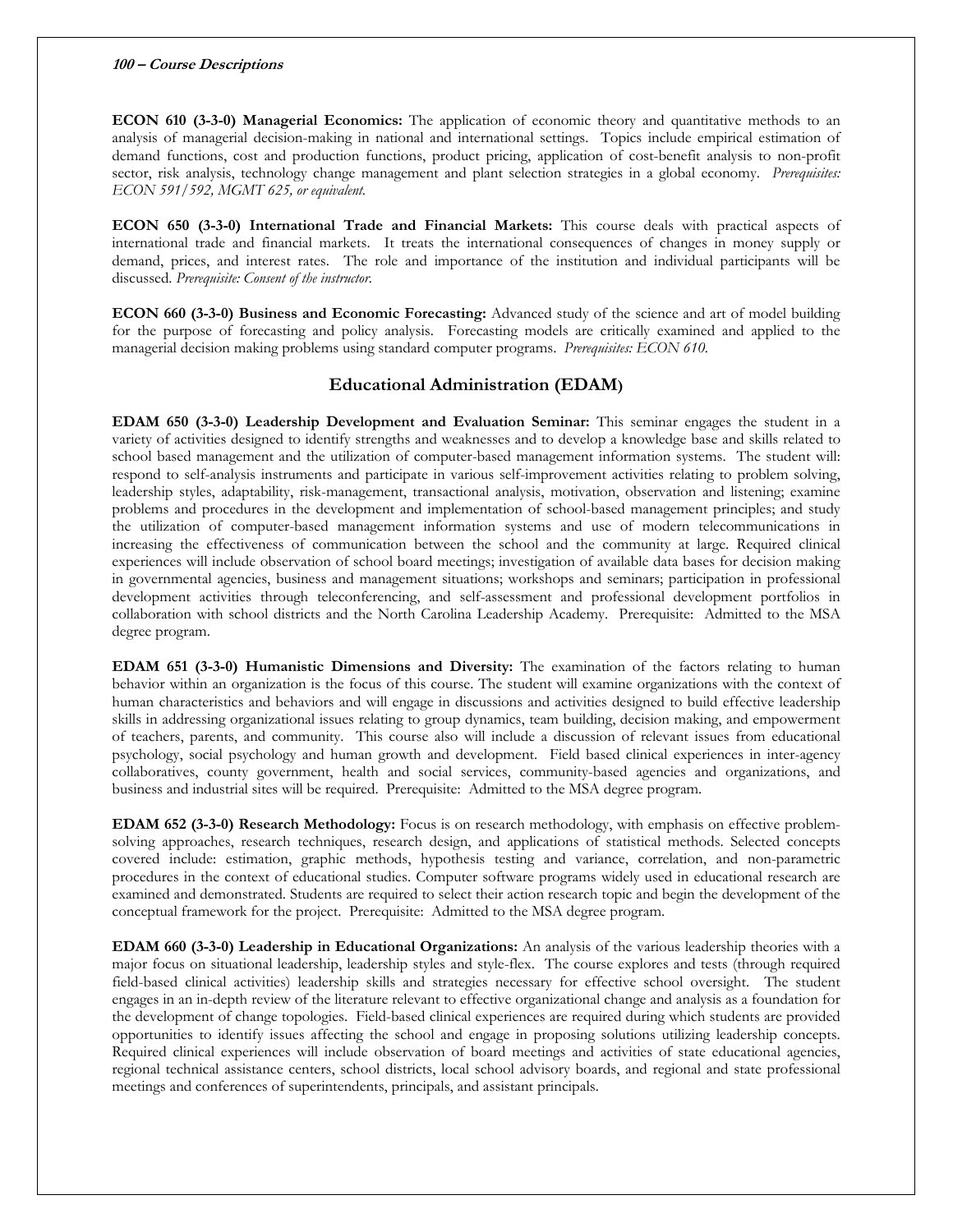**ECON 610 (3-3-0) Managerial Economics:** The application of economic theory and quantitative methods to an analysis of managerial decision-making in national and international settings. Topics include empirical estimation of demand functions, cost and production functions, product pricing, application of cost-benefit analysis to non-profit sector, risk analysis, technology change management and plant selection strategies in a global economy. *Prerequisites: ECON 591/592, MGMT 625, or equivalent.*

**ECON 650 (3-3-0) International Trade and Financial Markets:** This course deals with practical aspects of international trade and financial markets. It treats the international consequences of changes in money supply or demand, prices, and interest rates. The role and importance of the institution and individual participants will be discussed. *Prerequisite: Consent of the instructor.*

**ECON 660 (3-3-0) Business and Economic Forecasting:** Advanced study of the science and art of model building for the purpose of forecasting and policy analysis. Forecasting models are critically examined and applied to the managerial decision making problems using standard computer programs. *Prerequisites: ECON 610.*

## Educational Administration (EDAM)

**EDAM 650 (3-3-0) Leadership Development and Evaluation Seminar:** This seminar engages the student in a variety of activities designed to identify strengths and weaknesses and to develop a knowledge base and skills related to school based management and the utilization of computer-based management information systems. The student will: respond to self-analysis instruments and participate in various self-improvement activities relating to problem solving, leadership styles, adaptability, risk-management, transactional analysis, motivation, observation and listening; examine problems and procedures in the development and implementation of school-based management principles; and study the utilization of computer-based management information systems and use of modern telecommunications in increasing the effectiveness of communication between the school and the community at large. Required clinical experiences will include observation of school board meetings; investigation of available data bases for decision making in governmental agencies, business and management situations; workshops and seminars; participation in professional development activities through teleconferencing, and self-assessment and professional development portfolios in collaboration with school districts and the North Carolina Leadership Academy. Prerequisite: Admitted to the MSA degree program.

**EDAM 651 (3-3-0) Humanistic Dimensions and Diversity:** The examination of the factors relating to human behavior within an organization is the focus of this course. The student will examine organizations with the context of human characteristics and behaviors and will engage in discussions and activities designed to build effective leadership skills in addressing organizational issues relating to group dynamics, team building, decision making, and empowerment of teachers, parents, and community. This course also will include a discussion of relevant issues from educational psychology, social psychology and human growth and development. Field based clinical experiences in inter-agency collaboratives, county government, health and social services, community-based agencies and organizations, and business and industrial sites will be required. Prerequisite: Admitted to the MSA degree program.

**EDAM 652 (3-3-0) Research Methodology:** Focus is on research methodology, with emphasis on effective problem-solving approaches, research techniques, research design, and applications of statistical methods. Selected concepts covered include: estimation, graphic methods, hypothesis testing and variance, correlation, and non-parametric procedures in the context of educational studies. Computer software programs widely used in educational research are examined and demonstrated. Students are required to select their action research topic and begin the development of the conceptual framework for the project. Prerequisite: Admitted to the MSA degree program.

**EDAM 660 (3-3-0) Leadership in Educational Organizations:** An analysis of the various leadership theories with a major focus on situational leadership, leadership styles and style-flex. The course explores and tests (through required field-based clinical activities) leadership skills and strategies necessary for effective school oversight. The student engages in an in-depth review of the literature relevant to effective organizational change and analysis as a foundation for the development of change topologies. Field-based clinical experiences are required during which students are provided opportunities to identify issues affecting the school and engage in proposing solutions utilizing leadership concepts. Required clinical experiences will include observation of board meetings and activities of state educational agencies, regional technical assistance centers, school districts, local school advisory boards, and regional and state professional meetings and conferences of superintendents, principals, and assistant principals.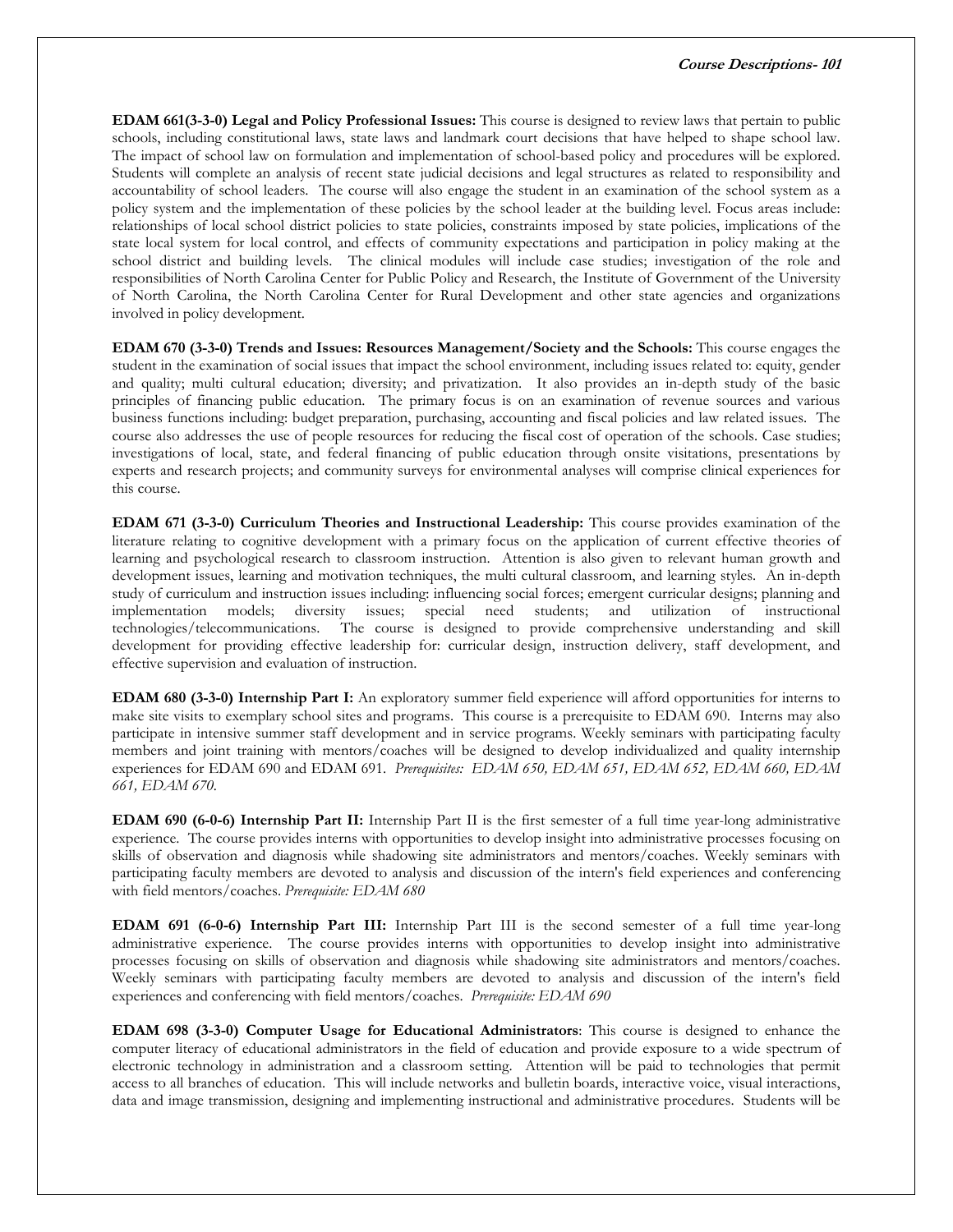**EDAM 661(3-3-0) Legal and Policy Professional Issues:** This course is designed to review laws that pertain to public schools, including constitutional laws, state laws and landmark court decisions that have helped to shape school law. The impact of school law on formulation and implementation of school-based policy and procedures will be explored. Students will complete an analysis of recent state judicial decisions and legal structures as related to responsibility and accountability of school leaders. The course will also engage the student in an examination of the school system as a policy system and the implementation of these policies by the school leader at the building level. Focus areas include: relationships of local school district policies to state policies, constraints imposed by state policies, implications of the state local system for local control, and effects of community expectations and participation in policy making at the school district and building levels. The clinical modules will include case studies; investigation of the role and responsibilities of North Carolina Center for Public Policy and Research, the Institute of Government of the University of North Carolina, the North Carolina Center for Rural Development and other state agencies and organizations involved in policy development.

**EDAM 670 (3-3-0) Trends and Issues: Resources Management/Society and the Schools:** This course engages the student in the examination of social issues that impact the school environment, including issues related to: equity, gender and quality; multi cultural education; diversity; and privatization. It also provides an in-depth study of the basic principles of financing public education. The primary focus is on an examination of revenue sources and various business functions including: budget preparation, purchasing, accounting and fiscal policies and law related issues. The course also addresses the use of people resources for reducing the fiscal cost of operation of the schools. Case studies; investigations of local, state, and federal financing of public education through onsite visitations, presentations by experts and research projects; and community surveys for environmental analyses will comprise clinical experiences for this course.

**EDAM 671 (3-3-0) Curriculum Theories and Instructional Leadership:** This course provides examination of the literature relating to cognitive development with a primary focus on the application of current effective theories of learning and psychological research to classroom instruction. Attention is also given to relevant human growth and development issues, learning and motivation techniques, the multi cultural classroom, and learning styles. An in-depth study of curriculum and instruction issues including: influencing social forces; emergent curricular designs; planning and implementation models; diversity issues; special need students; and utilization of instructional technologies/telecommunications. The course is designed to provide comprehensive understanding and skill development for providing effective leadership for: curricular design, instruction delivery, staff development, and effective supervision and evaluation of instruction.

**EDAM 680 (3-3-0) Internship Part I:** An exploratory summer field experience will afford opportunities for interns to make site visits to exemplary school sites and programs. This course is a prerequisite to EDAM 690. Interns may also participate in intensive summer staff development and in service programs. Weekly seminars with participating faculty members and joint training with mentors/coaches will be designed to develop individualized and quality internship experiences for EDAM 690 and EDAM 691. *Prerequisites: EDAM 650, EDAM 651, EDAM 652, EDAM 660, EDAM 661, EDAM 670.*

**EDAM 690 (6-0-6) Internship Part II:** Internship Part II is the first semester of a full time year-long administrative experience. The course provides interns with opportunities to develop insight into administrative processes focusing on skills of observation and diagnosis while shadowing site administrators and mentors/coaches. Weekly seminars with participating faculty members are devoted to analysis and discussion of the intern's field experiences and conferencing with field mentors/coaches. *Prerequisite: EDAM 680*

**EDAM 691 (6-0-6) Internship Part III:** Internship Part III is the second semester of a full time year-long administrative experience. The course provides interns with opportunities to develop insight into administrative processes focusing on skills of observation and diagnosis while shadowing site administrators and mentors/coaches. Weekly seminars with participating faculty members are devoted to analysis and discussion of the intern's field experiences and conferencing with field mentors/coaches. *Prerequisite: EDAM 690*

**EDAM 698 (3-3-0) Computer Usage for Educational Administrators**: This course is designed to enhance the computer literacy of educational administrators in the field of education and provide exposure to a wide spectrum of electronic technology in administration and a classroom setting. Attention will be paid to technologies that permit access to all branches of education. This will include networks and bulletin boards, interactive voice, visual interactions, data and image transmission, designing and implementing instructional and administrative procedures. Students will be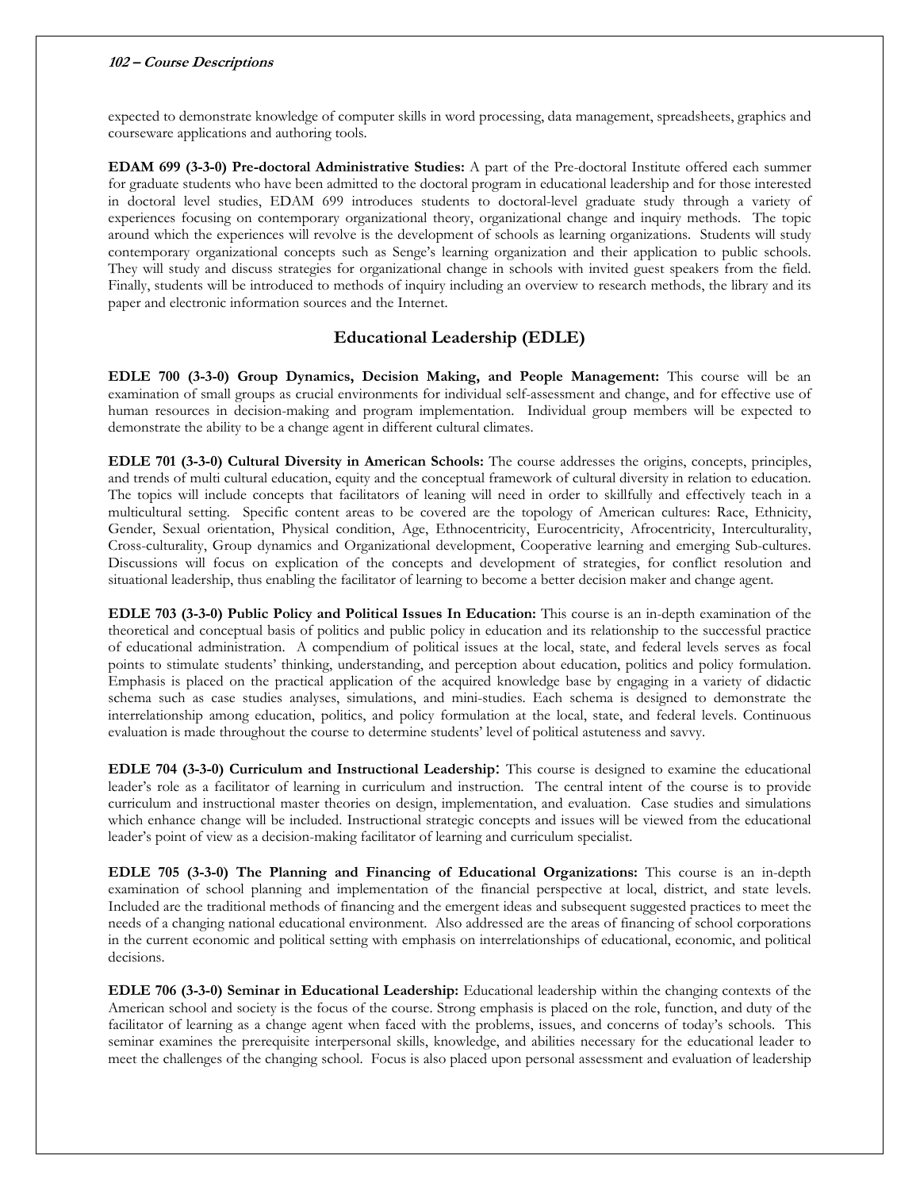expected to demonstrate knowledge of computer skills in word processing, data management, spreadsheets, graphics and courseware applications and authoring tools.

**EDAM 699 (3-3-0) Pre-doctoral Administrative Studies:** A part of the Pre-doctoral Institute offered each summer for graduate students who have been admitted to the doctoral program in educational leadership and for those interested in doctoral level studies, EDAM 699 introduces students to doctoral-level graduate study through a variety of experiences focusing on contemporary organizational theory, organizational change and inquiry methods. The topic around which the experiences will revolve is the development of schools as learning organizations. Students will study contemporary organizational concepts such as Senge's learning organization and their application to public schools. They will study and discuss strategies for organizational change in schools with invited guest speakers from the field. Finally, students will be introduced to methods of inquiry including an overview to research methods, the library and its paper and electronic information sources and the Internet.

## Educational Leadership (EDLE)

**EDLE 700 (3-3-0) Group Dynamics, Decision Making, and People Management:** This course will be an examination of small groups as crucial environments for individual self-assessment and change, and for effective use of human resources in decision-making and program implementation. Individual group members will be expected to demonstrate the ability to be a change agent in different cultural climates.

**EDLE 701 (3-3-0) Cultural Diversity in American Schools:** The course addresses the origins, concepts, principles, and trends of multi cultural education, equity and the conceptual framework of cultural diversity in relation to education. The topics will include concepts that facilitators of leaning will need in order to skillfully and effectively teach in a multicultural setting. Specific content areas to be covered are the topology of American cultures: Race, Ethnicity, Gender, Sexual orientation, Physical condition, Age, Ethnocentricity, Eurocentricity, Afrocentricity, Interculturality, Cross-culturality, Group dynamics and Organizational development, Cooperative learning and emerging Sub-cultures. Discussions will focus on explication of the concepts and development of strategies, for conflict resolution and situational leadership, thus enabling the facilitator of learning to become a better decision maker and change agent.

**EDLE 703 (3-3-0) Public Policy and Political Issues In Education:** This course is an in-depth examination of the theoretical and conceptual basis of politics and public policy in education and its relationship to the successful practice of educational administration. A compendium of political issues at the local, state, and federal levels serves as focal points to stimulate students' thinking, understanding, and perception about education, politics and policy formulation. Emphasis is placed on the practical application of the acquired knowledge base by engaging in a variety of didactic schema such as case studies analyses, simulations, and mini-studies. Each schema is designed to demonstrate the interrelationship among education, politics, and policy formulation at the local, state, and federal levels. Continuous evaluation is made throughout the course to determine students' level of political astuteness and savvy.

**EDLE 704 (3-3-0) Curriculum and Instructional Leadership**: This course is designed to examine the educational leader's role as a facilitator of learning in curriculum and instruction. The central intent of the course is to provide curriculum and instructional master theories on design, implementation, and evaluation. Case studies and simulations which enhance change will be included. Instructional strategic concepts and issues will be viewed from the educational leader's point of view as a decision-making facilitator of learning and curriculum specialist.

**EDLE 705 (3-3-0) The Planning and Financing of Educational Organizations:** This course is an in-depth examination of school planning and implementation of the financial perspective at local, district, and state levels. Included are the traditional methods of financing and the emergent ideas and subsequent suggested practices to meet the needs of a changing national educational environment. Also addressed are the areas of financing of school corporations in the current economic and political setting with emphasis on interrelationships of educational, economic, and political decisions.

**EDLE 706 (3-3-0) Seminar in Educational Leadership:** Educational leadership within the changing contexts of the American school and society is the focus of the course. Strong emphasis is placed on the role, function, and duty of the facilitator of learning as a change agent when faced with the problems, issues, and concerns of today's schools. This seminar examines the prerequisite interpersonal skills, knowledge, and abilities necessary for the educational leader to meet the challenges of the changing school. Focus is also placed upon personal assessment and evaluation of leadership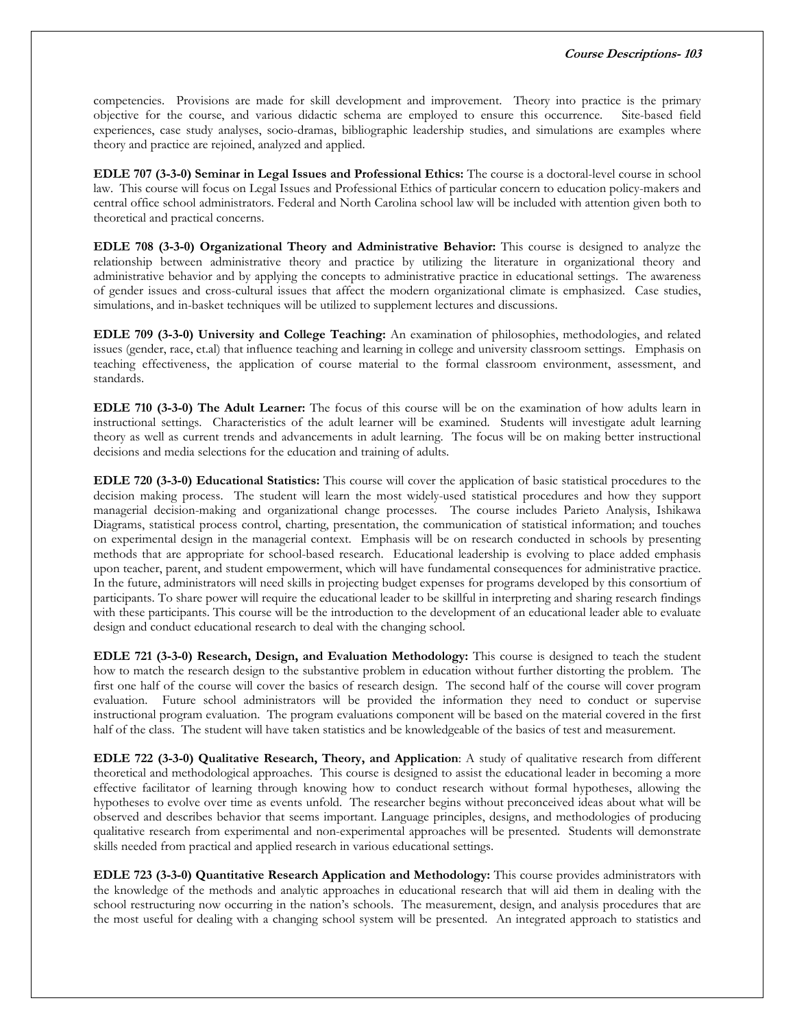competencies. Provisions are made for skill development and improvement. Theory into practice is the primary objective for the course, and various didactic schema are employed to ensure this occurrence. Site-based field experiences, case study analyses, socio-dramas, bibliographic leadership studies, and simulations are examples where theory and practice are rejoined, analyzed and applied.

**EDLE 707 (3-3-0) Seminar in Legal Issues and Professional Ethics:** The course is a doctoral-level course in school law. This course will focus on Legal Issues and Professional Ethics of particular concern to education policy-makers and central office school administrators. Federal and North Carolina school law will be included with attention given both to theoretical and practical concerns.

**EDLE 708 (3-3-0) Organizational Theory and Administrative Behavior:** This course is designed to analyze the relationship between administrative theory and practice by utilizing the literature in organizational theory and administrative behavior and by applying the concepts to administrative practice in educational settings. The awareness of gender issues and cross-cultural issues that affect the modern organizational climate is emphasized. Case studies, simulations, and in-basket techniques will be utilized to supplement lectures and discussions.

**EDLE 709 (3-3-0) University and College Teaching:** An examination of philosophies, methodologies, and related issues (gender, race, et.al) that influence teaching and learning in college and university classroom settings. Emphasis on teaching effectiveness, the application of course material to the formal classroom environment, assessment, and standards.

**EDLE 710 (3-3-0) The Adult Learner:** The focus of this course will be on the examination of how adults learn in instructional settings. Characteristics of the adult learner will be examined. Students will investigate adult learning theory as well as current trends and advancements in adult learning. The focus will be on making better instructional decisions and media selections for the education and training of adults.

**EDLE 720 (3-3-0) Educational Statistics:** This course will cover the application of basic statistical procedures to the decision making process. The student will learn the most widely-used statistical procedures and how they support managerial decision-making and organizational change processes. The course includes Parieto Analysis, Ishikawa Diagrams, statistical process control, charting, presentation, the communication of statistical information; and touches on experimental design in the managerial context. Emphasis will be on research conducted in schools by presenting methods that are appropriate for school-based research. Educational leadership is evolving to place added emphasis upon teacher, parent, and student empowerment, which will have fundamental consequences for administrative practice. In the future, administrators will need skills in projecting budget expenses for programs developed by this consortium of participants. To share power will require the educational leader to be skillful in interpreting and sharing research findings with these participants. This course will be the introduction to the development of an educational leader able to evaluate design and conduct educational research to deal with the changing school.

**EDLE 721 (3-3-0) Research, Design, and Evaluation Methodology:** This course is designed to teach the student how to match the research design to the substantive problem in education without further distorting the problem. The first one half of the course will cover the basics of research design. The second half of the course will cover program evaluation. Future school administrators will be provided the information they need to conduct or supervise instructional program evaluation. The program evaluations component will be based on the material covered in the first half of the class. The student will have taken statistics and be knowledgeable of the basics of test and measurement.

**EDLE 722 (3-3-0) Qualitative Research, Theory, and Application**: A study of qualitative research from different theoretical and methodological approaches. This course is designed to assist the educational leader in becoming a more effective facilitator of learning through knowing how to conduct research without formal hypotheses, allowing the hypotheses to evolve over time as events unfold. The researcher begins without preconceived ideas about what will be observed and describes behavior that seems important. Language principles, designs, and methodologies of producing qualitative research from experimental and non-experimental approaches will be presented. Students will demonstrate skills needed from practical and applied research in various educational settings.

**EDLE 723 (3-3-0) Quantitative Research Application and Methodology:** This course provides administrators with the knowledge of the methods and analytic approaches in educational research that will aid them in dealing with the school restructuring now occurring in the nation's schools. The measurement, design, and analysis procedures that are the most useful for dealing with a changing school system will be presented. An integrated approach to statistics and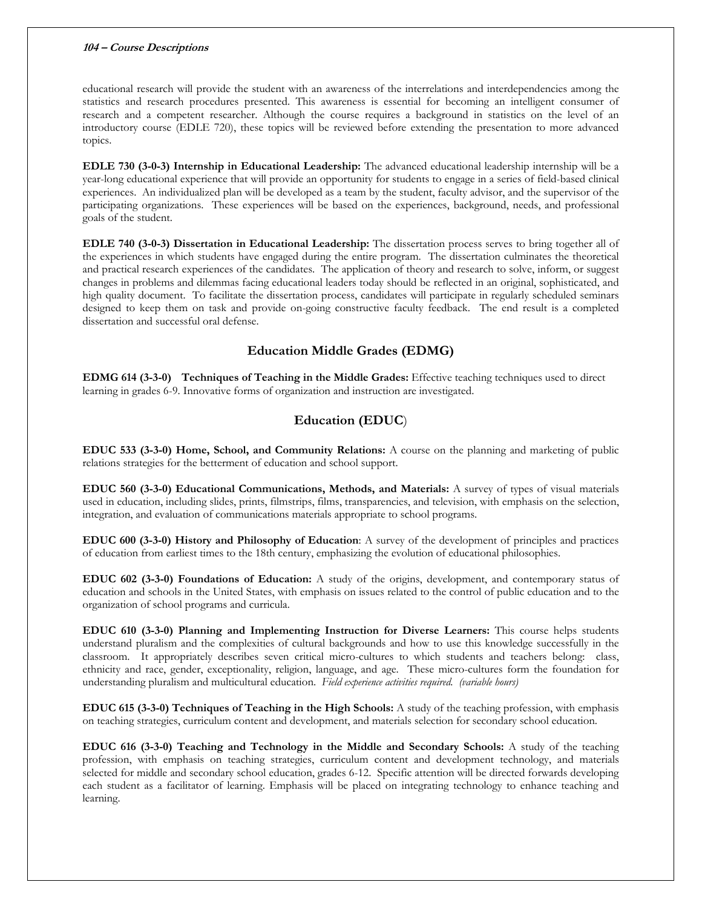educational research will provide the student with an awareness of the interrelations and interdependencies among the statistics and research procedures presented. This awareness is essential for becoming an intelligent consumer of research and a competent researcher. Although the course requires a background in statistics on the level of an introductory course (EDLE 720), these topics will be reviewed before extending the presentation to more advanced topics.

**EDLE 730 (3-0-3) Internship in Educational Leadership:** The advanced educational leadership internship will be a year-long educational experience that will provide an opportunity for students to engage in a series of field-based clinical experiences. An individualized plan will be developed as a team by the student, faculty advisor, and the supervisor of the participating organizations. These experiences will be based on the experiences, background, needs, and professional goals of the student.

**EDLE 740 (3-0-3) Dissertation in Educational Leadership:** The dissertation process serves to bring together all of the experiences in which students have engaged during the entire program. The dissertation culminates the theoretical and practical research experiences of the candidates. The application of theory and research to solve, inform, or suggest changes in problems and dilemmas facing educational leaders today should be reflected in an original, sophisticated, and high quality document. To facilitate the dissertation process, candidates will participate in regularly scheduled seminars designed to keep them on task and provide on-going constructive faculty feedback. The end result is a completed dissertation and successful oral defense.

## Education Middle Grades (EDMG)

**EDMG 614 (3-3-0) Techniques of Teaching in the Middle Grades:** Effective teaching techniques used to direct learning in grades 6-9. Innovative forms of organization and instruction are investigated.

## Education (EDUC)

**EDUC 533 (3-3-0) Home, School, and Community Relations:** A course on the planning and marketing of public relations strategies for the betterment of education and school support.

**EDUC 560 (3-3-0) Educational Communications, Methods, and Materials:** A survey of types of visual materials used in education, including slides, prints, filmstrips, films, transparencies, and television, with emphasis on the selection, integration, and evaluation of communications materials appropriate to school programs.

**EDUC 600 (3-3-0) History and Philosophy of Education**: A survey of the development of principles and practices of education from earliest times to the 18th century, emphasizing the evolution of educational philosophies.

**EDUC 602 (3-3-0) Foundations of Education:** A study of the origins, development, and contemporary status of education and schools in the United States, with emphasis on issues related to the control of public education and to the organization of school programs and curricula.

**EDUC 610 (3-3-0) Planning and Implementing Instruction for Diverse Learners:** This course helps students understand pluralism and the complexities of cultural backgrounds and how to use this knowledge successfully in the classroom. It appropriately describes seven critical micro-cultures to which students and teachers belong: class, ethnicity and race, gender, exceptionality, religion, language, and age. These micro-cultures form the foundation for understanding pluralism and multicultural education. *Field experience activities required. (variable hours)*

**EDUC 615 (3-3-0) Techniques of Teaching in the High Schools:** A study of the teaching profession, with emphasis on teaching strategies, curriculum content and development, and materials selection for secondary school education.

**EDUC 616 (3-3-0) Teaching and Technology in the Middle and Secondary Schools:** A study of the teaching profession, with emphasis on teaching strategies, curriculum content and development technology, and materials selected for middle and secondary school education, grades 6-12. Specific attention will be directed forwards developing each student as a facilitator of learning. Emphasis will be placed on integrating technology to enhance teaching and learning.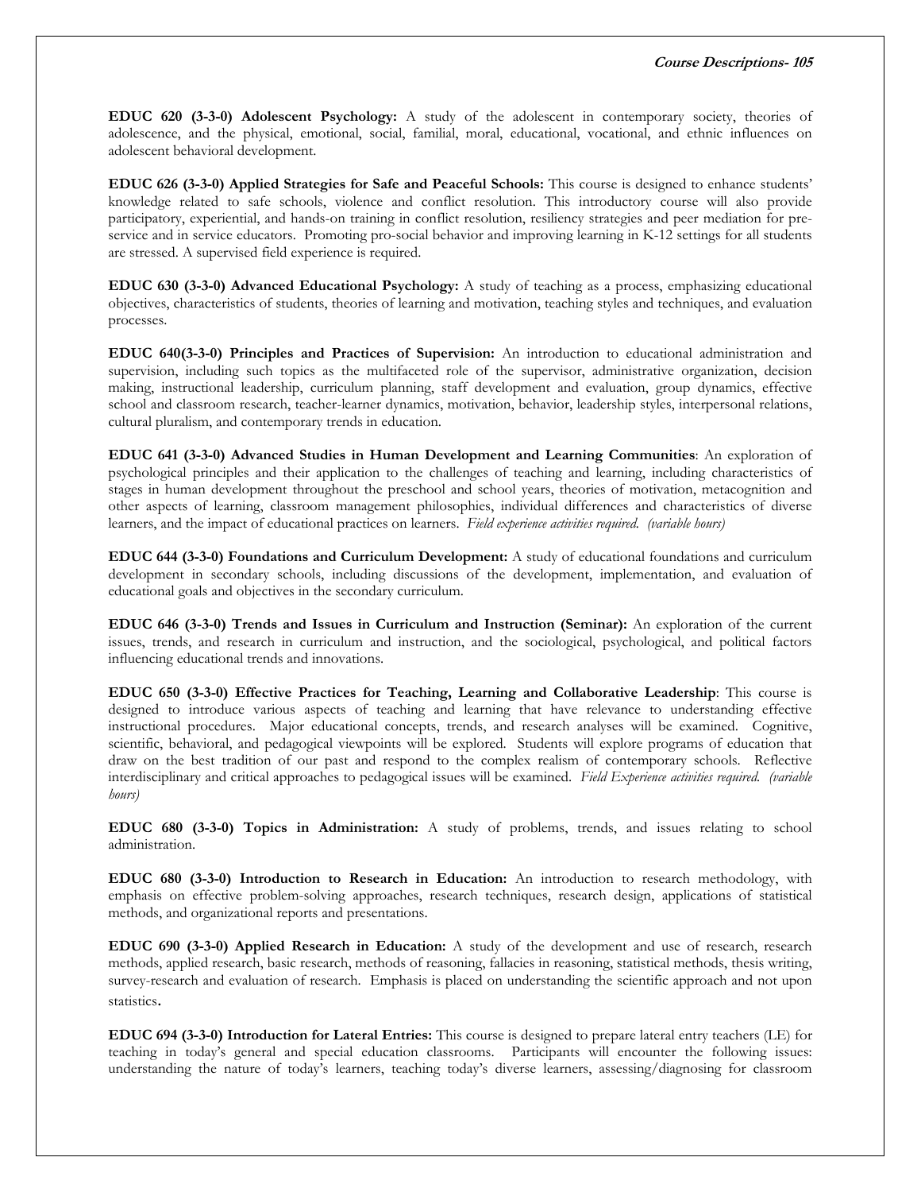**EDUC 620 (3-3-0) Adolescent Psychology:** A study of the adolescent in contemporary society, theories of adolescence, and the physical, emotional, social, familial, moral, educational, vocational, and ethnic influences on adolescent behavioral development.

**EDUC 626 (3-3-0) Applied Strategies for Safe and Peaceful Schools:** This course is designed to enhance students' knowledge related to safe schools, violence and conflict resolution. This introductory course will also provide participatory, experiential, and hands-on training in conflict resolution, resiliency strategies and peer mediation for pre-service and in service educators. Promoting pro-social behavior and improving learning in K-12 settings for all students are stressed. A supervised field experience is required.

**EDUC 630 (3-3-0) Advanced Educational Psychology:** A study of teaching as a process, emphasizing educational objectives, characteristics of students, theories of learning and motivation, teaching styles and techniques, and evaluation processes.

**EDUC 640(3-3-0) Principles and Practices of Supervision:** An introduction to educational administration and supervision, including such topics as the multifaceted role of the supervisor, administrative organization, decision making, instructional leadership, curriculum planning, staff development and evaluation, group dynamics, effective school and classroom research, teacher-learner dynamics, motivation, behavior, leadership styles, interpersonal relations, cultural pluralism, and contemporary trends in education.

**EDUC 641 (3-3-0) Advanced Studies in Human Development and Learning Communities**: An exploration of psychological principles and their application to the challenges of teaching and learning, including characteristics of stages in human development throughout the preschool and school years, theories of motivation, metacognition and other aspects of learning, classroom management philosophies, individual differences and characteristics of diverse learners, and the impact of educational practices on learners. *Field experience activities required. (variable hours)*

**EDUC 644 (3-3-0) Foundations and Curriculum Development:** A study of educational foundations and curriculum development in secondary schools, including discussions of the development, implementation, and evaluation of educational goals and objectives in the secondary curriculum.

**EDUC 646 (3-3-0) Trends and Issues in Curriculum and Instruction (Seminar):** An exploration of the current issues, trends, and research in curriculum and instruction, and the sociological, psychological, and political factors influencing educational trends and innovations.

**EDUC 650 (3-3-0) Effective Practices for Teaching, Learning and Collaborative Leadership**: This course is designed to introduce various aspects of teaching and learning that have relevance to understanding effective instructional procedures. Major educational concepts, trends, and research analyses will be examined. Cognitive, scientific, behavioral, and pedagogical viewpoints will be explored. Students will explore programs of education that draw on the best tradition of our past and respond to the complex realism of contemporary schools. Reflective interdisciplinary and critical approaches to pedagogical issues will be examined. *Field Experience activities required. (variable hours)*

**EDUC 680 (3-3-0) Topics in Administration:** A study of problems, trends, and issues relating to school administration.

**EDUC 680 (3-3-0) Introduction to Research in Education:** An introduction to research methodology, with emphasis on effective problem-solving approaches, research techniques, research design, applications of statistical methods, and organizational reports and presentations.

**EDUC 690 (3-3-0) Applied Research in Education:** A study of the development and use of research, research methods, applied research, basic research, methods of reasoning, fallacies in reasoning, statistical methods, thesis writing, survey-research and evaluation of research. Emphasis is placed on understanding the scientific approach and not upon statistics**.**

**EDUC 694 (3-3-0) Introduction for Lateral Entries:** This course is designed to prepare lateral entry teachers (LE) for teaching in today's general and special education classrooms. Participants will encounter the following issues: understanding the nature of today's learners, teaching today's diverse learners, assessing/diagnosing for classroom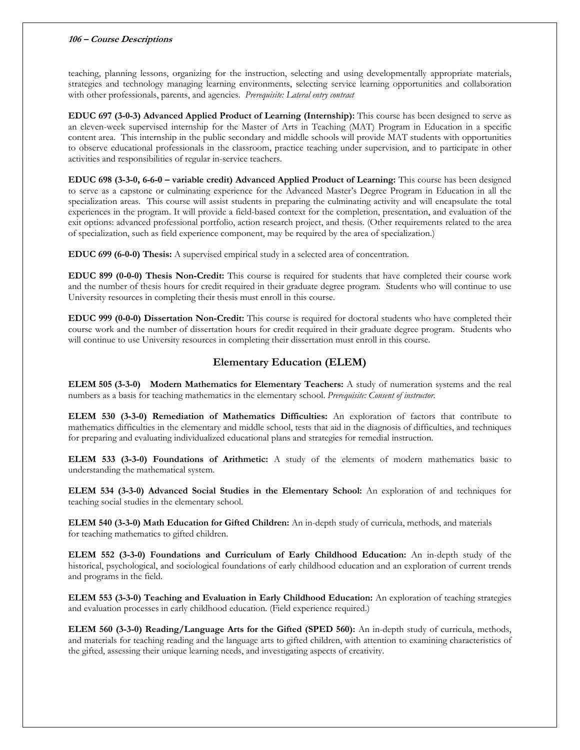teaching, planning lessons, organizing for the instruction, selecting and using developmentally appropriate materials, strategies and technology managing learning environments, selecting service learning opportunities and collaboration with other professionals, parents, and agencies. *Prerequisite: Lateral entry contract*

**EDUC 697 (3-0-3) Advanced Applied Product of Learning (Internship):** This course has been designed to serve as an eleven-week supervised internship for the Master of Arts in Teaching (MAT) Program in Education in a specific content area. This internship in the public secondary and middle schools will provide MAT students with opportunities to observe educational professionals in the classroom, practice teaching under supervision, and to participate in other activities and responsibilities of regular in-service teachers.

**EDUC 698 (3-3-0, 6-6-0 – variable credit) Advanced Applied Product of Learning:** This course has been designed to serve as a capstone or culminating experience for the Advanced Master's Degree Program in Education in all the specialization areas. This course will assist students in preparing the culminating activity and will encapsulate the total experiences in the program. It will provide a field-based context for the completion, presentation, and evaluation of the exit options: advanced professional portfolio, action research project, and thesis. (Other requirements related to the area of specialization, such as field experience component, may be required by the area of specialization.)

**EDUC 699 (6-0-0) Thesis:** A supervised empirical study in a selected area of concentration.

**EDUC 899 (0-0-0) Thesis Non-Credit:** This course is required for students that have completed their course work and the number of thesis hours for credit required in their graduate degree program. Students who will continue to use University resources in completing their thesis must enroll in this course.

**EDUC 999 (0-0-0) Dissertation Non-Credit:** This course is required for doctoral students who have completed their course work and the number of dissertation hours for credit required in their graduate degree program. Students who will continue to use University resources in completing their dissertation must enroll in this course.

## Elementary Education (ELEM)

**ELEM 505 (3-3-0) Modern Mathematics for Elementary Teachers:** A study of numeration systems and the real numbers as a basis for teaching mathematics in the elementary school. *Prerequisite: Consent of instructor.*

**ELEM 530 (3-3-0) Remediation of Mathematics Difficulties:** An exploration of factors that contribute to mathematics difficulties in the elementary and middle school, tests that aid in the diagnosis of difficulties, and techniques for preparing and evaluating individualized educational plans and strategies for remedial instruction.

**ELEM 533 (3-3-0) Foundations of Arithmetic:** A study of the elements of modern mathematics basic to understanding the mathematical system.

**ELEM 534 (3-3-0) Advanced Social Studies in the Elementary School:** An exploration of and techniques for teaching social studies in the elementary school.

**ELEM 540 (3-3-0) Math Education for Gifted Children:** An in-depth study of curricula, methods, and materials for teaching mathematics to gifted children.

**ELEM 552 (3-3-0) Foundations and Curriculum of Early Childhood Education:** An in-depth study of the historical, psychological, and sociological foundations of early childhood education and an exploration of current trends and programs in the field.

**ELEM 553 (3-3-0) Teaching and Evaluation in Early Childhood Education:** An exploration of teaching strategies and evaluation processes in early childhood education. (Field experience required.)

**ELEM 560 (3-3-0) Reading/Language Arts for the Gifted (SPED 560):** An in-depth study of curricula, methods, and materials for teaching reading and the language arts to gifted children, with attention to examining characteristics of the gifted, assessing their unique learning needs, and investigating aspects of creativity.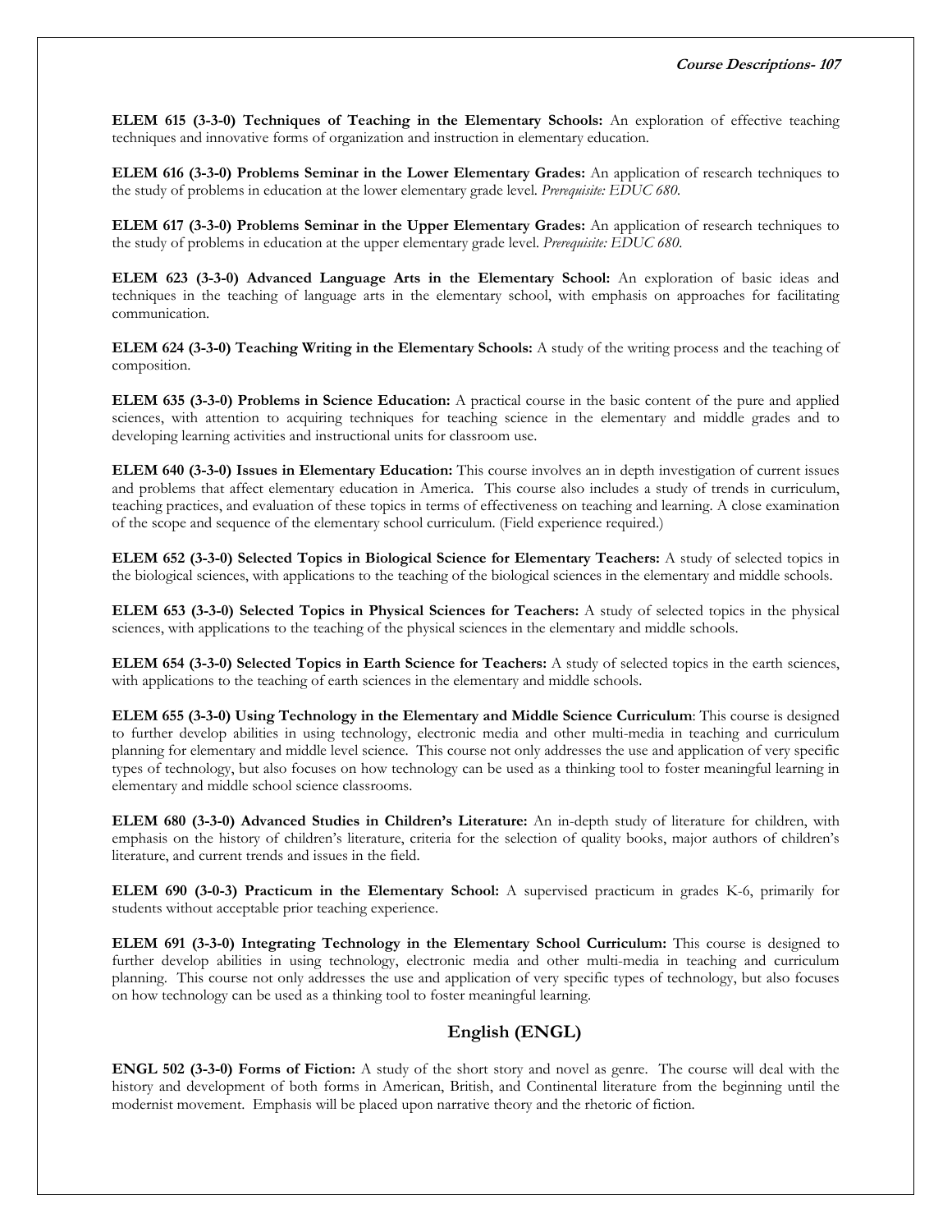**ELEM 615 (3-3-0) Techniques of Teaching in the Elementary Schools:** An exploration of effective teaching techniques and innovative forms of organization and instruction in elementary education.

**ELEM 616 (3-3-0) Problems Seminar in the Lower Elementary Grades:** An application of research techniques to the study of problems in education at the lower elementary grade level. *Prerequisite: EDUC 680.*

**ELEM 617 (3-3-0) Problems Seminar in the Upper Elementary Grades:** An application of research techniques to the study of problems in education at the upper elementary grade level. *Prerequisite: EDUC 680.*

**ELEM 623 (3-3-0) Advanced Language Arts in the Elementary School:** An exploration of basic ideas and techniques in the teaching of language arts in the elementary school, with emphasis on approaches for facilitating communication.

**ELEM 624 (3-3-0) Teaching Writing in the Elementary Schools:** A study of the writing process and the teaching of composition.

**ELEM 635 (3-3-0) Problems in Science Education:** A practical course in the basic content of the pure and applied sciences, with attention to acquiring techniques for teaching science in the elementary and middle grades and to developing learning activities and instructional units for classroom use.

**ELEM 640 (3-3-0) Issues in Elementary Education:** This course involves an in depth investigation of current issues and problems that affect elementary education in America. This course also includes a study of trends in curriculum, teaching practices, and evaluation of these topics in terms of effectiveness on teaching and learning. A close examination of the scope and sequence of the elementary school curriculum. (Field experience required.)

**ELEM 652 (3-3-0) Selected Topics in Biological Science for Elementary Teachers:** A study of selected topics in the biological sciences, with applications to the teaching of the biological sciences in the elementary and middle schools.

**ELEM 653 (3-3-0) Selected Topics in Physical Sciences for Teachers:** A study of selected topics in the physical sciences, with applications to the teaching of the physical sciences in the elementary and middle schools.

**ELEM 654 (3-3-0) Selected Topics in Earth Science for Teachers:** A study of selected topics in the earth sciences, with applications to the teaching of earth sciences in the elementary and middle schools.

**ELEM 655 (3-3-0) Using Technology in the Elementary and Middle Science Curriculum**: This course is designed to further develop abilities in using technology, electronic media and other multi-media in teaching and curriculum planning for elementary and middle level science. This course not only addresses the use and application of very specific types of technology, but also focuses on how technology can be used as a thinking tool to foster meaningful learning in elementary and middle school science classrooms.

**ELEM 680 (3-3-0) Advanced Studies in Children's Literature:** An in-depth study of literature for children, with emphasis on the history of children's literature, criteria for the selection of quality books, major authors of children's literature, and current trends and issues in the field.

**ELEM 690 (3-0-3) Practicum in the Elementary School:** A supervised practicum in grades K-6, primarily for students without acceptable prior teaching experience.

**ELEM 691 (3-3-0) Integrating Technology in the Elementary School Curriculum:** This course is designed to further develop abilities in using technology, electronic media and other multi-media in teaching and curriculum planning. This course not only addresses the use and application of very specific types of technology, but also focuses on how technology can be used as a thinking tool to foster meaningful learning.

## English (ENGL)

**ENGL 502 (3-3-0) Forms of Fiction:** A study of the short story and novel as genre. The course will deal with the history and development of both forms in American, British, and Continental literature from the beginning until the modernist movement. Emphasis will be placed upon narrative theory and the rhetoric of fiction.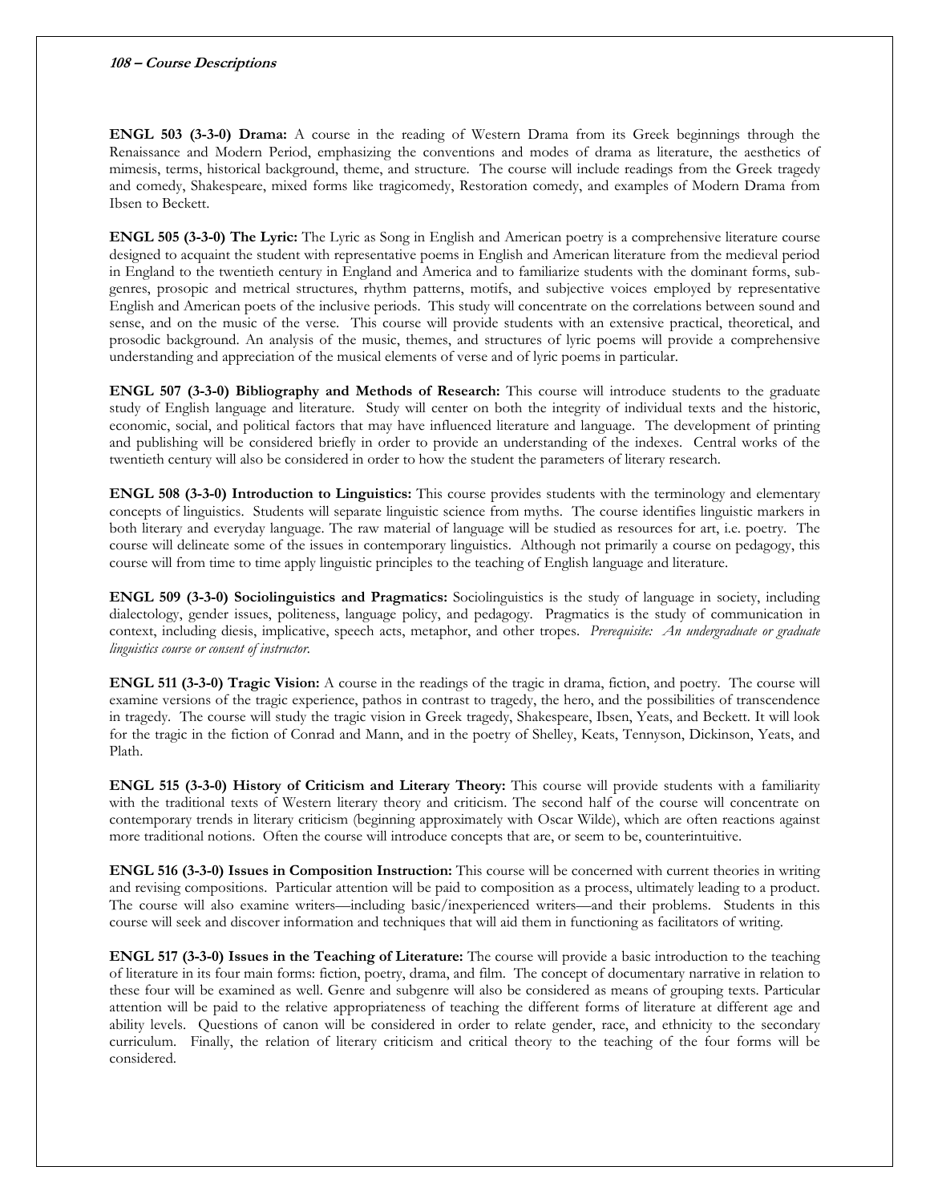**ENGL 503 (3-3-0) Drama:** A course in the reading of Western Drama from its Greek beginnings through the Renaissance and Modern Period, emphasizing the conventions and modes of drama as literature, the aesthetics of mimesis, terms, historical background, theme, and structure. The course will include readings from the Greek tragedy and comedy, Shakespeare, mixed forms like tragicomedy, Restoration comedy, and examples of Modern Drama from Ibsen to Beckett.

**ENGL 505 (3-3-0) The Lyric:** The Lyric as Song in English and American poetry is a comprehensive literature course designed to acquaint the student with representative poems in English and American literature from the medieval period in England to the twentieth century in England and America and to familiarize students with the dominant forms, sub-genres, prosopic and metrical structures, rhythm patterns, motifs, and subjective voices employed by representative English and American poets of the inclusive periods. This study will concentrate on the correlations between sound and sense, and on the music of the verse. This course will provide students with an extensive practical, theoretical, and prosodic background. An analysis of the music, themes, and structures of lyric poems will provide a comprehensive understanding and appreciation of the musical elements of verse and of lyric poems in particular.

**ENGL 507 (3-3-0) Bibliography and Methods of Research:** This course will introduce students to the graduate study of English language and literature. Study will center on both the integrity of individual texts and the historic, economic, social, and political factors that may have influenced literature and language. The development of printing and publishing will be considered briefly in order to provide an understanding of the indexes. Central works of the twentieth century will also be considered in order to how the student the parameters of literary research.

**ENGL 508 (3-3-0) Introduction to Linguistics:** This course provides students with the terminology and elementary concepts of linguistics. Students will separate linguistic science from myths. The course identifies linguistic markers in both literary and everyday language. The raw material of language will be studied as resources for art, i.e. poetry. The course will delineate some of the issues in contemporary linguistics. Although not primarily a course on pedagogy, this course will from time to time apply linguistic principles to the teaching of English language and literature.

**ENGL 509 (3-3-0) Sociolinguistics and Pragmatics:** Sociolinguistics is the study of language in society, including dialectology, gender issues, politeness, language policy, and pedagogy. Pragmatics is the study of communication in context, including diesis, implicative, speech acts, metaphor, and other tropes. *Prerequisite: An undergraduate or graduate linguistics course or consent of instructor.*

**ENGL 511 (3-3-0) Tragic Vision:** A course in the readings of the tragic in drama, fiction, and poetry. The course will examine versions of the tragic experience, pathos in contrast to tragedy, the hero, and the possibilities of transcendence in tragedy. The course will study the tragic vision in Greek tragedy, Shakespeare, Ibsen, Yeats, and Beckett. It will look for the tragic in the fiction of Conrad and Mann, and in the poetry of Shelley, Keats, Tennyson, Dickinson, Yeats, and Plath.

**ENGL 515 (3-3-0) History of Criticism and Literary Theory:** This course will provide students with a familiarity with the traditional texts of Western literary theory and criticism. The second half of the course will concentrate on contemporary trends in literary criticism (beginning approximately with Oscar Wilde), which are often reactions against more traditional notions. Often the course will introduce concepts that are, or seem to be, counterintuitive.

**ENGL 516 (3-3-0) Issues in Composition Instruction:** This course will be concerned with current theories in writing and revising compositions. Particular attention will be paid to composition as a process, ultimately leading to a product. The course will also examine writers—including basic/inexperienced writers—and their problems. Students in this course will seek and discover information and techniques that will aid them in functioning as facilitators of writing.

**ENGL 517 (3-3-0) Issues in the Teaching of Literature:** The course will provide a basic introduction to the teaching of literature in its four main forms: fiction, poetry, drama, and film. The concept of documentary narrative in relation to these four will be examined as well. Genre and subgenre will also be considered as means of grouping texts. Particular attention will be paid to the relative appropriateness of teaching the different forms of literature at different age and ability levels. Questions of canon will be considered in order to relate gender, race, and ethnicity to the secondary curriculum. Finally, the relation of literary criticism and critical theory to the teaching of the four forms will be considered.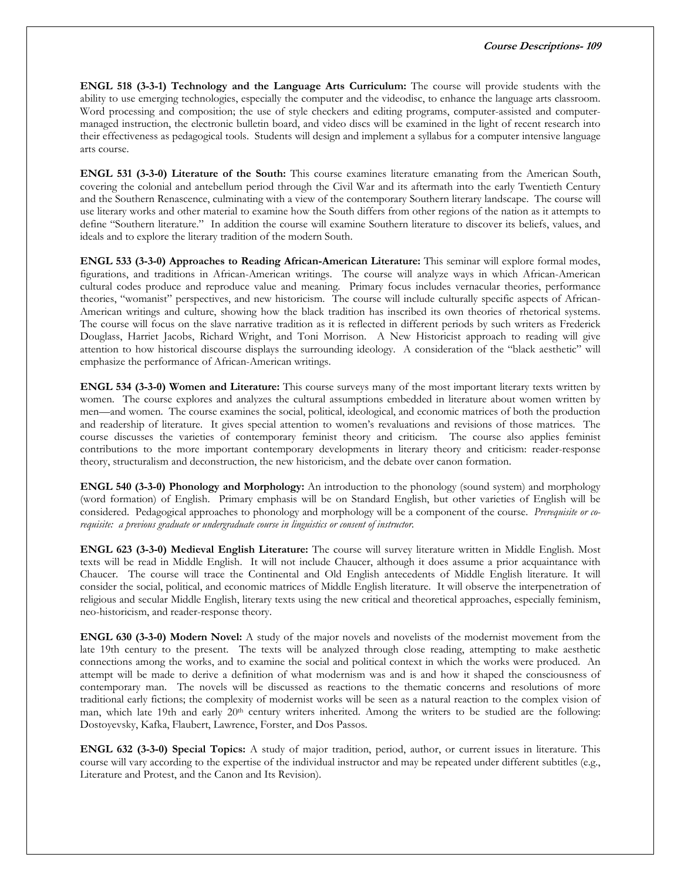**ENGL 518 (3-3-1) Technology and the Language Arts Curriculum:** The course will provide students with the ability to use emerging technologies, especially the computer and the videodisc, to enhance the language arts classroom. Word processing and composition; the use of style checkers and editing programs, computer-assisted and computer-managed instruction, the electronic bulletin board, and video discs will be examined in the light of recent research into their effectiveness as pedagogical tools. Students will design and implement a syllabus for a computer intensive language arts course.

**ENGL 531 (3-3-0) Literature of the South:** This course examines literature emanating from the American South, covering the colonial and antebellum period through the Civil War and its aftermath into the early Twentieth Century and the Southern Renascence, culminating with a view of the contemporary Southern literary landscape. The course will use literary works and other material to examine how the South differs from other regions of the nation as it attempts to define "Southern literature." In addition the course will examine Southern literature to discover its beliefs, values, and ideals and to explore the literary tradition of the modern South.

**ENGL 533 (3-3-0) Approaches to Reading African-American Literature:** This seminar will explore formal modes, figurations, and traditions in African-American writings. The course will analyze ways in which African-American cultural codes produce and reproduce value and meaning. Primary focus includes vernacular theories, performance theories, "womanist" perspectives, and new historicism. The course will include culturally specific aspects of African-American writings and culture, showing how the black tradition has inscribed its own theories of rhetorical systems. The course will focus on the slave narrative tradition as it is reflected in different periods by such writers as Frederick Douglass, Harriet Jacobs, Richard Wright, and Toni Morrison. A New Historicist approach to reading will give attention to how historical discourse displays the surrounding ideology. A consideration of the "black aesthetic" will emphasize the performance of African-American writings.

**ENGL 534 (3-3-0) Women and Literature:** This course surveys many of the most important literary texts written by women. The course explores and analyzes the cultural assumptions embedded in literature about women written by men—and women. The course examines the social, political, ideological, and economic matrices of both the production and readership of literature. It gives special attention to women's revaluations and revisions of those matrices. The course discusses the varieties of contemporary feminist theory and criticism. The course also applies feminist contributions to the more important contemporary developments in literary theory and criticism: reader-response theory, structuralism and deconstruction, the new historicism, and the debate over canon formation.

**ENGL 540 (3-3-0) Phonology and Morphology:** An introduction to the phonology (sound system) and morphology (word formation) of English. Primary emphasis will be on Standard English, but other varieties of English will be considered. Pedagogical approaches to phonology and morphology will be a component of the course. *Prerequisite or co-requisite: a previous graduate or undergraduate course in linguistics or consent of instructor.*

**ENGL 623 (3-3-0) Medieval English Literature:** The course will survey literature written in Middle English. Most texts will be read in Middle English. It will not include Chaucer, although it does assume a prior acquaintance with Chaucer. The course will trace the Continental and Old English antecedents of Middle English literature. It will consider the social, political, and economic matrices of Middle English literature. It will observe the interpenetration of religious and secular Middle English, literary texts using the new critical and theoretical approaches, especially feminism, neo-historicism, and reader-response theory.

**ENGL 630 (3-3-0) Modern Novel:** A study of the major novels and novelists of the modernist movement from the late 19th century to the present. The texts will be analyzed through close reading, attempting to make aesthetic connections among the works, and to examine the social and political context in which the works were produced. An attempt will be made to derive a definition of what modernism was and is and how it shaped the consciousness of contemporary man. The novels will be discussed as reactions to the thematic concerns and resolutions of more traditional early fictions; the complexity of modernist works will be seen as a natural reaction to the complex vision of man, which late 19th and early 20th century writers inherited. Among the writers to be studied are the following: Dostoyevsky, Kafka, Flaubert, Lawrence, Forster, and Dos Passos.

**ENGL 632 (3-3-0) Special Topics:** A study of major tradition, period, author, or current issues in literature. This course will vary according to the expertise of the individual instructor and may be repeated under different subtitles (e.g., Literature and Protest, and the Canon and Its Revision).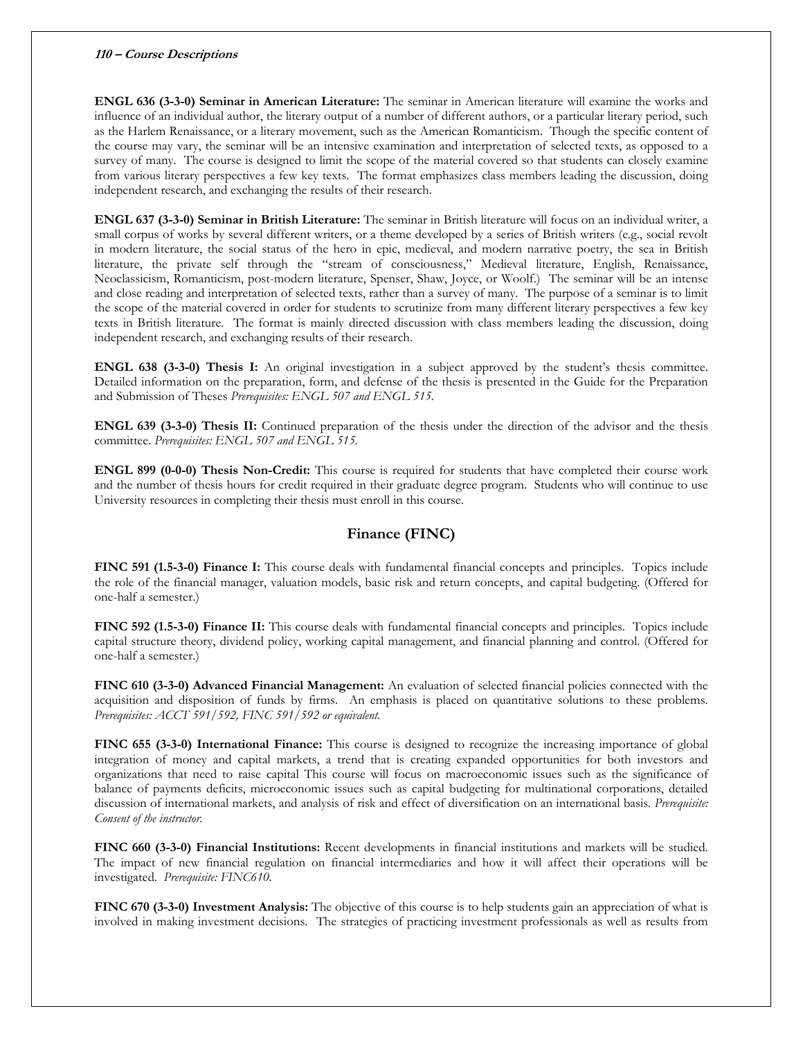**ENGL 636 (3-3-0) Seminar in American Literature:** The seminar in American literature will examine the works and influence of an individual author, the literary output of a number of different authors, or a particular literary period, such as the Harlem Renaissance, or a literary movement, such as the American Romanticism. Though the specific content of the course may vary, the seminar will be an intensive examination and interpretation of selected texts, as opposed to a survey of many. The course is designed to limit the scope of the material covered so that students can closely examine from various literary perspectives a few key texts. The format emphasizes class members leading the discussion, doing independent research, and exchanging the results of their research.

**ENGL 637 (3-3-0) Seminar in British Literature:** The seminar in British literature will focus on an individual writer, a small corpus of works by several different writers, or a theme developed by a series of British writers (e.g., social revolt in modern literature, the social status of the hero in epic, medieval, and modern narrative poetry, the sea in British literature, the private self through the "stream of consciousness," Medieval literature, English, Renaissance, Neoclassicism, Romanticism, post-modern literature, Spenser, Shaw, Joyce, or Woolf.) The seminar will be an intense and close reading and interpretation of selected texts, rather than a survey of many. The purpose of a seminar is to limit the scope of the material covered in order for students to scrutinize from many different literary perspectives a few key texts in British literature. The format is mainly directed discussion with class members leading the discussion, doing independent research, and exchanging results of their research.

**ENGL 638 (3-3-0) Thesis I:** An original investigation in a subject approved by the student's thesis committee. Detailed information on the preparation, form, and defense of the thesis is presented in the Guide for the Preparation and Submission of Theses *Prerequisites: ENGL 507 and ENGL 515.*

**ENGL 639 (3-3-0) Thesis II:** Continued preparation of the thesis under the direction of the advisor and the thesis committee. *Prerequisites: ENGL 507 and ENGL 515.*

**ENGL 899 (0-0-0) Thesis Non-Credit:** This course is required for students that have completed their course work and the number of thesis hours for credit required in their graduate degree program. Students who will continue to use University resources in completing their thesis must enroll in this course.

## Finance (FINC)

**FINC 591 (1.5-3-0) Finance I:** This course deals with fundamental financial concepts and principles. Topics include the role of the financial manager, valuation models, basic risk and return concepts, and capital budgeting. (Offered for one-half a semester.)

**FINC 592 (1.5-3-0) Finance II:** This course deals with fundamental financial concepts and principles. Topics include capital structure theory, dividend policy, working capital management, and financial planning and control. (Offered for one-half a semester.)

**FINC 610 (3-3-0) Advanced Financial Management:** An evaluation of selected financial policies connected with the acquisition and disposition of funds by firms. An emphasis is placed on quantitative solutions to these problems. *Prerequisites: ACCT 591/592, FINC 591/592 or equivalent.*

**FINC 655 (3-3-0) International Finance:** This course is designed to recognize the increasing importance of global integration of money and capital markets, a trend that is creating expanded opportunities for both investors and organizations that need to raise capital This course will focus on macroeconomic issues such as the significance of balance of payments deficits, microeconomic issues such as capital budgeting for multinational corporations, detailed discussion of international markets, and analysis of risk and effect of diversification on an international basis. *Prerequisite: Consent of the instructor.*

**FINC 660 (3-3-0) Financial Institutions:** Recent developments in financial institutions and markets will be studied. The impact of new financial regulation on financial intermediaries and how it will affect their operations will be investigated. *Prerequisite: FINC610.*

**FINC 670 (3-3-0) Investment Analysis:** The objective of this course is to help students gain an appreciation of what is involved in making investment decisions. The strategies of practicing investment professionals as well as results from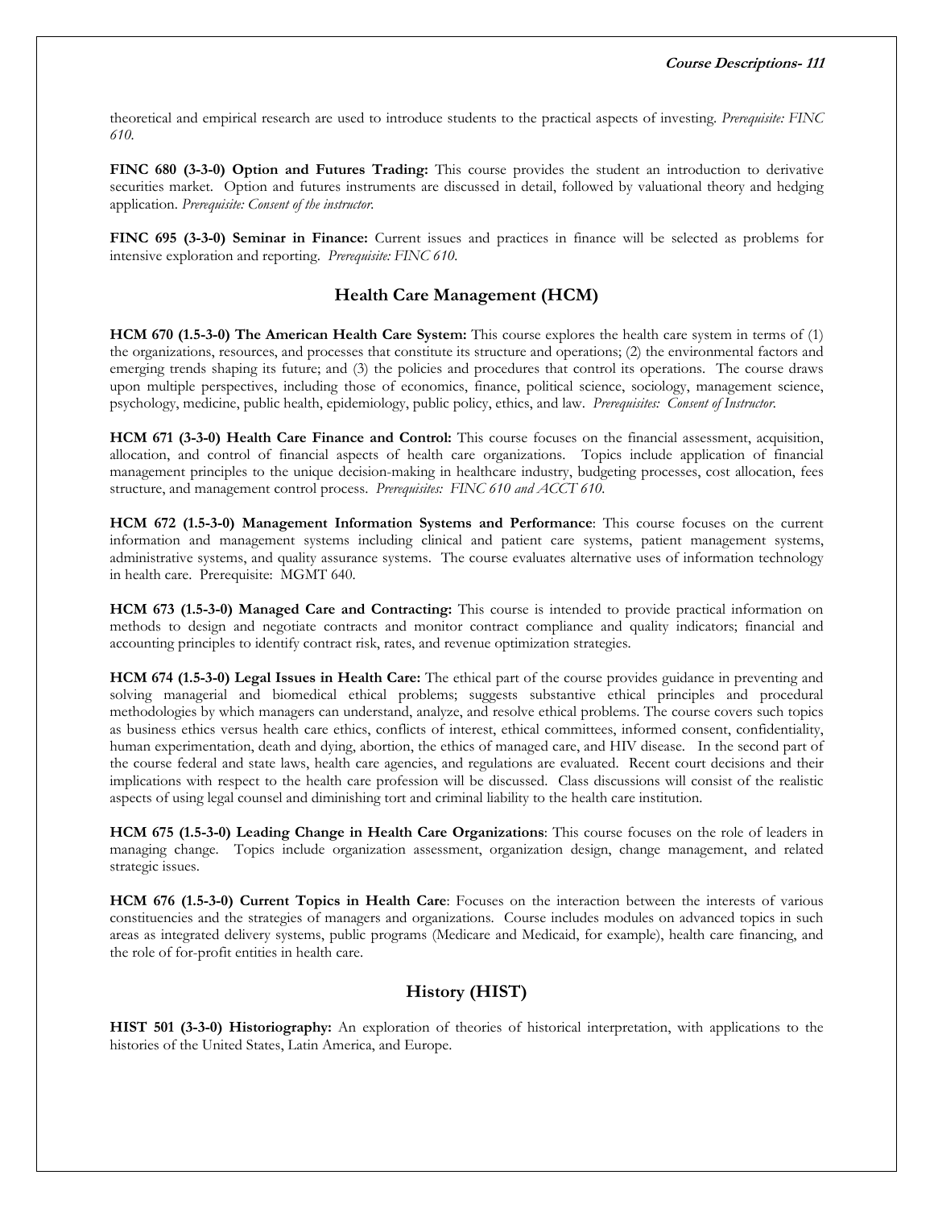theoretical and empirical research are used to introduce students to the practical aspects of investing. *Prerequisite: FINC 610.*

**FINC 680 (3-3-0) Option and Futures Trading:** This course provides the student an introduction to derivative securities market. Option and futures instruments are discussed in detail, followed by valuational theory and hedging application. *Prerequisite: Consent of the instructor.*

**FINC 695 (3-3-0) Seminar in Finance:** Current issues and practices in finance will be selected as problems for intensive exploration and reporting. *Prerequisite: FINC 610.*

## Health Care Management (HCM)

**HCM 670 (1.5-3-0) The American Health Care System:** This course explores the health care system in terms of (1) the organizations, resources, and processes that constitute its structure and operations; (2) the environmental factors and emerging trends shaping its future; and (3) the policies and procedures that control its operations. The course draws upon multiple perspectives, including those of economics, finance, political science, sociology, management science, psychology, medicine, public health, epidemiology, public policy, ethics, and law. *Prerequisites: Consent of Instructor.*

**HCM 671 (3-3-0) Health Care Finance and Control:** This course focuses on the financial assessment, acquisition, allocation, and control of financial aspects of health care organizations. Topics include application of financial management principles to the unique decision-making in healthcare industry, budgeting processes, cost allocation, fees structure, and management control process. *Prerequisites: FINC 610 and ACCT 610.*

**HCM 672 (1.5-3-0) Management Information Systems and Performance**: This course focuses on the current information and management systems including clinical and patient care systems, patient management systems, administrative systems, and quality assurance systems. The course evaluates alternative uses of information technology in health care. Prerequisite: MGMT 640.

**HCM 673 (1.5-3-0) Managed Care and Contracting:** This course is intended to provide practical information on methods to design and negotiate contracts and monitor contract compliance and quality indicators; financial and accounting principles to identify contract risk, rates, and revenue optimization strategies.

**HCM 674 (1.5-3-0) Legal Issues in Health Care:** The ethical part of the course provides guidance in preventing and solving managerial and biomedical ethical problems; suggests substantive ethical principles and procedural methodologies by which managers can understand, analyze, and resolve ethical problems. The course covers such topics as business ethics versus health care ethics, conflicts of interest, ethical committees, informed consent, confidentiality, human experimentation, death and dying, abortion, the ethics of managed care, and HIV disease. In the second part of the course federal and state laws, health care agencies, and regulations are evaluated. Recent court decisions and their implications with respect to the health care profession will be discussed. Class discussions will consist of the realistic aspects of using legal counsel and diminishing tort and criminal liability to the health care institution.

**HCM 675 (1.5-3-0) Leading Change in Health Care Organizations**: This course focuses on the role of leaders in managing change. Topics include organization assessment, organization design, change management, and related strategic issues.

**HCM 676 (1.5-3-0) Current Topics in Health Care**: Focuses on the interaction between the interests of various constituencies and the strategies of managers and organizations. Course includes modules on advanced topics in such areas as integrated delivery systems, public programs (Medicare and Medicaid, for example), health care financing, and the role of for-profit entities in health care.

## History (HIST)

**HIST 501 (3-3-0) Historiography:** An exploration of theories of historical interpretation, with applications to the histories of the United States, Latin America, and Europe.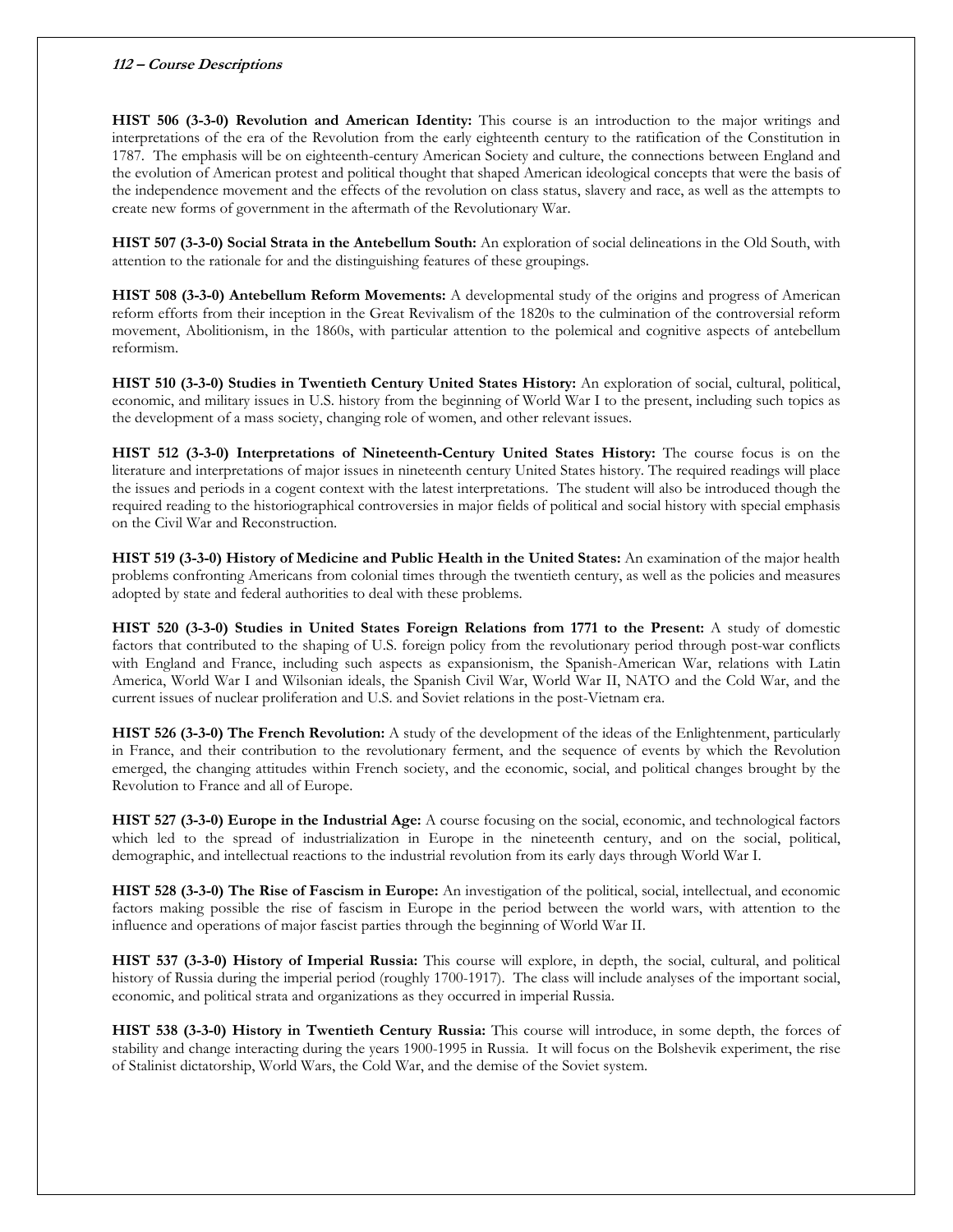**HIST 506 (3-3-0) Revolution and American Identity:** This course is an introduction to the major writings and interpretations of the era of the Revolution from the early eighteenth century to the ratification of the Constitution in 1787. The emphasis will be on eighteenth-century American Society and culture, the connections between England and the evolution of American protest and political thought that shaped American ideological concepts that were the basis of the independence movement and the effects of the revolution on class status, slavery and race, as well as the attempts to create new forms of government in the aftermath of the Revolutionary War.

**HIST 507 (3-3-0) Social Strata in the Antebellum South:** An exploration of social delineations in the Old South, with attention to the rationale for and the distinguishing features of these groupings.

**HIST 508 (3-3-0) Antebellum Reform Movements:** A developmental study of the origins and progress of American reform efforts from their inception in the Great Revivalism of the 1820s to the culmination of the controversial reform movement, Abolitionism, in the 1860s, with particular attention to the polemical and cognitive aspects of antebellum reformism.

**HIST 510 (3-3-0) Studies in Twentieth Century United States History:** An exploration of social, cultural, political, economic, and military issues in U.S. history from the beginning of World War I to the present, including such topics as the development of a mass society, changing role of women, and other relevant issues.

**HIST 512 (3-3-0) Interpretations of Nineteenth-Century United States History:** The course focus is on the literature and interpretations of major issues in nineteenth century United States history. The required readings will place the issues and periods in a cogent context with the latest interpretations. The student will also be introduced though the required reading to the historiographical controversies in major fields of political and social history with special emphasis on the Civil War and Reconstruction.

**HIST 519 (3-3-0) History of Medicine and Public Health in the United States:** An examination of the major health problems confronting Americans from colonial times through the twentieth century, as well as the policies and measures adopted by state and federal authorities to deal with these problems.

**HIST 520 (3-3-0) Studies in United States Foreign Relations from 1771 to the Present:** A study of domestic factors that contributed to the shaping of U.S. foreign policy from the revolutionary period through post-war conflicts with England and France, including such aspects as expansionism, the Spanish-American War, relations with Latin America, World War I and Wilsonian ideals, the Spanish Civil War, World War II, NATO and the Cold War, and the current issues of nuclear proliferation and U.S. and Soviet relations in the post-Vietnam era.

**HIST 526 (3-3-0) The French Revolution:** A study of the development of the ideas of the Enlightenment, particularly in France, and their contribution to the revolutionary ferment, and the sequence of events by which the Revolution emerged, the changing attitudes within French society, and the economic, social, and political changes brought by the Revolution to France and all of Europe.

**HIST 527 (3-3-0) Europe in the Industrial Age:** A course focusing on the social, economic, and technological factors which led to the spread of industrialization in Europe in the nineteenth century, and on the social, political, demographic, and intellectual reactions to the industrial revolution from its early days through World War I.

**HIST 528 (3-3-0) The Rise of Fascism in Europe:** An investigation of the political, social, intellectual, and economic factors making possible the rise of fascism in Europe in the period between the world wars, with attention to the influence and operations of major fascist parties through the beginning of World War II.

**HIST 537 (3-3-0) History of Imperial Russia:** This course will explore, in depth, the social, cultural, and political history of Russia during the imperial period (roughly 1700-1917). The class will include analyses of the important social, economic, and political strata and organizations as they occurred in imperial Russia.

**HIST 538 (3-3-0) History in Twentieth Century Russia:** This course will introduce, in some depth, the forces of stability and change interacting during the years 1900-1995 in Russia. It will focus on the Bolshevik experiment, the rise of Stalinist dictatorship, World Wars, the Cold War, and the demise of the Soviet system.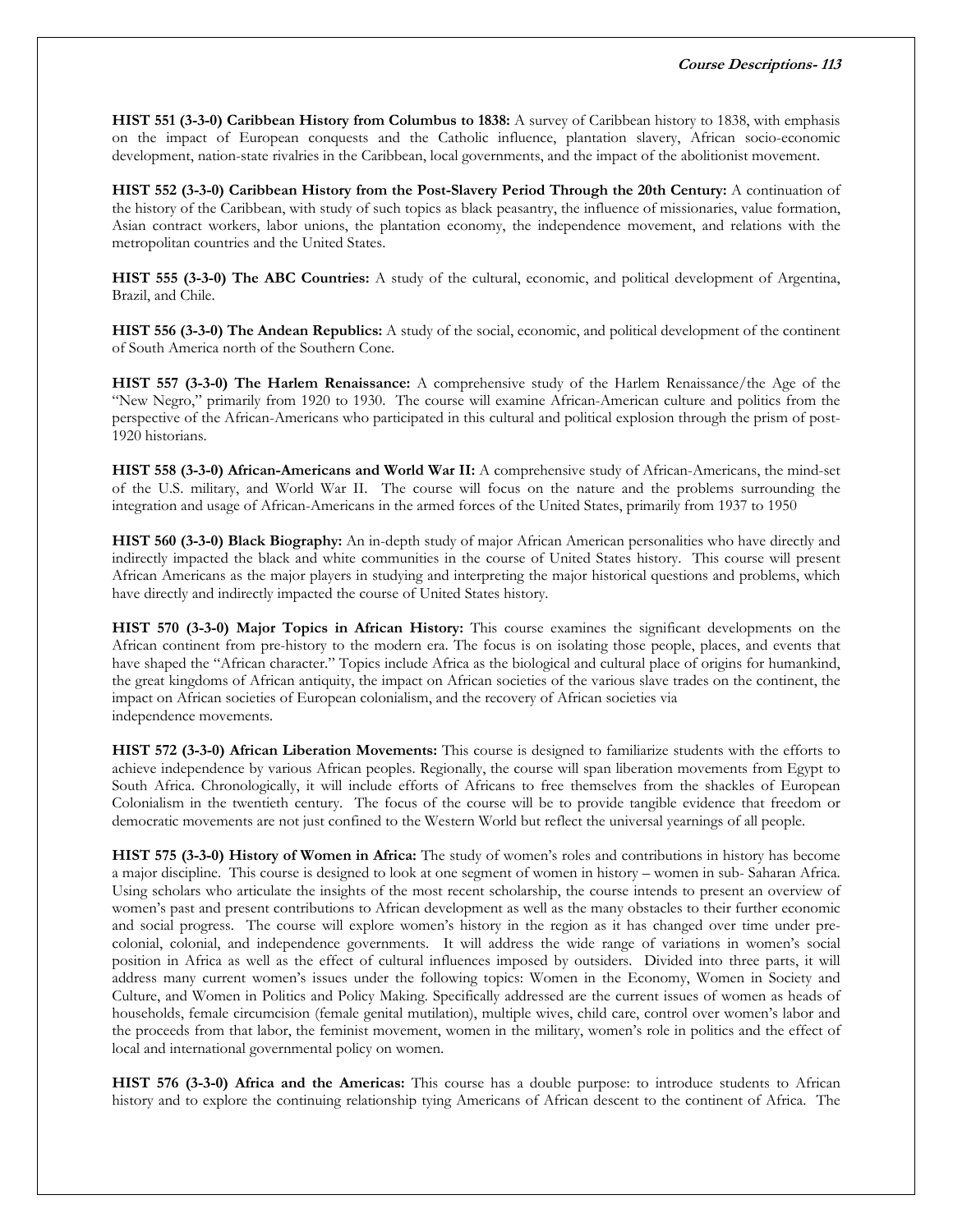**HIST 551 (3-3-0) Caribbean History from Columbus to 1838:** A survey of Caribbean history to 1838, with emphasis on the impact of European conquests and the Catholic influence, plantation slavery, African socio-economic development, nation-state rivalries in the Caribbean, local governments, and the impact of the abolitionist movement.

**HIST 552 (3-3-0) Caribbean History from the Post-Slavery Period Through the 20th Century:** A continuation of the history of the Caribbean, with study of such topics as black peasantry, the influence of missionaries, value formation, Asian contract workers, labor unions, the plantation economy, the independence movement, and relations with the metropolitan countries and the United States.

**HIST 555 (3-3-0) The ABC Countries:** A study of the cultural, economic, and political development of Argentina, Brazil, and Chile.

**HIST 556 (3-3-0) The Andean Republics:** A study of the social, economic, and political development of the continent of South America north of the Southern Cone.

**HIST 557 (3-3-0) The Harlem Renaissance:** A comprehensive study of the Harlem Renaissance/the Age of the "New Negro," primarily from 1920 to 1930. The course will examine African-American culture and politics from the perspective of the African-Americans who participated in this cultural and political explosion through the prism of post-1920 historians.

**HIST 558 (3-3-0) African-Americans and World War II:** A comprehensive study of African-Americans, the mind-set of the U.S. military, and World War II. The course will focus on the nature and the problems surrounding the integration and usage of African-Americans in the armed forces of the United States, primarily from 1937 to 1950

**HIST 560 (3-3-0) Black Biography:** An in-depth study of major African American personalities who have directly and indirectly impacted the black and white communities in the course of United States history. This course will present African Americans as the major players in studying and interpreting the major historical questions and problems, which have directly and indirectly impacted the course of United States history.

**HIST 570 (3-3-0) Major Topics in African History:** This course examines the significant developments on the African continent from pre-history to the modern era. The focus is on isolating those people, places, and events that have shaped the "African character." Topics include Africa as the biological and cultural place of origins for humankind, the great kingdoms of African antiquity, the impact on African societies of the various slave trades on the continent, the impact on African societies of European colonialism, and the recovery of African societies via independence movements.

**HIST 572 (3-3-0) African Liberation Movements:** This course is designed to familiarize students with the efforts to achieve independence by various African peoples. Regionally, the course will span liberation movements from Egypt to South Africa. Chronologically, it will include efforts of Africans to free themselves from the shackles of European Colonialism in the twentieth century. The focus of the course will be to provide tangible evidence that freedom or democratic movements are not just confined to the Western World but reflect the universal yearnings of all people.

**HIST 575 (3-3-0) History of Women in Africa:** The study of women's roles and contributions in history has become a major discipline. This course is designed to look at one segment of women in history – women in sub- Saharan Africa. Using scholars who articulate the insights of the most recent scholarship, the course intends to present an overview of women's past and present contributions to African development as well as the many obstacles to their further economic and social progress. The course will explore women's history in the region as it has changed over time under pre-colonial, colonial, and independence governments. It will address the wide range of variations in women's social position in Africa as well as the effect of cultural influences imposed by outsiders. Divided into three parts, it will address many current women's issues under the following topics: Women in the Economy, Women in Society and Culture, and Women in Politics and Policy Making. Specifically addressed are the current issues of women as heads of households, female circumcision (female genital mutilation), multiple wives, child care, control over women's labor and the proceeds from that labor, the feminist movement, women in the military, women's role in politics and the effect of local and international governmental policy on women.

**HIST 576 (3-3-0) Africa and the Americas:** This course has a double purpose: to introduce students to African history and to explore the continuing relationship tying Americans of African descent to the continent of Africa. The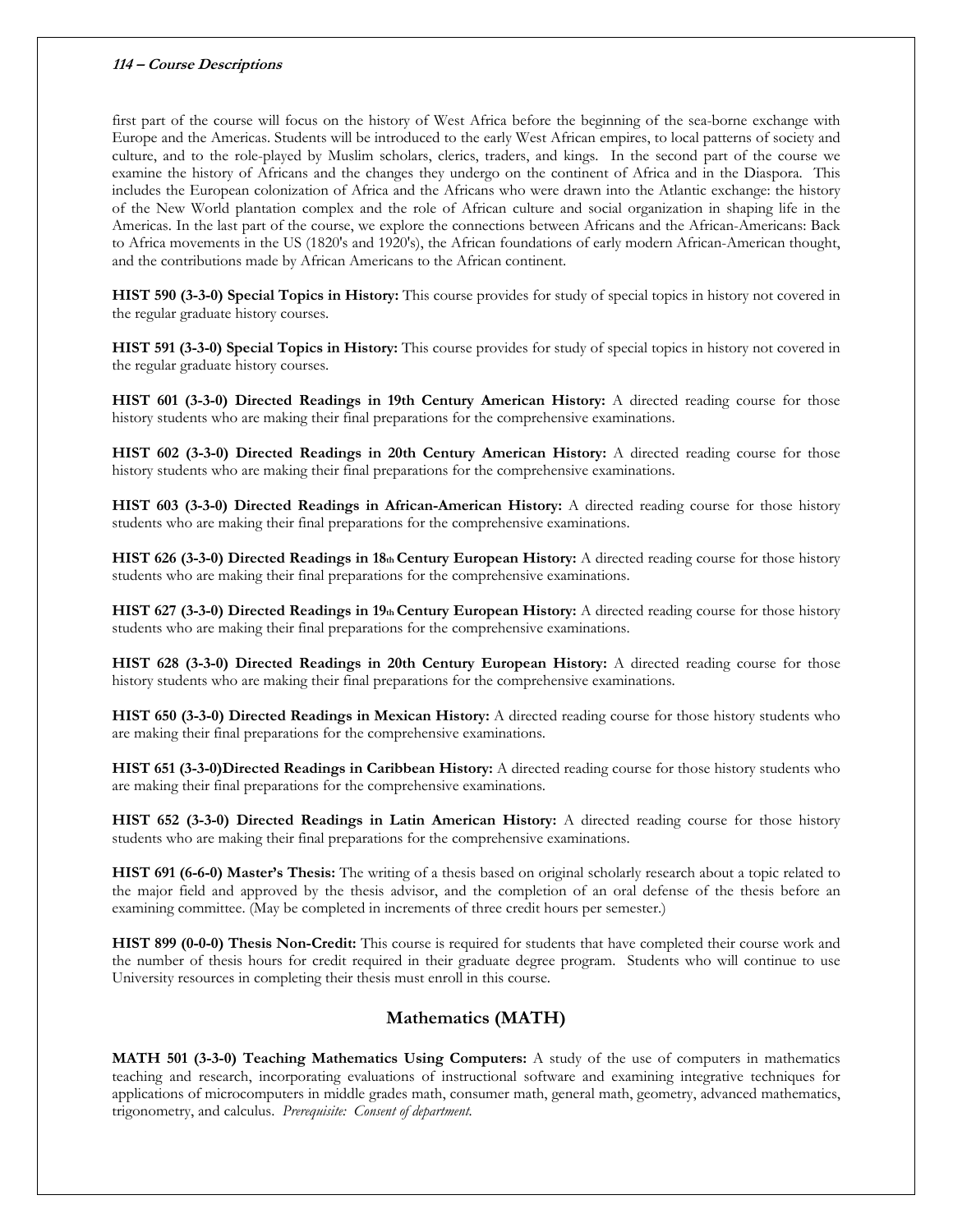first part of the course will focus on the history of West Africa before the beginning of the sea-borne exchange with Europe and the Americas. Students will be introduced to the early West African empires, to local patterns of society and culture, and to the role-played by Muslim scholars, clerics, traders, and kings. In the second part of the course we examine the history of Africans and the changes they undergo on the continent of Africa and in the Diaspora. This includes the European colonization of Africa and the Africans who were drawn into the Atlantic exchange: the history of the New World plantation complex and the role of African culture and social organization in shaping life in the Americas. In the last part of the course, we explore the connections between Africans and the African-Americans: Back to Africa movements in the US (1820's and 1920's), the African foundations of early modern African-American thought, and the contributions made by African Americans to the African continent.

**HIST 590 (3-3-0) Special Topics in History:** This course provides for study of special topics in history not covered in the regular graduate history courses.

**HIST 591 (3-3-0) Special Topics in History:** This course provides for study of special topics in history not covered in the regular graduate history courses.

**HIST 601 (3-3-0) Directed Readings in 19th Century American History:** A directed reading course for those history students who are making their final preparations for the comprehensive examinations.

**HIST 602 (3-3-0) Directed Readings in 20th Century American History:** A directed reading course for those history students who are making their final preparations for the comprehensive examinations.

**HIST 603 (3-3-0) Directed Readings in African-American History:** A directed reading course for those history students who are making their final preparations for the comprehensive examinations.

**HIST 626 (3-3-0) Directed Readings in 18th Century European History:** A directed reading course for those history students who are making their final preparations for the comprehensive examinations.

**HIST 627 (3-3-0) Directed Readings in 19th Century European History:** A directed reading course for those history students who are making their final preparations for the comprehensive examinations.

**HIST 628 (3-3-0) Directed Readings in 20th Century European History:** A directed reading course for those history students who are making their final preparations for the comprehensive examinations.

**HIST 650 (3-3-0) Directed Readings in Mexican History:** A directed reading course for those history students who are making their final preparations for the comprehensive examinations.

**HIST 651 (3-3-0)Directed Readings in Caribbean History:** A directed reading course for those history students who are making their final preparations for the comprehensive examinations.

**HIST 652 (3-3-0) Directed Readings in Latin American History:** A directed reading course for those history students who are making their final preparations for the comprehensive examinations.

**HIST 691 (6-6-0) Master's Thesis:** The writing of a thesis based on original scholarly research about a topic related to the major field and approved by the thesis advisor, and the completion of an oral defense of the thesis before an examining committee. (May be completed in increments of three credit hours per semester.)

**HIST 899 (0-0-0) Thesis Non-Credit:** This course is required for students that have completed their course work and the number of thesis hours for credit required in their graduate degree program. Students who will continue to use University resources in completing their thesis must enroll in this course.

## Mathematics (MATH)

**MATH 501 (3-3-0) Teaching Mathematics Using Computers:** A study of the use of computers in mathematics teaching and research, incorporating evaluations of instructional software and examining integrative techniques for applications of microcomputers in middle grades math, consumer math, general math, geometry, advanced mathematics, trigonometry, and calculus. *Prerequisite: Consent of department.*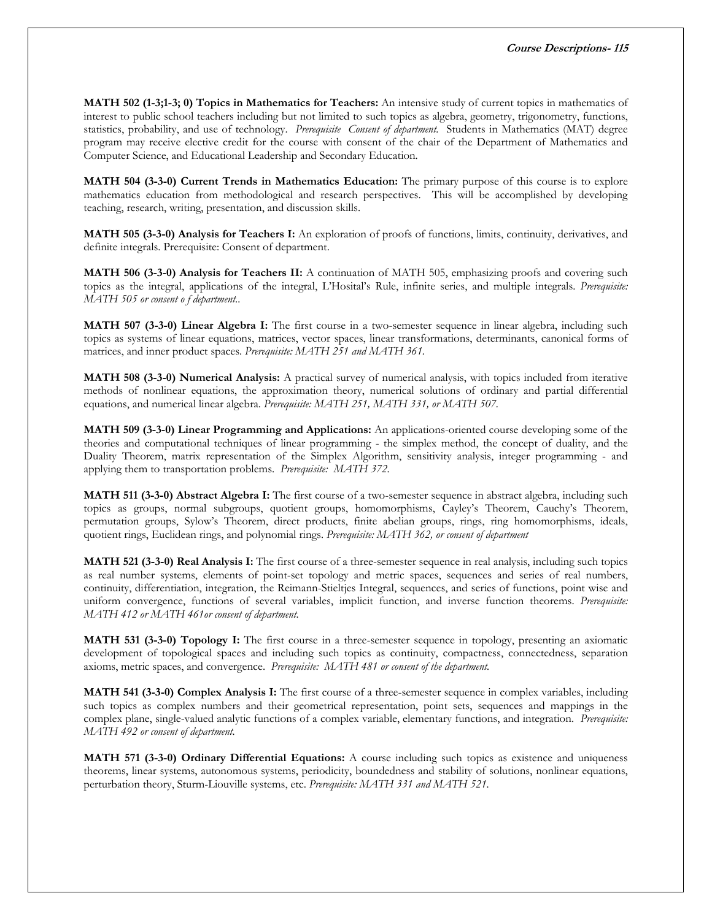**MATH 502 (1-3;1-3; 0) Topics in Mathematics for Teachers:** An intensive study of current topics in mathematics of interest to public school teachers including but not limited to such topics as algebra, geometry, trigonometry, functions, statistics, probability, and use of technology. *Prerequisite Consent of department.* Students in Mathematics (MAT) degree program may receive elective credit for the course with consent of the chair of the Department of Mathematics and Computer Science, and Educational Leadership and Secondary Education.

**MATH 504 (3-3-0) Current Trends in Mathematics Education:** The primary purpose of this course is to explore mathematics education from methodological and research perspectives. This will be accomplished by developing teaching, research, writing, presentation, and discussion skills.

**MATH 505 (3-3-0) Analysis for Teachers I:** An exploration of proofs of functions, limits, continuity, derivatives, and definite integrals. Prerequisite: Consent of department.

**MATH 506 (3-3-0) Analysis for Teachers II:** A continuation of MATH 505, emphasizing proofs and covering such topics as the integral, applications of the integral, L'Hosital's Rule, infinite series, and multiple integrals. *Prerequisite: MATH 505 or consent o f department..*

**MATH 507 (3-3-0) Linear Algebra I:** The first course in a two-semester sequence in linear algebra, including such topics as systems of linear equations, matrices, vector spaces, linear transformations, determinants, canonical forms of matrices, and inner product spaces. *Prerequisite: MATH 251 and MATH 361.*

**MATH 508 (3-3-0) Numerical Analysis:** A practical survey of numerical analysis, with topics included from iterative methods of nonlinear equations, the approximation theory, numerical solutions of ordinary and partial differential equations, and numerical linear algebra. *Prerequisite: MATH 251, MATH 331, or MATH 507.*

**MATH 509 (3-3-0) Linear Programming and Applications:** An applications-oriented course developing some of the theories and computational techniques of linear programming - the simplex method, the concept of duality, and the Duality Theorem, matrix representation of the Simplex Algorithm, sensitivity analysis, integer programming - and applying them to transportation problems. *Prerequisite: MATH 372.*

**MATH 511 (3-3-0) Abstract Algebra I:** The first course of a two-semester sequence in abstract algebra, including such topics as groups, normal subgroups, quotient groups, homomorphisms, Cayley's Theorem, Cauchy's Theorem, permutation groups, Sylow's Theorem, direct products, finite abelian groups, rings, ring homomorphisms, ideals, quotient rings, Euclidean rings, and polynomial rings. *Prerequisite: MATH 362, or consent of department*

**MATH 521 (3-3-0) Real Analysis I:** The first course of a three-semester sequence in real analysis, including such topics as real number systems, elements of point-set topology and metric spaces, sequences and series of real numbers, continuity, differentiation, integration, the Reimann-Stieltjes Integral, sequences, and series of functions, point wise and uniform convergence, functions of several variables, implicit function, and inverse function theorems. *Prerequisite: MATH 412 or MATH 461or consent of department.*

**MATH 531 (3-3-0) Topology I:** The first course in a three-semester sequence in topology, presenting an axiomatic development of topological spaces and including such topics as continuity, compactness, connectedness, separation axioms, metric spaces, and convergence. *Prerequisite: MATH 481 or consent of the department.*

**MATH 541 (3-3-0) Complex Analysis I:** The first course of a three-semester sequence in complex variables, including such topics as complex numbers and their geometrical representation, point sets, sequences and mappings in the complex plane, single-valued analytic functions of a complex variable, elementary functions, and integration. *Prerequisite: MATH 492 or consent of department.*

**MATH 571 (3-3-0) Ordinary Differential Equations:** A course including such topics as existence and uniqueness theorems, linear systems, autonomous systems, periodicity, boundedness and stability of solutions, nonlinear equations, perturbation theory, Sturm-Liouville systems, etc. *Prerequisite: MATH 331 and MATH 521.*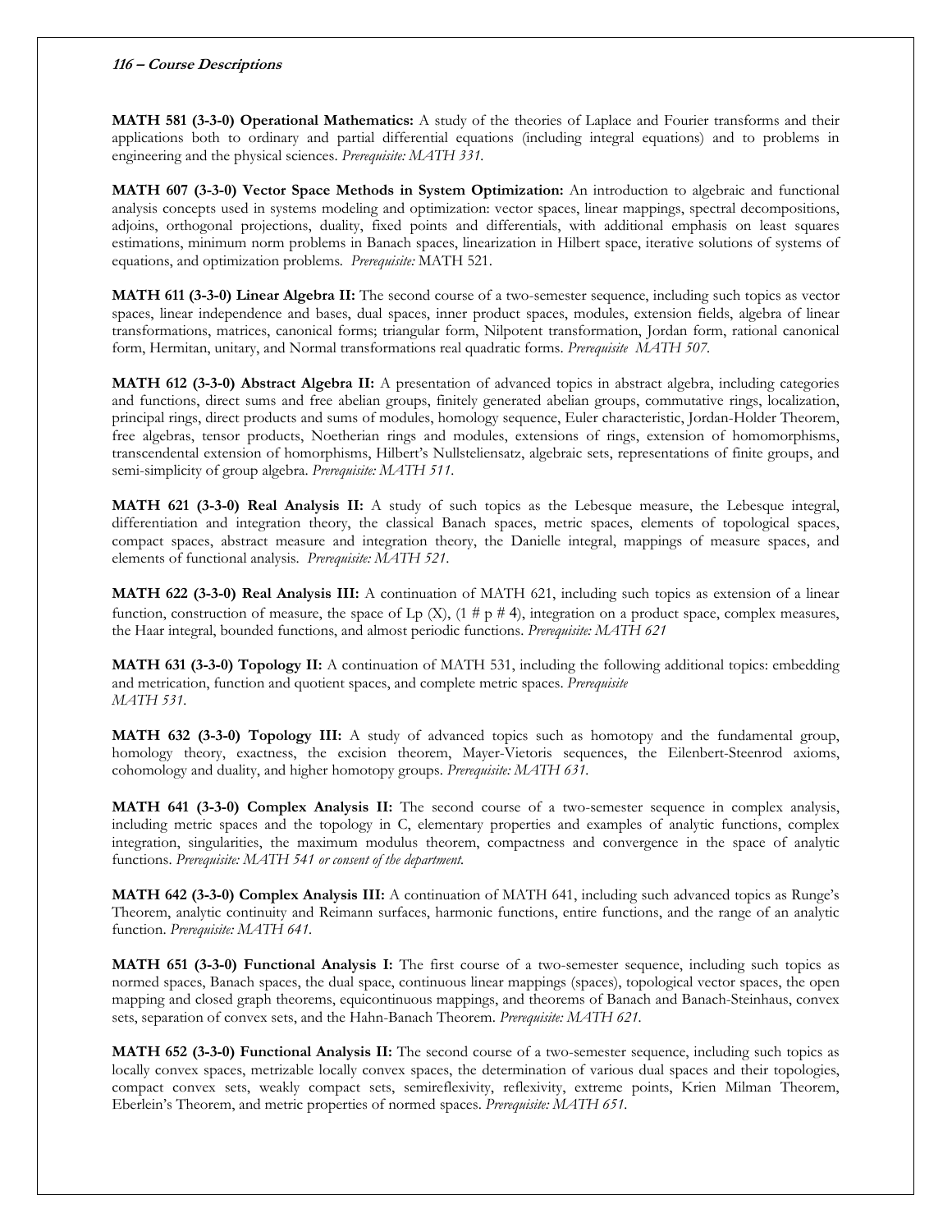**MATH 581 (3-3-0) Operational Mathematics:** A study of the theories of Laplace and Fourier transforms and their applications both to ordinary and partial differential equations (including integral equations) and to problems in engineering and the physical sciences. *Prerequisite: MATH 331.*

**MATH 607 (3-3-0) Vector Space Methods in System Optimization:** An introduction to algebraic and functional analysis concepts used in systems modeling and optimization: vector spaces, linear mappings, spectral decompositions, adjoins, orthogonal projections, duality, fixed points and differentials, with additional emphasis on least squares estimations, minimum norm problems in Banach spaces, linearization in Hilbert space, iterative solutions of systems of equations, and optimization problems. *Prerequisite:* MATH 521.

**MATH 611 (3-3-0) Linear Algebra II:** The second course of a two-semester sequence, including such topics as vector spaces, linear independence and bases, dual spaces, inner product spaces, modules, extension fields, algebra of linear transformations, matrices, canonical forms; triangular form, Nilpotent transformation, Jordan form, rational canonical form, Hermitan, unitary, and Normal transformations real quadratic forms. *Prerequisite MATH 507.*

**MATH 612 (3-3-0) Abstract Algebra II:** A presentation of advanced topics in abstract algebra, including categories and functions, direct sums and free abelian groups, finitely generated abelian groups, commutative rings, localization, principal rings, direct products and sums of modules, homology sequence, Euler characteristic, Jordan-Holder Theorem, free algebras, tensor products, Noetherian rings and modules, extensions of rings, extension of homomorphisms, transcendental extension of homorphisms, Hilbert's Nullsteliensatz, algebraic sets, representations of finite groups, and semi-simplicity of group algebra. *Prerequisite: MATH 511.*

**MATH 621 (3-3-0) Real Analysis II:** A study of such topics as the Lebesque measure, the Lebesque integral, differentiation and integration theory, the classical Banach spaces, metric spaces, elements of topological spaces, compact spaces, abstract measure and integration theory, the Danielle integral, mappings of measure spaces, and elements of functional analysis. *Prerequisite: MATH 521.*

**MATH 622 (3-3-0) Real Analysis III:** A continuation of MATH 621, including such topics as extension of a linear function, construction of measure, the space of Lp (X), (1 # p # 4), integration on a product space, complex measures, the Haar integral, bounded functions, and almost periodic functions. *Prerequisite: MATH 621*

**MATH 631 (3-3-0) Topology II:** A continuation of MATH 531, including the following additional topics: embedding and metrication, function and quotient spaces, and complete metric spaces. *Prerequisite MATH 531.*

**MATH 632 (3-3-0) Topology III:** A study of advanced topics such as homotopy and the fundamental group, homology theory, exactness, the excision theorem, Mayer-Vietoris sequences, the Eilenbert-Steenrod axioms, cohomology and duality, and higher homotopy groups. *Prerequisite: MATH 631.*

**MATH 641 (3-3-0) Complex Analysis II:** The second course of a two-semester sequence in complex analysis, including metric spaces and the topology in C, elementary properties and examples of analytic functions, complex integration, singularities, the maximum modulus theorem, compactness and convergence in the space of analytic functions. *Prerequisite: MATH 541 or consent of the department.*

**MATH 642 (3-3-0) Complex Analysis III:** A continuation of MATH 641, including such advanced topics as Runge's Theorem, analytic continuity and Reimann surfaces, harmonic functions, entire functions, and the range of an analytic function. *Prerequisite: MATH 641.*

**MATH 651 (3-3-0) Functional Analysis I:** The first course of a two-semester sequence, including such topics as normed spaces, Banach spaces, the dual space, continuous linear mappings (spaces), topological vector spaces, the open mapping and closed graph theorems, equicontinuous mappings, and theorems of Banach and Banach-Steinhaus, convex sets, separation of convex sets, and the Hahn-Banach Theorem. *Prerequisite: MATH 621.*

**MATH 652 (3-3-0) Functional Analysis II:** The second course of a two-semester sequence, including such topics as locally convex spaces, metrizable locally convex spaces, the determination of various dual spaces and their topologies, compact convex sets, weakly compact sets, semireflexivity, reflexivity, extreme points, Krien Milman Theorem, Eberlein's Theorem, and metric properties of normed spaces. *Prerequisite: MATH 651.*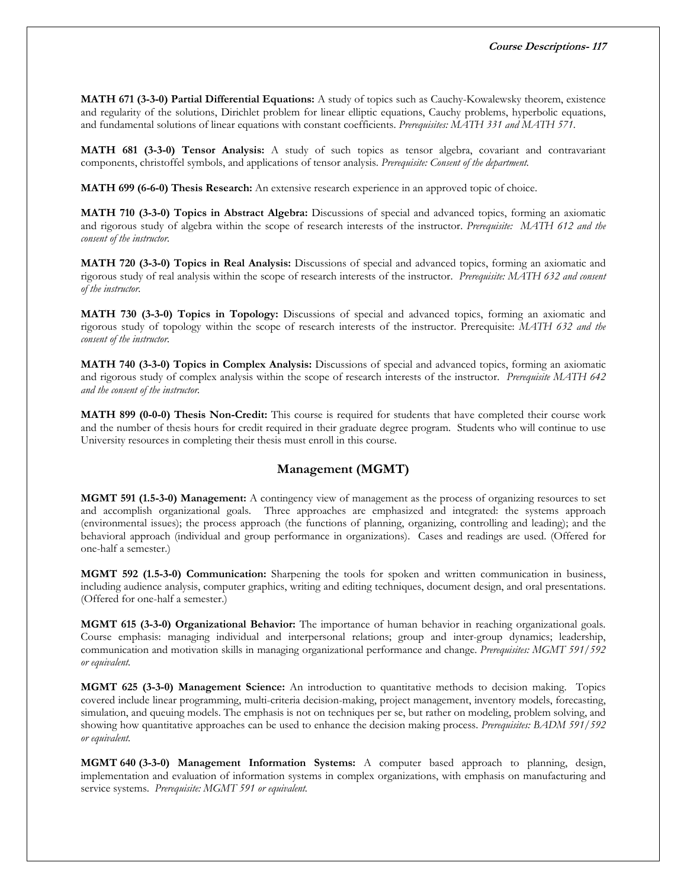**MATH 671 (3-3-0) Partial Differential Equations:** A study of topics such as Cauchy-Kowalewsky theorem, existence and regularity of the solutions, Dirichlet problem for linear elliptic equations, Cauchy problems, hyperbolic equations, and fundamental solutions of linear equations with constant coefficients. *Prerequisites: MATH 331 and MATH 571.*

**MATH 681 (3-3-0) Tensor Analysis:** A study of such topics as tensor algebra, covariant and contravariant components, christoffel symbols, and applications of tensor analysis. *Prerequisite: Consent of the department.*

**MATH 699 (6-6-0) Thesis Research:** An extensive research experience in an approved topic of choice.

**MATH 710 (3-3-0) Topics in Abstract Algebra:** Discussions of special and advanced topics, forming an axiomatic and rigorous study of algebra within the scope of research interests of the instructor. *Prerequisite: MATH 612 and the consent of the instructor.*

**MATH 720 (3-3-0) Topics in Real Analysis:** Discussions of special and advanced topics, forming an axiomatic and rigorous study of real analysis within the scope of research interests of the instructor. *Prerequisite: MATH 632 and consent of the instructor.*

**MATH 730 (3-3-0) Topics in Topology:** Discussions of special and advanced topics, forming an axiomatic and rigorous study of topology within the scope of research interests of the instructor. Prerequisite: *MATH 632 and the consent of the instructor.*

**MATH 740 (3-3-0) Topics in Complex Analysis:** Discussions of special and advanced topics, forming an axiomatic and rigorous study of complex analysis within the scope of research interests of the instructor. *Prerequisite MATH 642 and the consent of the instructor.*

**MATH 899 (0-0-0) Thesis Non-Credit:** This course is required for students that have completed their course work and the number of thesis hours for credit required in their graduate degree program. Students who will continue to use University resources in completing their thesis must enroll in this course.

## Management (MGMT)

**MGMT 591 (1.5-3-0) Management:** A contingency view of management as the process of organizing resources to set and accomplish organizational goals. Three approaches are emphasized and integrated: the systems approach (environmental issues); the process approach (the functions of planning, organizing, controlling and leading); and the behavioral approach (individual and group performance in organizations). Cases and readings are used. (Offered for one-half a semester.)

**MGMT 592 (1.5-3-0) Communication:** Sharpening the tools for spoken and written communication in business, including audience analysis, computer graphics, writing and editing techniques, document design, and oral presentations. (Offered for one-half a semester.)

**MGMT 615 (3-3-0) Organizational Behavior:** The importance of human behavior in reaching organizational goals. Course emphasis: managing individual and interpersonal relations; group and inter-group dynamics; leadership, communication and motivation skills in managing organizational performance and change. *Prerequisites: MGMT 591/592 or equivalent.*

**MGMT 625 (3-3-0) Management Science:** An introduction to quantitative methods to decision making. Topics covered include linear programming, multi-criteria decision-making, project management, inventory models, forecasting, simulation, and queuing models. The emphasis is not on techniques per se, but rather on modeling, problem solving, and showing how quantitative approaches can be used to enhance the decision making process. *Prerequisites: BADM 591/592 or equivalent.*

**MGMT 640 (3-3-0) Management Information Systems:** A computer based approach to planning, design, implementation and evaluation of information systems in complex organizations, with emphasis on manufacturing and service systems. *Prerequisite: MGMT 591 or equivalent.*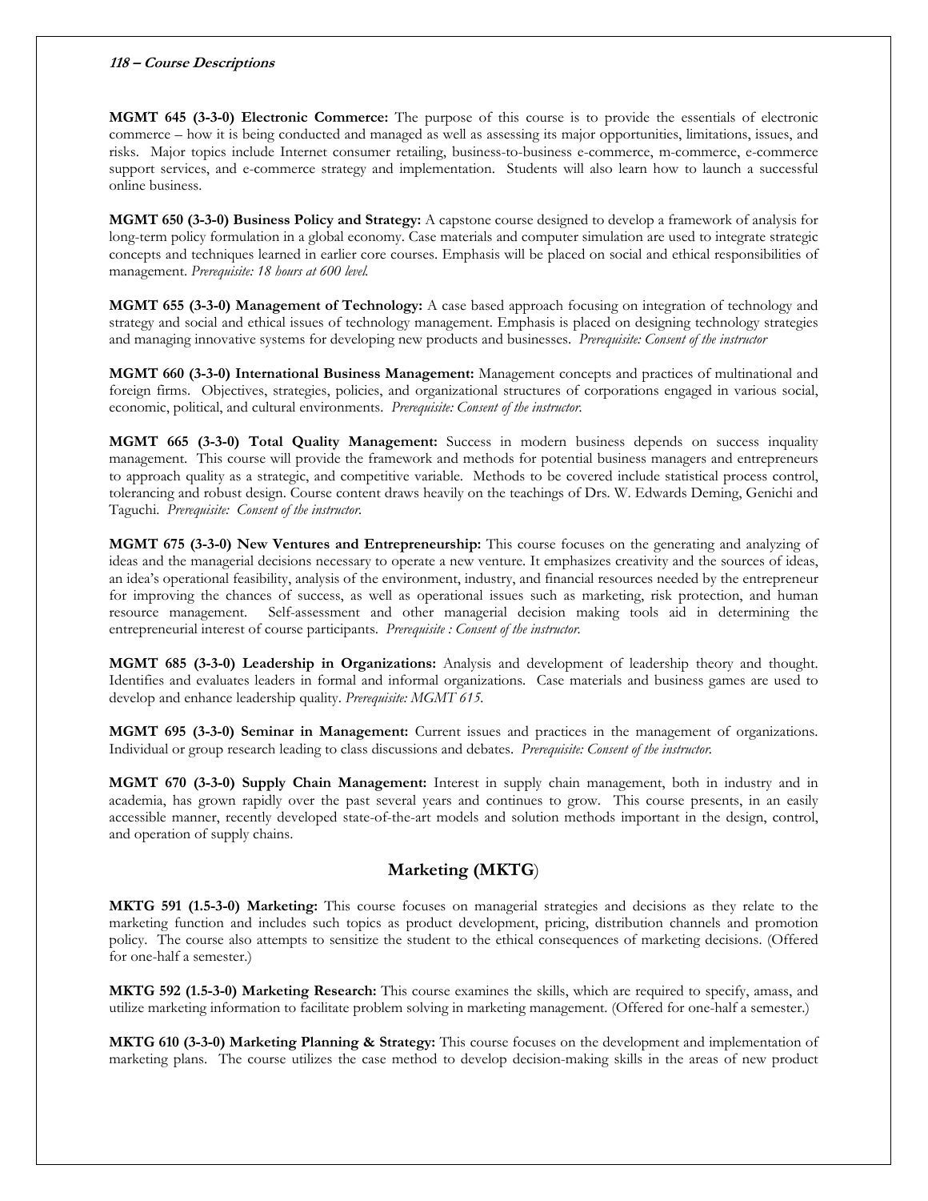**MGMT 645 (3-3-0) Electronic Commerce:** The purpose of this course is to provide the essentials of electronic commerce – how it is being conducted and managed as well as assessing its major opportunities, limitations, issues, and risks. Major topics include Internet consumer retailing, business-to-business e-commerce, m-commerce, e-commerce support services, and e-commerce strategy and implementation. Students will also learn how to launch a successful online business.

**MGMT 650 (3-3-0) Business Policy and Strategy:** A capstone course designed to develop a framework of analysis for long-term policy formulation in a global economy. Case materials and computer simulation are used to integrate strategic concepts and techniques learned in earlier core courses. Emphasis will be placed on social and ethical responsibilities of management. *Prerequisite: 18 hours at 600 level.*

**MGMT 655 (3-3-0) Management of Technology:** A case based approach focusing on integration of technology and strategy and social and ethical issues of technology management. Emphasis is placed on designing technology strategies and managing innovative systems for developing new products and businesses. *Prerequisite: Consent of the instructor*

**MGMT 660 (3-3-0) International Business Management:** Management concepts and practices of multinational and foreign firms. Objectives, strategies, policies, and organizational structures of corporations engaged in various social, economic, political, and cultural environments. *Prerequisite: Consent of the instructor.*

**MGMT 665 (3-3-0) Total Quality Management:** Success in modern business depends on success inquality management. This course will provide the framework and methods for potential business managers and entrepreneurs to approach quality as a strategic, and competitive variable. Methods to be covered include statistical process control, tolerancing and robust design. Course content draws heavily on the teachings of Drs. W. Edwards Deming, Genichi and Taguchi. *Prerequisite: Consent of the instructor.*

**MGMT 675 (3-3-0) New Ventures and Entrepreneurship:** This course focuses on the generating and analyzing of ideas and the managerial decisions necessary to operate a new venture. It emphasizes creativity and the sources of ideas, an idea's operational feasibility, analysis of the environment, industry, and financial resources needed by the entrepreneur for improving the chances of success, as well as operational issues such as marketing, risk protection, and human resource management. Self-assessment and other managerial decision making tools aid in determining the entrepreneurial interest of course participants. *Prerequisite : Consent of the instructor.*

**MGMT 685 (3-3-0) Leadership in Organizations:** Analysis and development of leadership theory and thought. Identifies and evaluates leaders in formal and informal organizations. Case materials and business games are used to develop and enhance leadership quality. *Prerequisite: MGMT 615.*

**MGMT 695 (3-3-0) Seminar in Management:** Current issues and practices in the management of organizations. Individual or group research leading to class discussions and debates. *Prerequisite: Consent of the instructor.*

**MGMT 670 (3-3-0) Supply Chain Management:** Interest in supply chain management, both in industry and in academia, has grown rapidly over the past several years and continues to grow. This course presents, in an easily accessible manner, recently developed state-of-the-art models and solution methods important in the design, control, and operation of supply chains.

## Marketing (MKTG)

**MKTG 591 (1.5-3-0) Marketing:** This course focuses on managerial strategies and decisions as they relate to the marketing function and includes such topics as product development, pricing, distribution channels and promotion policy. The course also attempts to sensitize the student to the ethical consequences of marketing decisions. (Offered for one-half a semester.)

**MKTG 592 (1.5-3-0) Marketing Research:** This course examines the skills, which are required to specify, amass, and utilize marketing information to facilitate problem solving in marketing management. (Offered for one-half a semester.)

**MKTG 610 (3-3-0) Marketing Planning & Strategy:** This course focuses on the development and implementation of marketing plans. The course utilizes the case method to develop decision-making skills in the areas of new product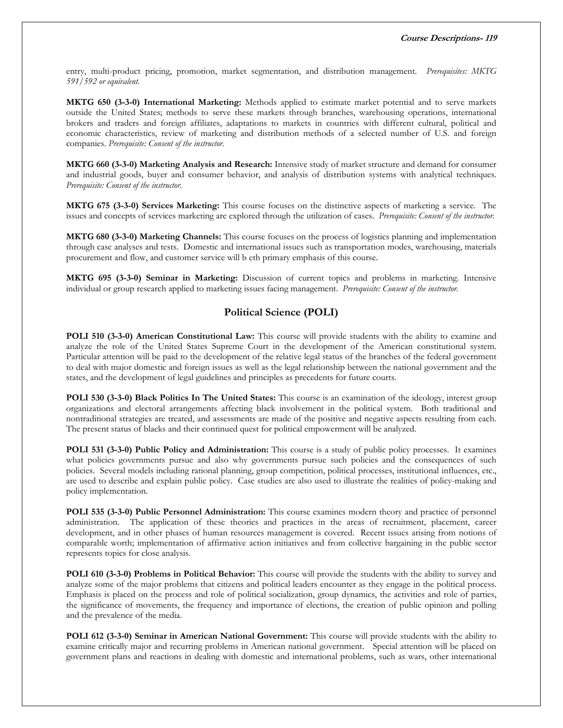entry, multi-product pricing, promotion, market segmentation, and distribution management. *Prerequisites: MKTG 591/592 or equivalent.*

**MKTG 650 (3-3-0) International Marketing:** Methods applied to estimate market potential and to serve markets outside the United States; methods to serve these markets through branches, warehousing operations, international brokers and traders and foreign affiliates, adaptations to markets in countries with different cultural, political and economic characteristics, review of marketing and distribution methods of a selected number of U.S. and foreign companies. *Prerequisite: Consent of the instructor.*

**MKTG 660 (3-3-0) Marketing Analysis and Research:** Intensive study of market structure and demand for consumer and industrial goods, buyer and consumer behavior, and analysis of distribution systems with analytical techniques. *Prerequisite: Consent of the instructor.*

**MKTG 675 (3-3-0) Services Marketing:** This course focuses on the distinctive aspects of marketing a service. The issues and concepts of services marketing are explored through the utilization of cases. *Prerequisite: Consent of the instructor.*

**MKTG 680 (3-3-0) Marketing Channels:** This course focuses on the process of logistics planning and implementation through case analyses and tests. Domestic and international issues such as transportation modes, warehousing, materials procurement and flow, and customer service will b eth primary emphasis of this course.

**MKTG 695 (3-3-0) Seminar in Marketing:** Discussion of current topics and problems in marketing. Intensive individual or group research applied to marketing issues facing management. *Prerequisite: Consent of the instructor.*

## Political Science (POLI)

**POLI 510 (3-3-0) American Constitutional Law:** This course will provide students with the ability to examine and analyze the role of the United States Supreme Court in the development of the American constitutional system. Particular attention will be paid to the development of the relative legal status of the branches of the federal government to deal with major domestic and foreign issues as well as the legal relationship between the national government and the states, and the development of legal guidelines and principles as precedents for future courts.

**POLI 530 (3-3-0) Black Politics In The United States:** This course is an examination of the ideology, interest group organizations and electoral arrangements affecting black involvement in the political system. Both traditional and nontraditional strategies are treated, and assessments are made of the positive and negative aspects resulting from each. The present status of blacks and their continued quest for political empowerment will be analyzed.

**POLI 531 (3-3-0) Public Policy and Administration:** This course is a study of public policy processes. It examines what policies governments pursue and also why governments pursue such policies and the consequences of such policies. Several models including rational planning, group competition, political processes, institutional influences, etc., are used to describe and explain public policy. Case studies are also used to illustrate the realities of policy-making and policy implementation.

**POLI 535 (3-3-0) Public Personnel Administration:** This course examines modern theory and practice of personnel administration. The application of these theories and practices in the areas of recruitment, placement, career development, and in other phases of human resources management is covered. Recent issues arising from notions of comparable worth; implementation of affirmative action initiatives and from collective bargaining in the public sector represents topics for close analysis.

**POLI 610 (3-3-0) Problems in Political Behavior:** This course will provide the students with the ability to survey and analyze some of the major problems that citizens and political leaders encounter as they engage in the political process. Emphasis is placed on the process and role of political socialization, group dynamics, the activities and role of parties, the significance of movements, the frequency and importance of elections, the creation of public opinion and polling and the prevalence of the media.

**POLI 612 (3-3-0) Seminar in American National Government:** This course will provide students with the ability to examine critically major and recurring problems in American national government. Special attention will be placed on government plans and reactions in dealing with domestic and international problems, such as wars, other international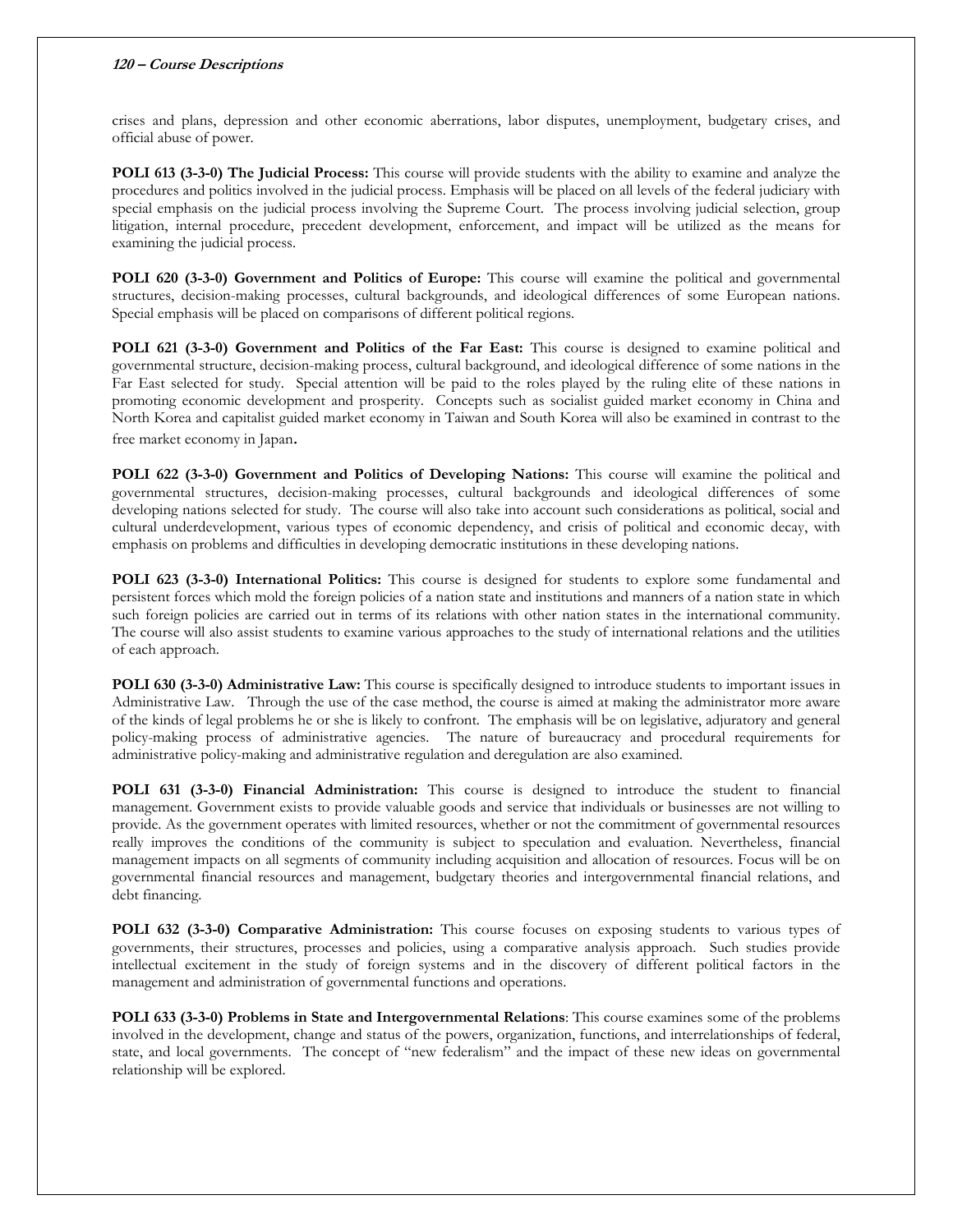crises and plans, depression and other economic aberrations, labor disputes, unemployment, budgetary crises, and official abuse of power.

**POLI 613 (3-3-0) The Judicial Process:** This course will provide students with the ability to examine and analyze the procedures and politics involved in the judicial process. Emphasis will be placed on all levels of the federal judiciary with special emphasis on the judicial process involving the Supreme Court. The process involving judicial selection, group litigation, internal procedure, precedent development, enforcement, and impact will be utilized as the means for examining the judicial process.

**POLI 620 (3-3-0) Government and Politics of Europe:** This course will examine the political and governmental structures, decision-making processes, cultural backgrounds, and ideological differences of some European nations. Special emphasis will be placed on comparisons of different political regions.

**POLI 621 (3-3-0) Government and Politics of the Far East:** This course is designed to examine political and governmental structure, decision-making process, cultural background, and ideological difference of some nations in the Far East selected for study. Special attention will be paid to the roles played by the ruling elite of these nations in promoting economic development and prosperity. Concepts such as socialist guided market economy in China and North Korea and capitalist guided market economy in Taiwan and South Korea will also be examined in contrast to the free market economy in Japan.

**POLI 622 (3-3-0) Government and Politics of Developing Nations:** This course will examine the political and governmental structures, decision-making processes, cultural backgrounds and ideological differences of some developing nations selected for study. The course will also take into account such considerations as political, social and cultural underdevelopment, various types of economic dependency, and crisis of political and economic decay, with emphasis on problems and difficulties in developing democratic institutions in these developing nations.

**POLI 623 (3-3-0) International Politics:** This course is designed for students to explore some fundamental and persistent forces which mold the foreign policies of a nation state and institutions and manners of a nation state in which such foreign policies are carried out in terms of its relations with other nation states in the international community. The course will also assist students to examine various approaches to the study of international relations and the utilities of each approach.

**POLI 630 (3-3-0) Administrative Law:** This course is specifically designed to introduce students to important issues in Administrative Law. Through the use of the case method, the course is aimed at making the administrator more aware of the kinds of legal problems he or she is likely to confront. The emphasis will be on legislative, adjuratory and general policy-making process of administrative agencies. The nature of bureaucracy and procedural requirements for administrative policy-making and administrative regulation and deregulation are also examined.

**POLI 631 (3-3-0) Financial Administration:** This course is designed to introduce the student to financial management. Government exists to provide valuable goods and service that individuals or businesses are not willing to provide. As the government operates with limited resources, whether or not the commitment of governmental resources really improves the conditions of the community is subject to speculation and evaluation. Nevertheless, financial management impacts on all segments of community including acquisition and allocation of resources. Focus will be on governmental financial resources and management, budgetary theories and intergovernmental financial relations, and debt financing.

**POLI 632 (3-3-0) Comparative Administration:** This course focuses on exposing students to various types of governments, their structures, processes and policies, using a comparative analysis approach. Such studies provide intellectual excitement in the study of foreign systems and in the discovery of different political factors in the management and administration of governmental functions and operations.

**POLI 633 (3-3-0) Problems in State and Intergovernmental Relations**: This course examines some of the problems involved in the development, change and status of the powers, organization, functions, and interrelationships of federal, state, and local governments. The concept of "new federalism" and the impact of these new ideas on governmental relationship will be explored.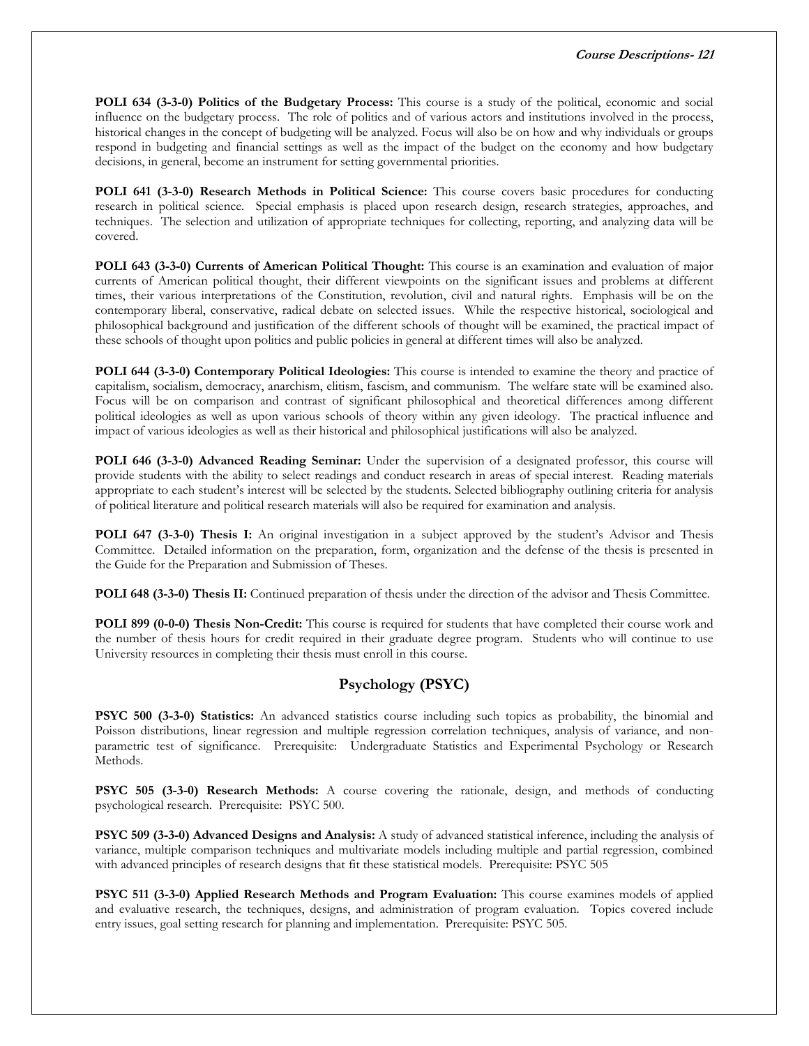**POLI 634 (3-3-0) Politics of the Budgetary Process:** This course is a study of the political, economic and social influence on the budgetary process. The role of politics and of various actors and institutions involved in the process, historical changes in the concept of budgeting will be analyzed. Focus will also be on how and why individuals or groups respond in budgeting and financial settings as well as the impact of the budget on the economy and how budgetary decisions, in general, become an instrument for setting governmental priorities.

**POLI 641 (3-3-0) Research Methods in Political Science:** This course covers basic procedures for conducting research in political science. Special emphasis is placed upon research design, research strategies, approaches, and techniques. The selection and utilization of appropriate techniques for collecting, reporting, and analyzing data will be covered.

**POLI 643 (3-3-0) Currents of American Political Thought:** This course is an examination and evaluation of major currents of American political thought, their different viewpoints on the significant issues and problems at different times, their various interpretations of the Constitution, revolution, civil and natural rights. Emphasis will be on the contemporary liberal, conservative, radical debate on selected issues. While the respective historical, sociological and philosophical background and justification of the different schools of thought will be examined, the practical impact of these schools of thought upon politics and public policies in general at different times will also be analyzed.

**POLI 644 (3-3-0) Contemporary Political Ideologies:** This course is intended to examine the theory and practice of capitalism, socialism, democracy, anarchism, elitism, fascism, and communism. The welfare state will be examined also. Focus will be on comparison and contrast of significant philosophical and theoretical differences among different political ideologies as well as upon various schools of theory within any given ideology. The practical influence and impact of various ideologies as well as their historical and philosophical justifications will also be analyzed.

**POLI 646 (3-3-0) Advanced Reading Seminar:** Under the supervision of a designated professor, this course will provide students with the ability to select readings and conduct research in areas of special interest. Reading materials appropriate to each student's interest will be selected by the students. Selected bibliography outlining criteria for analysis of political literature and political research materials will also be required for examination and analysis.

**POLI 647 (3-3-0) Thesis I:** An original investigation in a subject approved by the student's Advisor and Thesis Committee. Detailed information on the preparation, form, organization and the defense of the thesis is presented in the Guide for the Preparation and Submission of Theses.

**POLI 648 (3-3-0) Thesis II:** Continued preparation of thesis under the direction of the advisor and Thesis Committee.

**POLI 899 (0-0-0) Thesis Non-Credit:** This course is required for students that have completed their course work and the number of thesis hours for credit required in their graduate degree program. Students who will continue to use University resources in completing their thesis must enroll in this course.

## Psychology (PSYC)

**PSYC 500 (3-3-0) Statistics:** An advanced statistics course including such topics as probability, the binomial and Poisson distributions, linear regression and multiple regression correlation techniques, analysis of variance, and non-parametric test of significance. Prerequisite: Undergraduate Statistics and Experimental Psychology or Research Methods.

**PSYC 505 (3-3-0) Research Methods:** A course covering the rationale, design, and methods of conducting psychological research. Prerequisite: PSYC 500.

**PSYC 509 (3-3-0) Advanced Designs and Analysis:** A study of advanced statistical inference, including the analysis of variance, multiple comparison techniques and multivariate models including multiple and partial regression, combined with advanced principles of research designs that fit these statistical models. Prerequisite: PSYC 505

**PSYC 511 (3-3-0) Applied Research Methods and Program Evaluation:** This course examines models of applied and evaluative research, the techniques, designs, and administration of program evaluation. Topics covered include entry issues, goal setting research for planning and implementation. Prerequisite: PSYC 505.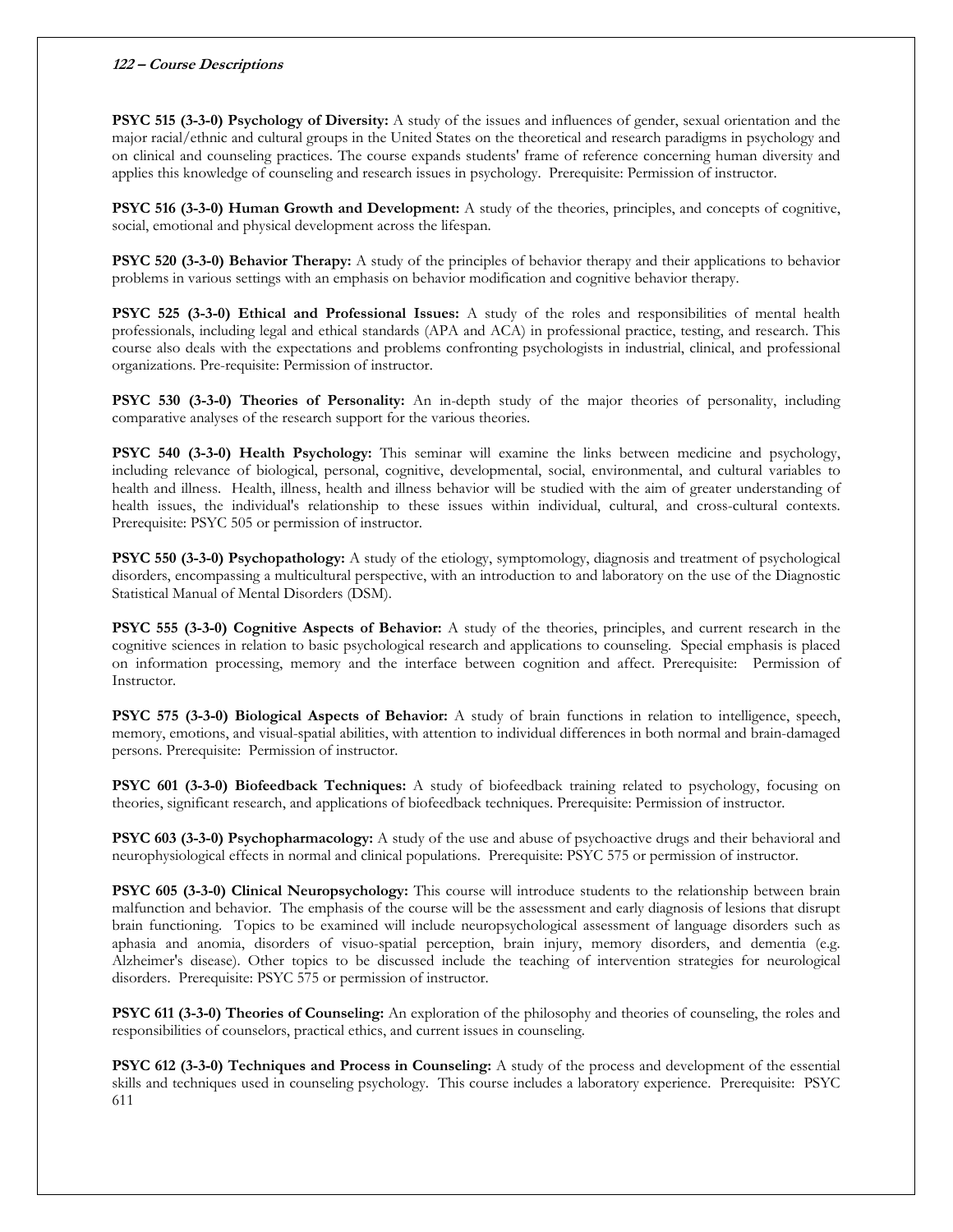**PSYC 515 (3-3-0) Psychology of Diversity:** A study of the issues and influences of gender, sexual orientation and the major racial/ethnic and cultural groups in the United States on the theoretical and research paradigms in psychology and on clinical and counseling practices. The course expands students' frame of reference concerning human diversity and applies this knowledge of counseling and research issues in psychology. Prerequisite: Permission of instructor.

**PSYC 516 (3-3-0) Human Growth and Development:** A study of the theories, principles, and concepts of cognitive, social, emotional and physical development across the lifespan.

**PSYC 520 (3-3-0) Behavior Therapy:** A study of the principles of behavior therapy and their applications to behavior problems in various settings with an emphasis on behavior modification and cognitive behavior therapy.

**PSYC 525 (3-3-0) Ethical and Professional Issues:** A study of the roles and responsibilities of mental health professionals, including legal and ethical standards (APA and ACA) in professional practice, testing, and research. This course also deals with the expectations and problems confronting psychologists in industrial, clinical, and professional organizations. Pre-requisite: Permission of instructor.

**PSYC 530 (3-3-0) Theories of Personality:** An in-depth study of the major theories of personality, including comparative analyses of the research support for the various theories.

**PSYC 540 (3-3-0) Health Psychology:** This seminar will examine the links between medicine and psychology, including relevance of biological, personal, cognitive, developmental, social, environmental, and cultural variables to health and illness. Health, illness, health and illness behavior will be studied with the aim of greater understanding of health issues, the individual's relationship to these issues within individual, cultural, and cross-cultural contexts. Prerequisite: PSYC 505 or permission of instructor.

**PSYC 550 (3-3-0) Psychopathology:** A study of the etiology, symptomology, diagnosis and treatment of psychological disorders, encompassing a multicultural perspective, with an introduction to and laboratory on the use of the Diagnostic Statistical Manual of Mental Disorders (DSM).

**PSYC 555 (3-3-0) Cognitive Aspects of Behavior:** A study of the theories, principles, and current research in the cognitive sciences in relation to basic psychological research and applications to counseling. Special emphasis is placed on information processing, memory and the interface between cognition and affect. Prerequisite: Permission of Instructor.

**PSYC 575 (3-3-0) Biological Aspects of Behavior:** A study of brain functions in relation to intelligence, speech, memory, emotions, and visual-spatial abilities, with attention to individual differences in both normal and brain-damaged persons. Prerequisite: Permission of instructor.

**PSYC 601 (3-3-0) Biofeedback Techniques:** A study of biofeedback training related to psychology, focusing on theories, significant research, and applications of biofeedback techniques. Prerequisite: Permission of instructor.

**PSYC 603 (3-3-0) Psychopharmacology:** A study of the use and abuse of psychoactive drugs and their behavioral and neurophysiological effects in normal and clinical populations. Prerequisite: PSYC 575 or permission of instructor.

**PSYC 605 (3-3-0) Clinical Neuropsychology:** This course will introduce students to the relationship between brain malfunction and behavior. The emphasis of the course will be the assessment and early diagnosis of lesions that disrupt brain functioning. Topics to be examined will include neuropsychological assessment of language disorders such as aphasia and anomia, disorders of visuo-spatial perception, brain injury, memory disorders, and dementia (e.g. Alzheimer's disease). Other topics to be discussed include the teaching of intervention strategies for neurological disorders. Prerequisite: PSYC 575 or permission of instructor.

**PSYC 611 (3-3-0) Theories of Counseling:** An exploration of the philosophy and theories of counseling, the roles and responsibilities of counselors, practical ethics, and current issues in counseling.

**PSYC 612 (3-3-0) Techniques and Process in Counseling:** A study of the process and development of the essential skills and techniques used in counseling psychology. This course includes a laboratory experience. Prerequisite: PSYC 611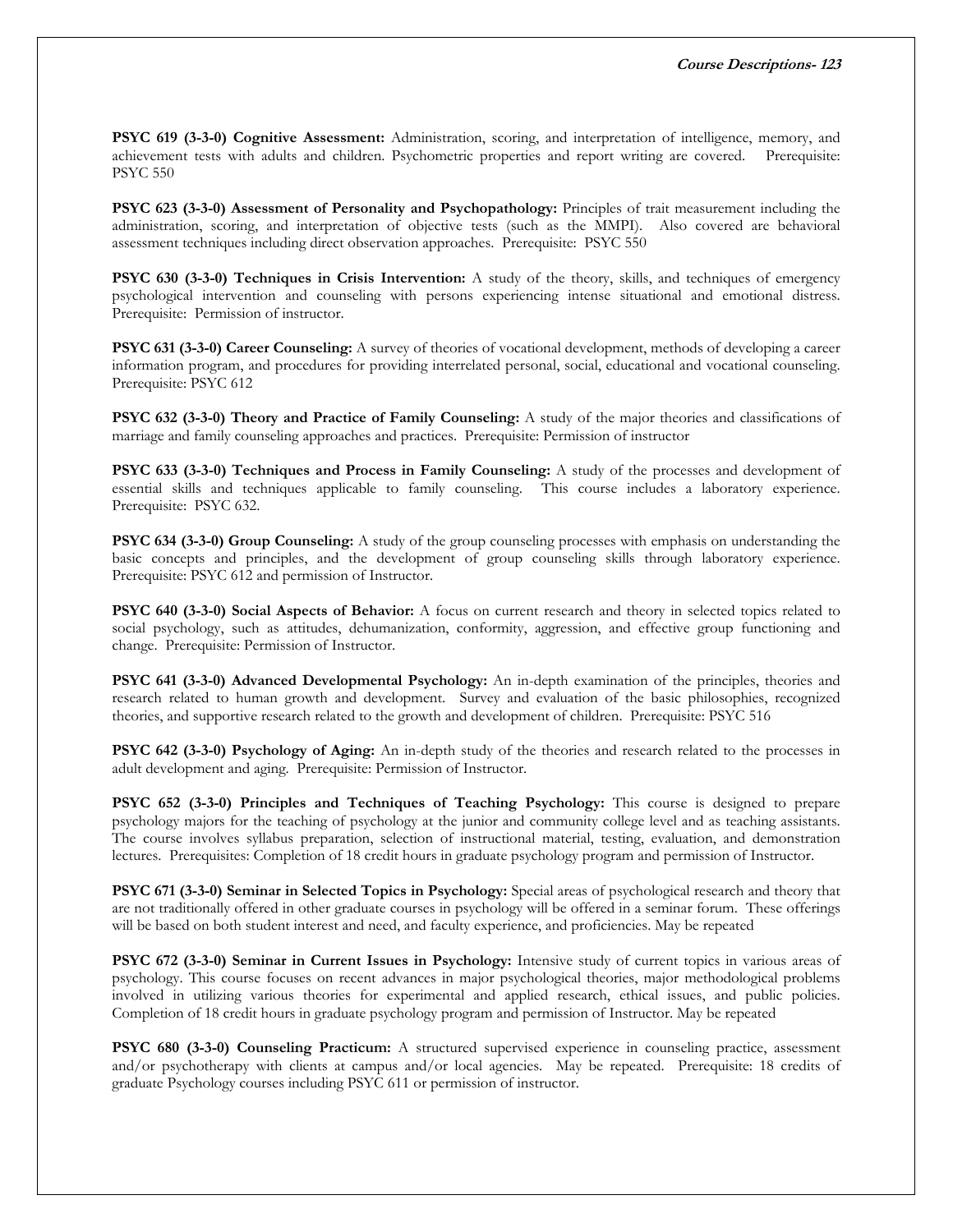**PSYC 619 (3-3-0) Cognitive Assessment:** Administration, scoring, and interpretation of intelligence, memory, and achievement tests with adults and children. Psychometric properties and report writing are covered. Prerequisite: PSYC 550

**PSYC 623 (3-3-0) Assessment of Personality and Psychopathology:** Principles of trait measurement including the administration, scoring, and interpretation of objective tests (such as the MMPI). Also covered are behavioral assessment techniques including direct observation approaches. Prerequisite: PSYC 550

**PSYC 630 (3-3-0) Techniques in Crisis Intervention:** A study of the theory, skills, and techniques of emergency psychological intervention and counseling with persons experiencing intense situational and emotional distress. Prerequisite: Permission of instructor.

**PSYC 631 (3-3-0) Career Counseling:** A survey of theories of vocational development, methods of developing a career information program, and procedures for providing interrelated personal, social, educational and vocational counseling. Prerequisite: PSYC 612

**PSYC 632 (3-3-0) Theory and Practice of Family Counseling:** A study of the major theories and classifications of marriage and family counseling approaches and practices. Prerequisite: Permission of instructor

**PSYC 633 (3-3-0) Techniques and Process in Family Counseling:** A study of the processes and development of essential skills and techniques applicable to family counseling. This course includes a laboratory experience. Prerequisite: PSYC 632.

**PSYC 634 (3-3-0) Group Counseling:** A study of the group counseling processes with emphasis on understanding the basic concepts and principles, and the development of group counseling skills through laboratory experience. Prerequisite: PSYC 612 and permission of Instructor.

**PSYC 640 (3-3-0) Social Aspects of Behavior:** A focus on current research and theory in selected topics related to social psychology, such as attitudes, dehumanization, conformity, aggression, and effective group functioning and change. Prerequisite: Permission of Instructor.

**PSYC 641 (3-3-0) Advanced Developmental Psychology:** An in-depth examination of the principles, theories and research related to human growth and development. Survey and evaluation of the basic philosophies, recognized theories, and supportive research related to the growth and development of children. Prerequisite: PSYC 516

**PSYC 642 (3-3-0) Psychology of Aging:** An in-depth study of the theories and research related to the processes in adult development and aging. Prerequisite: Permission of Instructor.

**PSYC 652 (3-3-0) Principles and Techniques of Teaching Psychology:** This course is designed to prepare psychology majors for the teaching of psychology at the junior and community college level and as teaching assistants. The course involves syllabus preparation, selection of instructional material, testing, evaluation, and demonstration lectures. Prerequisites: Completion of 18 credit hours in graduate psychology program and permission of Instructor.

**PSYC 671 (3-3-0) Seminar in Selected Topics in Psychology:** Special areas of psychological research and theory that are not traditionally offered in other graduate courses in psychology will be offered in a seminar forum. These offerings will be based on both student interest and need, and faculty experience, and proficiencies. May be repeated

**PSYC 672 (3-3-0) Seminar in Current Issues in Psychology:** Intensive study of current topics in various areas of psychology. This course focuses on recent advances in major psychological theories, major methodological problems involved in utilizing various theories for experimental and applied research, ethical issues, and public policies. Completion of 18 credit hours in graduate psychology program and permission of Instructor. May be repeated

**PSYC 680 (3-3-0) Counseling Practicum:** A structured supervised experience in counseling practice, assessment and/or psychotherapy with clients at campus and/or local agencies. May be repeated. Prerequisite: 18 credits of graduate Psychology courses including PSYC 611 or permission of instructor.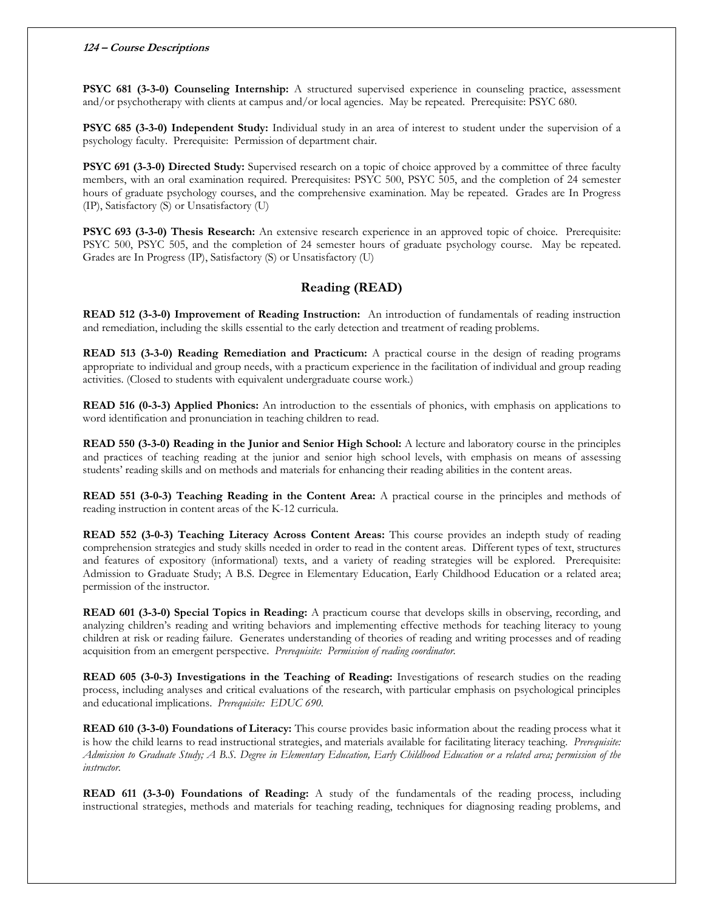**PSYC 681 (3-3-0) Counseling Internship:** A structured supervised experience in counseling practice, assessment and/or psychotherapy with clients at campus and/or local agencies. May be repeated. Prerequisite: PSYC 680.

**PSYC 685 (3-3-0) Independent Study:** Individual study in an area of interest to student under the supervision of a psychology faculty. Prerequisite: Permission of department chair.

**PSYC 691 (3-3-0) Directed Study:** Supervised research on a topic of choice approved by a committee of three faculty members, with an oral examination required. Prerequisites: PSYC 500, PSYC 505, and the completion of 24 semester hours of graduate psychology courses, and the comprehensive examination. May be repeated. Grades are In Progress (IP), Satisfactory (S) or Unsatisfactory (U)

**PSYC 693 (3-3-0) Thesis Research:** An extensive research experience in an approved topic of choice. Prerequisite: PSYC 500, PSYC 505, and the completion of 24 semester hours of graduate psychology course. May be repeated. Grades are In Progress (IP), Satisfactory (S) or Unsatisfactory (U)

## Reading (READ)

**READ 512 (3-3-0) Improvement of Reading Instruction:** An introduction of fundamentals of reading instruction and remediation, including the skills essential to the early detection and treatment of reading problems.

**READ 513 (3-3-0) Reading Remediation and Practicum:** A practical course in the design of reading programs appropriate to individual and group needs, with a practicum experience in the facilitation of individual and group reading activities. (Closed to students with equivalent undergraduate course work.)

**READ 516 (0-3-3) Applied Phonics:** An introduction to the essentials of phonics, with emphasis on applications to word identification and pronunciation in teaching children to read.

**READ 550 (3-3-0) Reading in the Junior and Senior High School:** A lecture and laboratory course in the principles and practices of teaching reading at the junior and senior high school levels, with emphasis on means of assessing students' reading skills and on methods and materials for enhancing their reading abilities in the content areas.

**READ 551 (3-0-3) Teaching Reading in the Content Area:** A practical course in the principles and methods of reading instruction in content areas of the K-12 curricula.

**READ 552 (3-0-3) Teaching Literacy Across Content Areas:** This course provides an indepth study of reading comprehension strategies and study skills needed in order to read in the content areas. Different types of text, structures and features of expository (informational) texts, and a variety of reading strategies will be explored. Prerequisite: Admission to Graduate Study; A B.S. Degree in Elementary Education, Early Childhood Education or a related area; permission of the instructor.

**READ 601 (3-3-0) Special Topics in Reading:** A practicum course that develops skills in observing, recording, and analyzing children's reading and writing behaviors and implementing effective methods for teaching literacy to young children at risk or reading failure. Generates understanding of theories of reading and writing processes and of reading acquisition from an emergent perspective. *Prerequisite: Permission of reading coordinator.*

**READ 605 (3-0-3) Investigations in the Teaching of Reading:** Investigations of research studies on the reading process, including analyses and critical evaluations of the research, with particular emphasis on psychological principles and educational implications. *Prerequisite: EDUC 690.*

**READ 610 (3-3-0) Foundations of Literacy:** This course provides basic information about the reading process what it is how the child learns to read instructional strategies, and materials available for facilitating literacy teaching. *Prerequisite: Admission to Graduate Study; A B.S. Degree in Elementary Education, Early Childhood Education or a related area; permission of the instructor.*

**READ 611 (3-3-0) Foundations of Reading:** A study of the fundamentals of the reading process, including instructional strategies, methods and materials for teaching reading, techniques for diagnosing reading problems, and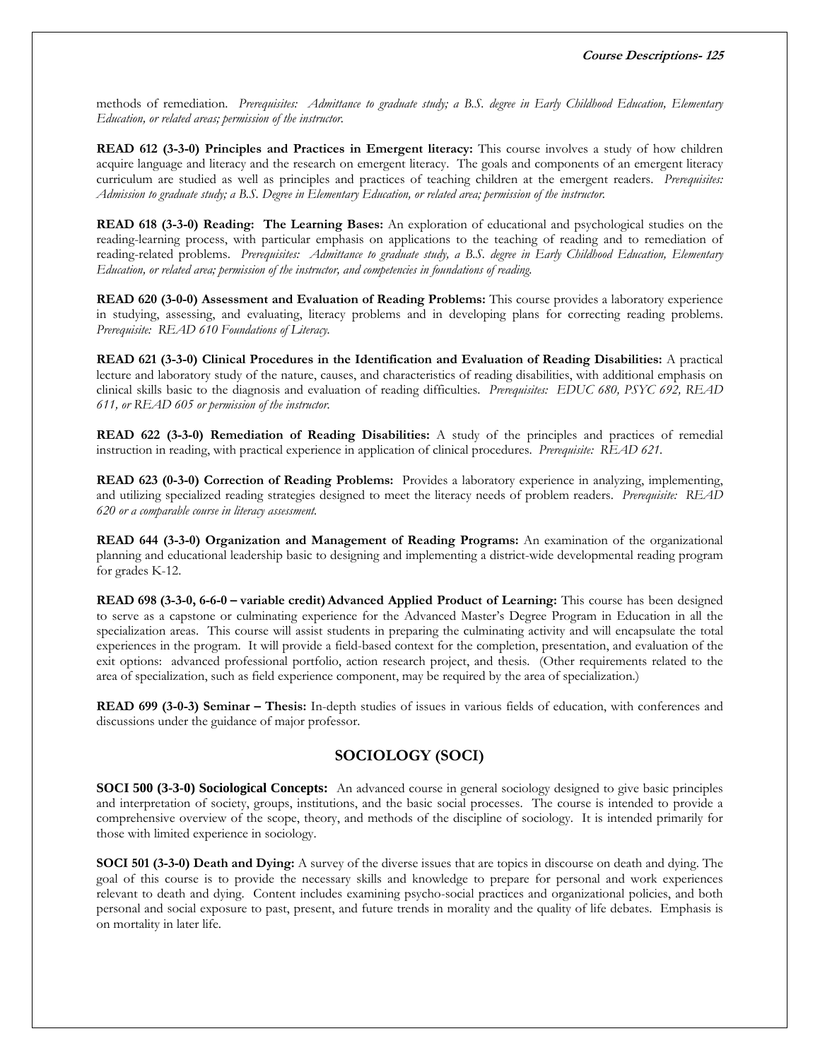methods of remediation. *Prerequisites: Admittance to graduate study; a B.S. degree in Early Childhood Education, Elementary Education, or related areas; permission of the instructor.*

**READ 612 (3-3-0) Principles and Practices in Emergent literacy:** This course involves a study of how children acquire language and literacy and the research on emergent literacy. The goals and components of an emergent literacy curriculum are studied as well as principles and practices of teaching children at the emergent readers. *Prerequisites: Admission to graduate study; a B.S. Degree in Elementary Education, or related area; permission of the instructor.*

**READ 618 (3-3-0) Reading: The Learning Bases:** An exploration of educational and psychological studies on the reading-learning process, with particular emphasis on applications to the teaching of reading and to remediation of reading-related problems. *Prerequisites: Admittance to graduate study, a B.S. degree in Early Childhood Education, Elementary Education, or related area; permission of the instructor, and competencies in foundations of reading.*

**READ 620 (3-0-0) Assessment and Evaluation of Reading Problems:** This course provides a laboratory experience in studying, assessing, and evaluating, literacy problems and in developing plans for correcting reading problems. *Prerequisite: READ 610 Foundations of Literacy.*

**READ 621 (3-3-0) Clinical Procedures in the Identification and Evaluation of Reading Disabilities:** A practical lecture and laboratory study of the nature, causes, and characteristics of reading disabilities, with additional emphasis on clinical skills basic to the diagnosis and evaluation of reading difficulties. *Prerequisites: EDUC 680, PSYC 692, READ 611, or READ 605 or permission of the instructor.*

**READ 622 (3-3-0) Remediation of Reading Disabilities:** A study of the principles and practices of remedial instruction in reading, with practical experience in application of clinical procedures. *Prerequisite: READ 621.*

**READ 623 (0-3-0) Correction of Reading Problems:** Provides a laboratory experience in analyzing, implementing, and utilizing specialized reading strategies designed to meet the literacy needs of problem readers. *Prerequisite: READ 620 or a comparable course in literacy assessment.*

**READ 644 (3-3-0) Organization and Management of Reading Programs:** An examination of the organizational planning and educational leadership basic to designing and implementing a district-wide developmental reading program for grades K-12.

**READ 698 (3-3-0, 6-6-0 – variable credit) Advanced Applied Product of Learning:** This course has been designed to serve as a capstone or culminating experience for the Advanced Master's Degree Program in Education in all the specialization areas. This course will assist students in preparing the culminating activity and will encapsulate the total experiences in the program. It will provide a field-based context for the completion, presentation, and evaluation of the exit options: advanced professional portfolio, action research project, and thesis. (Other requirements related to the area of specialization, such as field experience component, may be required by the area of specialization.)

**READ 699 (3-0-3) Seminar – Thesis:** In-depth studies of issues in various fields of education, with conferences and discussions under the guidance of major professor.

## SOCIOLOGY (SOCI)

**SOCI 500 (3-3-0) Sociological Concepts:** An advanced course in general sociology designed to give basic principles and interpretation of society, groups, institutions, and the basic social processes. The course is intended to provide a comprehensive overview of the scope, theory, and methods of the discipline of sociology. It is intended primarily for those with limited experience in sociology.

**SOCI 501 (3-3-0) Death and Dying:** A survey of the diverse issues that are topics in discourse on death and dying. The goal of this course is to provide the necessary skills and knowledge to prepare for personal and work experiences relevant to death and dying. Content includes examining psycho-social practices and organizational policies, and both personal and social exposure to past, present, and future trends in morality and the quality of life debates. Emphasis is on mortality in later life.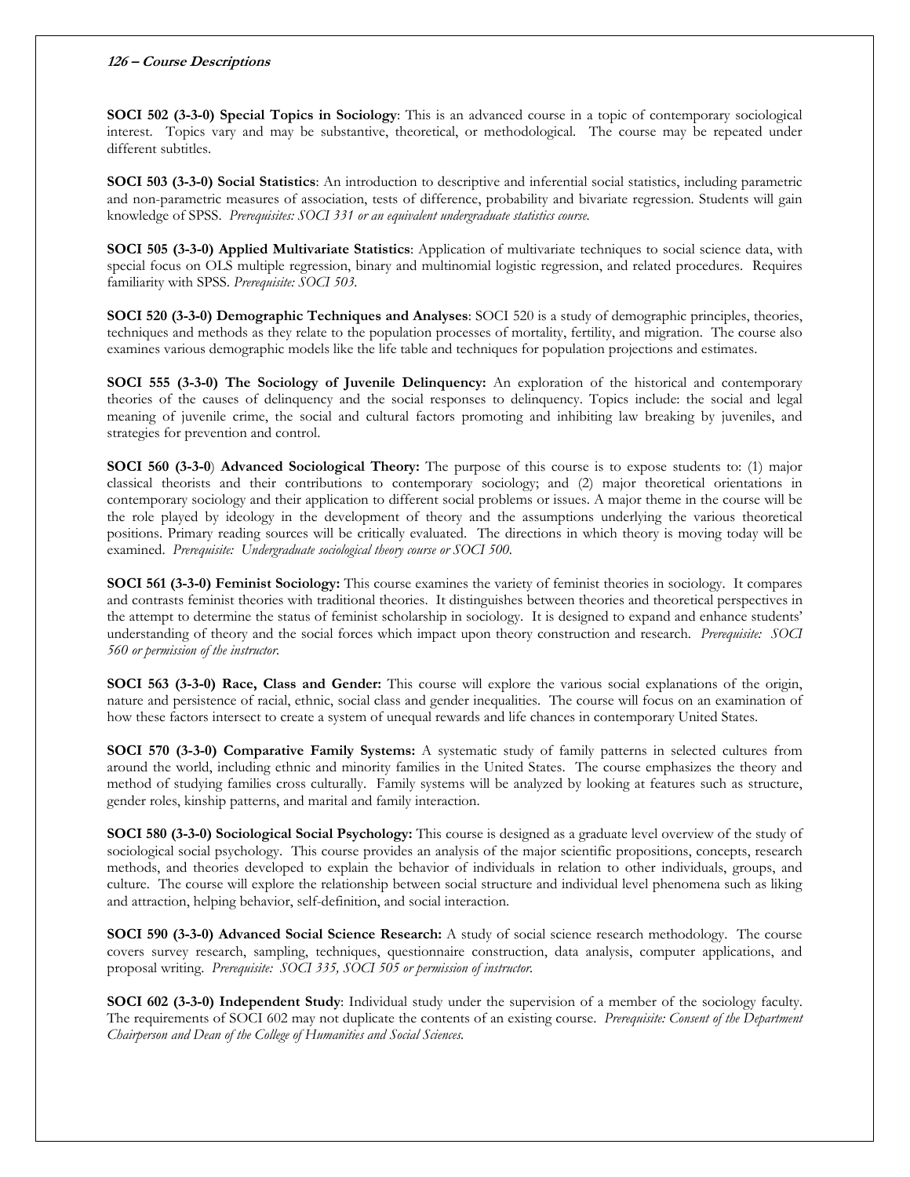**SOCI 502 (3-3-0) Special Topics in Sociology**: This is an advanced course in a topic of contemporary sociological interest. Topics vary and may be substantive, theoretical, or methodological. The course may be repeated under different subtitles.

**SOCI 503 (3-3-0) Social Statistics**: An introduction to descriptive and inferential social statistics, including parametric and non-parametric measures of association, tests of difference, probability and bivariate regression. Students will gain knowledge of SPSS. *Prerequisites: SOCI 331 or an equivalent undergraduate statistics course.*

**SOCI 505 (3-3-0) Applied Multivariate Statistics**: Application of multivariate techniques to social science data, with special focus on OLS multiple regression, binary and multinomial logistic regression, and related procedures. Requires familiarity with SPSS. *Prerequisite: SOCI 503.*

**SOCI 520 (3-3-0) Demographic Techniques and Analyses**: SOCI 520 is a study of demographic principles, theories, techniques and methods as they relate to the population processes of mortality, fertility, and migration. The course also examines various demographic models like the life table and techniques for population projections and estimates.

**SOCI 555 (3-3-0) The Sociology of Juvenile Delinquency:** An exploration of the historical and contemporary theories of the causes of delinquency and the social responses to delinquency. Topics include: the social and legal meaning of juvenile crime, the social and cultural factors promoting and inhibiting law breaking by juveniles, and strategies for prevention and control.

**SOCI 560 (3-3-0) Advanced Sociological Theory:** The purpose of this course is to expose students to: (1) major classical theorists and their contributions to contemporary sociology; and (2) major theoretical orientations in contemporary sociology and their application to different social problems or issues. A major theme in the course will be the role played by ideology in the development of theory and the assumptions underlying the various theoretical positions. Primary reading sources will be critically evaluated. The directions in which theory is moving today will be examined. *Prerequisite: Undergraduate sociological theory course or SOCI 500.*

**SOCI 561 (3-3-0) Feminist Sociology:** This course examines the variety of feminist theories in sociology. It compares and contrasts feminist theories with traditional theories. It distinguishes between theories and theoretical perspectives in the attempt to determine the status of feminist scholarship in sociology. It is designed to expand and enhance students' understanding of theory and the social forces which impact upon theory construction and research. *Prerequisite: SOCI 560 or permission of the instructor.*

**SOCI 563 (3-3-0) Race, Class and Gender:** This course will explore the various social explanations of the origin, nature and persistence of racial, ethnic, social class and gender inequalities. The course will focus on an examination of how these factors intersect to create a system of unequal rewards and life chances in contemporary United States.

**SOCI 570 (3-3-0) Comparative Family Systems:** A systematic study of family patterns in selected cultures from around the world, including ethnic and minority families in the United States. The course emphasizes the theory and method of studying families cross culturally. Family systems will be analyzed by looking at features such as structure, gender roles, kinship patterns, and marital and family interaction.

**SOCI 580 (3-3-0) Sociological Social Psychology:** This course is designed as a graduate level overview of the study of sociological social psychology. This course provides an analysis of the major scientific propositions, concepts, research methods, and theories developed to explain the behavior of individuals in relation to other individuals, groups, and culture. The course will explore the relationship between social structure and individual level phenomena such as liking and attraction, helping behavior, self-definition, and social interaction.

**SOCI 590 (3-3-0) Advanced Social Science Research:** A study of social science research methodology. The course covers survey research, sampling, techniques, questionnaire construction, data analysis, computer applications, and proposal writing. *Prerequisite: SOCI 335, SOCI 505 or permission of instructor.*

**SOCI 602 (3-3-0) Independent Study**: Individual study under the supervision of a member of the sociology faculty. The requirements of SOCI 602 may not duplicate the contents of an existing course. *Prerequisite: Consent of the Department Chairperson and Dean of the College of Humanities and Social Sciences.*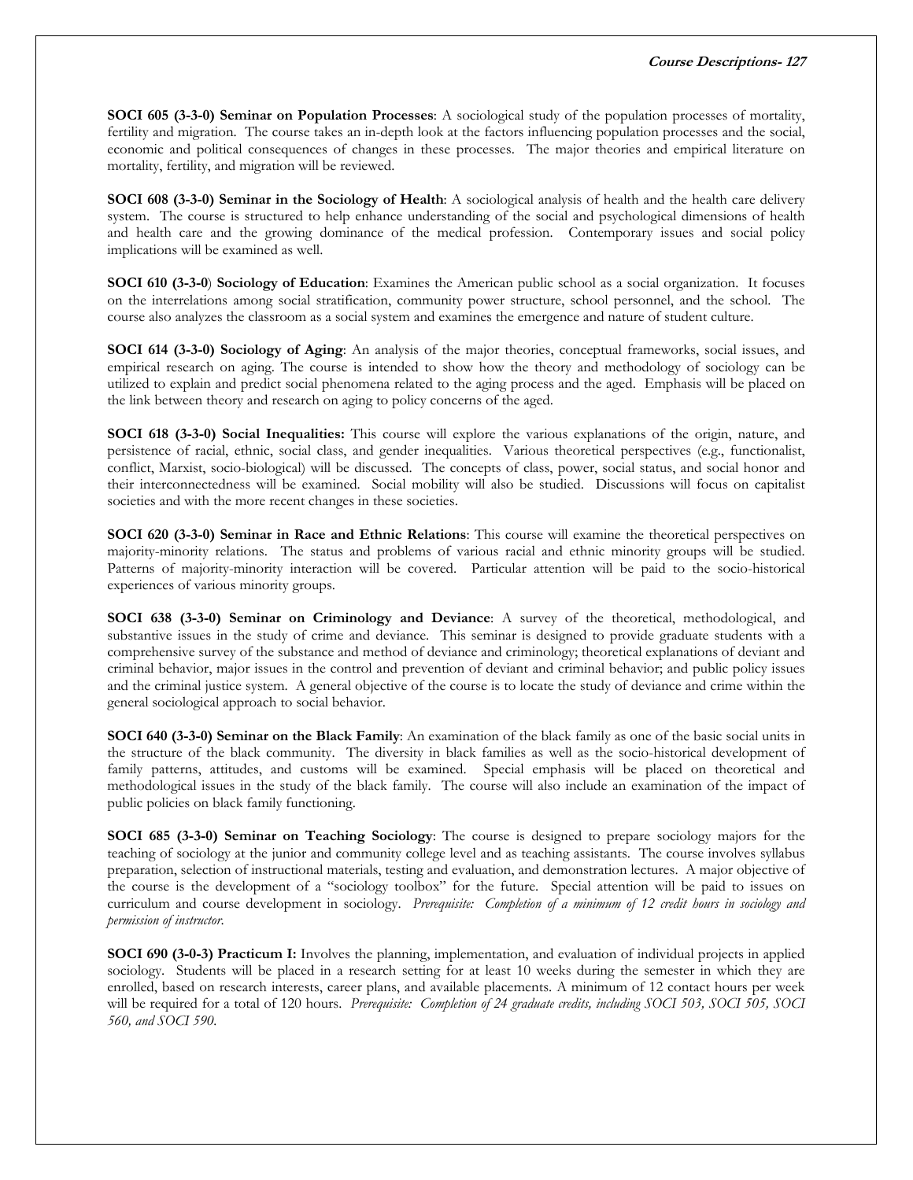**SOCI 605 (3-3-0) Seminar on Population Processes**: A sociological study of the population processes of mortality, fertility and migration. The course takes an in-depth look at the factors influencing population processes and the social, economic and political consequences of changes in these processes. The major theories and empirical literature on mortality, fertility, and migration will be reviewed.

**SOCI 608 (3-3-0) Seminar in the Sociology of Health**: A sociological analysis of health and the health care delivery system. The course is structured to help enhance understanding of the social and psychological dimensions of health and health care and the growing dominance of the medical profession. Contemporary issues and social policy implications will be examined as well.

**SOCI 610 (3-3-0) Sociology of Education**: Examines the American public school as a social organization. It focuses on the interrelations among social stratification, community power structure, school personnel, and the school. The course also analyzes the classroom as a social system and examines the emergence and nature of student culture.

**SOCI 614 (3-3-0) Sociology of Aging**: An analysis of the major theories, conceptual frameworks, social issues, and empirical research on aging. The course is intended to show how the theory and methodology of sociology can be utilized to explain and predict social phenomena related to the aging process and the aged. Emphasis will be placed on the link between theory and research on aging to policy concerns of the aged.

**SOCI 618 (3-3-0) Social Inequalities:** This course will explore the various explanations of the origin, nature, and persistence of racial, ethnic, social class, and gender inequalities. Various theoretical perspectives (e.g., functionalist, conflict, Marxist, socio-biological) will be discussed. The concepts of class, power, social status, and social honor and their interconnectedness will be examined. Social mobility will also be studied. Discussions will focus on capitalist societies and with the more recent changes in these societies.

**SOCI 620 (3-3-0) Seminar in Race and Ethnic Relations**: This course will examine the theoretical perspectives on majority-minority relations. The status and problems of various racial and ethnic minority groups will be studied. Patterns of majority-minority interaction will be covered. Particular attention will be paid to the socio-historical experiences of various minority groups.

**SOCI 638 (3-3-0) Seminar on Criminology and Deviance**: A survey of the theoretical, methodological, and substantive issues in the study of crime and deviance. This seminar is designed to provide graduate students with a comprehensive survey of the substance and method of deviance and criminology; theoretical explanations of deviant and criminal behavior, major issues in the control and prevention of deviant and criminal behavior; and public policy issues and the criminal justice system. A general objective of the course is to locate the study of deviance and crime within the general sociological approach to social behavior.

**SOCI 640 (3-3-0) Seminar on the Black Family**: An examination of the black family as one of the basic social units in the structure of the black community. The diversity in black families as well as the socio-historical development of family patterns, attitudes, and customs will be examined. Special emphasis will be placed on theoretical and methodological issues in the study of the black family. The course will also include an examination of the impact of public policies on black family functioning.

**SOCI 685 (3-3-0) Seminar on Teaching Sociology**: The course is designed to prepare sociology majors for the teaching of sociology at the junior and community college level and as teaching assistants. The course involves syllabus preparation, selection of instructional materials, testing and evaluation, and demonstration lectures. A major objective of the course is the development of a "sociology toolbox" for the future. Special attention will be paid to issues on curriculum and course development in sociology. *Prerequisite: Completion of a minimum of 12 credit hours in sociology and permission of instructor.*

**SOCI 690 (3-0-3) Practicum I:** Involves the planning, implementation, and evaluation of individual projects in applied sociology. Students will be placed in a research setting for at least 10 weeks during the semester in which they are enrolled, based on research interests, career plans, and available placements. A minimum of 12 contact hours per week will be required for a total of 120 hours. *Prerequisite: Completion of 24 graduate credits, including SOCI 503, SOCI 505, SOCI 560, and SOCI 590.*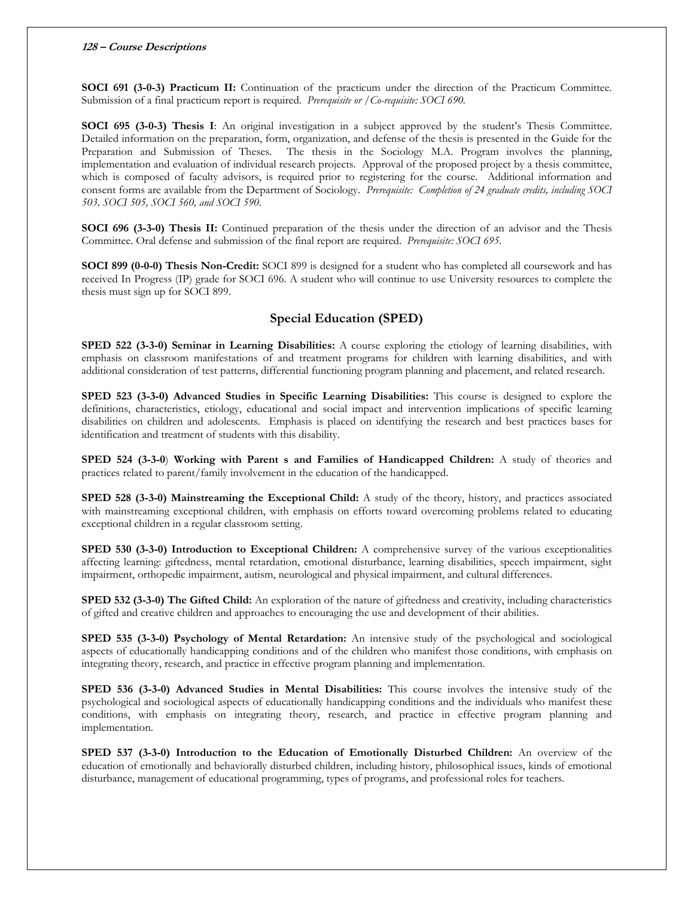**SOCI 691 (3-0-3) Practicum II:** Continuation of the practicum under the direction of the Practicum Committee. Submission of a final practicum report is required. *Prerequisite or /Co-requisite: SOCI 690.*

**SOCI 695 (3-0-3) Thesis I**: An original investigation in a subject approved by the student's Thesis Committee. Detailed information on the preparation, form, organization, and defense of the thesis is presented in the Guide for the Preparation and Submission of Theses. The thesis in the Sociology M.A. Program involves the planning, implementation and evaluation of individual research projects. Approval of the proposed project by a thesis committee, which is composed of faculty advisors, is required prior to registering for the course. Additional information and consent forms are available from the Department of Sociology. *Prerequisite: Completion of 24 graduate credits, including SOCI 503, SOCI 505, SOCI 560, and SOCI 590.*

**SOCI 696 (3-3-0) Thesis II:** Continued preparation of the thesis under the direction of an advisor and the Thesis Committee. Oral defense and submission of the final report are required. *Prerequisite: SOCI 695.*

**SOCI 899 (0-0-0) Thesis Non-Credit:** SOCI 899 is designed for a student who has completed all coursework and has received In Progress (IP) grade for SOCI 696. A student who will continue to use University resources to complete the thesis must sign up for SOCI 899.

## Special Education (SPED)

**SPED 522 (3-3-0) Seminar in Learning Disabilities:** A course exploring the etiology of learning disabilities, with emphasis on classroom manifestations of and treatment programs for children with learning disabilities, and with additional consideration of test patterns, differential functioning program planning and placement, and related research.

**SPED 523 (3-3-0) Advanced Studies in Specific Learning Disabilities:** This course is designed to explore the definitions, characteristics, etiology, educational and social impact and intervention implications of specific learning disabilities on children and adolescents. Emphasis is placed on identifying the research and best practices bases for identification and treatment of students with this disability.

**SPED 524 (3-3-0) Working with Parent s and Families of Handicapped Children:** A study of theories and practices related to parent/family involvement in the education of the handicapped.

**SPED 528 (3-3-0) Mainstreaming the Exceptional Child:** A study of the theory, history, and practices associated with mainstreaming exceptional children, with emphasis on efforts toward overcoming problems related to educating exceptional children in a regular classroom setting.

**SPED 530 (3-3-0) Introduction to Exceptional Children:** A comprehensive survey of the various exceptionalities affecting learning: giftedness, mental retardation, emotional disturbance, learning disabilities, speech impairment, sight impairment, orthopedic impairment, autism, neurological and physical impairment, and cultural differences.

**SPED 532 (3-3-0) The Gifted Child:** An exploration of the nature of giftedness and creativity, including characteristics of gifted and creative children and approaches to encouraging the use and development of their abilities.

**SPED 535 (3-3-0) Psychology of Mental Retardation:** An intensive study of the psychological and sociological aspects of educationally handicapping conditions and of the children who manifest those conditions, with emphasis on integrating theory, research, and practice in effective program planning and implementation.

**SPED 536 (3-3-0) Advanced Studies in Mental Disabilities:** This course involves the intensive study of the psychological and sociological aspects of educationally handicapping conditions and the individuals who manifest these conditions, with emphasis on integrating theory, research, and practice in effective program planning and implementation.

**SPED 537 (3-3-0) Introduction to the Education of Emotionally Disturbed Children:** An overview of the education of emotionally and behaviorally disturbed children, including history, philosophical issues, kinds of emotional disturbance, management of educational programming, types of programs, and professional roles for teachers.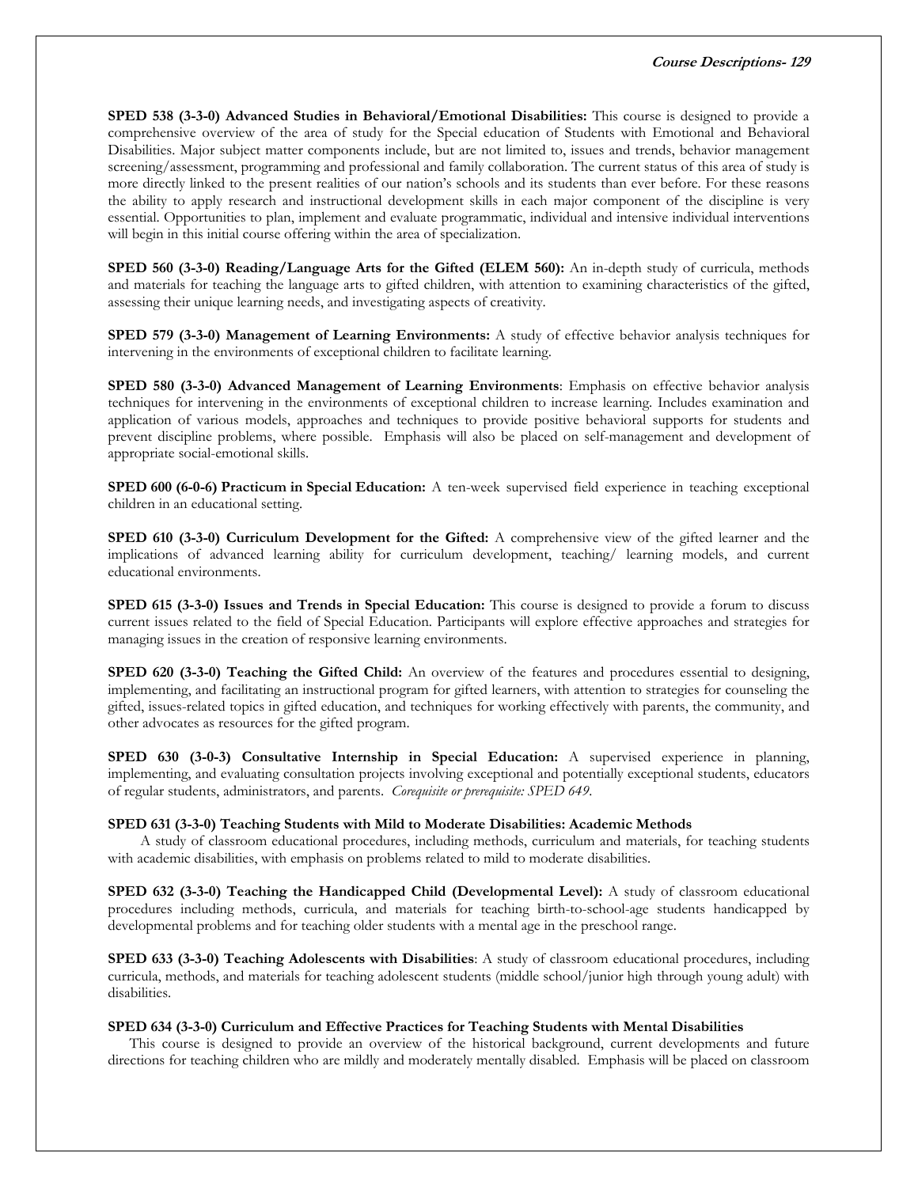**SPED 538 (3-3-0) Advanced Studies in Behavioral/Emotional Disabilities:** This course is designed to provide a comprehensive overview of the area of study for the Special education of Students with Emotional and Behavioral Disabilities. Major subject matter components include, but are not limited to, issues and trends, behavior management screening/assessment, programming and professional and family collaboration. The current status of this area of study is more directly linked to the present realities of our nation's schools and its students than ever before. For these reasons the ability to apply research and instructional development skills in each major component of the discipline is very essential. Opportunities to plan, implement and evaluate programmatic, individual and intensive individual interventions will begin in this initial course offering within the area of specialization.

**SPED 560 (3-3-0) Reading/Language Arts for the Gifted (ELEM 560):** An in-depth study of curricula, methods and materials for teaching the language arts to gifted children, with attention to examining characteristics of the gifted, assessing their unique learning needs, and investigating aspects of creativity.

**SPED 579 (3-3-0) Management of Learning Environments:** A study of effective behavior analysis techniques for intervening in the environments of exceptional children to facilitate learning.

**SPED 580 (3-3-0) Advanced Management of Learning Environments**: Emphasis on effective behavior analysis techniques for intervening in the environments of exceptional children to increase learning. Includes examination and application of various models, approaches and techniques to provide positive behavioral supports for students and prevent discipline problems, where possible. Emphasis will also be placed on self-management and development of appropriate social-emotional skills.

**SPED 600 (6-0-6) Practicum in Special Education:** A ten-week supervised field experience in teaching exceptional children in an educational setting.

**SPED 610 (3-3-0) Curriculum Development for the Gifted:** A comprehensive view of the gifted learner and the implications of advanced learning ability for curriculum development, teaching/ learning models, and current educational environments.

**SPED 615 (3-3-0) Issues and Trends in Special Education:** This course is designed to provide a forum to discuss current issues related to the field of Special Education. Participants will explore effective approaches and strategies for managing issues in the creation of responsive learning environments.

**SPED 620 (3-3-0) Teaching the Gifted Child:** An overview of the features and procedures essential to designing, implementing, and facilitating an instructional program for gifted learners, with attention to strategies for counseling the gifted, issues-related topics in gifted education, and techniques for working effectively with parents, the community, and other advocates as resources for the gifted program.

**SPED 630 (3-0-3) Consultative Internship in Special Education:** A supervised experience in planning, implementing, and evaluating consultation projects involving exceptional and potentially exceptional students, educators of regular students, administrators, and parents. *Corequisite or prerequisite: SPED 649.*

**SPED 631 (3-3-0) Teaching Students with Mild to Moderate Disabilities: Academic Methods**

A study of classroom educational procedures, including methods, curriculum and materials, for teaching students with academic disabilities, with emphasis on problems related to mild to moderate disabilities.

**SPED 632 (3-3-0) Teaching the Handicapped Child (Developmental Level):** A study of classroom educational procedures including methods, curricula, and materials for teaching birth-to-school-age students handicapped by developmental problems and for teaching older students with a mental age in the preschool range.

**SPED 633 (3-3-0) Teaching Adolescents with Disabilities**: A study of classroom educational procedures, including curricula, methods, and materials for teaching adolescent students (middle school/junior high through young adult) with disabilities.

**SPED 634 (3-3-0) Curriculum and Effective Practices for Teaching Students with Mental Disabilities**

This course is designed to provide an overview of the historical background, current developments and future directions for teaching children who are mildly and moderately mentally disabled. Emphasis will be placed on classroom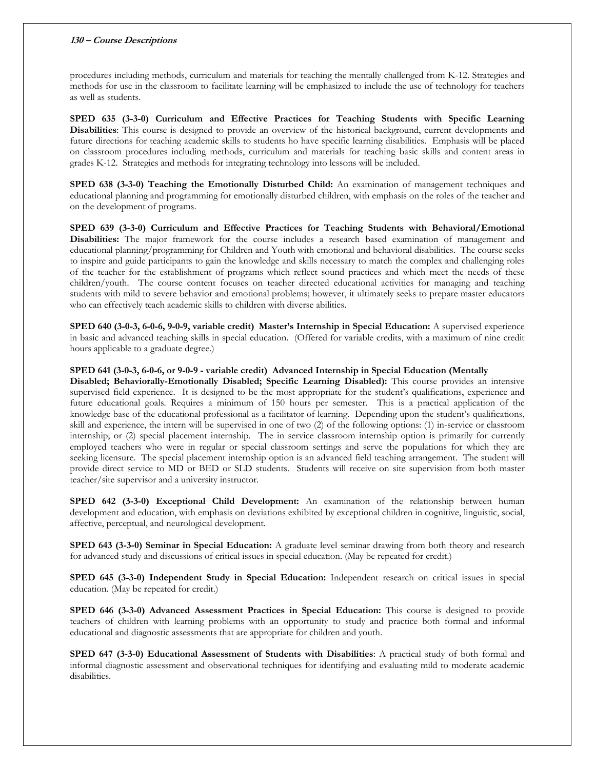procedures including methods, curriculum and materials for teaching the mentally challenged from K-12. Strategies and methods for use in the classroom to facilitate learning will be emphasized to include the use of technology for teachers as well as students.

**SPED 635 (3-3-0) Curriculum and Effective Practices for Teaching Students with Specific Learning Disabilities**: This course is designed to provide an overview of the historical background, current developments and future directions for teaching academic skills to students ho have specific learning disabilities. Emphasis will be placed on classroom procedures including methods, curriculum and materials for teaching basic skills and content areas in grades K-12. Strategies and methods for integrating technology into lessons will be included.

**SPED 638 (3-3-0) Teaching the Emotionally Disturbed Child:** An examination of management techniques and educational planning and programming for emotionally disturbed children, with emphasis on the roles of the teacher and on the development of programs.

**SPED 639 (3-3-0) Curriculum and Effective Practices for Teaching Students with Behavioral/Emotional Disabilities:** The major framework for the course includes a research based examination of management and educational planning/programming for Children and Youth with emotional and behavioral disabilities. The course seeks to inspire and guide participants to gain the knowledge and skills necessary to match the complex and challenging roles of the teacher for the establishment of programs which reflect sound practices and which meet the needs of these children/youth. The course content focuses on teacher directed educational activities for managing and teaching students with mild to severe behavior and emotional problems; however, it ultimately seeks to prepare master educators who can effectively teach academic skills to children with diverse abilities.

**SPED 640 (3-0-3, 6-0-6, 9-0-9, variable credit) Master's Internship in Special Education:** A supervised experience in basic and advanced teaching skills in special education. (Offered for variable credits, with a maximum of nine credit hours applicable to a graduate degree.)

**SPED 641 (3-0-3, 6-0-6, or 9-0-9 - variable credit) Advanced Internship in Special Education (Mentally Disabled; Behaviorally-Emotionally Disabled; Specific Learning Disabled):** This course provides an intensive supervised field experience. It is designed to be the most appropriate for the student's qualifications, experience and future educational goals. Requires a minimum of 150 hours per semester. This is a practical application of the knowledge base of the educational professional as a facilitator of learning. Depending upon the student's qualifications, skill and experience, the intern will be supervised in one of two (2) of the following options: (1) in-service or classroom internship; or (2) special placement internship. The in service classroom internship option is primarily for currently employed teachers who were in regular or special classroom settings and serve the populations for which they are seeking licensure. The special placement internship option is an advanced field teaching arrangement. The student will provide direct service to MD or BED or SLD students. Students will receive on site supervision from both master teacher/site supervisor and a university instructor.

**SPED 642 (3-3-0) Exceptional Child Development:** An examination of the relationship between human development and education, with emphasis on deviations exhibited by exceptional children in cognitive, linguistic, social, affective, perceptual, and neurological development.

**SPED 643 (3-3-0) Seminar in Special Education:** A graduate level seminar drawing from both theory and research for advanced study and discussions of critical issues in special education. (May be repeated for credit.)

**SPED 645 (3-3-0) Independent Study in Special Education:** Independent research on critical issues in special education. (May be repeated for credit.)

**SPED 646 (3-3-0) Advanced Assessment Practices in Special Education:** This course is designed to provide teachers of children with learning problems with an opportunity to study and practice both formal and informal educational and diagnostic assessments that are appropriate for children and youth.

**SPED 647 (3-3-0) Educational Assessment of Students with Disabilities**: A practical study of both formal and informal diagnostic assessment and observational techniques for identifying and evaluating mild to moderate academic disabilities.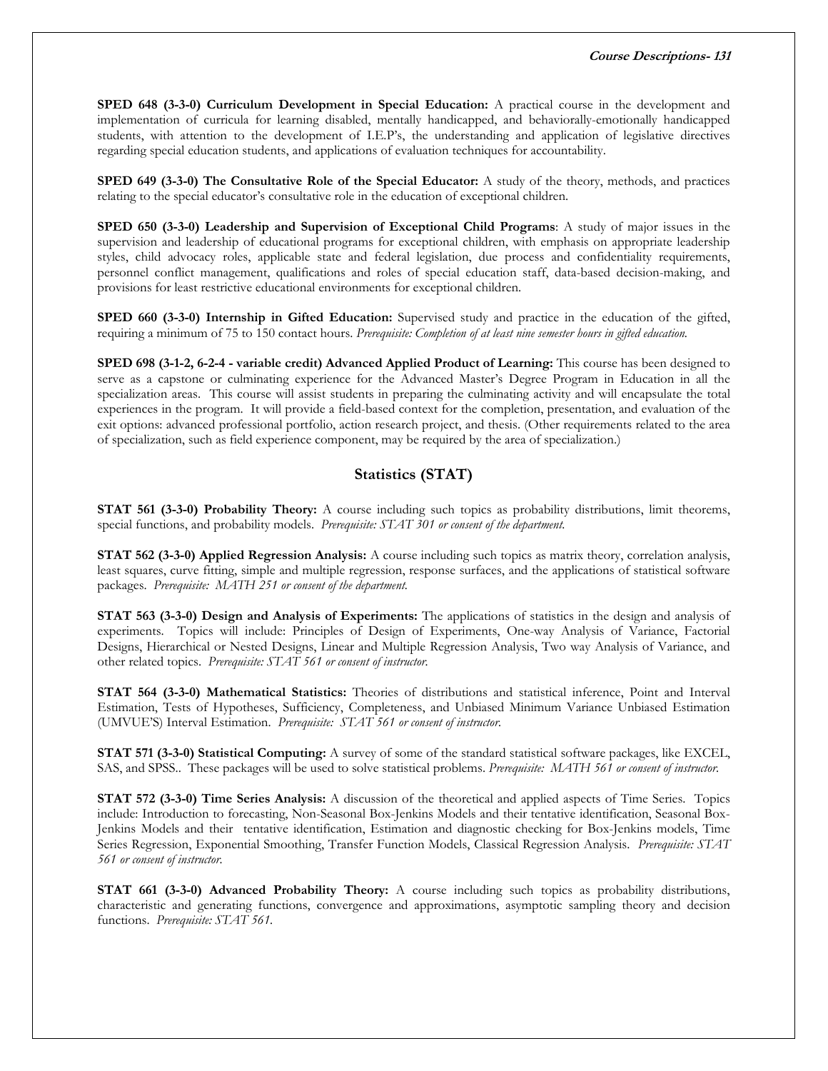**SPED 648 (3-3-0) Curriculum Development in Special Education:** A practical course in the development and implementation of curricula for learning disabled, mentally handicapped, and behaviorally-emotionally handicapped students, with attention to the development of I.E.P's, the understanding and application of legislative directives regarding special education students, and applications of evaluation techniques for accountability.

**SPED 649 (3-3-0) The Consultative Role of the Special Educator:** A study of the theory, methods, and practices relating to the special educator's consultative role in the education of exceptional children.

**SPED 650 (3-3-0) Leadership and Supervision of Exceptional Child Programs**: A study of major issues in the supervision and leadership of educational programs for exceptional children, with emphasis on appropriate leadership styles, child advocacy roles, applicable state and federal legislation, due process and confidentiality requirements, personnel conflict management, qualifications and roles of special education staff, data-based decision-making, and provisions for least restrictive educational environments for exceptional children.

**SPED 660 (3-3-0) Internship in Gifted Education:** Supervised study and practice in the education of the gifted, requiring a minimum of 75 to 150 contact hours. *Prerequisite: Completion of at least nine semester hours in gifted education.*

**SPED 698 (3-1-2, 6-2-4 - variable credit) Advanced Applied Product of Learning:** This course has been designed to serve as a capstone or culminating experience for the Advanced Master's Degree Program in Education in all the specialization areas. This course will assist students in preparing the culminating activity and will encapsulate the total experiences in the program. It will provide a field-based context for the completion, presentation, and evaluation of the exit options: advanced professional portfolio, action research project, and thesis. (Other requirements related to the area of specialization, such as field experience component, may be required by the area of specialization.)

## Statistics (STAT)

**STAT 561 (3-3-0) Probability Theory:** A course including such topics as probability distributions, limit theorems, special functions, and probability models. *Prerequisite: STAT 301 or consent of the department.*

**STAT 562 (3-3-0) Applied Regression Analysis:** A course including such topics as matrix theory, correlation analysis, least squares, curve fitting, simple and multiple regression, response surfaces, and the applications of statistical software packages. *Prerequisite: MATH 251 or consent of the department.*

**STAT 563 (3-3-0) Design and Analysis of Experiments:** The applications of statistics in the design and analysis of experiments. Topics will include: Principles of Design of Experiments, One-way Analysis of Variance, Factorial Designs, Hierarchical or Nested Designs, Linear and Multiple Regression Analysis, Two way Analysis of Variance, and other related topics. *Prerequisite: STAT 561 or consent of instructor.*

**STAT 564 (3-3-0) Mathematical Statistics:** Theories of distributions and statistical inference, Point and Interval Estimation, Tests of Hypotheses, Sufficiency, Completeness, and Unbiased Minimum Variance Unbiased Estimation (UMVUE'S) Interval Estimation. *Prerequisite: STAT 561 or consent of instructor.*

**STAT 571 (3-3-0) Statistical Computing:** A survey of some of the standard statistical software packages, like EXCEL, SAS, and SPSS.. These packages will be used to solve statistical problems. *Prerequisite: MATH 561 or consent of instructor.*

**STAT 572 (3-3-0) Time Series Analysis:** A discussion of the theoretical and applied aspects of Time Series. Topics include: Introduction to forecasting, Non-Seasonal Box-Jenkins Models and their tentative identification, Seasonal Box-Jenkins Models and their tentative identification, Estimation and diagnostic checking for Box-Jenkins models, Time Series Regression, Exponential Smoothing, Transfer Function Models, Classical Regression Analysis. *Prerequisite: STAT 561 or consent of instructor.*

**STAT 661 (3-3-0) Advanced Probability Theory:** A course including such topics as probability distributions, characteristic and generating functions, convergence and approximations, asymptotic sampling theory and decision functions. *Prerequisite: STAT 561.*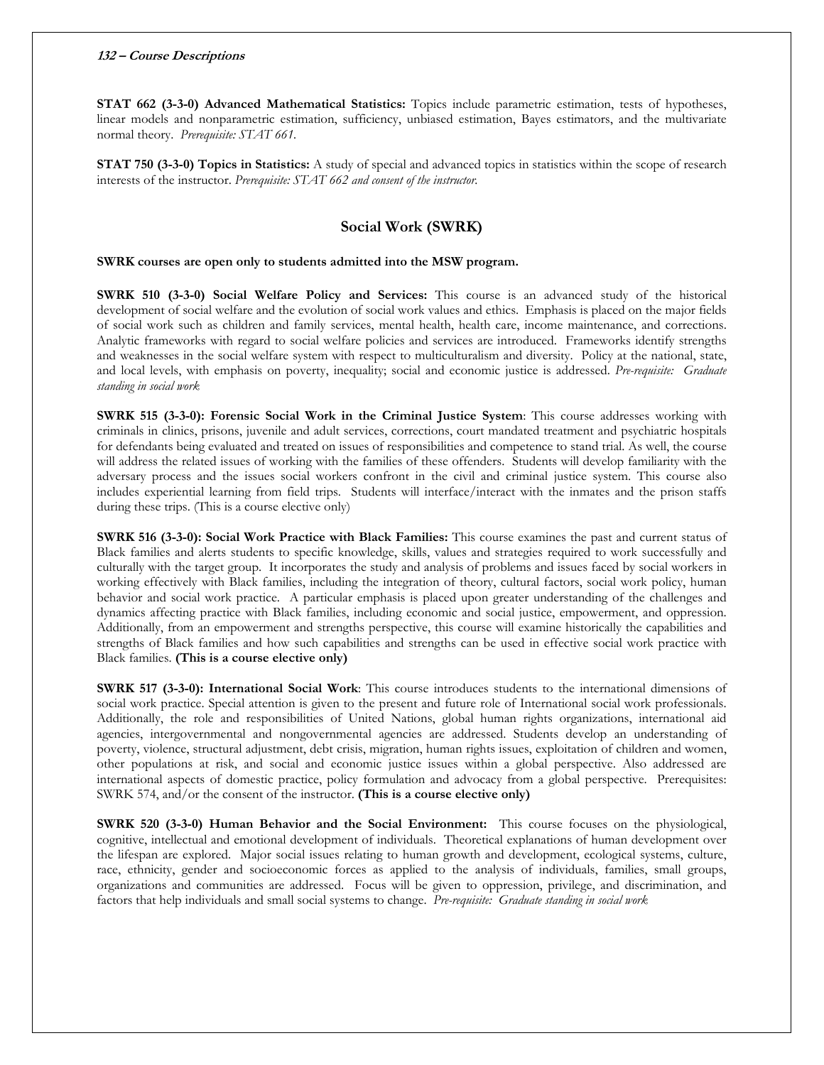**STAT 662 (3-3-0) Advanced Mathematical Statistics:** Topics include parametric estimation, tests of hypotheses, linear models and nonparametric estimation, sufficiency, unbiased estimation, Bayes estimators, and the multivariate normal theory. *Prerequisite: STAT 661.*

**STAT 750 (3-3-0) Topics in Statistics:** A study of special and advanced topics in statistics within the scope of research interests of the instructor. *Prerequisite: STAT 662 and consent of the instructor.*

## Social Work (SWRK)

**SWRK courses are open only to students admitted into the MSW program.**

**SWRK 510 (3-3-0) Social Welfare Policy and Services:** This course is an advanced study of the historical development of social welfare and the evolution of social work values and ethics. Emphasis is placed on the major fields of social work such as children and family services, mental health, health care, income maintenance, and corrections. Analytic frameworks with regard to social welfare policies and services are introduced. Frameworks identify strengths and weaknesses in the social welfare system with respect to multiculturalism and diversity. Policy at the national, state, and local levels, with emphasis on poverty, inequality; social and economic justice is addressed. *Pre-requisite: Graduate standing in social work*

**SWRK 515 (3-3-0): Forensic Social Work in the Criminal Justice System**: This course addresses working with criminals in clinics, prisons, juvenile and adult services, corrections, court mandated treatment and psychiatric hospitals for defendants being evaluated and treated on issues of responsibilities and competence to stand trial. As well, the course will address the related issues of working with the families of these offenders. Students will develop familiarity with the adversary process and the issues social workers confront in the civil and criminal justice system. This course also includes experiential learning from field trips. Students will interface/interact with the inmates and the prison staffs during these trips. (This is a course elective only)

**SWRK 516 (3-3-0): Social Work Practice with Black Families:** This course examines the past and current status of Black families and alerts students to specific knowledge, skills, values and strategies required to work successfully and culturally with the target group. It incorporates the study and analysis of problems and issues faced by social workers in working effectively with Black families, including the integration of theory, cultural factors, social work policy, human behavior and social work practice. A particular emphasis is placed upon greater understanding of the challenges and dynamics affecting practice with Black families, including economic and social justice, empowerment, and oppression. Additionally, from an empowerment and strengths perspective, this course will examine historically the capabilities and strengths of Black families and how such capabilities and strengths can be used in effective social work practice with Black families. **(This is a course elective only)**

**SWRK 517 (3-3-0): International Social Work**: This course introduces students to the international dimensions of social work practice. Special attention is given to the present and future role of International social work professionals. Additionally, the role and responsibilities of United Nations, global human rights organizations, international aid agencies, intergovernmental and nongovernmental agencies are addressed. Students develop an understanding of poverty, violence, structural adjustment, debt crisis, migration, human rights issues, exploitation of children and women, other populations at risk, and social and economic justice issues within a global perspective. Also addressed are international aspects of domestic practice, policy formulation and advocacy from a global perspective. Prerequisites: SWRK 574, and/or the consent of the instructor. **(This is a course elective only)**

**SWRK 520 (3-3-0) Human Behavior and the Social Environment:** This course focuses on the physiological, cognitive, intellectual and emotional development of individuals. Theoretical explanations of human development over the lifespan are explored. Major social issues relating to human growth and development, ecological systems, culture, race, ethnicity, gender and socioeconomic forces as applied to the analysis of individuals, families, small groups, organizations and communities are addressed. Focus will be given to oppression, privilege, and discrimination, and factors that help individuals and small social systems to change. *Pre-requisite: Graduate standing in social work*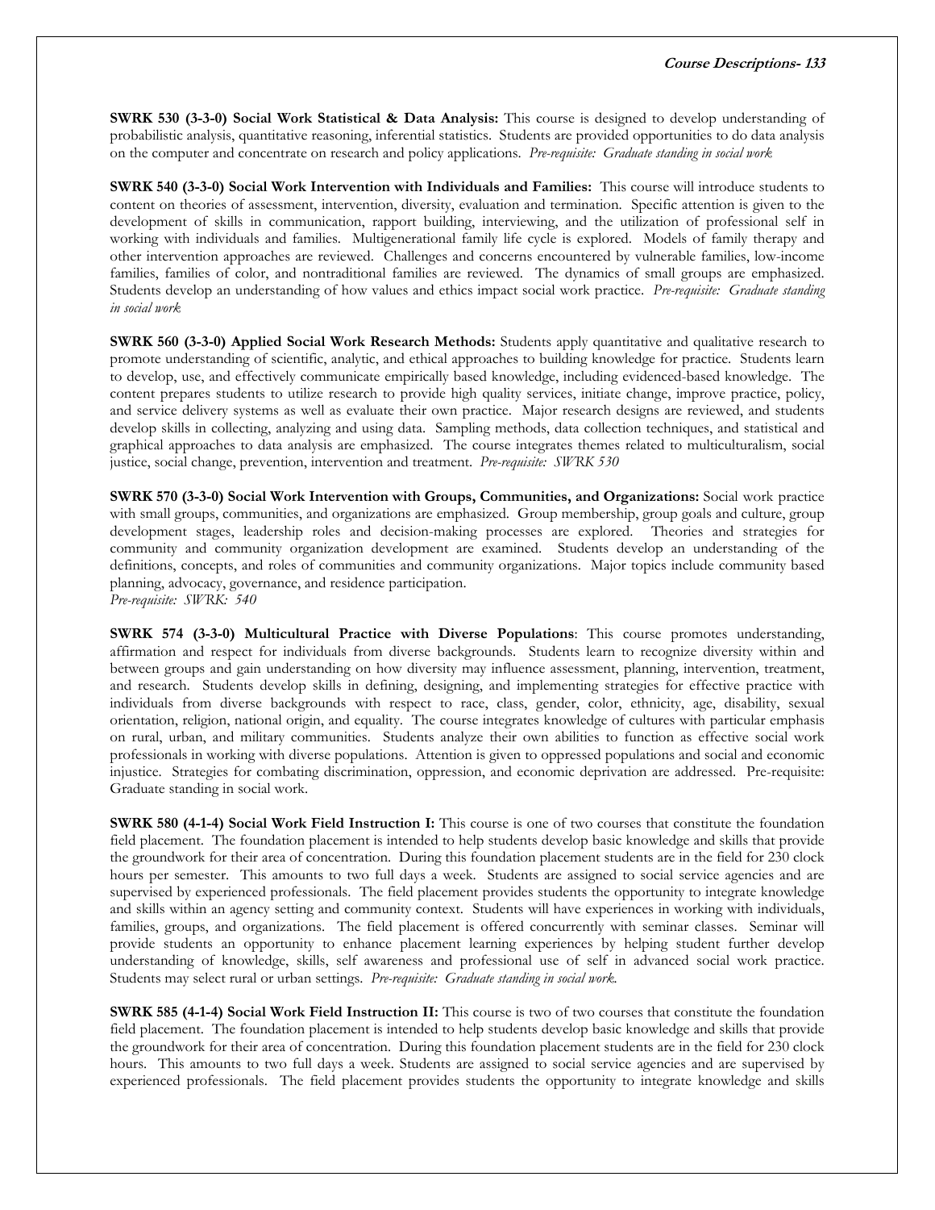**SWRK 530 (3-3-0) Social Work Statistical & Data Analysis:** This course is designed to develop understanding of probabilistic analysis, quantitative reasoning, inferential statistics. Students are provided opportunities to do data analysis on the computer and concentrate on research and policy applications. *Pre-requisite: Graduate standing in social work*

**SWRK 540 (3-3-0) Social Work Intervention with Individuals and Families:** This course will introduce students to content on theories of assessment, intervention, diversity, evaluation and termination. Specific attention is given to the development of skills in communication, rapport building, interviewing, and the utilization of professional self in working with individuals and families. Multigenerational family life cycle is explored. Models of family therapy and other intervention approaches are reviewed. Challenges and concerns encountered by vulnerable families, low-income families, families of color, and nontraditional families are reviewed. The dynamics of small groups are emphasized. Students develop an understanding of how values and ethics impact social work practice. *Pre-requisite: Graduate standing in social work*

**SWRK 560 (3-3-0) Applied Social Work Research Methods:** Students apply quantitative and qualitative research to promote understanding of scientific, analytic, and ethical approaches to building knowledge for practice. Students learn to develop, use, and effectively communicate empirically based knowledge, including evidenced-based knowledge. The content prepares students to utilize research to provide high quality services, initiate change, improve practice, policy, and service delivery systems as well as evaluate their own practice. Major research designs are reviewed, and students develop skills in collecting, analyzing and using data. Sampling methods, data collection techniques, and statistical and graphical approaches to data analysis are emphasized. The course integrates themes related to multiculturalism, social justice, social change, prevention, intervention and treatment. *Pre-requisite: SWRK 530*

**SWRK 570 (3-3-0) Social Work Intervention with Groups, Communities, and Organizations:** Social work practice with small groups, communities, and organizations are emphasized. Group membership, group goals and culture, group development stages, leadership roles and decision-making processes are explored. Theories and strategies for community and community organization development are examined. Students develop an understanding of the definitions, concepts, and roles of communities and community organizations. Major topics include community based planning, advocacy, governance, and residence participation.
*Pre-requisite: SWRK: 540*

**SWRK 574 (3-3-0) Multicultural Practice with Diverse Populations**: This course promotes understanding, affirmation and respect for individuals from diverse backgrounds. Students learn to recognize diversity within and between groups and gain understanding on how diversity may influence assessment, planning, intervention, treatment, and research. Students develop skills in defining, designing, and implementing strategies for effective practice with individuals from diverse backgrounds with respect to race, class, gender, color, ethnicity, age, disability, sexual orientation, religion, national origin, and equality. The course integrates knowledge of cultures with particular emphasis on rural, urban, and military communities. Students analyze their own abilities to function as effective social work professionals in working with diverse populations. Attention is given to oppressed populations and social and economic injustice. Strategies for combating discrimination, oppression, and economic deprivation are addressed. Pre-requisite: Graduate standing in social work.

**SWRK 580 (4-1-4) Social Work Field Instruction I:** This course is one of two courses that constitute the foundation field placement. The foundation placement is intended to help students develop basic knowledge and skills that provide the groundwork for their area of concentration. During this foundation placement students are in the field for 230 clock hours per semester. This amounts to two full days a week. Students are assigned to social service agencies and are supervised by experienced professionals. The field placement provides students the opportunity to integrate knowledge and skills within an agency setting and community context. Students will have experiences in working with individuals, families, groups, and organizations. The field placement is offered concurrently with seminar classes. Seminar will provide students an opportunity to enhance placement learning experiences by helping student further develop understanding of knowledge, skills, self awareness and professional use of self in advanced social work practice. Students may select rural or urban settings. *Pre-requisite: Graduate standing in social work.*

**SWRK 585 (4-1-4) Social Work Field Instruction II:** This course is two of two courses that constitute the foundation field placement. The foundation placement is intended to help students develop basic knowledge and skills that provide the groundwork for their area of concentration. During this foundation placement students are in the field for 230 clock hours. This amounts to two full days a week. Students are assigned to social service agencies and are supervised by experienced professionals. The field placement provides students the opportunity to integrate knowledge and skills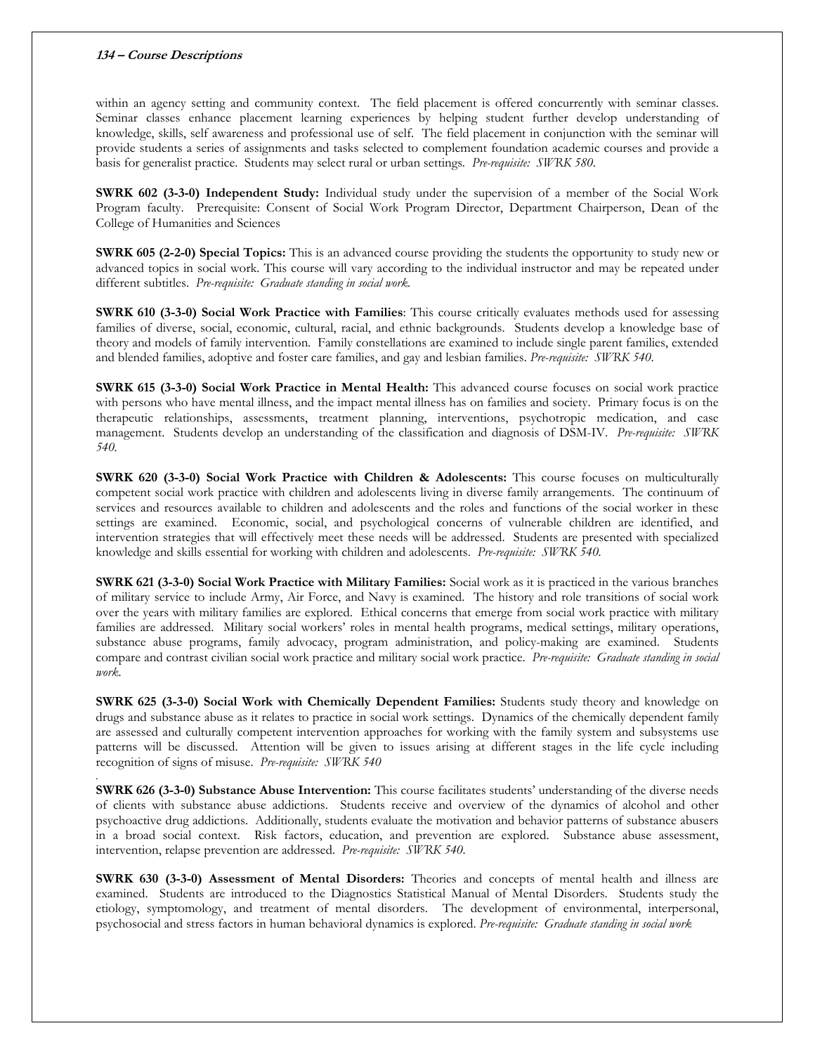within an agency setting and community context. The field placement is offered concurrently with seminar classes. Seminar classes enhance placement learning experiences by helping student further develop understanding of knowledge, skills, self awareness and professional use of self. The field placement in conjunction with the seminar will provide students a series of assignments and tasks selected to complement foundation academic courses and provide a basis for generalist practice. Students may select rural or urban settings. *Pre-requisite: SWRK 580.*

**SWRK 602 (3-3-0) Independent Study:** Individual study under the supervision of a member of the Social Work Program faculty. Prerequisite: Consent of Social Work Program Director, Department Chairperson, Dean of the College of Humanities and Sciences

**SWRK 605 (2-2-0) Special Topics:** This is an advanced course providing the students the opportunity to study new or advanced topics in social work. This course will vary according to the individual instructor and may be repeated under different subtitles. *Pre-requisite: Graduate standing in social work.*

**SWRK 610 (3-3-0) Social Work Practice with Families**: This course critically evaluates methods used for assessing families of diverse, social, economic, cultural, racial, and ethnic backgrounds. Students develop a knowledge base of theory and models of family intervention. Family constellations are examined to include single parent families, extended and blended families, adoptive and foster care families, and gay and lesbian families. *Pre-requisite: SWRK 540.*

**SWRK 615 (3-3-0) Social Work Practice in Mental Health:** This advanced course focuses on social work practice with persons who have mental illness, and the impact mental illness has on families and society. Primary focus is on the therapeutic relationships, assessments, treatment planning, interventions, psychotropic medication, and case management. Students develop an understanding of the classification and diagnosis of DSM-IV. *Pre-requisite: SWRK 540.*

**SWRK 620 (3-3-0) Social Work Practice with Children & Adolescents:** This course focuses on multiculturally competent social work practice with children and adolescents living in diverse family arrangements. The continuum of services and resources available to children and adolescents and the roles and functions of the social worker in these settings are examined. Economic, social, and psychological concerns of vulnerable children are identified, and intervention strategies that will effectively meet these needs will be addressed. Students are presented with specialized knowledge and skills essential for working with children and adolescents. *Pre-requisite: SWRK 540.*

**SWRK 621 (3-3-0) Social Work Practice with Military Families:** Social work as it is practiced in the various branches of military service to include Army, Air Force, and Navy is examined. The history and role transitions of social work over the years with military families are explored. Ethical concerns that emerge from social work practice with military families are addressed. Military social workers' roles in mental health programs, medical settings, military operations, substance abuse programs, family advocacy, program administration, and policy-making are examined. Students compare and contrast civilian social work practice and military social work practice. *Pre-requisite: Graduate standing in social work.*

**SWRK 625 (3-3-0) Social Work with Chemically Dependent Families:** Students study theory and knowledge on drugs and substance abuse as it relates to practice in social work settings. Dynamics of the chemically dependent family are assessed and culturally competent intervention approaches for working with the family system and subsystems use patterns will be discussed. Attention will be given to issues arising at different stages in the life cycle including recognition of signs of misuse. *Pre-requisite: SWRK 540*

.

**SWRK 626 (3-3-0) Substance Abuse Intervention:** This course facilitates students' understanding of the diverse needs of clients with substance abuse addictions. Students receive and overview of the dynamics of alcohol and other psychoactive drug addictions. Additionally, students evaluate the motivation and behavior patterns of substance abusers in a broad social context. Risk factors, education, and prevention are explored. Substance abuse assessment, intervention, relapse prevention are addressed. *Pre-requisite: SWRK 540.*

**SWRK 630 (3-3-0) Assessment of Mental Disorders:** Theories and concepts of mental health and illness are examined. Students are introduced to the Diagnostics Statistical Manual of Mental Disorders. Students study the etiology, symptomology, and treatment of mental disorders. The development of environmental, interpersonal, psychosocial and stress factors in human behavioral dynamics is explored. *Pre-requisite: Graduate standing in social work*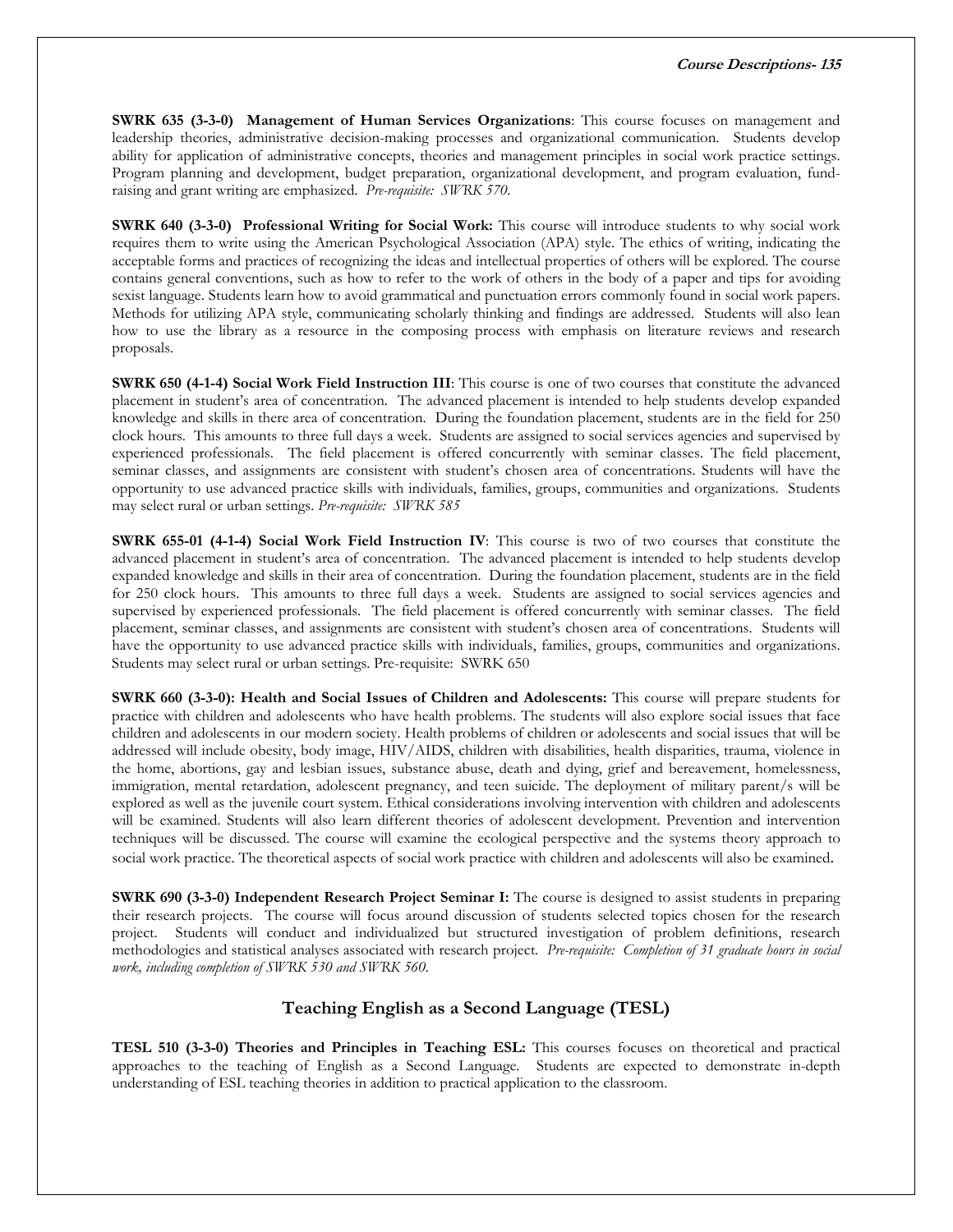**SWRK 635 (3-3-0) Management of Human Services Organizations**: This course focuses on management and leadership theories, administrative decision-making processes and organizational communication. Students develop ability for application of administrative concepts, theories and management principles in social work practice settings. Program planning and development, budget preparation, organizational development, and program evaluation, fund-raising and grant writing are emphasized. *Pre-requisite: SWRK 570.*

**SWRK 640 (3-3-0) Professional Writing for Social Work:** This course will introduce students to why social work requires them to write using the American Psychological Association (APA) style. The ethics of writing, indicating the acceptable forms and practices of recognizing the ideas and intellectual properties of others will be explored. The course contains general conventions, such as how to refer to the work of others in the body of a paper and tips for avoiding sexist language. Students learn how to avoid grammatical and punctuation errors commonly found in social work papers. Methods for utilizing APA style, communicating scholarly thinking and findings are addressed. Students will also lean how to use the library as a resource in the composing process with emphasis on literature reviews and research proposals.

**SWRK 650 (4-1-4) Social Work Field Instruction III**: This course is one of two courses that constitute the advanced placement in student's area of concentration. The advanced placement is intended to help students develop expanded knowledge and skills in there area of concentration. During the foundation placement, students are in the field for 250 clock hours. This amounts to three full days a week. Students are assigned to social services agencies and supervised by experienced professionals. The field placement is offered concurrently with seminar classes. The field placement, seminar classes, and assignments are consistent with student's chosen area of concentrations. Students will have the opportunity to use advanced practice skills with individuals, families, groups, communities and organizations. Students may select rural or urban settings. *Pre-requisite: SWRK 585*

**SWRK 655-01 (4-1-4) Social Work Field Instruction IV**: This course is two of two courses that constitute the advanced placement in student's area of concentration. The advanced placement is intended to help students develop expanded knowledge and skills in their area of concentration. During the foundation placement, students are in the field for 250 clock hours. This amounts to three full days a week. Students are assigned to social services agencies and supervised by experienced professionals. The field placement is offered concurrently with seminar classes. The field placement, seminar classes, and assignments are consistent with student's chosen area of concentrations. Students will have the opportunity to use advanced practice skills with individuals, families, groups, communities and organizations. Students may select rural or urban settings. Pre-requisite: SWRK 650

**SWRK 660 (3-3-0): Health and Social Issues of Children and Adolescents:** This course will prepare students for practice with children and adolescents who have health problems. The students will also explore social issues that face children and adolescents in our modern society. Health problems of children or adolescents and social issues that will be addressed will include obesity, body image, HIV/AIDS, children with disabilities, health disparities, trauma, violence in the home, abortions, gay and lesbian issues, substance abuse, death and dying, grief and bereavement, homelessness, immigration, mental retardation, adolescent pregnancy, and teen suicide. The deployment of military parent/s will be explored as well as the juvenile court system. Ethical considerations involving intervention with children and adolescents will be examined. Students will also learn different theories of adolescent development. Prevention and intervention techniques will be discussed. The course will examine the ecological perspective and the systems theory approach to social work practice. The theoretical aspects of social work practice with children and adolescents will also be examined.

**SWRK 690 (3-3-0) Independent Research Project Seminar I:** The course is designed to assist students in preparing their research projects. The course will focus around discussion of students selected topics chosen for the research project. Students will conduct and individualized but structured investigation of problem definitions, research methodologies and statistical analyses associated with research project. *Pre-requisite: Completion of 31 graduate hours in social work, including completion of SWRK 530 and SWRK 560.*

## Teaching English as a Second Language (TESL)

**TESL 510 (3-3-0) Theories and Principles in Teaching ESL:** This courses focuses on theoretical and practical approaches to the teaching of English as a Second Language. Students are expected to demonstrate in-depth understanding of ESL teaching theories in addition to practical application to the classroom.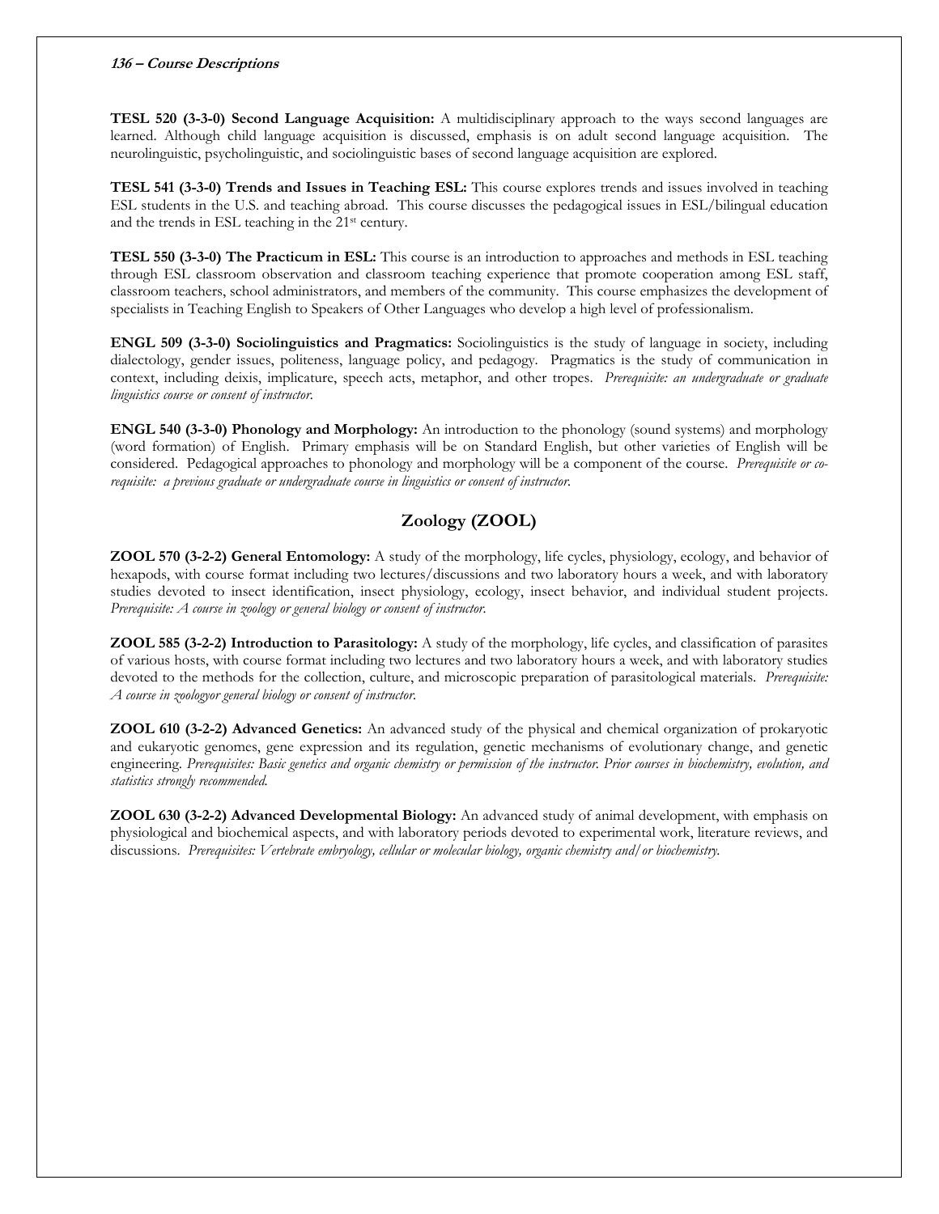**TESL 520 (3-3-0) Second Language Acquisition:** A multidisciplinary approach to the ways second languages are learned. Although child language acquisition is discussed, emphasis is on adult second language acquisition. The neurolinguistic, psycholinguistic, and sociolinguistic bases of second language acquisition are explored.

**TESL 541 (3-3-0) Trends and Issues in Teaching ESL:** This course explores trends and issues involved in teaching ESL students in the U.S. and teaching abroad. This course discusses the pedagogical issues in ESL/bilingual education and the trends in ESL teaching in the 21st century.

**TESL 550 (3-3-0) The Practicum in ESL:** This course is an introduction to approaches and methods in ESL teaching through ESL classroom observation and classroom teaching experience that promote cooperation among ESL staff, classroom teachers, school administrators, and members of the community. This course emphasizes the development of specialists in Teaching English to Speakers of Other Languages who develop a high level of professionalism.

**ENGL 509 (3-3-0) Sociolinguistics and Pragmatics:** Sociolinguistics is the study of language in society, including dialectology, gender issues, politeness, language policy, and pedagogy. Pragmatics is the study of communication in context, including deixis, implicature, speech acts, metaphor, and other tropes. *Prerequisite: an undergraduate or graduate linguistics course or consent of instructor.*

**ENGL 540 (3-3-0) Phonology and Morphology:** An introduction to the phonology (sound systems) and morphology (word formation) of English. Primary emphasis will be on Standard English, but other varieties of English will be considered. Pedagogical approaches to phonology and morphology will be a component of the course. *Prerequisite or co-requisite: a previous graduate or undergraduate course in linguistics or consent of instructor.*

## Zoology (ZOOL)

**ZOOL 570 (3-2-2) General Entomology:** A study of the morphology, life cycles, physiology, ecology, and behavior of hexapods, with course format including two lectures/discussions and two laboratory hours a week, and with laboratory studies devoted to insect identification, insect physiology, ecology, insect behavior, and individual student projects. *Prerequisite: A course in zoology or general biology or consent of instructor.*

**ZOOL 585 (3-2-2) Introduction to Parasitology:** A study of the morphology, life cycles, and classification of parasites of various hosts, with course format including two lectures and two laboratory hours a week, and with laboratory studies devoted to the methods for the collection, culture, and microscopic preparation of parasitological materials. *Prerequisite: A course in zoologyor general biology or consent of instructor.*

**ZOOL 610 (3-2-2) Advanced Genetics:** An advanced study of the physical and chemical organization of prokaryotic and eukaryotic genomes, gene expression and its regulation, genetic mechanisms of evolutionary change, and genetic engineering. *Prerequisites: Basic genetics and organic chemistry or permission of the instructor. Prior courses in biochemistry, evolution, and statistics strongly recommended.*

**ZOOL 630 (3-2-2) Advanced Developmental Biology:** An advanced study of animal development, with emphasis on physiological and biochemical aspects, and with laboratory periods devoted to experimental work, literature reviews, and discussions. *Prerequisites: Vertebrate embryology, cellular or molecular biology, organic chemistry and/or biochemistry.*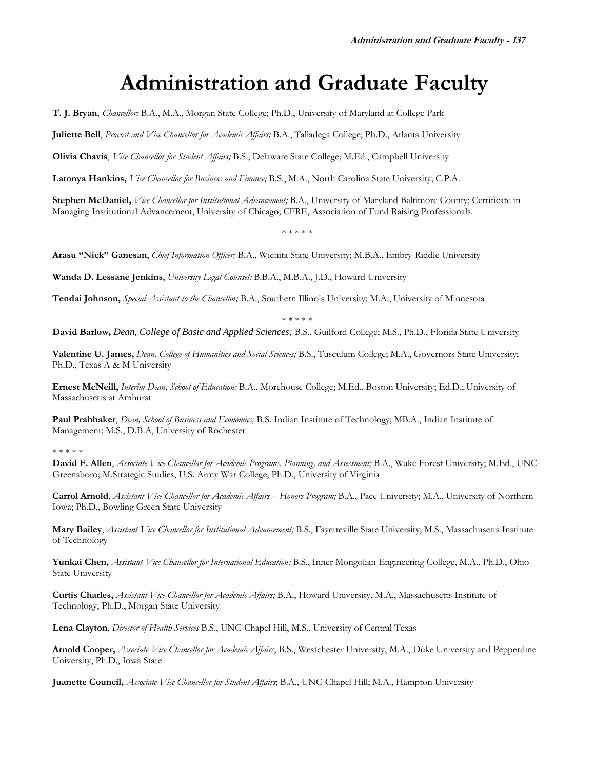# Administration and Graduate Faculty

**T. J. Bryan**, *Chancellor:* B.A., M.A., Morgan State College; Ph.D., University of Maryland at College Park

**Juliette Bell**, *Provost and Vice Chancellor for Academic Affairs;* B.A., Talladega College; Ph.D., Atlanta University

**Olivia Chavis**, *Vice Chancellor for Student Affairs;* B.S., Delaware State College; M.Ed., Campbell University

**Latonya Hankins,** *Vice Chancellor for Business and Finance;* B.S., M.A., North Carolina State University; C.P.A.

**Stephen McDaniel,** *Vice Chancellor for Institutional Advancement;* B.A., University of Maryland Baltimore County; Certificate in Managing Institutional Advancement, University of Chicago; CFRE, Association of Fund Raising Professionals.

\* \* \* \* \*

**Arasu "Nick" Ganesan**, *Chief Information Officer;* B.A., Wichita State University; M.B.A., Embry-Riddle University

**Wanda D. Lessane Jenkins**, *University Legal Counsel;* B.B.A., M.B.A., J.D., Howard University

**Tendai Johnson,** *Special Assistant to the Chancellor;* B.A., Southern Illinois University; M.A., University of Minnesota

\* \* \* \* \*

**David Barlow,** *Dean, College of Basic and Applied Sciences;* B.S., Guilford College; M.S., Ph.D., Florida State University

**Valentine U. James,** *Dean, College of Humanities and Social Sciences;* B.S., Tusculum College; M.A., Governors State University; Ph.D., Texas A & M University

**Ernest McNeill,** *Interim Dean, School of Education;* B.A., Morehouse College; M.Ed., Boston University; Ed.D.; University of Massachusetts at Amhurst

**Paul Prabhaker**, *Dean, School of Business and Economics;* B.S. Indian Institute of Technology; MB.A., Indian Institute of Management; M.S., D.B.A, University of Rochester

\* \* \* \* \*

**David F. Allen**, *Associate Vice Chancellor for Academic Programs, Planning, and Assessment;* B.A., Wake Forest University; M.Ed., UNC-Greensboro; M.Strategic Studies, U.S. Army War College; Ph.D., University of Virginia

**Carrol Arnold**, *Assistant Vice Chancellor for Academic Affairs – Honors Program;* B.A., Pace University; M.A., University of Northern Iowa; Ph.D., Bowling Green State University

**Mary Bailey**, *Assistant Vice Chancellor for Institutional Advancement;* B.S., Fayetteville State University; M.S., Massachusetts Institute of Technology

**Yunkai Chen,** *Assistant Vice Chancellor for International Education;* B.S., Inner Mongolian Engineering College, M.A., Ph.D., Ohio State University

**Curtis Charles,** *Assistant Vice Chancellor for Academic Affairs;* B.A., Howard University, M.A., Massachusetts Institute of Technology, Ph.D., Morgan State University

**Lena Clayton**, *Director of Health Services* B.S., UNC-Chapel Hill, M.S., University of Central Texas

**Arnold Cooper,** *Associate Vice Chancellor for Academic Affairs*; B.S., Westchester University, M.A., Duke University and Pepperdine University, Ph.D., Iowa State

**Juanette Council,** *Associate Vice Chancellor for Student Affairs*; B.A., UNC-Chapel Hill; M.A., Hampton University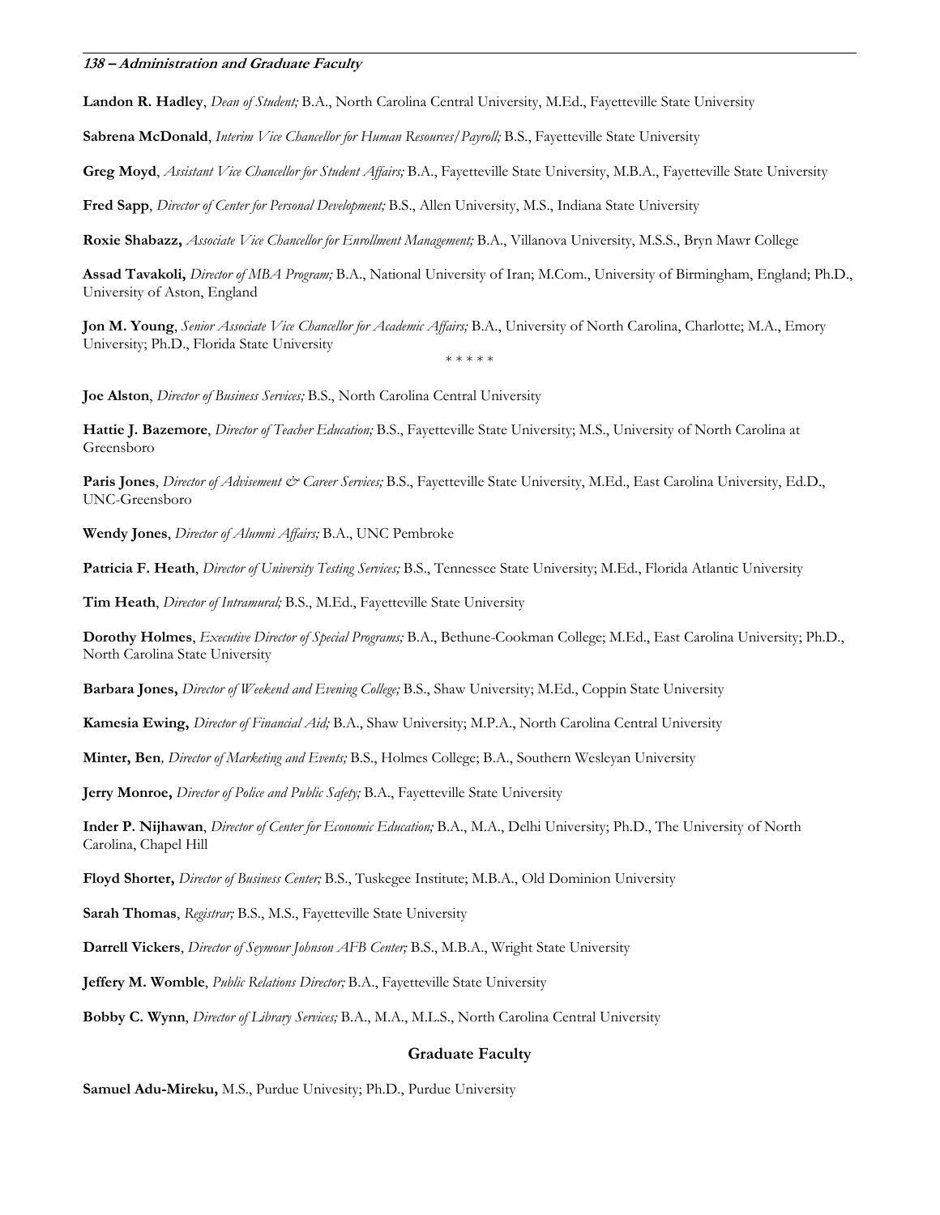**Landon R. Hadley**, *Dean of Student;* B.A., North Carolina Central University, M.Ed., Fayetteville State University

**Sabrena McDonald**, *Interim Vice Chancellor for Human Resources/Payroll;* B.S., Fayetteville State University

**Greg Moyd**, *Assistant Vice Chancellor for Student Affairs;* B.A., Fayetteville State University, M.B.A., Fayetteville State University

**Fred Sapp**, *Director of Center for Personal Development;* B.S., Allen University, M.S., Indiana State University

**Roxie Shabazz,** *Associate Vice Chancellor for Enrollment Management;* B.A., Villanova University, M.S.S., Bryn Mawr College

**Assad Tavakoli,** *Director of MBA Program;* B.A., National University of Iran; M.Com., University of Birmingham, England; Ph.D., University of Aston, England

**Jon M. Young**, *Senior Associate Vice Chancellor for Academic Affairs;* B.A., University of North Carolina, Charlotte; M.A., Emory University; Ph.D., Florida State University

\* \* \* \* \*

**Joe Alston**, *Director of Business Services;* B.S., North Carolina Central University

**Hattie J. Bazemore**, *Director of Teacher Education;* B.S., Fayetteville State University; M.S., University of North Carolina at Greensboro

**Paris Jones**, *Director of Advisement & Career Services;* B.S., Fayetteville State University, M.Ed., East Carolina University, Ed.D., UNC-Greensboro

**Wendy Jones**, *Director of Alumni Affairs;* B.A., UNC Pembroke

**Patricia F. Heath**, *Director of University Testing Services;* B.S., Tennessee State University; M.Ed., Florida Atlantic University

**Tim Heath**, *Director of Intramural;* B.S., M.Ed., Fayetteville State University

**Dorothy Holmes**, *Executive Director of Special Programs;* B.A., Bethune-Cookman College; M.Ed., East Carolina University; Ph.D., North Carolina State University

**Barbara Jones,** *Director of Weekend and Evening College;* B.S., Shaw University; M.Ed., Coppin State University

**Kamesia Ewing,** *Director of Financial Aid;* B.A., Shaw University; M.P.A., North Carolina Central University

**Minter, Ben***, Director of Marketing and Events;* B.S., Holmes College; B.A., Southern Wesleyan University

**Jerry Monroe,** *Director of Police and Public Safety;* B.A., Fayetteville State University

**Inder P. Nijhawan**, *Director of Center for Economic Education;* B.A., M.A., Delhi University; Ph.D., The University of North Carolina, Chapel Hill

**Floyd Shorter,** *Director of Business Center;* B.S., Tuskegee Institute; M.B.A., Old Dominion University

**Sarah Thomas**, *Registrar;* B.S., M.S., Fayetteville State University

**Darrell Vickers**, *Director of Seymour Johnson AFB Center;* B.S., M.B.A., Wright State University

**Jeffery M. Womble**, *Public Relations Director;* B.A., Fayetteville State University

**Bobby C. Wynn**, *Director of Library Services;* B.A., M.A., M.L.S., North Carolina Central University

## Graduate Faculty

**Samuel Adu-Mireku,** M.S., Purdue Univesity; Ph.D., Purdue University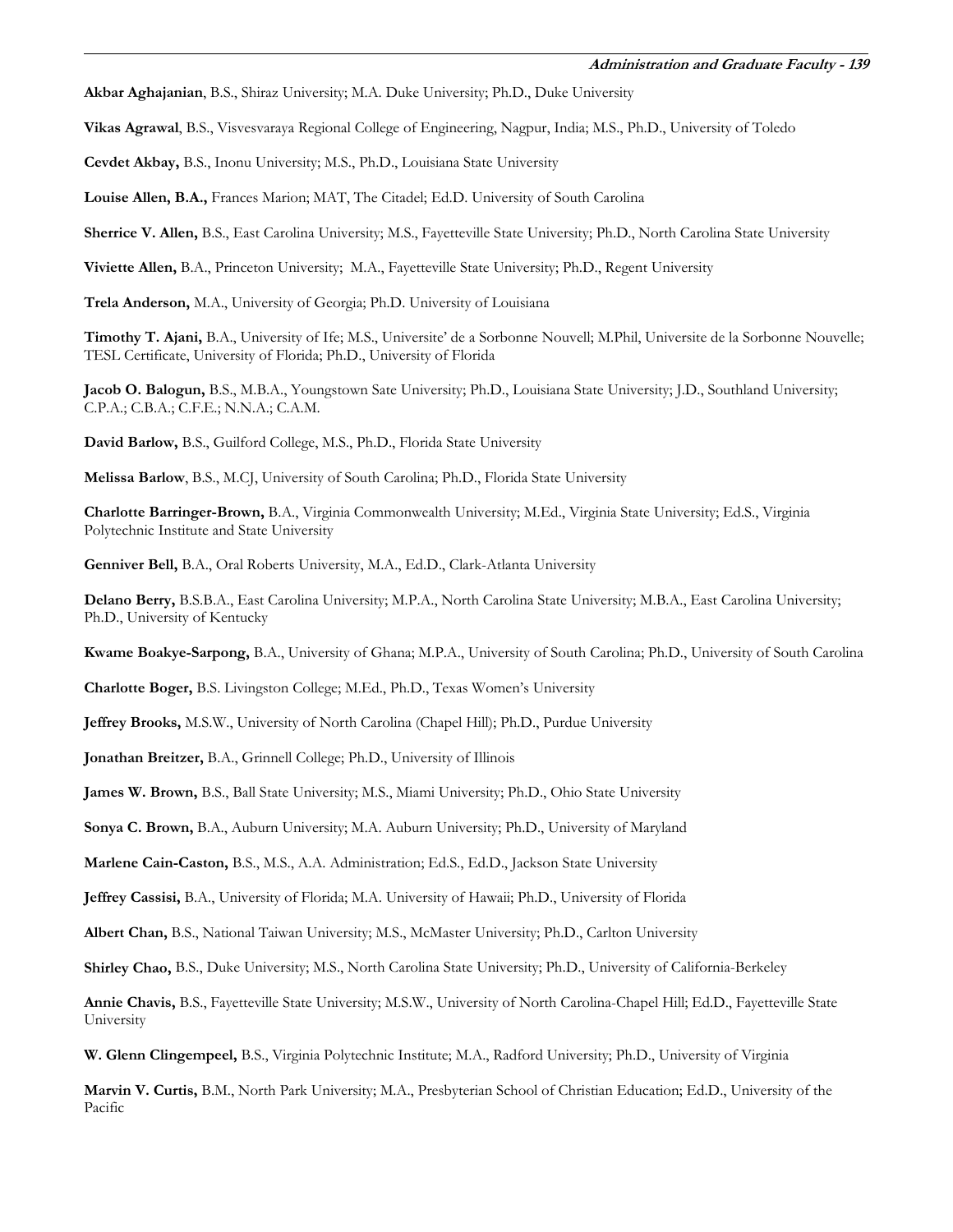**Akbar Aghajanian**, B.S., Shiraz University; M.A. Duke University; Ph.D., Duke University

**Vikas Agrawal**, B.S., Visvesvaraya Regional College of Engineering, Nagpur, India; M.S., Ph.D., University of Toledo

**Cevdet Akbay,** B.S., Inonu University; M.S., Ph.D., Louisiana State University

**Louise Allen, B.A.,** Frances Marion; MAT, The Citadel; Ed.D. University of South Carolina

**Sherrice V. Allen,** B.S., East Carolina University; M.S., Fayetteville State University; Ph.D., North Carolina State University

**Viviette Allen,** B.A., Princeton University; M.A., Fayetteville State University; Ph.D., Regent University

**Trela Anderson,** M.A., University of Georgia; Ph.D. University of Louisiana

**Timothy T. Ajani,** B.A., University of Ife; M.S., Universite' de a Sorbonne Nouvell; M.Phil, Universite de la Sorbonne Nouvelle; TESL Certificate, University of Florida; Ph.D., University of Florida

**Jacob O. Balogun,** B.S., M.B.A., Youngstown Sate University; Ph.D., Louisiana State University; J.D., Southland University; C.P.A.; C.B.A.; C.F.E.; N.N.A.; C.A.M.

**David Barlow,** B.S., Guilford College, M.S., Ph.D., Florida State University

**Melissa Barlow**, B.S., M.CJ, University of South Carolina; Ph.D., Florida State University

**Charlotte Barringer-Brown,** B.A., Virginia Commonwealth University; M.Ed., Virginia State University; Ed.S., Virginia Polytechnic Institute and State University

**Genniver Bell,** B.A., Oral Roberts University, M.A., Ed.D., Clark-Atlanta University

**Delano Berry,** B.S.B.A., East Carolina University; M.P.A., North Carolina State University; M.B.A., East Carolina University; Ph.D., University of Kentucky

**Kwame Boakye-Sarpong,** B.A., University of Ghana; M.P.A., University of South Carolina; Ph.D., University of South Carolina

**Charlotte Boger,** B.S. Livingston College; M.Ed., Ph.D., Texas Women's University

**Jeffrey Brooks,** M.S.W., University of North Carolina (Chapel Hill); Ph.D., Purdue University

**Jonathan Breitzer,** B.A., Grinnell College; Ph.D., University of Illinois

**James W. Brown,** B.S., Ball State University; M.S., Miami University; Ph.D., Ohio State University

**Sonya C. Brown,** B.A., Auburn University; M.A. Auburn University; Ph.D., University of Maryland

**Marlene Cain-Caston,** B.S., M.S., A.A. Administration; Ed.S., Ed.D., Jackson State University

**Jeffrey Cassisi,** B.A., University of Florida; M.A. University of Hawaii; Ph.D., University of Florida

**Albert Chan,** B.S., National Taiwan University; M.S., McMaster University; Ph.D., Carlton University

**Shirley Chao,** B.S., Duke University; M.S., North Carolina State University; Ph.D., University of California-Berkeley

**Annie Chavis,** B.S., Fayetteville State University; M.S.W., University of North Carolina-Chapel Hill; Ed.D., Fayetteville State University

**W. Glenn Clingempeel,** B.S., Virginia Polytechnic Institute; M.A., Radford University; Ph.D., University of Virginia

**Marvin V. Curtis,** B.M., North Park University; M.A., Presbyterian School of Christian Education; Ed.D., University of the Pacific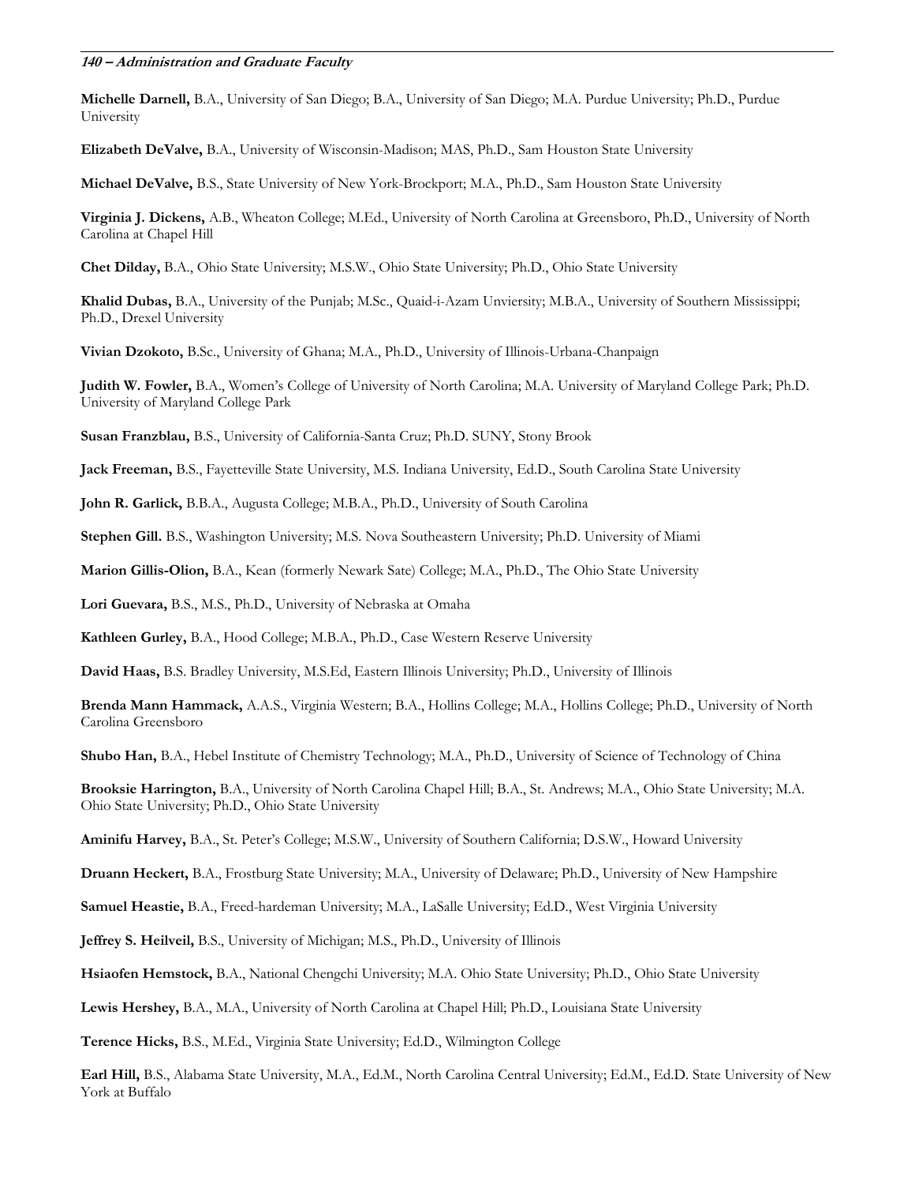**Michelle Darnell,** B.A., University of San Diego; B.A., University of San Diego; M.A. Purdue University; Ph.D., Purdue University

**Elizabeth DeValve,** B.A., University of Wisconsin-Madison; MAS, Ph.D., Sam Houston State University

**Michael DeValve,** B.S., State University of New York-Brockport; M.A., Ph.D., Sam Houston State University

**Virginia J. Dickens,** A.B., Wheaton College; M.Ed., University of North Carolina at Greensboro, Ph.D., University of North Carolina at Chapel Hill

**Chet Dilday,** B.A., Ohio State University; M.S.W., Ohio State University; Ph.D., Ohio State University

**Khalid Dubas,** B.A., University of the Punjab; M.Sc., Quaid-i-Azam Unviersity; M.B.A., University of Southern Mississippi; Ph.D., Drexel University

**Vivian Dzokoto,** B.Sc., University of Ghana; M.A., Ph.D., University of Illinois-Urbana-Chanpaign

**Judith W. Fowler,** B.A., Women's College of University of North Carolina; M.A. University of Maryland College Park; Ph.D. University of Maryland College Park

**Susan Franzblau,** B.S., University of California-Santa Cruz; Ph.D. SUNY, Stony Brook

**Jack Freeman,** B.S., Fayetteville State University, M.S. Indiana University, Ed.D., South Carolina State University

**John R. Garlick,** B.B.A., Augusta College; M.B.A., Ph.D., University of South Carolina

**Stephen Gill.** B.S., Washington University; M.S. Nova Southeastern University; Ph.D. University of Miami

**Marion Gillis-Olion,** B.A., Kean (formerly Newark Sate) College; M.A., Ph.D., The Ohio State University

**Lori Guevara,** B.S., M.S., Ph.D., University of Nebraska at Omaha

**Kathleen Gurley,** B.A., Hood College; M.B.A., Ph.D., Case Western Reserve University

**David Haas,** B.S. Bradley University, M.S.Ed, Eastern Illinois University; Ph.D., University of Illinois

**Brenda Mann Hammack,** A.A.S., Virginia Western; B.A., Hollins College; M.A., Hollins College; Ph.D., University of North Carolina Greensboro

**Shubo Han,** B.A., Hebel Institute of Chemistry Technology; M.A., Ph.D., University of Science of Technology of China

**Brooksie Harrington,** B.A., University of North Carolina Chapel Hill; B.A., St. Andrews; M.A., Ohio State University; M.A. Ohio State University; Ph.D., Ohio State University

**Aminifu Harvey,** B.A., St. Peter's College; M.S.W., University of Southern California; D.S.W., Howard University

**Druann Heckert,** B.A., Frostburg State University; M.A., University of Delaware; Ph.D., University of New Hampshire

**Samuel Heastie,** B.A., Freed-hardeman University; M.A., LaSalle University; Ed.D., West Virginia University

**Jeffrey S. Heilveil,** B.S., University of Michigan; M.S., Ph.D., University of Illinois

**Hsiaofen Hemstock,** B.A., National Chengchi University; M.A. Ohio State University; Ph.D., Ohio State University

**Lewis Hershey,** B.A., M.A., University of North Carolina at Chapel Hill; Ph.D., Louisiana State University

**Terence Hicks,** B.S., M.Ed., Virginia State University; Ed.D., Wilmington College

**Earl Hill,** B.S., Alabama State University, M.A., Ed.M., North Carolina Central University; Ed.M., Ed.D. State University of New York at Buffalo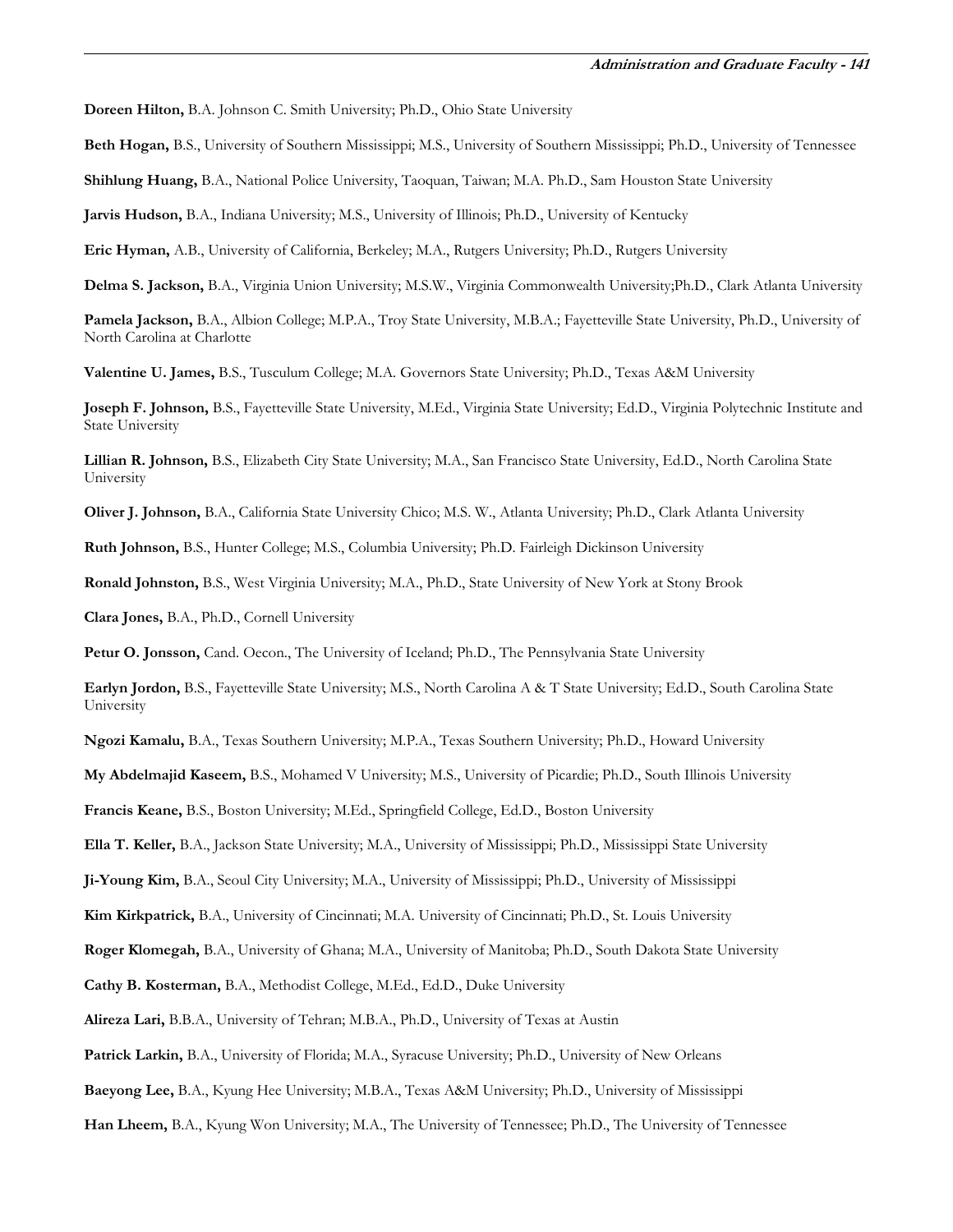**Doreen Hilton,** B.A. Johnson C. Smith University; Ph.D., Ohio State University

**Beth Hogan,** B.S., University of Southern Mississippi; M.S., University of Southern Mississippi; Ph.D., University of Tennessee

**Shihlung Huang,** B.A., National Police University, Taoquan, Taiwan; M.A. Ph.D., Sam Houston State University

**Jarvis Hudson,** B.A., Indiana University; M.S., University of Illinois; Ph.D., University of Kentucky

**Eric Hyman,** A.B., University of California, Berkeley; M.A., Rutgers University; Ph.D., Rutgers University

**Delma S. Jackson,** B.A., Virginia Union University; M.S.W., Virginia Commonwealth University;Ph.D., Clark Atlanta University

**Pamela Jackson,** B.A., Albion College; M.P.A., Troy State University, M.B.A.; Fayetteville State University, Ph.D., University of North Carolina at Charlotte

**Valentine U. James,** B.S., Tusculum College; M.A. Governors State University; Ph.D., Texas A&M University

**Joseph F. Johnson,** B.S., Fayetteville State University, M.Ed., Virginia State University; Ed.D., Virginia Polytechnic Institute and State University

**Lillian R. Johnson,** B.S., Elizabeth City State University; M.A., San Francisco State University, Ed.D., North Carolina State University

**Oliver J. Johnson,** B.A., California State University Chico; M.S. W., Atlanta University; Ph.D., Clark Atlanta University

**Ruth Johnson,** B.S., Hunter College; M.S., Columbia University; Ph.D. Fairleigh Dickinson University

**Ronald Johnston,** B.S., West Virginia University; M.A., Ph.D., State University of New York at Stony Brook

**Clara Jones,** B.A., Ph.D., Cornell University

**Petur O. Jonsson,** Cand. Oecon., The University of Iceland; Ph.D., The Pennsylvania State University

**Earlyn Jordon,** B.S., Fayetteville State University; M.S., North Carolina A & T State University; Ed.D., South Carolina State University

**Ngozi Kamalu,** B.A., Texas Southern University; M.P.A., Texas Southern University; Ph.D., Howard University

**My Abdelmajid Kaseem,** B.S., Mohamed V University; M.S., University of Picardie; Ph.D., South Illinois University

**Francis Keane,** B.S., Boston University; M.Ed., Springfield College, Ed.D., Boston University

**Ella T. Keller,** B.A., Jackson State University; M.A., University of Mississippi; Ph.D., Mississippi State University

**Ji-Young Kim,** B.A., Seoul City University; M.A., University of Mississippi; Ph.D., University of Mississippi

**Kim Kirkpatrick,** B.A., University of Cincinnati; M.A. University of Cincinnati; Ph.D., St. Louis University

**Roger Klomegah,** B.A., University of Ghana; M.A., University of Manitoba; Ph.D., South Dakota State University

**Cathy B. Kosterman,** B.A., Methodist College, M.Ed., Ed.D., Duke University

**Alireza Lari,** B.B.A., University of Tehran; M.B.A., Ph.D., University of Texas at Austin

**Patrick Larkin,** B.A., University of Florida; M.A., Syracuse University; Ph.D., University of New Orleans

**Baeyong Lee,** B.A., Kyung Hee University; M.B.A., Texas A&M University; Ph.D., University of Mississippi

**Han Lheem,** B.A., Kyung Won University; M.A., The University of Tennessee; Ph.D., The University of Tennessee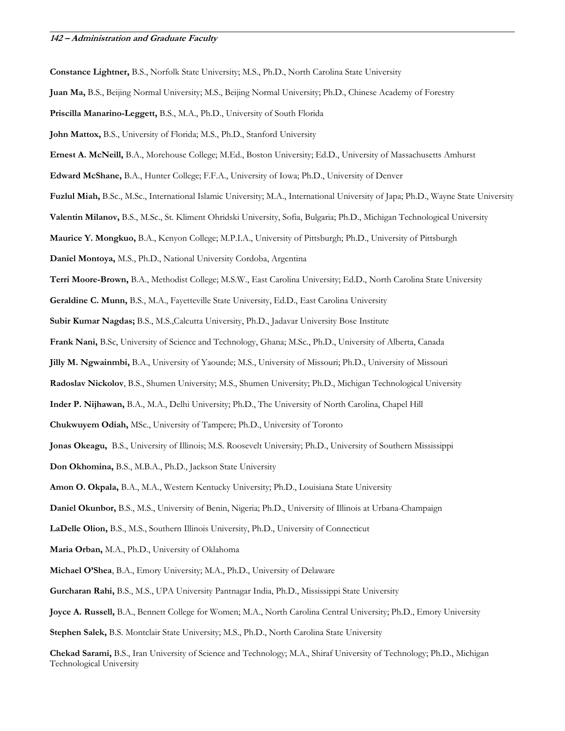**Constance Lightner,** B.S., Norfolk State University; M.S., Ph.D., North Carolina State University

**Juan Ma,** B.S., Beijing Normal University; M.S., Beijing Normal University; Ph.D., Chinese Academy of Forestry

**Priscilla Manarino-Leggett,** B.S., M.A., Ph.D., University of South Florida

**John Mattox,** B.S., University of Florida; M.S., Ph.D., Stanford University

**Ernest A. McNeill,** B.A., Morehouse College; M.Ed., Boston University; Ed.D., University of Massachusetts Amhurst

**Edward McShane,** B.A., Hunter College; F.F.A., University of Iowa; Ph.D., University of Denver

**Fuzlul Miah,** B.Sc., M.Sc., International Islamic University; M.A., International University of Japa; Ph.D., Wayne State University

**Valentin Milanov,** B.S., M.Sc., St. Kliment Ohridski University, Sofia, Bulgaria; Ph.D., Michigan Technological University

**Maurice Y. Mongkuo,** B.A., Kenyon College; M.P.I.A., University of Pittsburgh; Ph.D., University of Pittsburgh

**Daniel Montoya,** M.S., Ph.D., National University Cordoba, Argentina

**Terri Moore-Brown,** B.A., Methodist College; M.S.W., East Carolina University; Ed.D., North Carolina State University

**Geraldine C. Munn,** B.S., M.A., Fayetteville State University, Ed.D., East Carolina University

**Subir Kumar Nagdas;** B.S., M.S.,Calcutta University, Ph.D., Jadavar University Bose Institute

**Frank Nani,** B.Sc, University of Science and Technology, Ghana; M.Sc., Ph.D., University of Alberta, Canada

**Jilly M. Ngwainmbi,** B.A., University of Yaounde; M.S., University of Missouri; Ph.D., University of Missouri

**Radoslav Nickolov**, B.S., Shumen University; M.S., Shumen University; Ph.D., Michigan Technological University

**Inder P. Nijhawan,** B.A., M.A., Delhi University; Ph.D., The University of North Carolina, Chapel Hill

**Chukwuyem Odiah,** MSc., University of Tampere; Ph.D., University of Toronto

**Jonas Okeagu,** B.S., University of Illinois; M.S. Roosevelt University; Ph.D., University of Southern Mississippi

**Don Okhomina,** B.S., M.B.A., Ph.D., Jackson State University

**Amon O. Okpala,** B.A., M.A., Western Kentucky University; Ph.D., Louisiana State University

**Daniel Okunbor,** B.S., M.S., University of Benin, Nigeria; Ph.D., University of Illinois at Urbana-Champaign

**LaDelle Olion,** B.S., M.S., Southern Illinois University, Ph.D., University of Connecticut

**Maria Orban,** M.A., Ph.D., University of Oklahoma

**Michael O'Shea**, B.A., Emory University; M.A., Ph.D., University of Delaware

**Gurcharan Rahi,** B.S., M.S., UPA University Pantnagar India, Ph.D., Mississippi State University

**Joyce A. Russell,** B.A., Bennett College for Women; M.A., North Carolina Central University; Ph.D., Emory University

**Stephen Salek,** B.S. Montclair State University; M.S., Ph.D., North Carolina State University

**Chekad Sarami,** B.S., Iran University of Science and Technology; M.A., Shiraf University of Technology; Ph.D., Michigan Technological University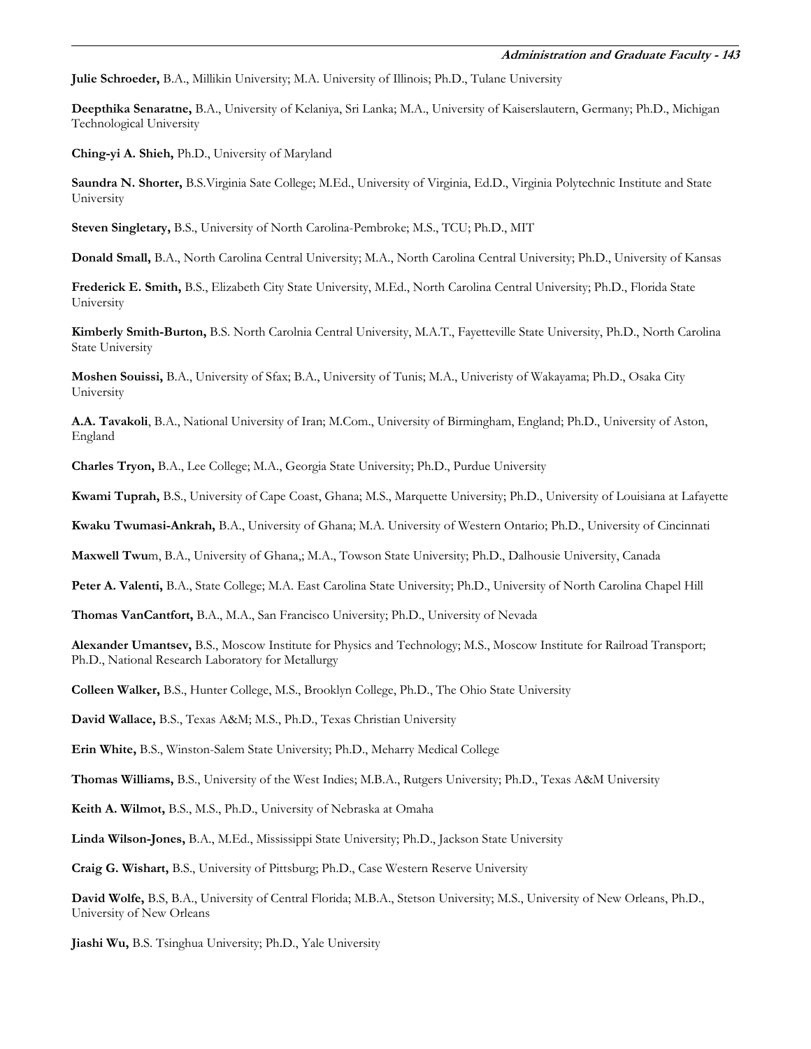**Julie Schroeder,** B.A., Millikin University; M.A. University of Illinois; Ph.D., Tulane University

**Deepthika Senaratne,** B.A., University of Kelaniya, Sri Lanka; M.A., University of Kaiserslautern, Germany; Ph.D., Michigan Technological University

**Ching-yi A. Shieh,** Ph.D., University of Maryland

**Saundra N. Shorter,** B.S.Virginia Sate College; M.Ed., University of Virginia, Ed.D., Virginia Polytechnic Institute and State University

**Steven Singletary,** B.S., University of North Carolina-Pembroke; M.S., TCU; Ph.D., MIT

**Donald Small,** B.A., North Carolina Central University; M.A., North Carolina Central University; Ph.D., University of Kansas

**Frederick E. Smith,** B.S., Elizabeth City State University, M.Ed., North Carolina Central University; Ph.D., Florida State University

**Kimberly Smith-Burton,** B.S. North Carolnia Central University, M.A.T., Fayetteville State University, Ph.D., North Carolina State University

**Moshen Souissi,** B.A., University of Sfax; B.A., University of Tunis; M.A., Univeristy of Wakayama; Ph.D., Osaka City University

**A.A. Tavakoli**, B.A., National University of Iran; M.Com., University of Birmingham, England; Ph.D., University of Aston, England

**Charles Tryon,** B.A., Lee College; M.A., Georgia State University; Ph.D., Purdue University

**Kwami Tuprah,** B.S., University of Cape Coast, Ghana; M.S., Marquette University; Ph.D., University of Louisiana at Lafayette

**Kwaku Twumasi-Ankrah,** B.A., University of Ghana; M.A. University of Western Ontario; Ph.D., University of Cincinnati

**Maxwell Twu**m, B.A., University of Ghana,; M.A., Towson State University; Ph.D., Dalhousie University, Canada

**Peter A. Valenti,** B.A., State College; M.A. East Carolina State University; Ph.D., University of North Carolina Chapel Hill

**Thomas VanCantfort,** B.A., M.A., San Francisco University; Ph.D., University of Nevada

**Alexander Umantsev,** B.S., Moscow Institute for Physics and Technology; M.S., Moscow Institute for Railroad Transport; Ph.D., National Research Laboratory for Metallurgy

**Colleen Walker,** B.S., Hunter College, M.S., Brooklyn College, Ph.D., The Ohio State University

**David Wallace,** B.S., Texas A&M; M.S., Ph.D., Texas Christian University

**Erin White,** B.S., Winston-Salem State University; Ph.D., Meharry Medical College

**Thomas Williams,** B.S., University of the West Indies; M.B.A., Rutgers University; Ph.D., Texas A&M University

**Keith A. Wilmot,** B.S., M.S., Ph.D., University of Nebraska at Omaha

**Linda Wilson-Jones,** B.A., M.Ed., Mississippi State University; Ph.D., Jackson State University

**Craig G. Wishart,** B.S., University of Pittsburg; Ph.D., Case Western Reserve University

**David Wolfe,** B.S, B.A., University of Central Florida; M.B.A., Stetson University; M.S., University of New Orleans, Ph.D., University of New Orleans

**Jiashi Wu,** B.S. Tsinghua University; Ph.D., Yale University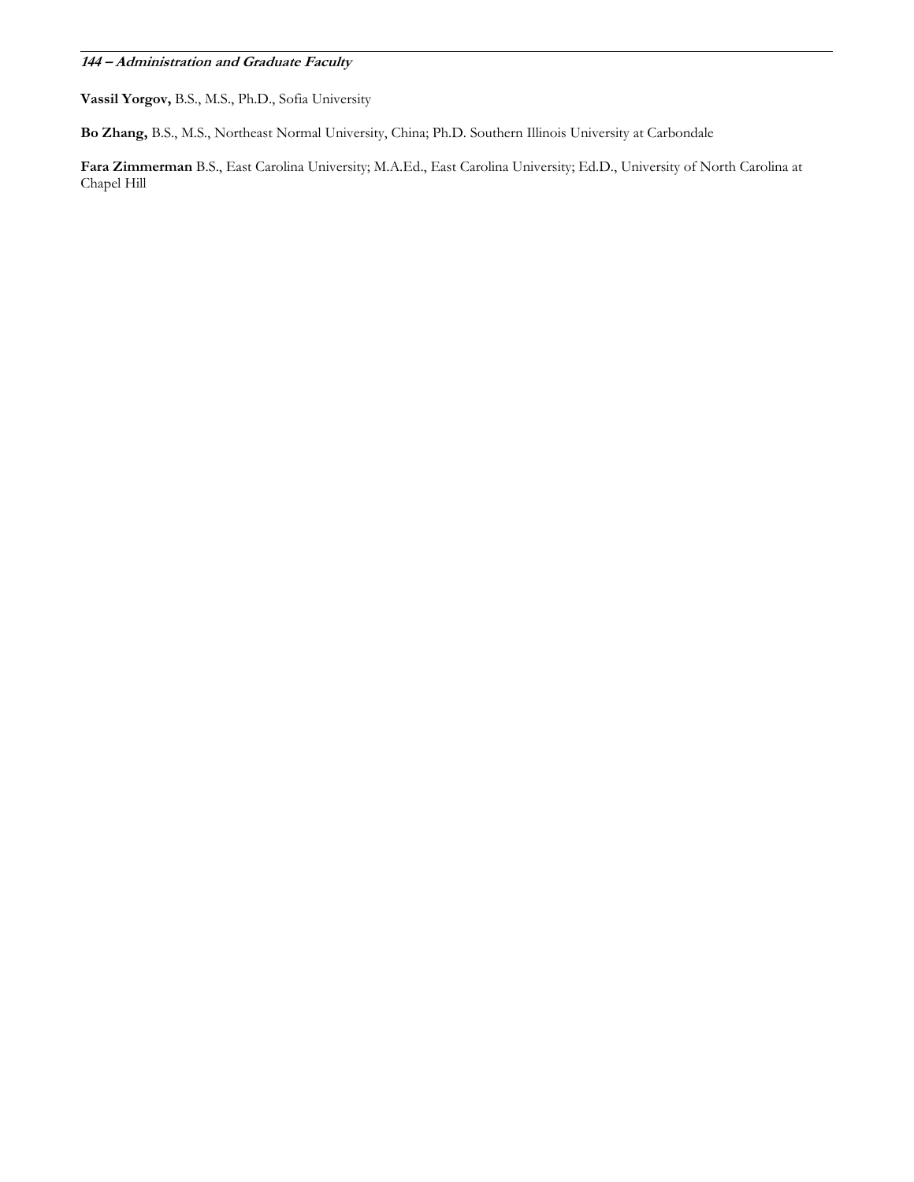**Vassil Yorgov,** B.S., M.S., Ph.D., Sofia University

**Bo Zhang,** B.S., M.S., Northeast Normal University, China; Ph.D. Southern Illinois University at Carbondale

**Fara Zimmerman** B.S., East Carolina University; M.A.Ed., East Carolina University; Ed.D., University of North Carolina at Chapel Hill